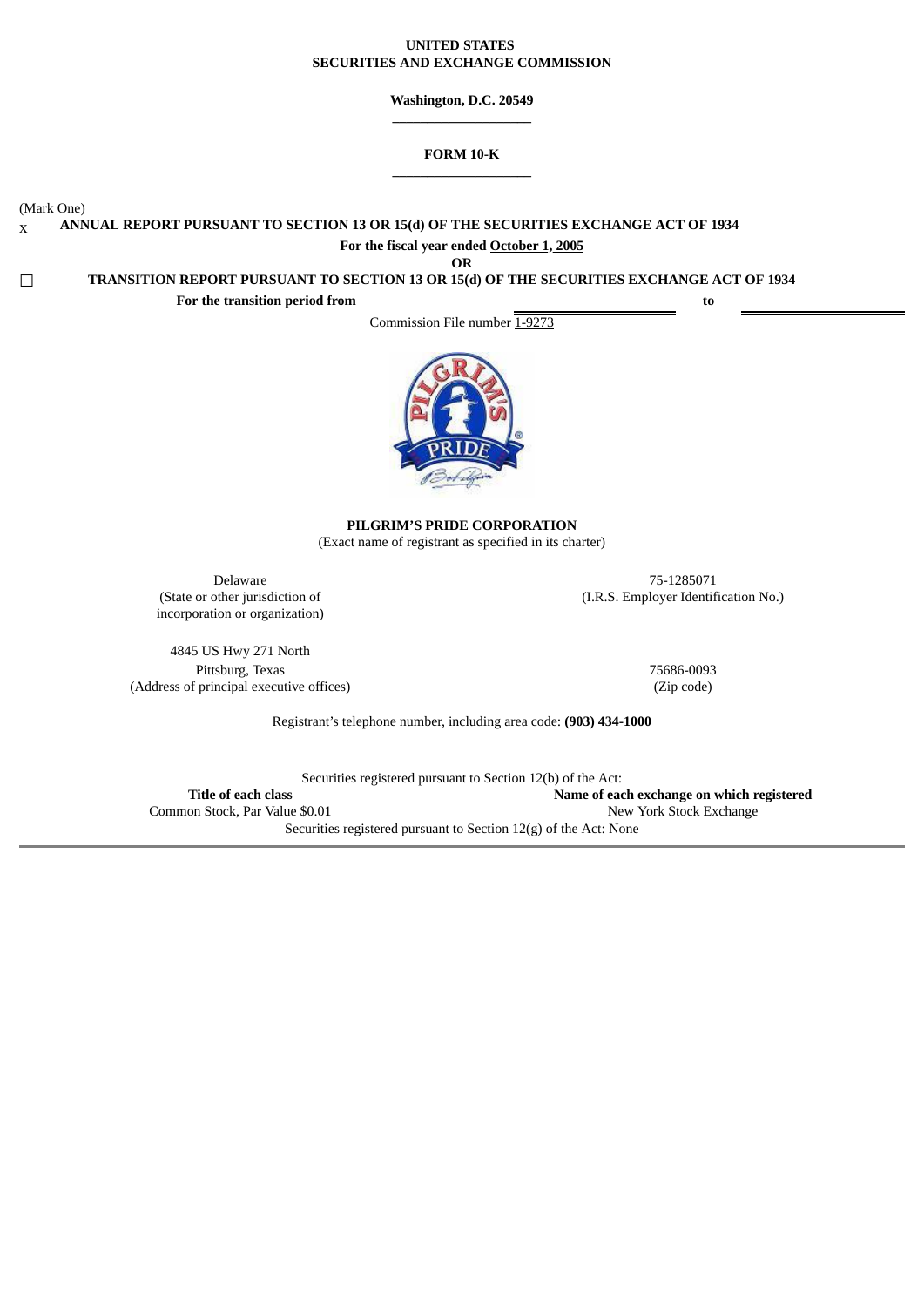**UNITED STATES**
**SECURITIES AND EXCHANGE COMMISSION**

**Washington, D.C. 20549**

# FORM 10-K

(Mark One)

x **ANNUAL REPORT PURSUANT TO SECTION 13 OR 15(d) OF THE SECURITIES EXCHANGE ACT OF 1934**

**For the fiscal year ended October 1, 2005**

**OR**

☐ **TRANSITION REPORT PURSUANT TO SECTION 13 OR 15(d) OF THE SECURITIES EXCHANGE ACT OF 1934**

**For the transition period from** ____________ **to** ____________

Commission File number 1-9273

**PILGRIM'S PRIDE CORPORATION**
(Exact name of registrant as specified in its charter)

| | |
|---|---|
| Delaware<br>(State or other jurisdiction of incorporation or organization) | 75-1285071<br>(I.R.S. Employer Identification No.) |
| 4845 US Hwy 271 North<br>Pittsburg, Texas<br>(Address of principal executive offices) | 75686-0093<br>(Zip code) |

Registrant's telephone number, including area code: **(903) 434-1000**

Securities registered pursuant to Section 12(b) of the Act:

| Title of each class | Name of each exchange on which registered |
|---|---|
| Common Stock, Par Value $0.01 | New York Stock Exchange |

Securities registered pursuant to Section 12(g) of the Act: None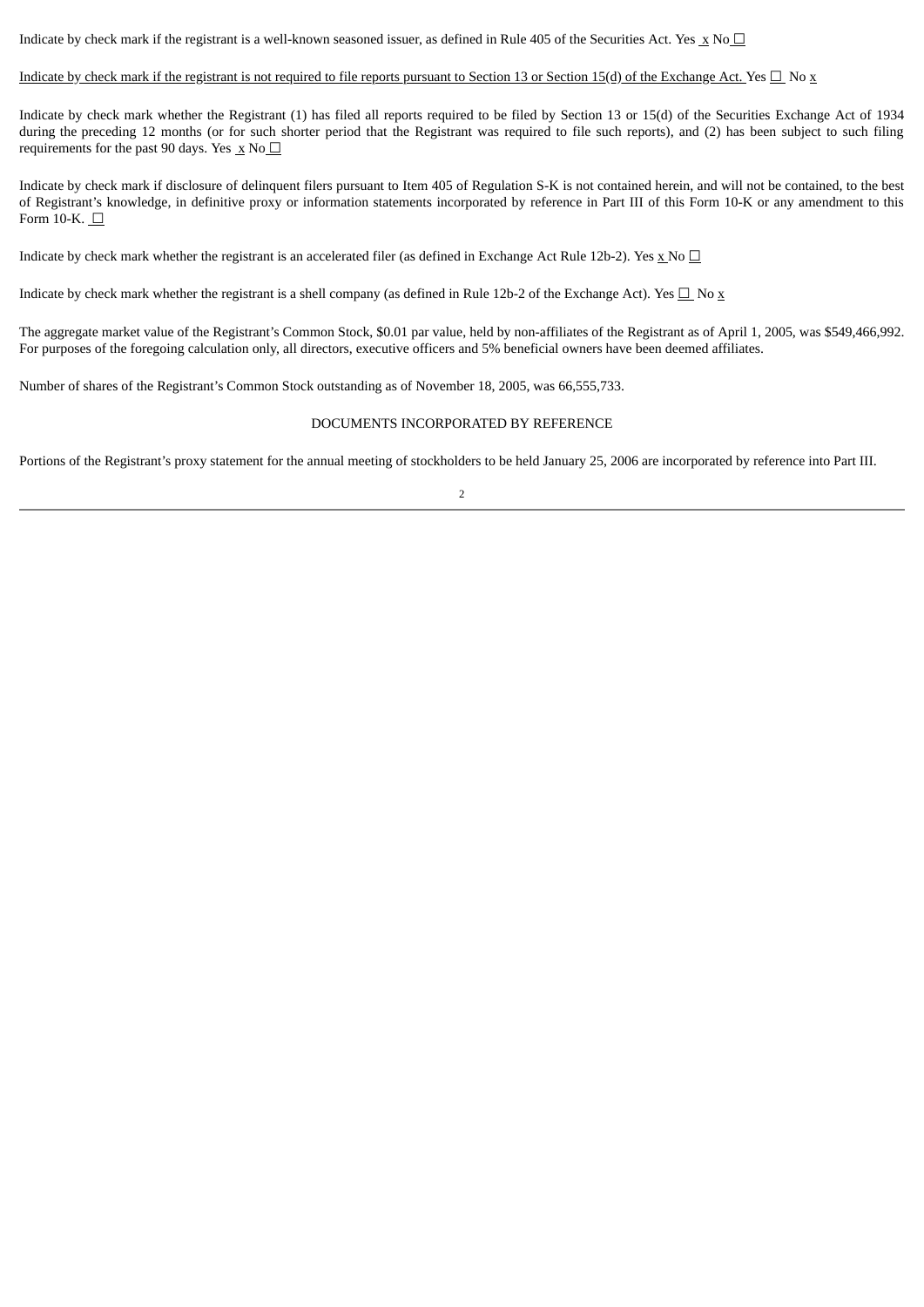Indicate by check mark if the registrant is a well-known seasoned issuer, as defined in Rule 405 of the Securities Act. Yes x No ☐

Indicate by check mark if the registrant is not required to file reports pursuant to Section 13 or Section 15(d) of the Exchange Act. Yes ☐ No x

Indicate by check mark whether the Registrant (1) has filed all reports required to be filed by Section 13 or 15(d) of the Securities Exchange Act of 1934 during the preceding 12 months (or for such shorter period that the Registrant was required to file such reports), and (2) has been subject to such filing requirements for the past 90 days. Yes x No ☐

Indicate by check mark if disclosure of delinquent filers pursuant to Item 405 of Regulation S-K is not contained herein, and will not be contained, to the best of Registrant's knowledge, in definitive proxy or information statements incorporated by reference in Part III of this Form 10-K or any amendment to this Form 10-K. ☐

Indicate by check mark whether the registrant is an accelerated filer (as defined in Exchange Act Rule 12b-2). Yes x No ☐

Indicate by check mark whether the registrant is a shell company (as defined in Rule 12b-2 of the Exchange Act). Yes ☐ No x

The aggregate market value of the Registrant's Common Stock, $0.01 par value, held by non-affiliates of the Registrant as of April 1, 2005, was $549,466,992. For purposes of the foregoing calculation only, all directors, executive officers and 5% beneficial owners have been deemed affiliates.

Number of shares of the Registrant's Common Stock outstanding as of November 18, 2005, was 66,555,733.

DOCUMENTS INCORPORATED BY REFERENCE

Portions of the Registrant's proxy statement for the annual meeting of stockholders to be held January 25, 2006 are incorporated by reference into Part III.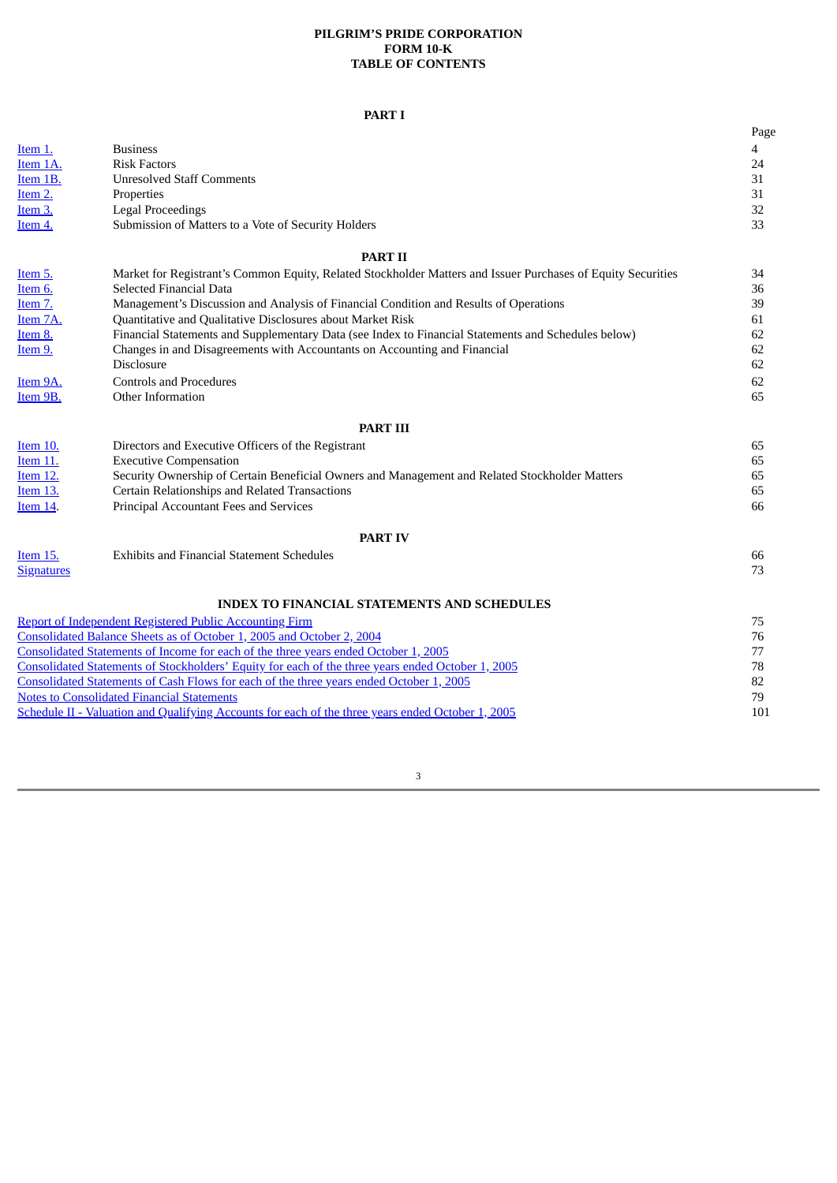**PILGRIM'S PRIDE CORPORATION**
**FORM 10-K**
**TABLE OF CONTENTS**

**PART I**

| | | Page |
|---|---|---|
| Item 1. | Business | 4 |
| Item 1A. | Risk Factors | 24 |
| Item 1B. | Unresolved Staff Comments | 31 |
| Item 2. | Properties | 31 |
| Item 3. | Legal Proceedings | 32 |
| Item 4. | Submission of Matters to a Vote of Security Holders | 33 |

**PART II**

| | | |
|---|---|---|
| Item 5. | Market for Registrant's Common Equity, Related Stockholder Matters and Issuer Purchases of Equity Securities | 34 |
| Item 6. | Selected Financial Data | 36 |
| Item 7. | Management's Discussion and Analysis of Financial Condition and Results of Operations | 39 |
| Item 7A. | Quantitative and Qualitative Disclosures about Market Risk | 61 |
| Item 8. | Financial Statements and Supplementary Data (see Index to Financial Statements and Schedules below) | 62 |
| Item 9. | Changes in and Disagreements with Accountants on Accounting and Financial Disclosure | 62 |
| Item 9A. | Controls and Procedures | 62 |
| Item 9B. | Other Information | 65 |

**PART III**

| | | |
|---|---|---|
| Item 10. | Directors and Executive Officers of the Registrant | 65 |
| Item 11. | Executive Compensation | 65 |
| Item 12. | Security Ownership of Certain Beneficial Owners and Management and Related Stockholder Matters | 65 |
| Item 13. | Certain Relationships and Related Transactions | 65 |
| Item 14. | Principal Accountant Fees and Services | 66 |

**PART IV**

| | | |
|---|---|---|
| Item 15. | Exhibits and Financial Statement Schedules | 66 |
| Signatures | | 73 |

**INDEX TO FINANCIAL STATEMENTS AND SCHEDULES**

| | |
|---|---|
| Report of Independent Registered Public Accounting Firm | 75 |
| Consolidated Balance Sheets as of October 1, 2005 and October 2, 2004 | 76 |
| Consolidated Statements of Income for each of the three years ended October 1, 2005 | 77 |
| Consolidated Statements of Stockholders' Equity for each of the three years ended October 1, 2005 | 78 |
| Consolidated Statements of Cash Flows for each of the three years ended October 1, 2005 | 82 |
| Notes to Consolidated Financial Statements | 79 |
| Schedule II - Valuation and Qualifying Accounts for each of the three years ended October 1, 2005 | 101 |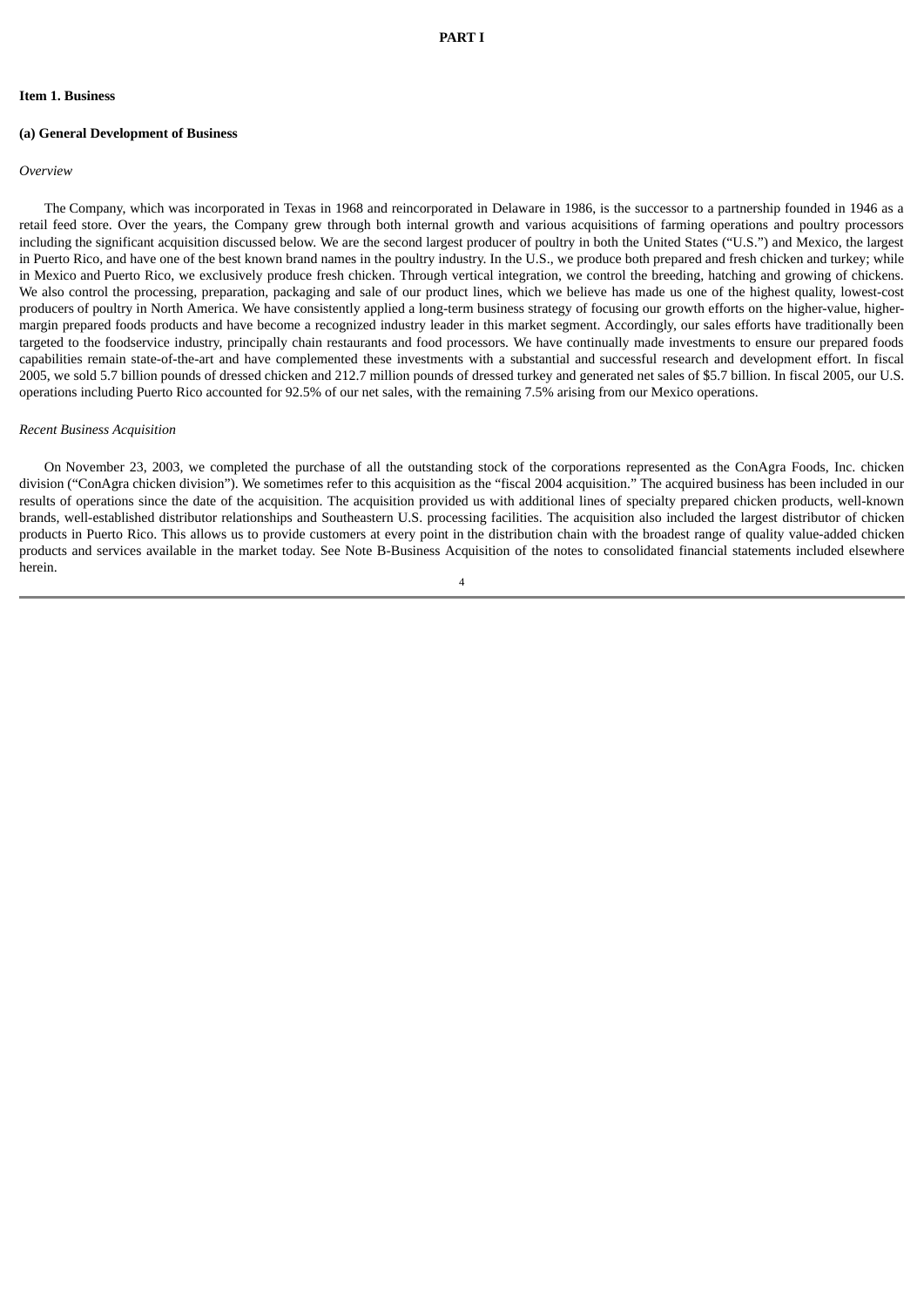# PART I

## Item 1. Business

### (a) General Development of Business

*Overview*

The Company, which was incorporated in Texas in 1968 and reincorporated in Delaware in 1986, is the successor to a partnership founded in 1946 as a retail feed store. Over the years, the Company grew through both internal growth and various acquisitions of farming operations and poultry processors including the significant acquisition discussed below. We are the second largest producer of poultry in both the United States ("U.S.") and Mexico, the largest in Puerto Rico, and have one of the best known brand names in the poultry industry. In the U.S., we produce both prepared and fresh chicken and turkey; while in Mexico and Puerto Rico, we exclusively produce fresh chicken. Through vertical integration, we control the breeding, hatching and growing of chickens. We also control the processing, preparation, packaging and sale of our product lines, which we believe has made us one of the highest quality, lowest-cost producers of poultry in North America. We have consistently applied a long-term business strategy of focusing our growth efforts on the higher-value, higher-margin prepared foods products and have become a recognized industry leader in this market segment. Accordingly, our sales efforts have traditionally been targeted to the foodservice industry, principally chain restaurants and food processors. We have continually made investments to ensure our prepared foods capabilities remain state-of-the-art and have complemented these investments with a substantial and successful research and development effort. In fiscal 2005, we sold 5.7 billion pounds of dressed chicken and 212.7 million pounds of dressed turkey and generated net sales of $5.7 billion. In fiscal 2005, our U.S. operations including Puerto Rico accounted for 92.5% of our net sales, with the remaining 7.5% arising from our Mexico operations.

*Recent Business Acquisition*

On November 23, 2003, we completed the purchase of all the outstanding stock of the corporations represented as the ConAgra Foods, Inc. chicken division ("ConAgra chicken division"). We sometimes refer to this acquisition as the "fiscal 2004 acquisition." The acquired business has been included in our results of operations since the date of the acquisition. The acquisition provided us with additional lines of specialty prepared chicken products, well-known brands, well-established distributor relationships and Southeastern U.S. processing facilities. The acquisition also included the largest distributor of chicken products in Puerto Rico. This allows us to provide customers at every point in the distribution chain with the broadest range of quality value-added chicken products and services available in the market today. See Note B-Business Acquisition of the notes to consolidated financial statements included elsewhere herein.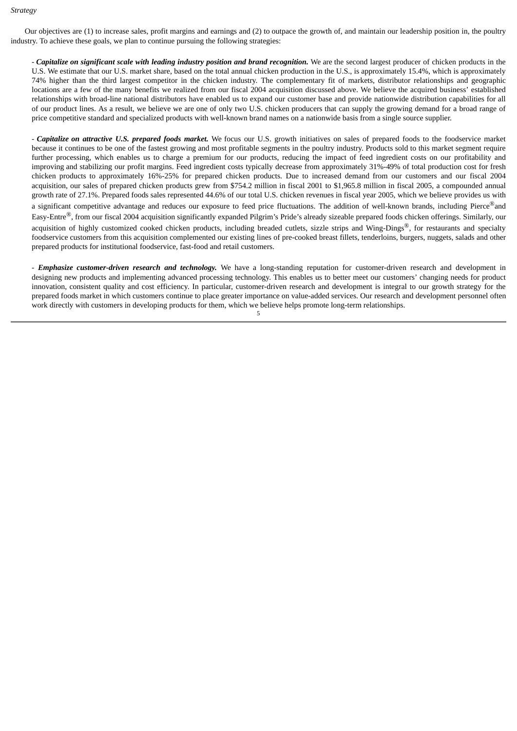*Strategy*

Our objectives are (1) to increase sales, profit margins and earnings and (2) to outpace the growth of, and maintain our leadership position in, the poultry industry. To achieve these goals, we plan to continue pursuing the following strategies:

- ***Capitalize on significant scale with leading industry position and brand recognition.*** We are the second largest producer of chicken products in the U.S. We estimate that our U.S. market share, based on the total annual chicken production in the U.S., is approximately 15.4%, which is approximately 74% higher than the third largest competitor in the chicken industry. The complementary fit of markets, distributor relationships and geographic locations are a few of the many benefits we realized from our fiscal 2004 acquisition discussed above. We believe the acquired business' established relationships with broad-line national distributors have enabled us to expand our customer base and provide nationwide distribution capabilities for all of our product lines. As a result, we believe we are one of only two U.S. chicken producers that can supply the growing demand for a broad range of price competitive standard and specialized products with well-known brand names on a nationwide basis from a single source supplier.

- ***Capitalize on attractive U.S. prepared foods market.*** We focus our U.S. growth initiatives on sales of prepared foods to the foodservice market because it continues to be one of the fastest growing and most profitable segments in the poultry industry. Products sold to this market segment require further processing, which enables us to charge a premium for our products, reducing the impact of feed ingredient costs on our profitability and improving and stabilizing our profit margins. Feed ingredient costs typically decrease from approximately 31%-49% of total production cost for fresh chicken products to approximately 16%-25% for prepared chicken products. Due to increased demand from our customers and our fiscal 2004 acquisition, our sales of prepared chicken products grew from $754.2 million in fiscal 2001 to $1,965.8 million in fiscal 2005, a compounded annual growth rate of 27.1%. Prepared foods sales represented 44.6% of our total U.S. chicken revenues in fiscal year 2005, which we believe provides us with a significant competitive advantage and reduces our exposure to feed price fluctuations. The addition of well-known brands, including Pierce® and Easy-Entre®, from our fiscal 2004 acquisition significantly expanded Pilgrim's Pride's already sizeable prepared foods chicken offerings. Similarly, our acquisition of highly customized cooked chicken products, including breaded cutlets, sizzle strips and Wing-Dings®, for restaurants and specialty foodservice customers from this acquisition complemented our existing lines of pre-cooked breast fillets, tenderloins, burgers, nuggets, salads and other prepared products for institutional foodservice, fast-food and retail customers.

- ***Emphasize customer-driven research and technology.*** We have a long-standing reputation for customer-driven research and development in designing new products and implementing advanced processing technology. This enables us to better meet our customers' changing needs for product innovation, consistent quality and cost efficiency. In particular, customer-driven research and development is integral to our growth strategy for the prepared foods market in which customers continue to place greater importance on value-added services. Our research and development personnel often work directly with customers in developing products for them, which we believe helps promote long-term relationships.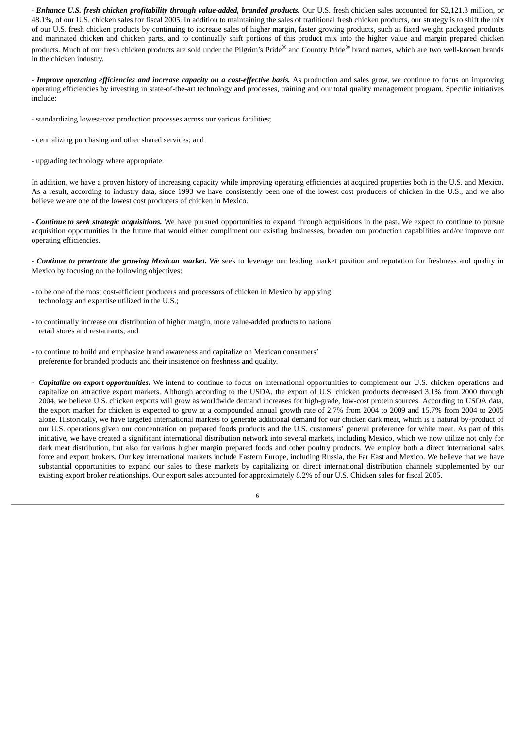- ***Enhance U.S. fresh chicken profitability through value-added, branded products.*** Our U.S. fresh chicken sales accounted for $2,121.3 million, or 48.1%, of our U.S. chicken sales for fiscal 2005. In addition to maintaining the sales of traditional fresh chicken products, our strategy is to shift the mix of our U.S. fresh chicken products by continuing to increase sales of higher margin, faster growing products, such as fixed weight packaged products and marinated chicken and chicken parts, and to continually shift portions of this product mix into the higher value and margin prepared chicken products. Much of our fresh chicken products are sold under the Pilgrim's Pride® and Country Pride® brand names, which are two well-known brands in the chicken industry.

- ***Improve operating efficiencies and increase capacity on a cost-effective basis.*** As production and sales grow, we continue to focus on improving operating efficiencies by investing in state-of-the-art technology and processes, training and our total quality management program. Specific initiatives include:

- standardizing lowest-cost production processes across our various facilities;

- centralizing purchasing and other shared services; and

- upgrading technology where appropriate.

In addition, we have a proven history of increasing capacity while improving operating efficiencies at acquired properties both in the U.S. and Mexico. As a result, according to industry data, since 1993 we have consistently been one of the lowest cost producers of chicken in the U.S., and we also believe we are one of the lowest cost producers of chicken in Mexico.

- ***Continue to seek strategic acquisitions.*** We have pursued opportunities to expand through acquisitions in the past. We expect to continue to pursue acquisition opportunities in the future that would either compliment our existing businesses, broaden our production capabilities and/or improve our operating efficiencies.

- ***Continue to penetrate the growing Mexican market.*** We seek to leverage our leading market position and reputation for freshness and quality in Mexico by focusing on the following objectives:

- to be one of the most cost-efficient producers and processors of chicken in Mexico by applying technology and expertise utilized in the U.S.;

- to continually increase our distribution of higher margin, more value-added products to national retail stores and restaurants; and

- to continue to build and emphasize brand awareness and capitalize on Mexican consumers' preference for branded products and their insistence on freshness and quality.

- ***Capitalize on export opportunities.*** We intend to continue to focus on international opportunities to complement our U.S. chicken operations and capitalize on attractive export markets. Although according to the USDA, the export of U.S. chicken products decreased 3.1% from 2000 through 2004, we believe U.S. chicken exports will grow as worldwide demand increases for high-grade, low-cost protein sources. According to USDA data, the export market for chicken is expected to grow at a compounded annual growth rate of 2.7% from 2004 to 2009 and 15.7% from 2004 to 2005 alone. Historically, we have targeted international markets to generate additional demand for our chicken dark meat, which is a natural by-product of our U.S. operations given our concentration on prepared foods products and the U.S. customers' general preference for white meat. As part of this initiative, we have created a significant international distribution network into several markets, including Mexico, which we now utilize not only for dark meat distribution, but also for various higher margin prepared foods and other poultry products. We employ both a direct international sales force and export brokers. Our key international markets include Eastern Europe, including Russia, the Far East and Mexico. We believe that we have substantial opportunities to expand our sales to these markets by capitalizing on direct international distribution channels supplemented by our existing export broker relationships. Our export sales accounted for approximately 8.2% of our U.S. Chicken sales for fiscal 2005.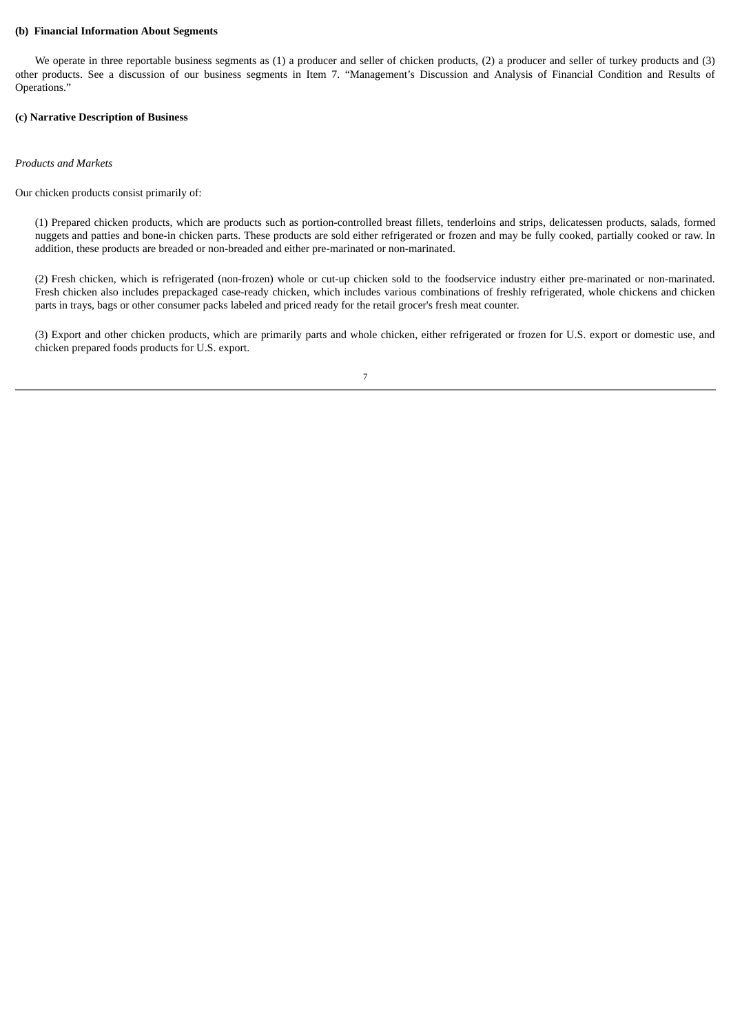**(b) Financial Information About Segments**

We operate in three reportable business segments as (1) a producer and seller of chicken products, (2) a producer and seller of turkey products and (3) other products. See a discussion of our business segments in Item 7. "Management's Discussion and Analysis of Financial Condition and Results of Operations."

**(c) Narrative Description of Business**

*Products and Markets*

Our chicken products consist primarily of:

(1) Prepared chicken products, which are products such as portion-controlled breast fillets, tenderloins and strips, delicatessen products, salads, formed nuggets and patties and bone-in chicken parts. These products are sold either refrigerated or frozen and may be fully cooked, partially cooked or raw. In addition, these products are breaded or non-breaded and either pre-marinated or non-marinated.

(2) Fresh chicken, which is refrigerated (non-frozen) whole or cut-up chicken sold to the foodservice industry either pre-marinated or non-marinated. Fresh chicken also includes prepackaged case-ready chicken, which includes various combinations of freshly refrigerated, whole chickens and chicken parts in trays, bags or other consumer packs labeled and priced ready for the retail grocer's fresh meat counter.

(3) Export and other chicken products, which are primarily parts and whole chicken, either refrigerated or frozen for U.S. export or domestic use, and chicken prepared foods products for U.S. export.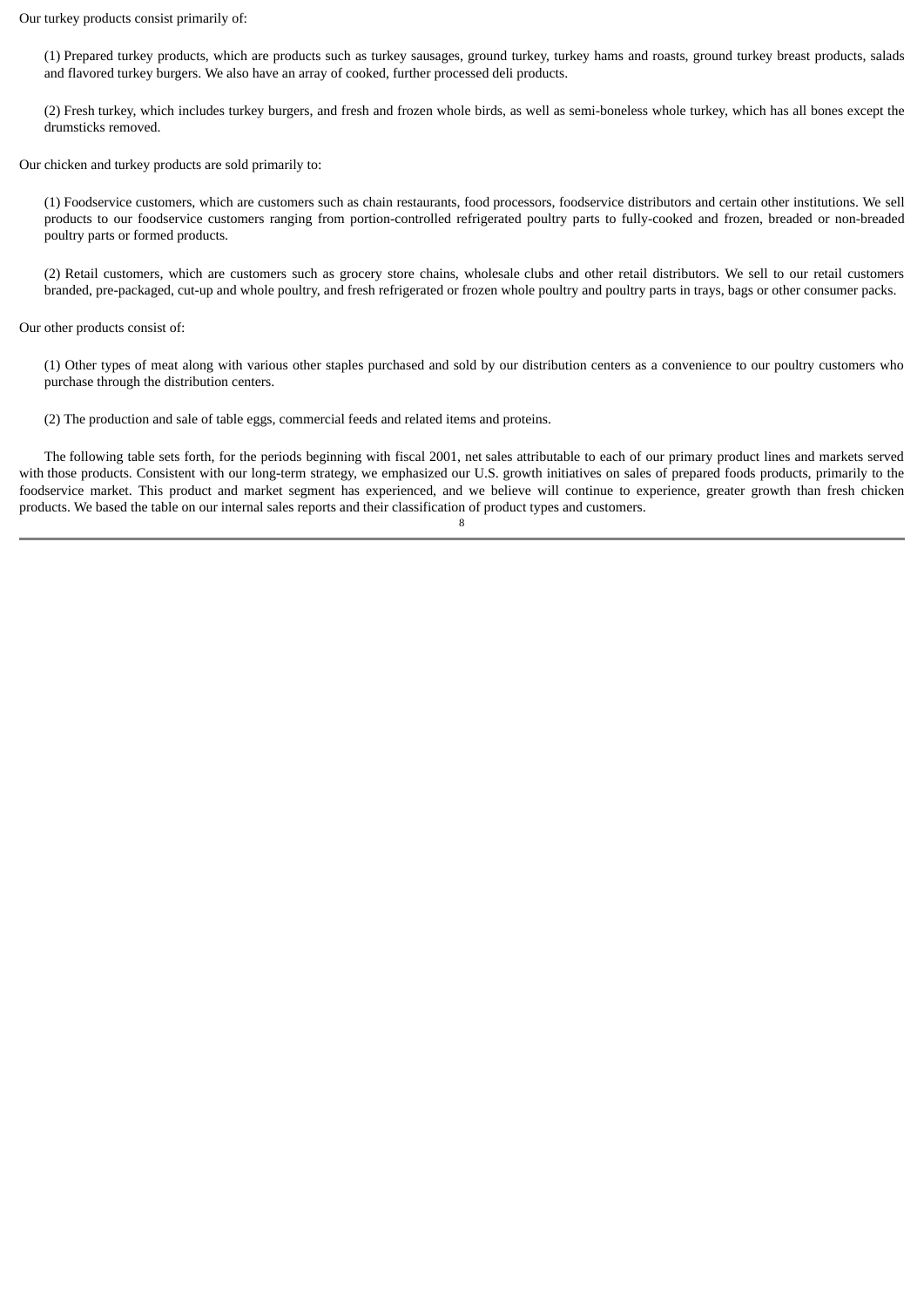Our turkey products consist primarily of:

(1) Prepared turkey products, which are products such as turkey sausages, ground turkey, turkey hams and roasts, ground turkey breast products, salads and flavored turkey burgers. We also have an array of cooked, further processed deli products.

(2) Fresh turkey, which includes turkey burgers, and fresh and frozen whole birds, as well as semi-boneless whole turkey, which has all bones except the drumsticks removed.

Our chicken and turkey products are sold primarily to:

(1) Foodservice customers, which are customers such as chain restaurants, food processors, foodservice distributors and certain other institutions. We sell products to our foodservice customers ranging from portion-controlled refrigerated poultry parts to fully-cooked and frozen, breaded or non-breaded poultry parts or formed products.

(2) Retail customers, which are customers such as grocery store chains, wholesale clubs and other retail distributors. We sell to our retail customers branded, pre-packaged, cut-up and whole poultry, and fresh refrigerated or frozen whole poultry and poultry parts in trays, bags or other consumer packs.

Our other products consist of:

(1) Other types of meat along with various other staples purchased and sold by our distribution centers as a convenience to our poultry customers who purchase through the distribution centers.

(2) The production and sale of table eggs, commercial feeds and related items and proteins.

The following table sets forth, for the periods beginning with fiscal 2001, net sales attributable to each of our primary product lines and markets served with those products. Consistent with our long-term strategy, we emphasized our U.S. growth initiatives on sales of prepared foods products, primarily to the foodservice market. This product and market segment has experienced, and we believe will continue to experience, greater growth than fresh chicken products. We based the table on our internal sales reports and their classification of product types and customers.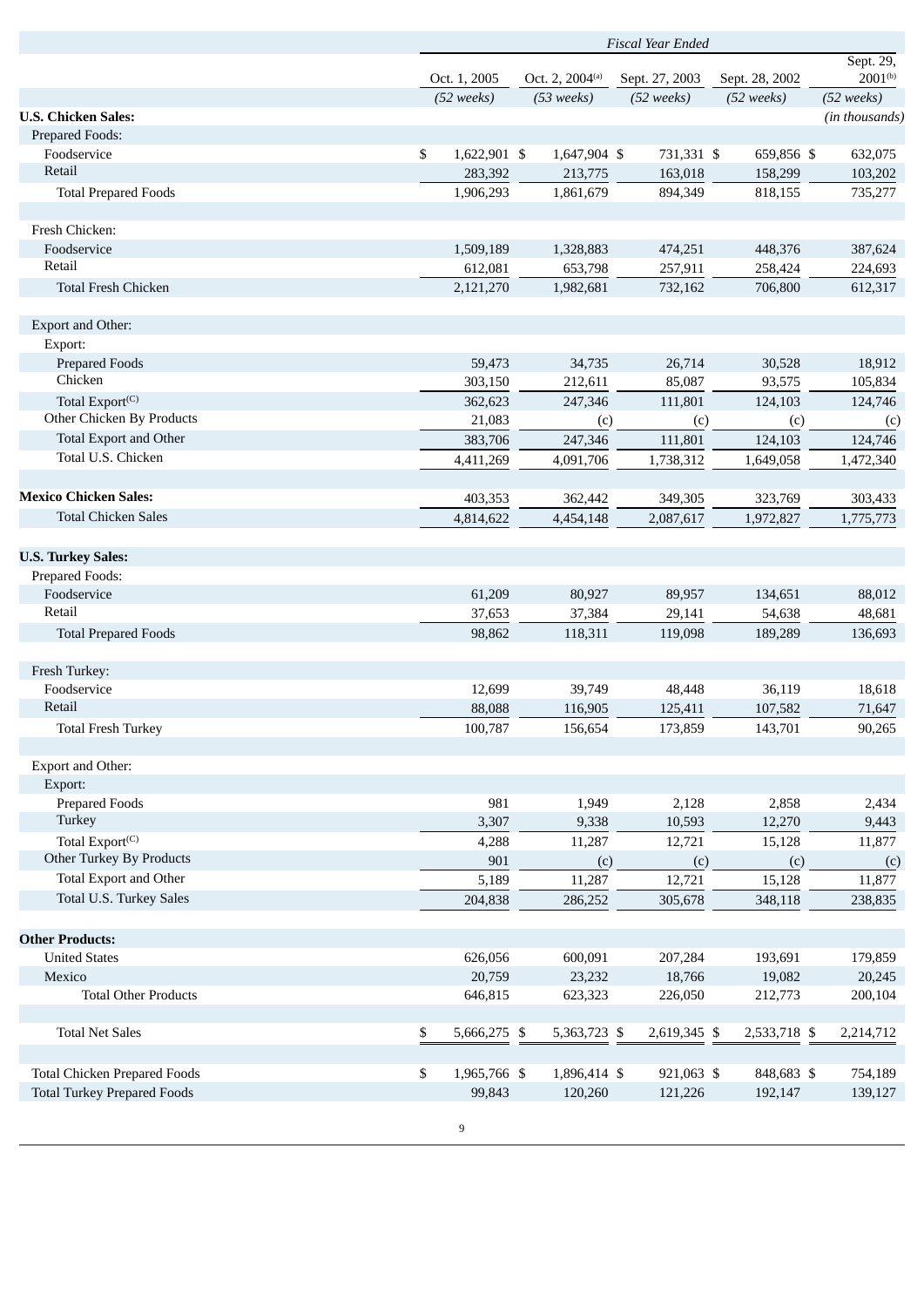| | Fiscal Year Ended | | | | |
|---|---|---|---|---|---|
| | Oct. 1, 2005 | Oct. 2, 2004[(a)] | Sept. 27, 2003 | Sept. 28, 2002 | Sept. 29, 2001[(b)] |
| | *(52 weeks)* | *(53 weeks)* | *(52 weeks)* | *(52 weeks)* | *(52 weeks)* |
| **U.S. Chicken Sales:** | | | | | *(in thousands)* |
| Prepared Foods: | | | | | |
| Foodservice | $ 1,622,901 | $ 1,647,904 | $ 731,331 | $ 659,856 | $ 632,075 |
| Retail | 283,392 | 213,775 | 163,018 | 158,299 | 103,202 |
| Total Prepared Foods | 1,906,293 | 1,861,679 | 894,349 | 818,155 | 735,277 |
| | | | | | |
| Fresh Chicken: | | | | | |
| Foodservice | 1,509,189 | 1,328,883 | 474,251 | 448,376 | 387,624 |
| Retail | 612,081 | 653,798 | 257,911 | 258,424 | 224,693 |
| Total Fresh Chicken | 2,121,270 | 1,982,681 | 732,162 | 706,800 | 612,317 |
| | | | | | |
| Export and Other: | | | | | |
| Export: | | | | | |
| Prepared Foods | 59,473 | 34,735 | 26,714 | 30,528 | 18,912 |
| Chicken | 303,150 | 212,611 | 85,087 | 93,575 | 105,834 |
| Total Export[(C)] | 362,623 | 247,346 | 111,801 | 124,103 | 124,746 |
| Other Chicken By Products | 21,083 | (c) | (c) | (c) | (c) |
| Total Export and Other | 383,706 | 247,346 | 111,801 | 124,103 | 124,746 |
| Total U.S. Chicken | 4,411,269 | 4,091,706 | 1,738,312 | 1,649,058 | 1,472,340 |
| | | | | | |
| **Mexico Chicken Sales:** | 403,353 | 362,442 | 349,305 | 323,769 | 303,433 |
| Total Chicken Sales | 4,814,622 | 4,454,148 | 2,087,617 | 1,972,827 | 1,775,773 |
| | | | | | |
| **U.S. Turkey Sales:** | | | | | |
| Prepared Foods: | | | | | |
| Foodservice | 61,209 | 80,927 | 89,957 | 134,651 | 88,012 |
| Retail | 37,653 | 37,384 | 29,141 | 54,638 | 48,681 |
| Total Prepared Foods | 98,862 | 118,311 | 119,098 | 189,289 | 136,693 |
| | | | | | |
| Fresh Turkey: | | | | | |
| Foodservice | 12,699 | 39,749 | 48,448 | 36,119 | 18,618 |
| Retail | 88,088 | 116,905 | 125,411 | 107,582 | 71,647 |
| Total Fresh Turkey | 100,787 | 156,654 | 173,859 | 143,701 | 90,265 |
| | | | | | |
| Export and Other: | | | | | |
| Export: | | | | | |
| Prepared Foods | 981 | 1,949 | 2,128 | 2,858 | 2,434 |
| Turkey | 3,307 | 9,338 | 10,593 | 12,270 | 9,443 |
| Total Export[(C)] | 4,288 | 11,287 | 12,721 | 15,128 | 11,877 |
| Other Turkey By Products | 901 | (c) | (c) | (c) | (c) |
| Total Export and Other | 5,189 | 11,287 | 12,721 | 15,128 | 11,877 |
| Total U.S. Turkey Sales | 204,838 | 286,252 | 305,678 | 348,118 | 238,835 |
| | | | | | |
| **Other Products:** | | | | | |
| United States | 626,056 | 600,091 | 207,284 | 193,691 | 179,859 |
| Mexico | 20,759 | 23,232 | 18,766 | 19,082 | 20,245 |
| Total Other Products | 646,815 | 623,323 | 226,050 | 212,773 | 200,104 |
| | | | | | |
| Total Net Sales | $ 5,666,275 | $ 5,363,723 | $ 2,619,345 | $ 2,533,718 | $ 2,214,712 |
| | | | | | |
| Total Chicken Prepared Foods | $ 1,965,766 | $ 1,896,414 | $ 921,063 | $ 848,683 | $ 754,189 |
| Total Turkey Prepared Foods | 99,843 | 120,260 | 121,226 | 192,147 | 139,127 |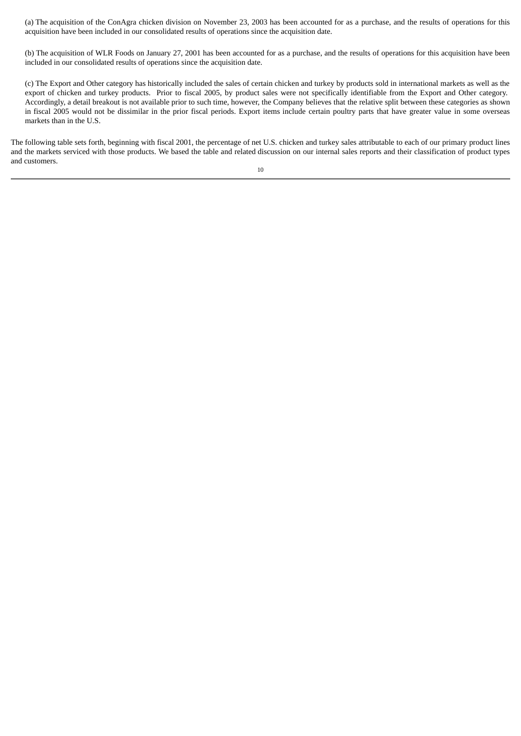(a) The acquisition of the ConAgra chicken division on November 23, 2003 has been accounted for as a purchase, and the results of operations for this acquisition have been included in our consolidated results of operations since the acquisition date.

(b) The acquisition of WLR Foods on January 27, 2001 has been accounted for as a purchase, and the results of operations for this acquisition have been included in our consolidated results of operations since the acquisition date.

(c) The Export and Other category has historically included the sales of certain chicken and turkey by products sold in international markets as well as the export of chicken and turkey products. Prior to fiscal 2005, by product sales were not specifically identifiable from the Export and Other category. Accordingly, a detail breakout is not available prior to such time, however, the Company believes that the relative split between these categories as shown in fiscal 2005 would not be dissimilar in the prior fiscal periods. Export items include certain poultry parts that have greater value in some overseas markets than in the U.S.

The following table sets forth, beginning with fiscal 2001, the percentage of net U.S. chicken and turkey sales attributable to each of our primary product lines and the markets serviced with those products. We based the table and related discussion on our internal sales reports and their classification of product types and customers.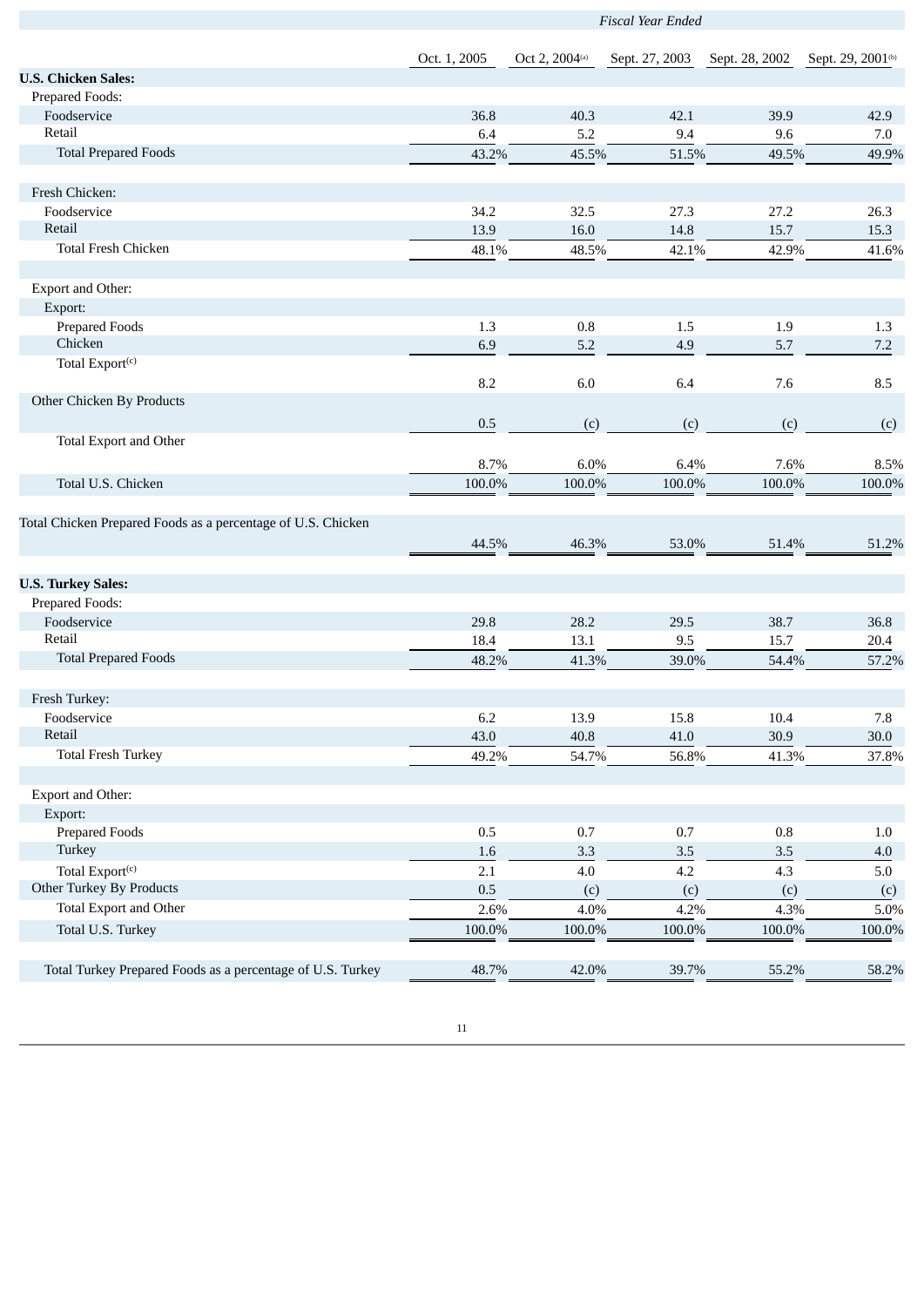| | Fiscal Year Ended | | | | |
|---|---|---|---|---|---|
| | Oct. 1, 2005 | Oct 2, 2004[a] | Sept. 27, 2003 | Sept. 28, 2002 | Sept. 29, 2001[b] |
| **U.S. Chicken Sales:** | | | | | |
| Prepared Foods: | | | | | |
| Foodservice | 36.8 | 40.3 | 42.1 | 39.9 | 42.9 |
| Retail | 6.4 | 5.2 | 9.4 | 9.6 | 7.0 |
| Total Prepared Foods | 43.2% | 45.5% | 51.5% | 49.5% | 49.9% |
| Fresh Chicken: | | | | | |
| Foodservice | 34.2 | 32.5 | 27.3 | 27.2 | 26.3 |
| Retail | 13.9 | 16.0 | 14.8 | 15.7 | 15.3 |
| Total Fresh Chicken | 48.1% | 48.5% | 42.1% | 42.9% | 41.6% |
| Export and Other: | | | | | |
| Export: | | | | | |
| Prepared Foods | 1.3 | 0.8 | 1.5 | 1.9 | 1.3 |
| Chicken | 6.9 | 5.2 | 4.9 | 5.7 | 7.2 |
| Total Export[c] | 8.2 | 6.0 | 6.4 | 7.6 | 8.5 |
| Other Chicken By Products | 0.5 | (c) | (c) | (c) | (c) |
| Total Export and Other | 8.7% | 6.0% | 6.4% | 7.6% | 8.5% |
| Total U.S. Chicken | 100.0% | 100.0% | 100.0% | 100.0% | 100.0% |
| Total Chicken Prepared Foods as a percentage of U.S. Chicken | 44.5% | 46.3% | 53.0% | 51.4% | 51.2% |
| **U.S. Turkey Sales:** | | | | | |
| Prepared Foods: | | | | | |
| Foodservice | 29.8 | 28.2 | 29.5 | 38.7 | 36.8 |
| Retail | 18.4 | 13.1 | 9.5 | 15.7 | 20.4 |
| Total Prepared Foods | 48.2% | 41.3% | 39.0% | 54.4% | 57.2% |
| Fresh Turkey: | | | | | |
| Foodservice | 6.2 | 13.9 | 15.8 | 10.4 | 7.8 |
| Retail | 43.0 | 40.8 | 41.0 | 30.9 | 30.0 |
| Total Fresh Turkey | 49.2% | 54.7% | 56.8% | 41.3% | 37.8% |
| Export and Other: | | | | | |
| Export: | | | | | |
| Prepared Foods | 0.5 | 0.7 | 0.7 | 0.8 | 1.0 |
| Turkey | 1.6 | 3.3 | 3.5 | 3.5 | 4.0 |
| Total Export[c] | 2.1 | 4.0 | 4.2 | 4.3 | 5.0 |
| Other Turkey By Products | 0.5 | (c) | (c) | (c) | (c) |
| Total Export and Other | 2.6% | 4.0% | 4.2% | 4.3% | 5.0% |
| Total U.S. Turkey | 100.0% | 100.0% | 100.0% | 100.0% | 100.0% |
| Total Turkey Prepared Foods as a percentage of U.S. Turkey | 48.7% | 42.0% | 39.7% | 55.2% | 58.2% |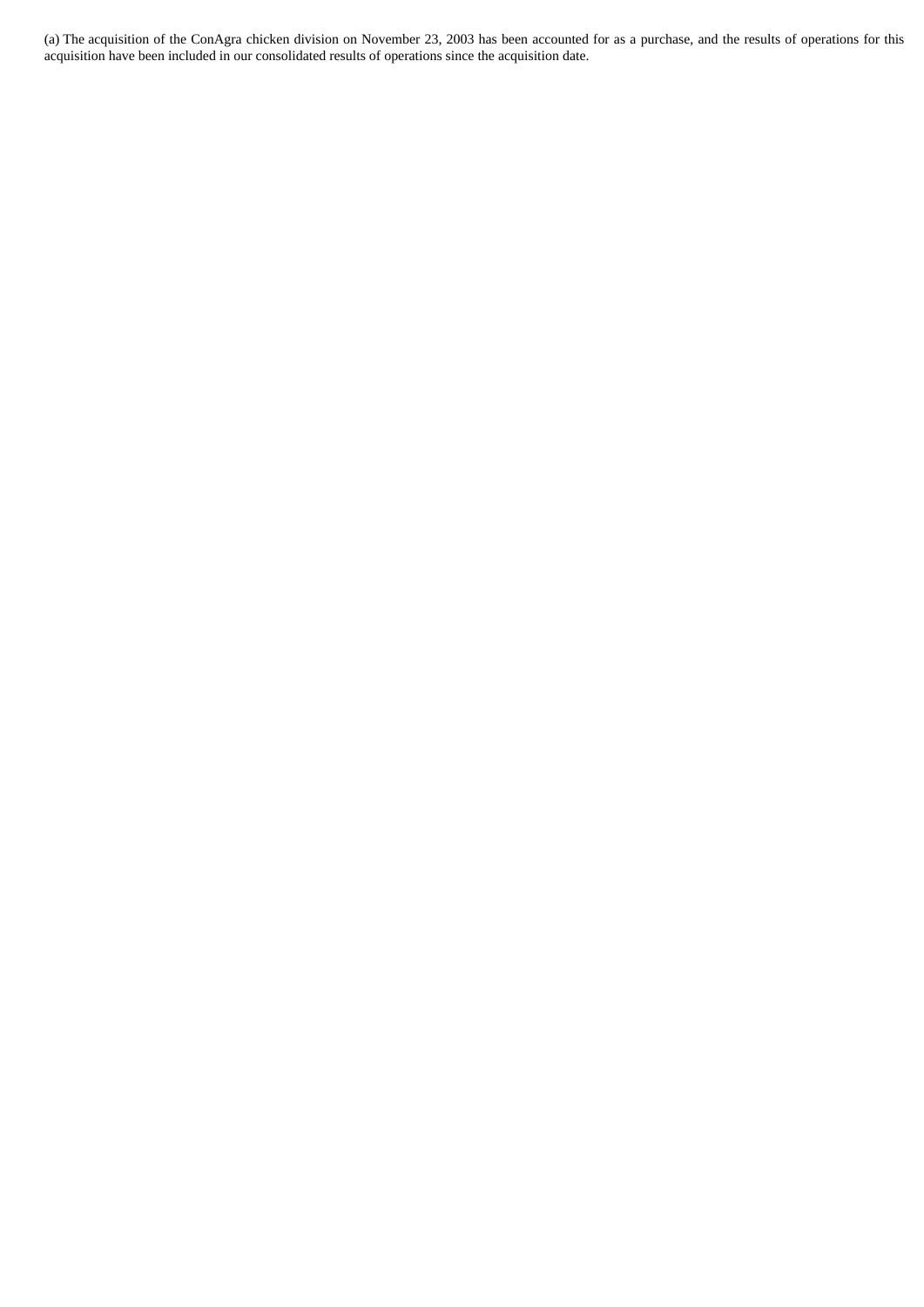(a) The acquisition of the ConAgra chicken division on November 23, 2003 has been accounted for as a purchase, and the results of operations for this acquisition have been included in our consolidated results of operations since the acquisition date.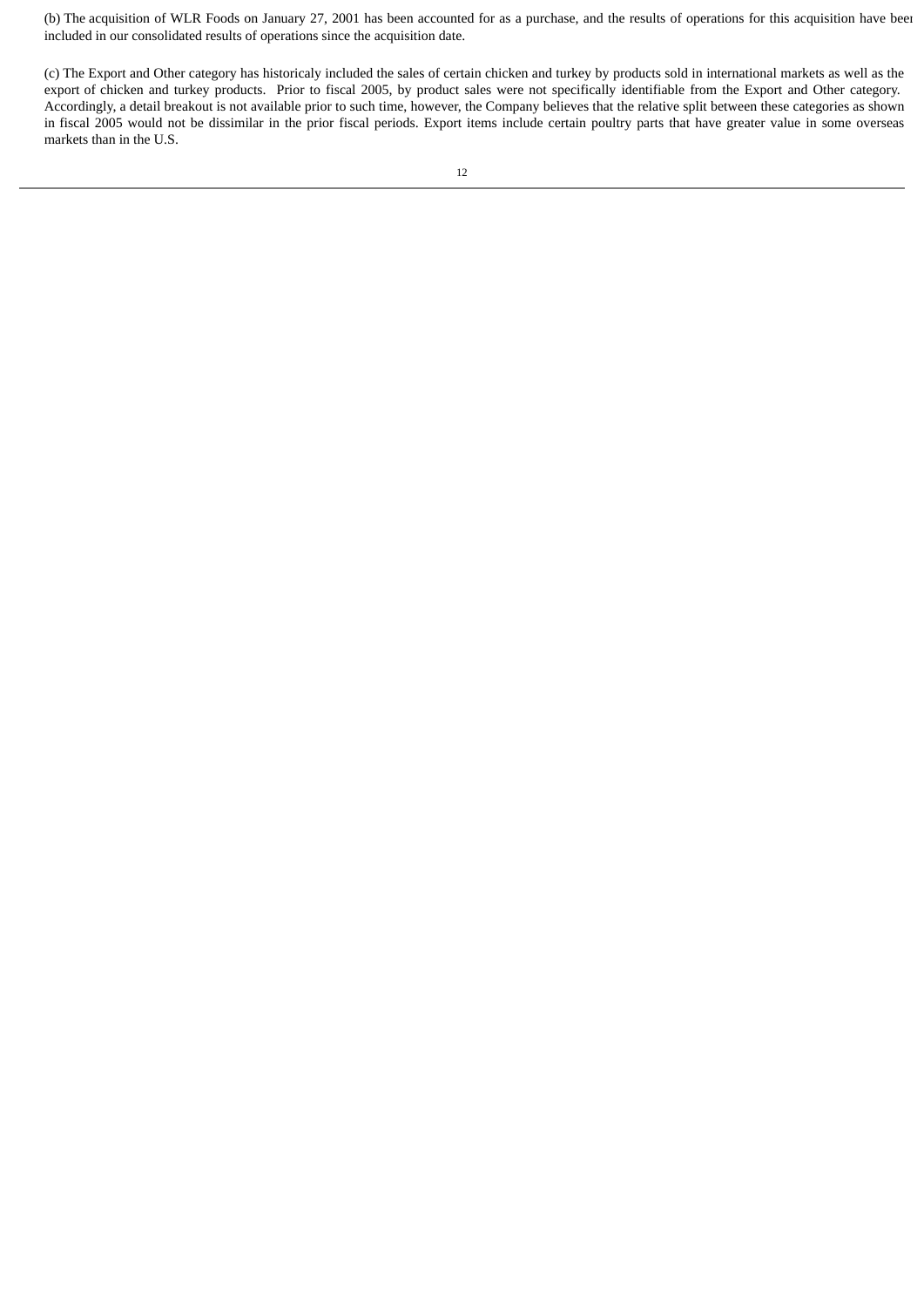(b) The acquisition of WLR Foods on January 27, 2001 has been accounted for as a purchase, and the results of operations for this acquisition have been included in our consolidated results of operations since the acquisition date.

(c) The Export and Other category has historicaly included the sales of certain chicken and turkey by products sold in international markets as well as the export of chicken and turkey products. Prior to fiscal 2005, by product sales were not specifically identifiable from the Export and Other category. Accordingly, a detail breakout is not available prior to such time, however, the Company believes that the relative split between these categories as shown in fiscal 2005 would not be dissimilar in the prior fiscal periods. Export items include certain poultry parts that have greater value in some overseas markets than in the U.S.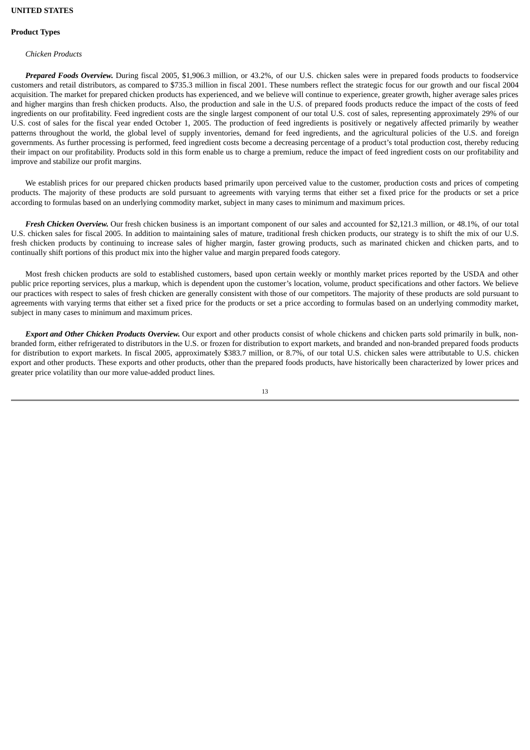**UNITED STATES**

**Product Types**

*Chicken Products*

***Prepared Foods Overview.*** During fiscal 2005, $1,906.3 million, or 43.2%, of our U.S. chicken sales were in prepared foods products to foodservice customers and retail distributors, as compared to $735.3 million in fiscal 2001. These numbers reflect the strategic focus for our growth and our fiscal 2004 acquisition. The market for prepared chicken products has experienced, and we believe will continue to experience, greater growth, higher average sales prices and higher margins than fresh chicken products. Also, the production and sale in the U.S. of prepared foods products reduce the impact of the costs of feed ingredients on our profitability. Feed ingredient costs are the single largest component of our total U.S. cost of sales, representing approximately 29% of our U.S. cost of sales for the fiscal year ended October 1, 2005. The production of feed ingredients is positively or negatively affected primarily by weather patterns throughout the world, the global level of supply inventories, demand for feed ingredients, and the agricultural policies of the U.S. and foreign governments. As further processing is performed, feed ingredient costs become a decreasing percentage of a product's total production cost, thereby reducing their impact on our profitability. Products sold in this form enable us to charge a premium, reduce the impact of feed ingredient costs on our profitability and improve and stabilize our profit margins.

We establish prices for our prepared chicken products based primarily upon perceived value to the customer, production costs and prices of competing products. The majority of these products are sold pursuant to agreements with varying terms that either set a fixed price for the products or set a price according to formulas based on an underlying commodity market, subject in many cases to minimum and maximum prices.

***Fresh Chicken Overview.*** Our fresh chicken business is an important component of our sales and accounted for $2,121.3 million, or 48.1%, of our total U.S. chicken sales for fiscal 2005. In addition to maintaining sales of mature, traditional fresh chicken products, our strategy is to shift the mix of our U.S. fresh chicken products by continuing to increase sales of higher margin, faster growing products, such as marinated chicken and chicken parts, and to continually shift portions of this product mix into the higher value and margin prepared foods category.

Most fresh chicken products are sold to established customers, based upon certain weekly or monthly market prices reported by the USDA and other public price reporting services, plus a markup, which is dependent upon the customer's location, volume, product specifications and other factors. We believe our practices with respect to sales of fresh chicken are generally consistent with those of our competitors. The majority of these products are sold pursuant to agreements with varying terms that either set a fixed price for the products or set a price according to formulas based on an underlying commodity market, subject in many cases to minimum and maximum prices.

***Export and Other Chicken Products Overview.*** Our export and other products consist of whole chickens and chicken parts sold primarily in bulk, non-branded form, either refrigerated to distributors in the U.S. or frozen for distribution to export markets, and branded and non-branded prepared foods products for distribution to export markets. In fiscal 2005, approximately $383.7 million, or 8.7%, of our total U.S. chicken sales were attributable to U.S. chicken export and other products. These exports and other products, other than the prepared foods products, have historically been characterized by lower prices and greater price volatility than our more value-added product lines.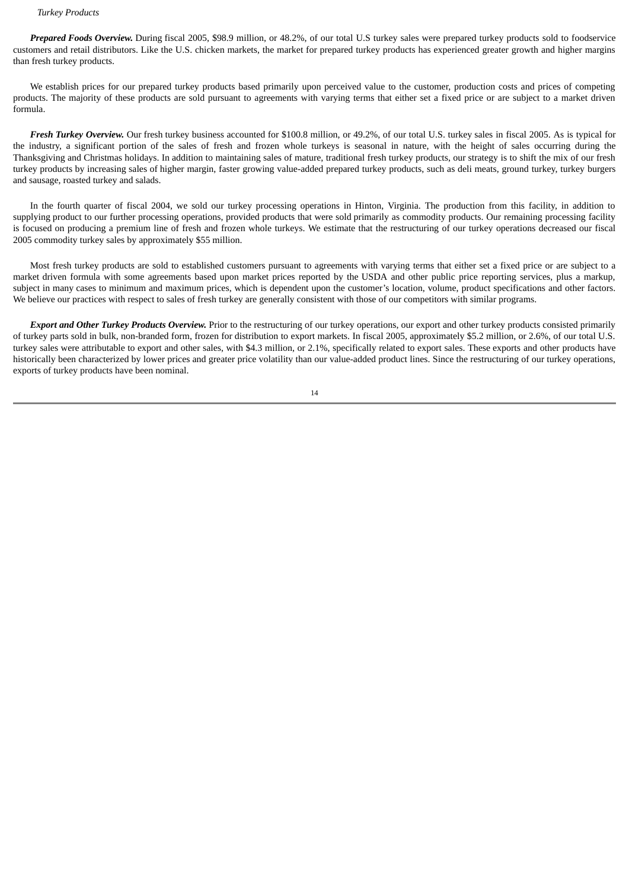*Turkey Products*

***Prepared Foods Overview.*** During fiscal 2005, $98.9 million, or 48.2%, of our total U.S turkey sales were prepared turkey products sold to foodservice customers and retail distributors. Like the U.S. chicken markets, the market for prepared turkey products has experienced greater growth and higher margins than fresh turkey products.

We establish prices for our prepared turkey products based primarily upon perceived value to the customer, production costs and prices of competing products. The majority of these products are sold pursuant to agreements with varying terms that either set a fixed price or are subject to a market driven formula.

***Fresh Turkey Overview.*** Our fresh turkey business accounted for $100.8 million, or 49.2%, of our total U.S. turkey sales in fiscal 2005. As is typical for the industry, a significant portion of the sales of fresh and frozen whole turkeys is seasonal in nature, with the height of sales occurring during the Thanksgiving and Christmas holidays. In addition to maintaining sales of mature, traditional fresh turkey products, our strategy is to shift the mix of our fresh turkey products by increasing sales of higher margin, faster growing value-added prepared turkey products, such as deli meats, ground turkey, turkey burgers and sausage, roasted turkey and salads.

In the fourth quarter of fiscal 2004, we sold our turkey processing operations in Hinton, Virginia. The production from this facility, in addition to supplying product to our further processing operations, provided products that were sold primarily as commodity products. Our remaining processing facility is focused on producing a premium line of fresh and frozen whole turkeys. We estimate that the restructuring of our turkey operations decreased our fiscal 2005 commodity turkey sales by approximately $55 million.

Most fresh turkey products are sold to established customers pursuant to agreements with varying terms that either set a fixed price or are subject to a market driven formula with some agreements based upon market prices reported by the USDA and other public price reporting services, plus a markup, subject in many cases to minimum and maximum prices, which is dependent upon the customer's location, volume, product specifications and other factors. We believe our practices with respect to sales of fresh turkey are generally consistent with those of our competitors with similar programs.

***Export and Other Turkey Products Overview.*** Prior to the restructuring of our turkey operations, our export and other turkey products consisted primarily of turkey parts sold in bulk, non-branded form, frozen for distribution to export markets. In fiscal 2005, approximately $5.2 million, or 2.6%, of our total U.S. turkey sales were attributable to export and other sales, with $4.3 million, or 2.1%, specifically related to export sales. These exports and other products have historically been characterized by lower prices and greater price volatility than our value-added product lines. Since the restructuring of our turkey operations, exports of turkey products have been nominal.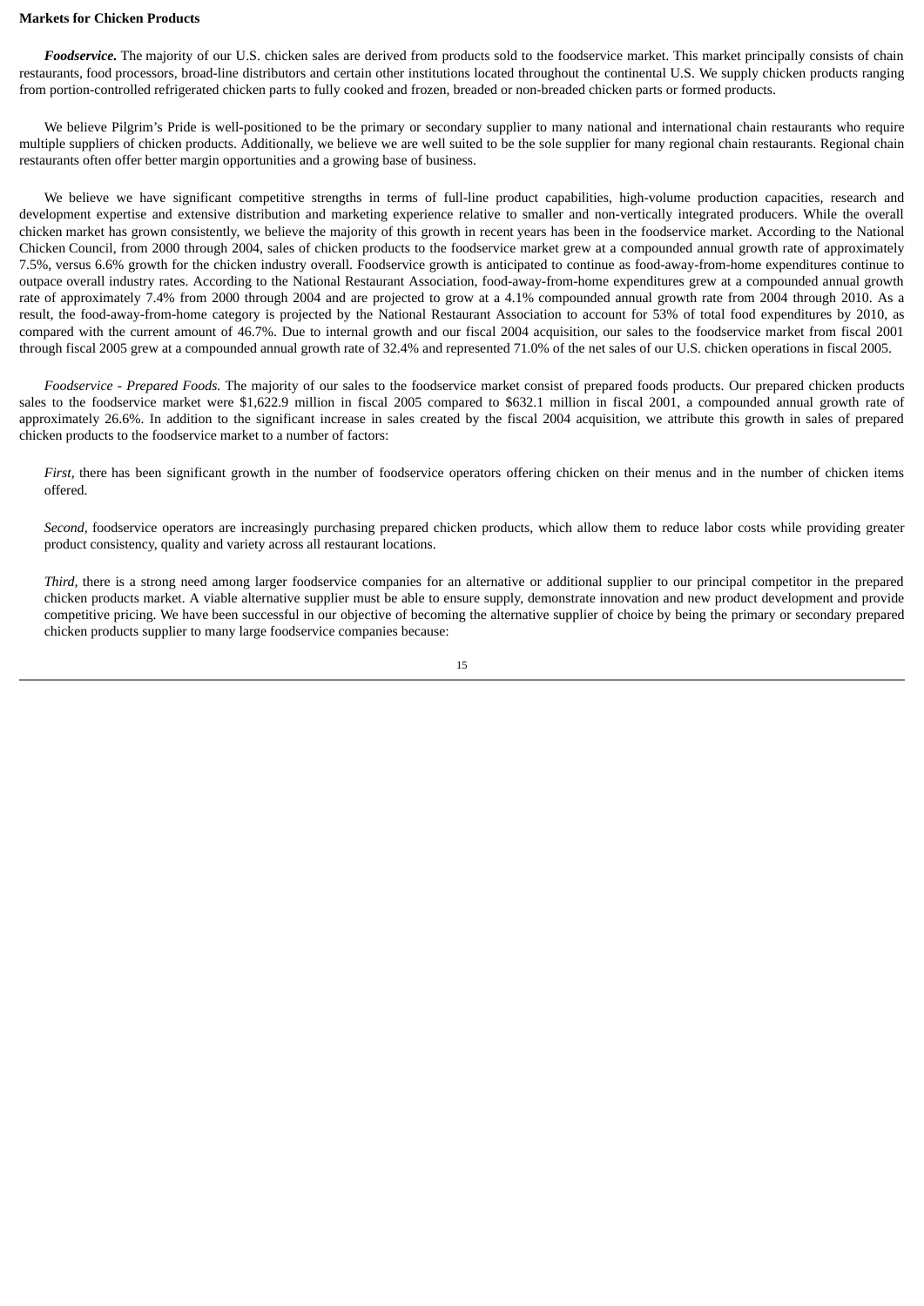**Markets for Chicken Products**

***Foodservice.*** The majority of our U.S. chicken sales are derived from products sold to the foodservice market. This market principally consists of chain restaurants, food processors, broad-line distributors and certain other institutions located throughout the continental U.S. We supply chicken products ranging from portion-controlled refrigerated chicken parts to fully cooked and frozen, breaded or non-breaded chicken parts or formed products.

We believe Pilgrim's Pride is well-positioned to be the primary or secondary supplier to many national and international chain restaurants who require multiple suppliers of chicken products. Additionally, we believe we are well suited to be the sole supplier for many regional chain restaurants. Regional chain restaurants often offer better margin opportunities and a growing base of business.

We believe we have significant competitive strengths in terms of full-line product capabilities, high-volume production capacities, research and development expertise and extensive distribution and marketing experience relative to smaller and non-vertically integrated producers. While the overall chicken market has grown consistently, we believe the majority of this growth in recent years has been in the foodservice market. According to the National Chicken Council, from 2000 through 2004, sales of chicken products to the foodservice market grew at a compounded annual growth rate of approximately 7.5%, versus 6.6% growth for the chicken industry overall. Foodservice growth is anticipated to continue as food-away-from-home expenditures continue to outpace overall industry rates. According to the National Restaurant Association, food-away-from-home expenditures grew at a compounded annual growth rate of approximately 7.4% from 2000 through 2004 and are projected to grow at a 4.1% compounded annual growth rate from 2004 through 2010. As a result, the food-away-from-home category is projected by the National Restaurant Association to account for 53% of total food expenditures by 2010, as compared with the current amount of 46.7%. Due to internal growth and our fiscal 2004 acquisition, our sales to the foodservice market from fiscal 2001 through fiscal 2005 grew at a compounded annual growth rate of 32.4% and represented 71.0% of the net sales of our U.S. chicken operations in fiscal 2005.

*Foodservice - Prepared Foods.* The majority of our sales to the foodservice market consist of prepared foods products. Our prepared chicken products sales to the foodservice market were $1,622.9 million in fiscal 2005 compared to $632.1 million in fiscal 2001, a compounded annual growth rate of approximately 26.6%. In addition to the significant increase in sales created by the fiscal 2004 acquisition, we attribute this growth in sales of prepared chicken products to the foodservice market to a number of factors:

*First,* there has been significant growth in the number of foodservice operators offering chicken on their menus and in the number of chicken items offered.

*Second,* foodservice operators are increasingly purchasing prepared chicken products, which allow them to reduce labor costs while providing greater product consistency, quality and variety across all restaurant locations.

*Third,* there is a strong need among larger foodservice companies for an alternative or additional supplier to our principal competitor in the prepared chicken products market. A viable alternative supplier must be able to ensure supply, demonstrate innovation and new product development and provide competitive pricing. We have been successful in our objective of becoming the alternative supplier of choice by being the primary or secondary prepared chicken products supplier to many large foodservice companies because: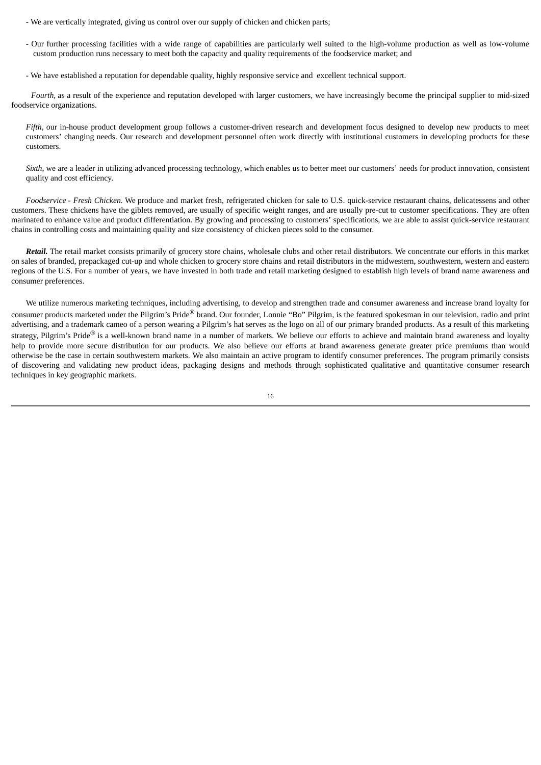- We are vertically integrated, giving us control over our supply of chicken and chicken parts;

- Our further processing facilities with a wide range of capabilities are particularly well suited to the high-volume production as well as low-volume custom production runs necessary to meet both the capacity and quality requirements of the foodservice market; and

- We have established a reputation for dependable quality, highly responsive service and excellent technical support.

*Fourth*, as a result of the experience and reputation developed with larger customers, we have increasingly become the principal supplier to mid-sized foodservice organizations.

*Fifth*, our in-house product development group follows a customer-driven research and development focus designed to develop new products to meet customers' changing needs. Our research and development personnel often work directly with institutional customers in developing products for these customers.

*Sixth*, we are a leader in utilizing advanced processing technology, which enables us to better meet our customers' needs for product innovation, consistent quality and cost efficiency.

*Foodservice - Fresh Chicken.* We produce and market fresh, refrigerated chicken for sale to U.S. quick-service restaurant chains, delicatessens and other customers. These chickens have the giblets removed, are usually of specific weight ranges, and are usually pre-cut to customer specifications. They are often marinated to enhance value and product differentiation. By growing and processing to customers' specifications, we are able to assist quick-service restaurant chains in controlling costs and maintaining quality and size consistency of chicken pieces sold to the consumer.

***Retail.*** The retail market consists primarily of grocery store chains, wholesale clubs and other retail distributors. We concentrate our efforts in this market on sales of branded, prepackaged cut-up and whole chicken to grocery store chains and retail distributors in the midwestern, southwestern, western and eastern regions of the U.S. For a number of years, we have invested in both trade and retail marketing designed to establish high levels of brand name awareness and consumer preferences.

We utilize numerous marketing techniques, including advertising, to develop and strengthen trade and consumer awareness and increase brand loyalty for consumer products marketed under the Pilgrim's Pride® brand. Our founder, Lonnie "Bo" Pilgrim, is the featured spokesman in our television, radio and print advertising, and a trademark cameo of a person wearing a Pilgrim's hat serves as the logo on all of our primary branded products. As a result of this marketing strategy, Pilgrim's Pride® is a well-known brand name in a number of markets. We believe our efforts to achieve and maintain brand awareness and loyalty help to provide more secure distribution for our products. We also believe our efforts at brand awareness generate greater price premiums than would otherwise be the case in certain southwestern markets. We also maintain an active program to identify consumer preferences. The program primarily consists of discovering and validating new product ideas, packaging designs and methods through sophisticated qualitative and quantitative consumer research techniques in key geographic markets.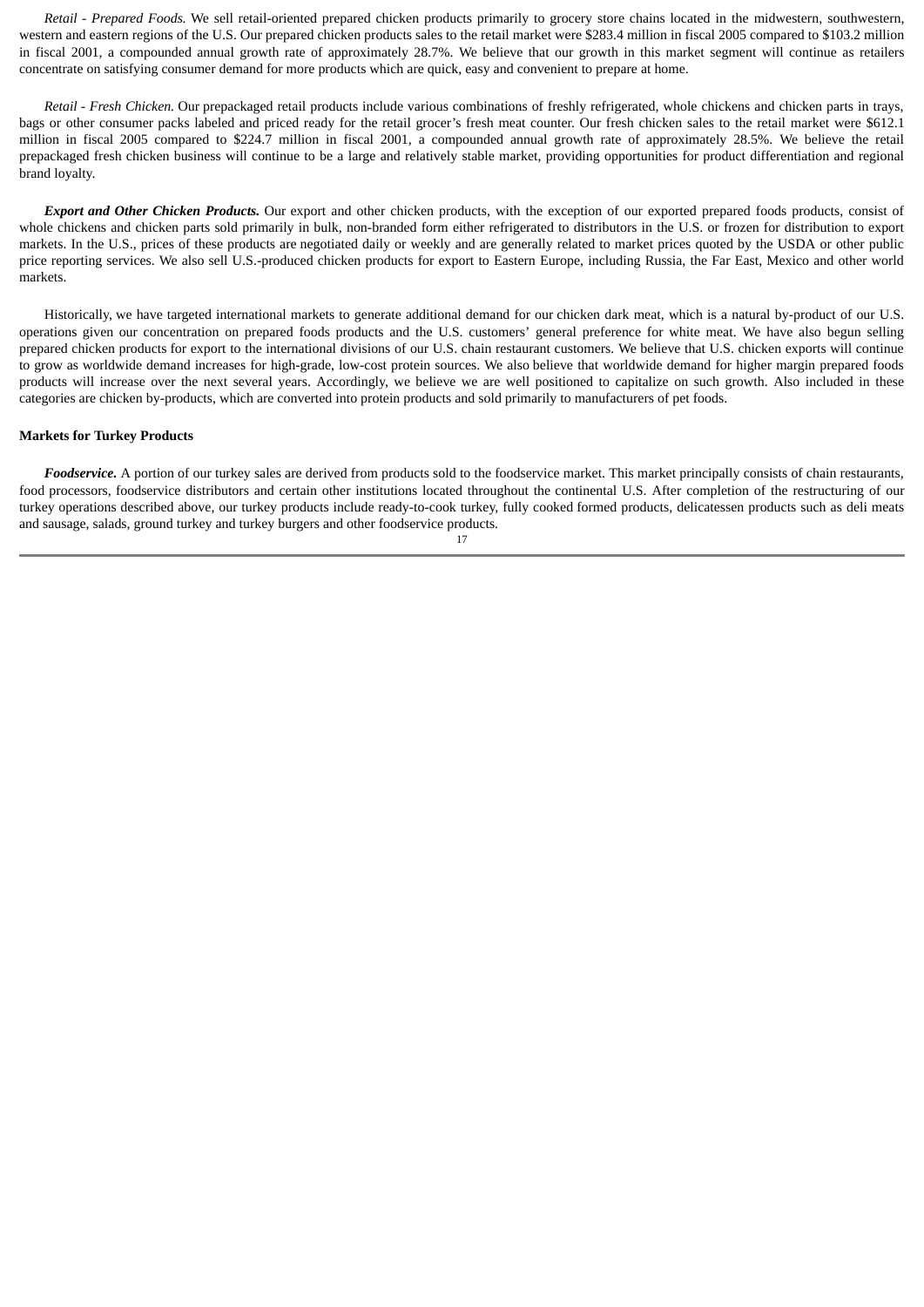*Retail - Prepared Foods.* We sell retail-oriented prepared chicken products primarily to grocery store chains located in the midwestern, southwestern, western and eastern regions of the U.S. Our prepared chicken products sales to the retail market were $283.4 million in fiscal 2005 compared to $103.2 million in fiscal 2001, a compounded annual growth rate of approximately 28.7%. We believe that our growth in this market segment will continue as retailers concentrate on satisfying consumer demand for more products which are quick, easy and convenient to prepare at home.

*Retail - Fresh Chicken.* Our prepackaged retail products include various combinations of freshly refrigerated, whole chickens and chicken parts in trays, bags or other consumer packs labeled and priced ready for the retail grocer's fresh meat counter. Our fresh chicken sales to the retail market were $612.1 million in fiscal 2005 compared to $224.7 million in fiscal 2001, a compounded annual growth rate of approximately 28.5%. We believe the retail prepackaged fresh chicken business will continue to be a large and relatively stable market, providing opportunities for product differentiation and regional brand loyalty.

***Export and Other Chicken Products.*** Our export and other chicken products, with the exception of our exported prepared foods products, consist of whole chickens and chicken parts sold primarily in bulk, non-branded form either refrigerated to distributors in the U.S. or frozen for distribution to export markets. In the U.S., prices of these products are negotiated daily or weekly and are generally related to market prices quoted by the USDA or other public price reporting services. We also sell U.S.-produced chicken products for export to Eastern Europe, including Russia, the Far East, Mexico and other world markets.

Historically, we have targeted international markets to generate additional demand for our chicken dark meat, which is a natural by-product of our U.S. operations given our concentration on prepared foods products and the U.S. customers' general preference for white meat. We have also begun selling prepared chicken products for export to the international divisions of our U.S. chain restaurant customers. We believe that U.S. chicken exports will continue to grow as worldwide demand increases for high-grade, low-cost protein sources. We also believe that worldwide demand for higher margin prepared foods products will increase over the next several years. Accordingly, we believe we are well positioned to capitalize on such growth. Also included in these categories are chicken by-products, which are converted into protein products and sold primarily to manufacturers of pet foods.

**Markets for Turkey Products**

***Foodservice.*** A portion of our turkey sales are derived from products sold to the foodservice market. This market principally consists of chain restaurants, food processors, foodservice distributors and certain other institutions located throughout the continental U.S. After completion of the restructuring of our turkey operations described above, our turkey products include ready-to-cook turkey, fully cooked formed products, delicatessen products such as deli meats and sausage, salads, ground turkey and turkey burgers and other foodservice products.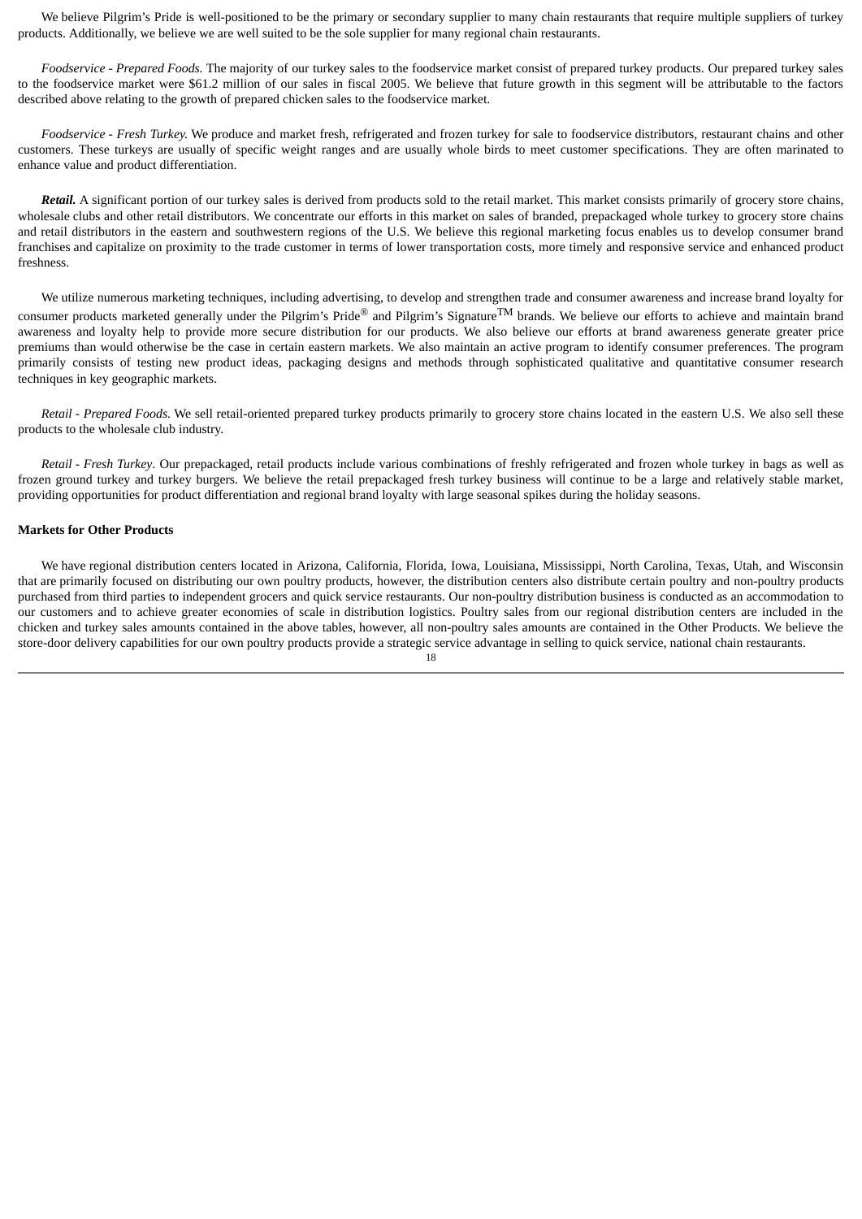We believe Pilgrim's Pride is well-positioned to be the primary or secondary supplier to many chain restaurants that require multiple suppliers of turkey products. Additionally, we believe we are well suited to be the sole supplier for many regional chain restaurants.

*Foodservice - Prepared Foods.* The majority of our turkey sales to the foodservice market consist of prepared turkey products. Our prepared turkey sales to the foodservice market were $61.2 million of our sales in fiscal 2005. We believe that future growth in this segment will be attributable to the factors described above relating to the growth of prepared chicken sales to the foodservice market.

*Foodservice - Fresh Turkey.* We produce and market fresh, refrigerated and frozen turkey for sale to foodservice distributors, restaurant chains and other customers. These turkeys are usually of specific weight ranges and are usually whole birds to meet customer specifications. They are often marinated to enhance value and product differentiation.

***Retail.*** A significant portion of our turkey sales is derived from products sold to the retail market. This market consists primarily of grocery store chains, wholesale clubs and other retail distributors. We concentrate our efforts in this market on sales of branded, prepackaged whole turkey to grocery store chains and retail distributors in the eastern and southwestern regions of the U.S. We believe this regional marketing focus enables us to develop consumer brand franchises and capitalize on proximity to the trade customer in terms of lower transportation costs, more timely and responsive service and enhanced product freshness.

We utilize numerous marketing techniques, including advertising, to develop and strengthen trade and consumer awareness and increase brand loyalty for consumer products marketed generally under the Pilgrim's Pride® and Pilgrim's Signature™ brands. We believe our efforts to achieve and maintain brand awareness and loyalty help to provide more secure distribution for our products. We also believe our efforts at brand awareness generate greater price premiums than would otherwise be the case in certain eastern markets. We also maintain an active program to identify consumer preferences. The program primarily consists of testing new product ideas, packaging designs and methods through sophisticated qualitative and quantitative consumer research techniques in key geographic markets.

*Retail - Prepared Foods.* We sell retail-oriented prepared turkey products primarily to grocery store chains located in the eastern U.S. We also sell these products to the wholesale club industry.

*Retail - Fresh Turkey*. Our prepackaged, retail products include various combinations of freshly refrigerated and frozen whole turkey in bags as well as frozen ground turkey and turkey burgers. We believe the retail prepackaged fresh turkey business will continue to be a large and relatively stable market, providing opportunities for product differentiation and regional brand loyalty with large seasonal spikes during the holiday seasons.

**Markets for Other Products**

We have regional distribution centers located in Arizona, California, Florida, Iowa, Louisiana, Mississippi, North Carolina, Texas, Utah, and Wisconsin that are primarily focused on distributing our own poultry products, however, the distribution centers also distribute certain poultry and non-poultry products purchased from third parties to independent grocers and quick service restaurants. Our non-poultry distribution business is conducted as an accommodation to our customers and to achieve greater economies of scale in distribution logistics. Poultry sales from our regional distribution centers are included in the chicken and turkey sales amounts contained in the above tables, however, all non-poultry sales amounts are contained in the Other Products. We believe the store-door delivery capabilities for our own poultry products provide a strategic service advantage in selling to quick service, national chain restaurants.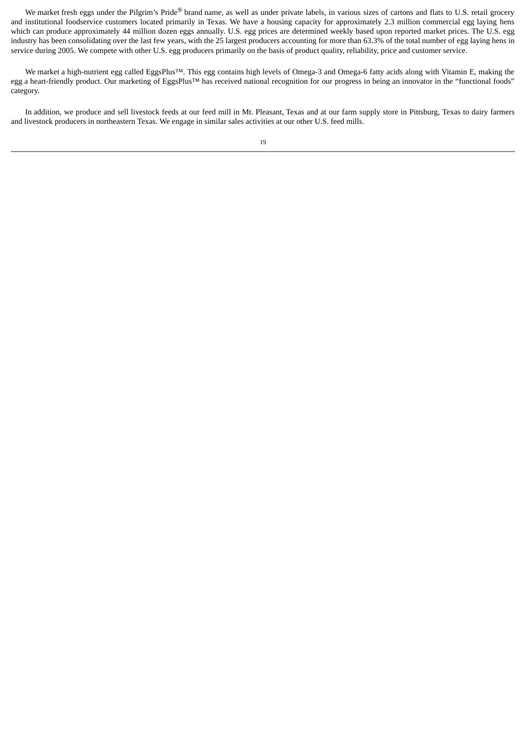We market fresh eggs under the Pilgrim's Pride® brand name, as well as under private labels, in various sizes of cartons and flats to U.S. retail grocery and institutional foodservice customers located primarily in Texas. We have a housing capacity for approximately 2.3 million commercial egg laying hens which can produce approximately 44 million dozen eggs annually. U.S. egg prices are determined weekly based upon reported market prices. The U.S. egg industry has been consolidating over the last few years, with the 25 largest producers accounting for more than 63.3% of the total number of egg laying hens in service during 2005. We compete with other U.S. egg producers primarily on the basis of product quality, reliability, price and customer service.

We market a high-nutrient egg called EggsPlus™. This egg contains high levels of Omega-3 and Omega-6 fatty acids along with Vitamin E, making the egg a heart-friendly product. Our marketing of EggsPlus™ has received national recognition for our progress in being an innovator in the "functional foods" category.

In addition, we produce and sell livestock feeds at our feed mill in Mt. Pleasant, Texas and at our farm supply store in Pittsburg, Texas to dairy farmers and livestock producers in northeastern Texas. We engage in similar sales activities at our other U.S. feed mills.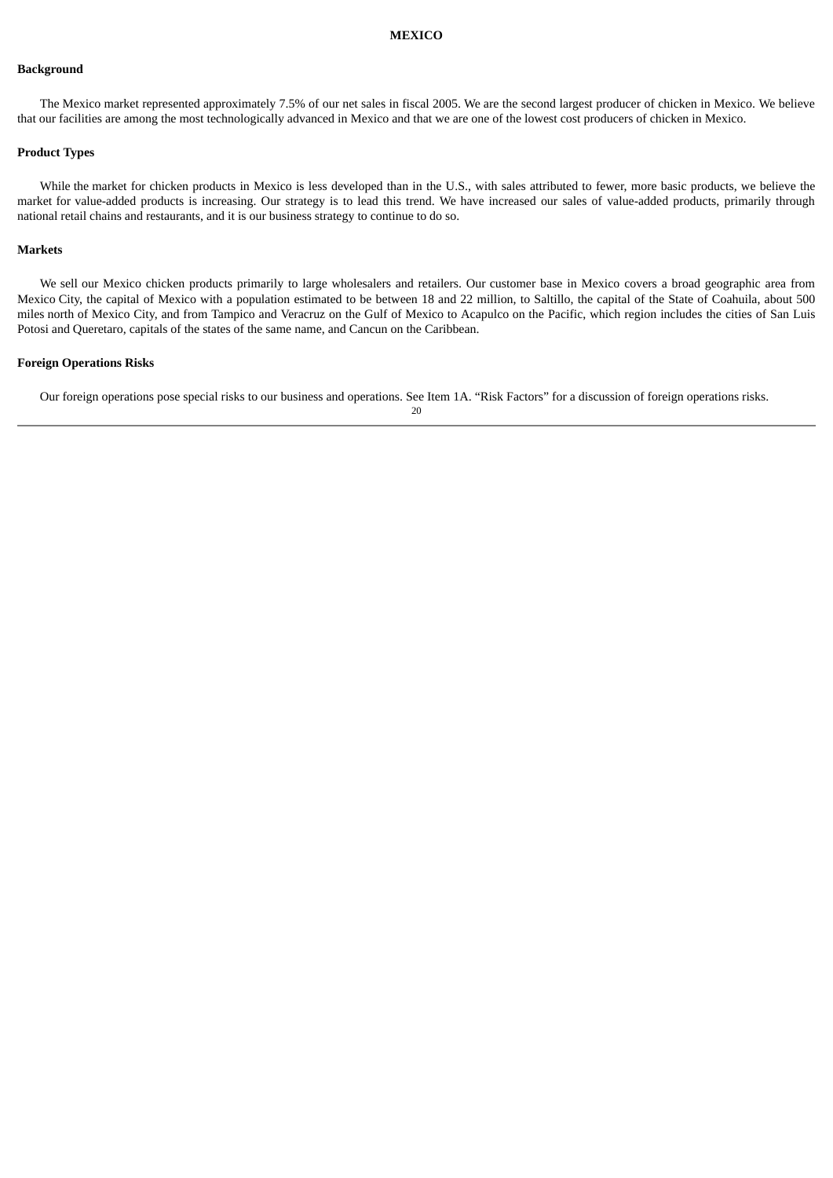# MEXICO

## Background

The Mexico market represented approximately 7.5% of our net sales in fiscal 2005. We are the second largest producer of chicken in Mexico. We believe that our facilities are among the most technologically advanced in Mexico and that we are one of the lowest cost producers of chicken in Mexico.

## Product Types

While the market for chicken products in Mexico is less developed than in the U.S., with sales attributed to fewer, more basic products, we believe the market for value-added products is increasing. Our strategy is to lead this trend. We have increased our sales of value-added products, primarily through national retail chains and restaurants, and it is our business strategy to continue to do so.

## Markets

We sell our Mexico chicken products primarily to large wholesalers and retailers. Our customer base in Mexico covers a broad geographic area from Mexico City, the capital of Mexico with a population estimated to be between 18 and 22 million, to Saltillo, the capital of the State of Coahuila, about 500 miles north of Mexico City, and from Tampico and Veracruz on the Gulf of Mexico to Acapulco on the Pacific, which region includes the cities of San Luis Potosi and Queretaro, capitals of the states of the same name, and Cancun on the Caribbean.

## Foreign Operations Risks

Our foreign operations pose special risks to our business and operations. See Item 1A. "Risk Factors" for a discussion of foreign operations risks.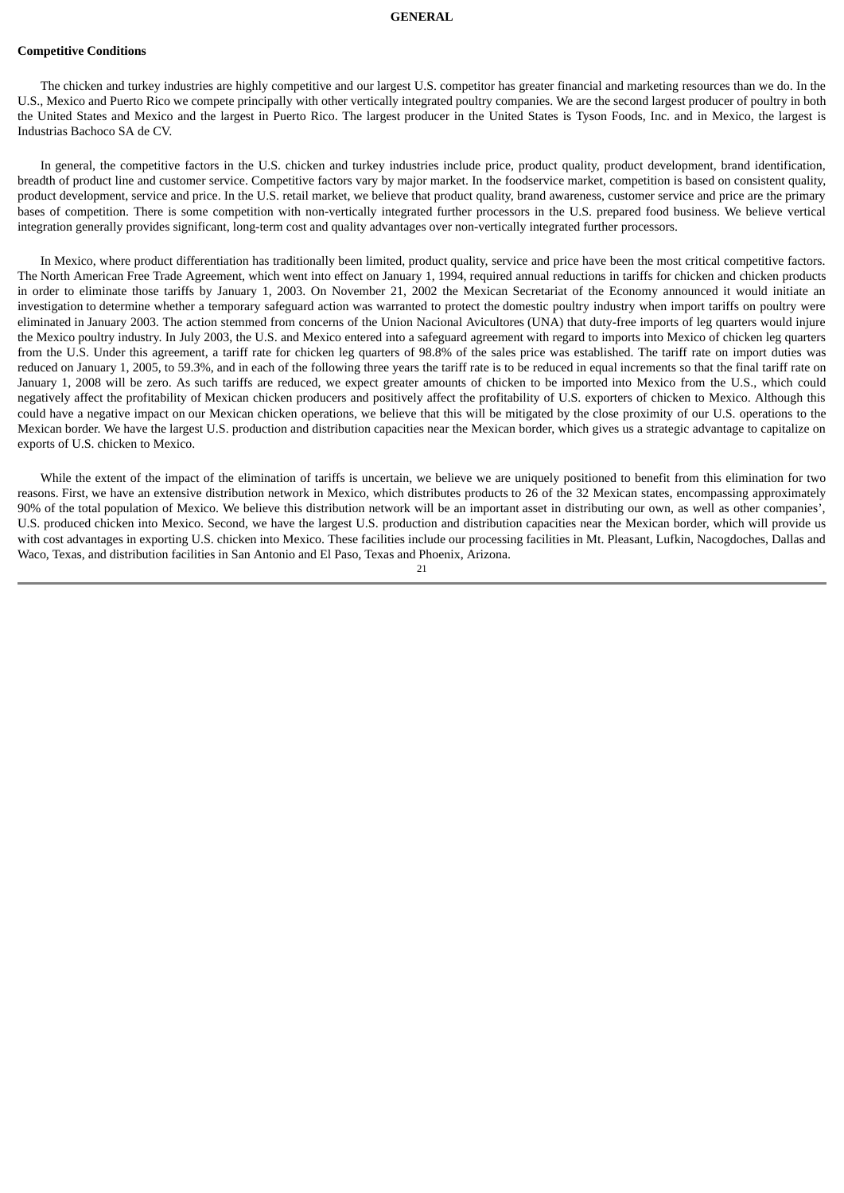# GENERAL

### Competitive Conditions

The chicken and turkey industries are highly competitive and our largest U.S. competitor has greater financial and marketing resources than we do. In the U.S., Mexico and Puerto Rico we compete principally with other vertically integrated poultry companies. We are the second largest producer of poultry in both the United States and Mexico and the largest in Puerto Rico. The largest producer in the United States is Tyson Foods, Inc. and in Mexico, the largest is Industrias Bachoco SA de CV.

In general, the competitive factors in the U.S. chicken and turkey industries include price, product quality, product development, brand identification, breadth of product line and customer service. Competitive factors vary by major market. In the foodservice market, competition is based on consistent quality, product development, service and price. In the U.S. retail market, we believe that product quality, brand awareness, customer service and price are the primary bases of competition. There is some competition with non-vertically integrated further processors in the U.S. prepared food business. We believe vertical integration generally provides significant, long-term cost and quality advantages over non-vertically integrated further processors.

In Mexico, where product differentiation has traditionally been limited, product quality, service and price have been the most critical competitive factors. The North American Free Trade Agreement, which went into effect on January 1, 1994, required annual reductions in tariffs for chicken and chicken products in order to eliminate those tariffs by January 1, 2003. On November 21, 2002 the Mexican Secretariat of the Economy announced it would initiate an investigation to determine whether a temporary safeguard action was warranted to protect the domestic poultry industry when import tariffs on poultry were eliminated in January 2003. The action stemmed from concerns of the Union Nacional Avicultores (UNA) that duty-free imports of leg quarters would injure the Mexico poultry industry. In July 2003, the U.S. and Mexico entered into a safeguard agreement with regard to imports into Mexico of chicken leg quarters from the U.S. Under this agreement, a tariff rate for chicken leg quarters of 98.8% of the sales price was established. The tariff rate on import duties was reduced on January 1, 2005, to 59.3%, and in each of the following three years the tariff rate is to be reduced in equal increments so that the final tariff rate on January 1, 2008 will be zero. As such tariffs are reduced, we expect greater amounts of chicken to be imported into Mexico from the U.S., which could negatively affect the profitability of Mexican chicken producers and positively affect the profitability of U.S. exporters of chicken to Mexico. Although this could have a negative impact on our Mexican chicken operations, we believe that this will be mitigated by the close proximity of our U.S. operations to the Mexican border. We have the largest U.S. production and distribution capacities near the Mexican border, which gives us a strategic advantage to capitalize on exports of U.S. chicken to Mexico.

While the extent of the impact of the elimination of tariffs is uncertain, we believe we are uniquely positioned to benefit from this elimination for two reasons. First, we have an extensive distribution network in Mexico, which distributes products to 26 of the 32 Mexican states, encompassing approximately 90% of the total population of Mexico. We believe this distribution network will be an important asset in distributing our own, as well as other companies', U.S. produced chicken into Mexico. Second, we have the largest U.S. production and distribution capacities near the Mexican border, which will provide us with cost advantages in exporting U.S. chicken into Mexico. These facilities include our processing facilities in Mt. Pleasant, Lufkin, Nacogdoches, Dallas and Waco, Texas, and distribution facilities in San Antonio and El Paso, Texas and Phoenix, Arizona.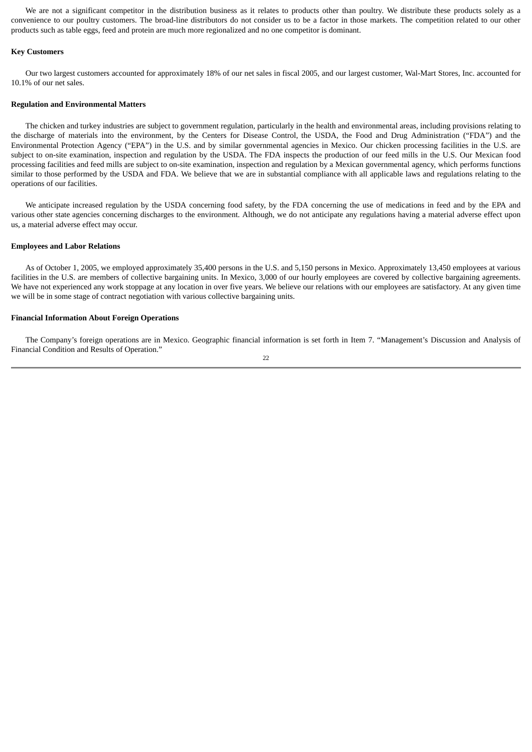We are not a significant competitor in the distribution business as it relates to products other than poultry. We distribute these products solely as a convenience to our poultry customers. The broad-line distributors do not consider us to be a factor in those markets. The competition related to our other products such as table eggs, feed and protein are much more regionalized and no one competitor is dominant.

**Key Customers**

Our two largest customers accounted for approximately 18% of our net sales in fiscal 2005, and our largest customer, Wal-Mart Stores, Inc. accounted for 10.1% of our net sales.

**Regulation and Environmental Matters**

The chicken and turkey industries are subject to government regulation, particularly in the health and environmental areas, including provisions relating to the discharge of materials into the environment, by the Centers for Disease Control, the USDA, the Food and Drug Administration ("FDA") and the Environmental Protection Agency ("EPA") in the U.S. and by similar governmental agencies in Mexico. Our chicken processing facilities in the U.S. are subject to on-site examination, inspection and regulation by the USDA. The FDA inspects the production of our feed mills in the U.S. Our Mexican food processing facilities and feed mills are subject to on-site examination, inspection and regulation by a Mexican governmental agency, which performs functions similar to those performed by the USDA and FDA. We believe that we are in substantial compliance with all applicable laws and regulations relating to the operations of our facilities.

We anticipate increased regulation by the USDA concerning food safety, by the FDA concerning the use of medications in feed and by the EPA and various other state agencies concerning discharges to the environment. Although, we do not anticipate any regulations having a material adverse effect upon us, a material adverse effect may occur.

**Employees and Labor Relations**

As of October 1, 2005, we employed approximately 35,400 persons in the U.S. and 5,150 persons in Mexico. Approximately 13,450 employees at various facilities in the U.S. are members of collective bargaining units. In Mexico, 3,000 of our hourly employees are covered by collective bargaining agreements. We have not experienced any work stoppage at any location in over five years. We believe our relations with our employees are satisfactory. At any given time we will be in some stage of contract negotiation with various collective bargaining units.

**Financial Information About Foreign Operations**

The Company's foreign operations are in Mexico. Geographic financial information is set forth in Item 7. "Management's Discussion and Analysis of Financial Condition and Results of Operation."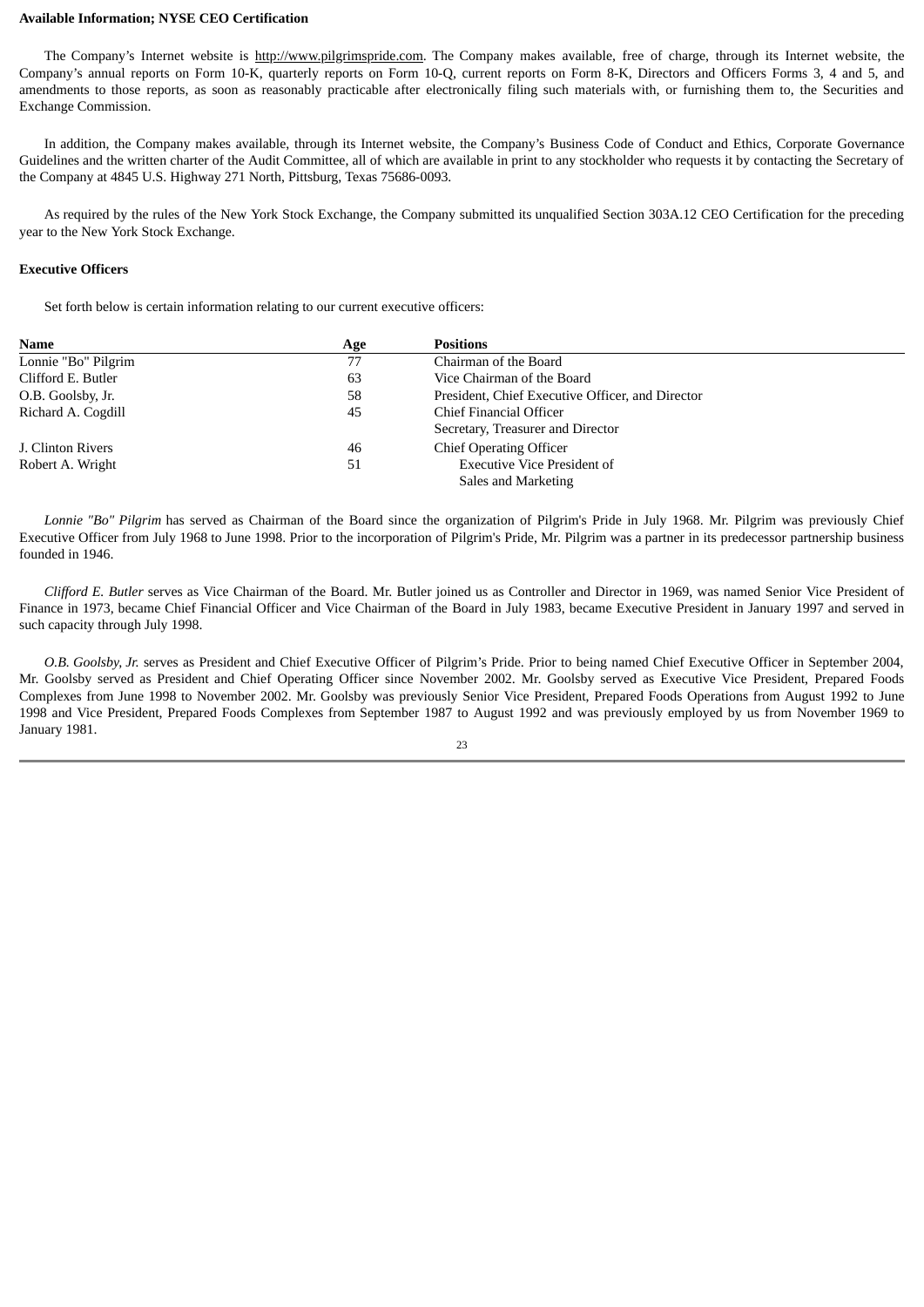**Available Information; NYSE CEO Certification**

The Company's Internet website is http://www.pilgrimspride.com. The Company makes available, free of charge, through its Internet website, the Company's annual reports on Form 10-K, quarterly reports on Form 10-Q, current reports on Form 8-K, Directors and Officers Forms 3, 4 and 5, and amendments to those reports, as soon as reasonably practicable after electronically filing such materials with, or furnishing them to, the Securities and Exchange Commission.

In addition, the Company makes available, through its Internet website, the Company's Business Code of Conduct and Ethics, Corporate Governance Guidelines and the written charter of the Audit Committee, all of which are available in print to any stockholder who requests it by contacting the Secretary of the Company at 4845 U.S. Highway 271 North, Pittsburg, Texas 75686-0093.

As required by the rules of the New York Stock Exchange, the Company submitted its unqualified Section 303A.12 CEO Certification for the preceding year to the New York Stock Exchange.

**Executive Officers**

Set forth below is certain information relating to our current executive officers:

| Name | Age | Positions |
|---|---|---|
| Lonnie "Bo" Pilgrim | 77 | Chairman of the Board |
| Clifford E. Butler | 63 | Vice Chairman of the Board |
| O.B. Goolsby, Jr. | 58 | President, Chief Executive Officer, and Director |
| Richard A. Cogdill | 45 | Chief Financial Officer<br>Secretary, Treasurer and Director |
| J. Clinton Rivers | 46 | Chief Operating Officer |
| Robert A. Wright | 51 | Executive Vice President of<br>Sales and Marketing |

*Lonnie "Bo" Pilgrim* has served as Chairman of the Board since the organization of Pilgrim's Pride in July 1968. Mr. Pilgrim was previously Chief Executive Officer from July 1968 to June 1998. Prior to the incorporation of Pilgrim's Pride, Mr. Pilgrim was a partner in its predecessor partnership business founded in 1946.

*Clifford E. Butler* serves as Vice Chairman of the Board. Mr. Butler joined us as Controller and Director in 1969, was named Senior Vice President of Finance in 1973, became Chief Financial Officer and Vice Chairman of the Board in July 1983, became Executive President in January 1997 and served in such capacity through July 1998.

*O.B. Goolsby, Jr.* serves as President and Chief Executive Officer of Pilgrim's Pride. Prior to being named Chief Executive Officer in September 2004, Mr. Goolsby served as President and Chief Operating Officer since November 2002. Mr. Goolsby served as Executive Vice President, Prepared Foods Complexes from June 1998 to November 2002. Mr. Goolsby was previously Senior Vice President, Prepared Foods Operations from August 1992 to June 1998 and Vice President, Prepared Foods Complexes from September 1987 to August 1992 and was previously employed by us from November 1969 to January 1981.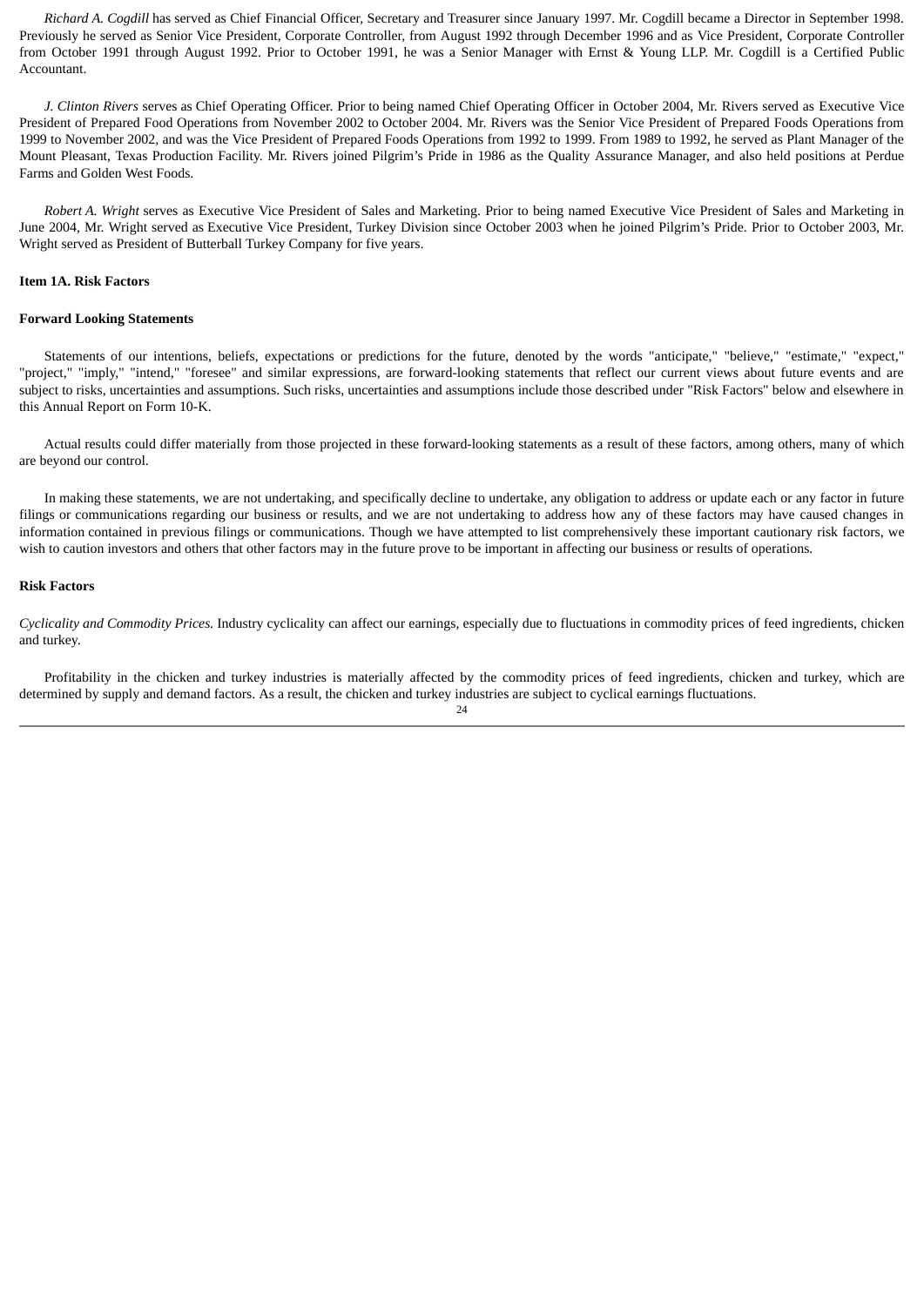*Richard A. Cogdill* has served as Chief Financial Officer, Secretary and Treasurer since January 1997. Mr. Cogdill became a Director in September 1998. Previously he served as Senior Vice President, Corporate Controller, from August 1992 through December 1996 and as Vice President, Corporate Controller from October 1991 through August 1992. Prior to October 1991, he was a Senior Manager with Ernst & Young LLP. Mr. Cogdill is a Certified Public Accountant.

*J. Clinton Rivers* serves as Chief Operating Officer. Prior to being named Chief Operating Officer in October 2004, Mr. Rivers served as Executive Vice President of Prepared Food Operations from November 2002 to October 2004. Mr. Rivers was the Senior Vice President of Prepared Foods Operations from 1999 to November 2002, and was the Vice President of Prepared Foods Operations from 1992 to 1999. From 1989 to 1992, he served as Plant Manager of the Mount Pleasant, Texas Production Facility. Mr. Rivers joined Pilgrim's Pride in 1986 as the Quality Assurance Manager, and also held positions at Perdue Farms and Golden West Foods.

*Robert A. Wright* serves as Executive Vice President of Sales and Marketing. Prior to being named Executive Vice President of Sales and Marketing in June 2004, Mr. Wright served as Executive Vice President, Turkey Division since October 2003 when he joined Pilgrim's Pride. Prior to October 2003, Mr. Wright served as President of Butterball Turkey Company for five years.

## Item 1A. Risk Factors

### Forward Looking Statements

Statements of our intentions, beliefs, expectations or predictions for the future, denoted by the words "anticipate," "believe," "estimate," "expect," "project," "imply," "intend," "foresee" and similar expressions, are forward-looking statements that reflect our current views about future events and are subject to risks, uncertainties and assumptions. Such risks, uncertainties and assumptions include those described under "Risk Factors" below and elsewhere in this Annual Report on Form 10-K.

Actual results could differ materially from those projected in these forward-looking statements as a result of these factors, among others, many of which are beyond our control.

In making these statements, we are not undertaking, and specifically decline to undertake, any obligation to address or update each or any factor in future filings or communications regarding our business or results, and we are not undertaking to address how any of these factors may have caused changes in information contained in previous filings or communications. Though we have attempted to list comprehensively these important cautionary risk factors, we wish to caution investors and others that other factors may in the future prove to be important in affecting our business or results of operations.

### Risk Factors

*Cyclicality and Commodity Prices.* Industry cyclicality can affect our earnings, especially due to fluctuations in commodity prices of feed ingredients, chicken and turkey.

Profitability in the chicken and turkey industries is materially affected by the commodity prices of feed ingredients, chicken and turkey, which are determined by supply and demand factors. As a result, the chicken and turkey industries are subject to cyclical earnings fluctuations.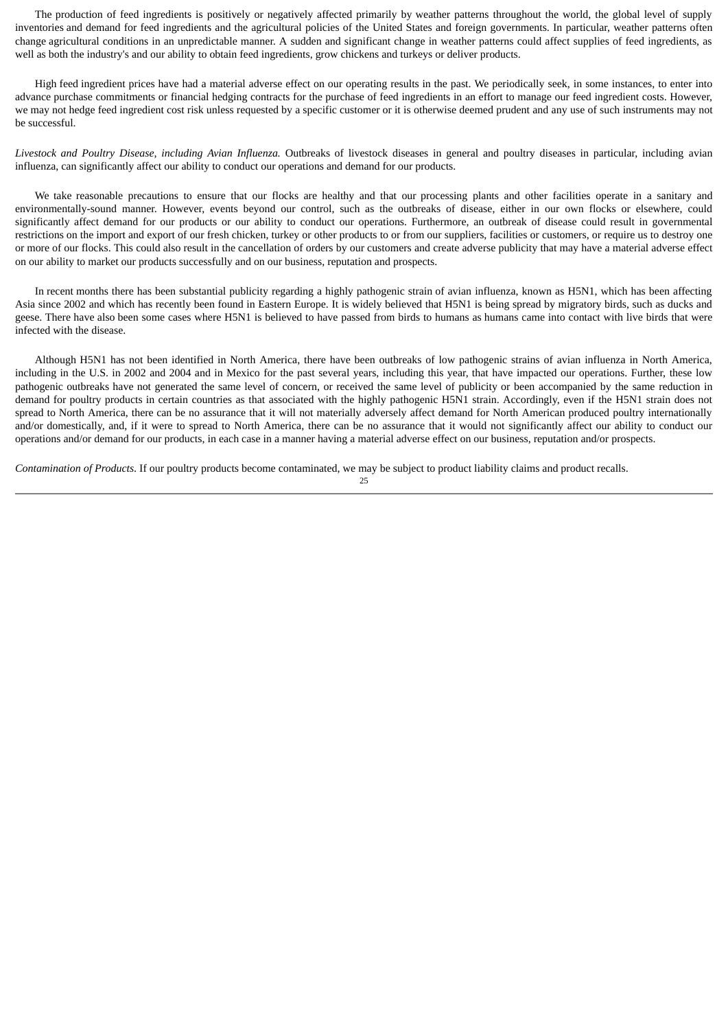The production of feed ingredients is positively or negatively affected primarily by weather patterns throughout the world, the global level of supply inventories and demand for feed ingredients and the agricultural policies of the United States and foreign governments. In particular, weather patterns often change agricultural conditions in an unpredictable manner. A sudden and significant change in weather patterns could affect supplies of feed ingredients, as well as both the industry's and our ability to obtain feed ingredients, grow chickens and turkeys or deliver products.

High feed ingredient prices have had a material adverse effect on our operating results in the past. We periodically seek, in some instances, to enter into advance purchase commitments or financial hedging contracts for the purchase of feed ingredients in an effort to manage our feed ingredient costs. However, we may not hedge feed ingredient cost risk unless requested by a specific customer or it is otherwise deemed prudent and any use of such instruments may not be successful.

*Livestock and Poultry Disease, including Avian Influenza.* Outbreaks of livestock diseases in general and poultry diseases in particular, including avian influenza, can significantly affect our ability to conduct our operations and demand for our products.

We take reasonable precautions to ensure that our flocks are healthy and that our processing plants and other facilities operate in a sanitary and environmentally-sound manner. However, events beyond our control, such as the outbreaks of disease, either in our own flocks or elsewhere, could significantly affect demand for our products or our ability to conduct our operations. Furthermore, an outbreak of disease could result in governmental restrictions on the import and export of our fresh chicken, turkey or other products to or from our suppliers, facilities or customers, or require us to destroy one or more of our flocks. This could also result in the cancellation of orders by our customers and create adverse publicity that may have a material adverse effect on our ability to market our products successfully and on our business, reputation and prospects.

In recent months there has been substantial publicity regarding a highly pathogenic strain of avian influenza, known as H5N1, which has been affecting Asia since 2002 and which has recently been found in Eastern Europe. It is widely believed that H5N1 is being spread by migratory birds, such as ducks and geese. There have also been some cases where H5N1 is believed to have passed from birds to humans as humans came into contact with live birds that were infected with the disease.

Although H5N1 has not been identified in North America, there have been outbreaks of low pathogenic strains of avian influenza in North America, including in the U.S. in 2002 and 2004 and in Mexico for the past several years, including this year, that have impacted our operations. Further, these low pathogenic outbreaks have not generated the same level of concern, or received the same level of publicity or been accompanied by the same reduction in demand for poultry products in certain countries as that associated with the highly pathogenic H5N1 strain. Accordingly, even if the H5N1 strain does not spread to North America, there can be no assurance that it will not materially adversely affect demand for North American produced poultry internationally and/or domestically, and, if it were to spread to North America, there can be no assurance that it would not significantly affect our ability to conduct our operations and/or demand for our products, in each case in a manner having a material adverse effect on our business, reputation and/or prospects.

*Contamination of Products*. If our poultry products become contaminated, we may be subject to product liability claims and product recalls.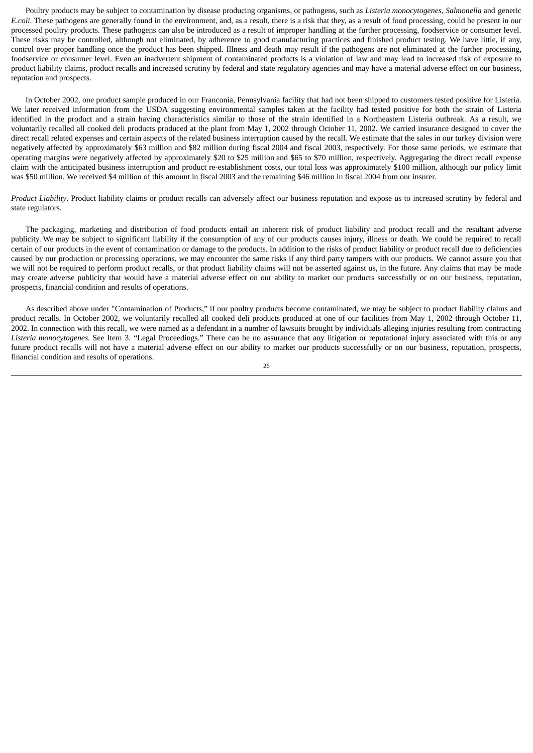Poultry products may be subject to contamination by disease producing organisms, or pathogens, such as *Listeria monocytogenes*, *Salmonella* and generic *E.coli*. These pathogens are generally found in the environment, and, as a result, there is a risk that they, as a result of food processing, could be present in our processed poultry products. These pathogens can also be introduced as a result of improper handling at the further processing, foodservice or consumer level. These risks may be controlled, although not eliminated, by adherence to good manufacturing practices and finished product testing. We have little, if any, control over proper handling once the product has been shipped. Illness and death may result if the pathogens are not eliminated at the further processing, foodservice or consumer level. Even an inadvertent shipment of contaminated products is a violation of law and may lead to increased risk of exposure to product liability claims, product recalls and increased scrutiny by federal and state regulatory agencies and may have a material adverse effect on our business, reputation and prospects.

In October 2002, one product sample produced in our Franconia, Pennsylvania facility that had not been shipped to customers tested positive for Listeria. We later received information from the USDA suggesting environmental samples taken at the facility had tested positive for both the strain of Listeria identified in the product and a strain having characteristics similar to those of the strain identified in a Northeastern Listeria outbreak. As a result, we voluntarily recalled all cooked deli products produced at the plant from May 1, 2002 through October 11, 2002. We carried insurance designed to cover the direct recall related expenses and certain aspects of the related business interruption caused by the recall. We estimate that the sales in our turkey division were negatively affected by approximately $63 million and $82 million during fiscal 2004 and fiscal 2003, respectively. For those same periods, we estimate that operating margins were negatively affected by approximately $20 to $25 million and $65 to $70 million, respectively. Aggregating the direct recall expense claim with the anticipated business interruption and product re-establishment costs, our total loss was approximately $100 million, although our policy limit was $50 million. We received $4 million of this amount in fiscal 2003 and the remaining $46 million in fiscal 2004 from our insurer.

*Product Liability*. Product liability claims or product recalls can adversely affect our business reputation and expose us to increased scrutiny by federal and state regulators.

The packaging, marketing and distribution of food products entail an inherent risk of product liability and product recall and the resultant adverse publicity. We may be subject to significant liability if the consumption of any of our products causes injury, illness or death. We could be required to recall certain of our products in the event of contamination or damage to the products. In addition to the risks of product liability or product recall due to deficiencies caused by our production or processing operations, we may encounter the same risks if any third party tampers with our products. We cannot assure you that we will not be required to perform product recalls, or that product liability claims will not be asserted against us, in the future. Any claims that may be made may create adverse publicity that would have a material adverse effect on our ability to market our products successfully or on our business, reputation, prospects, financial condition and results of operations.

As described above under "Contamination of Products," if our poultry products become contaminated, we may be subject to product liability claims and product recalls. In October 2002, we voluntarily recalled all cooked deli products produced at one of our facilities from May 1, 2002 through October 11, 2002. In connection with this recall, we were named as a defendant in a number of lawsuits brought by individuals alleging injuries resulting from contracting *Listeria monocytogenes*. See Item 3. "Legal Proceedings." There can be no assurance that any litigation or reputational injury associated with this or any future product recalls will not have a material adverse effect on our ability to market our products successfully or on our business, reputation, prospects, financial condition and results of operations.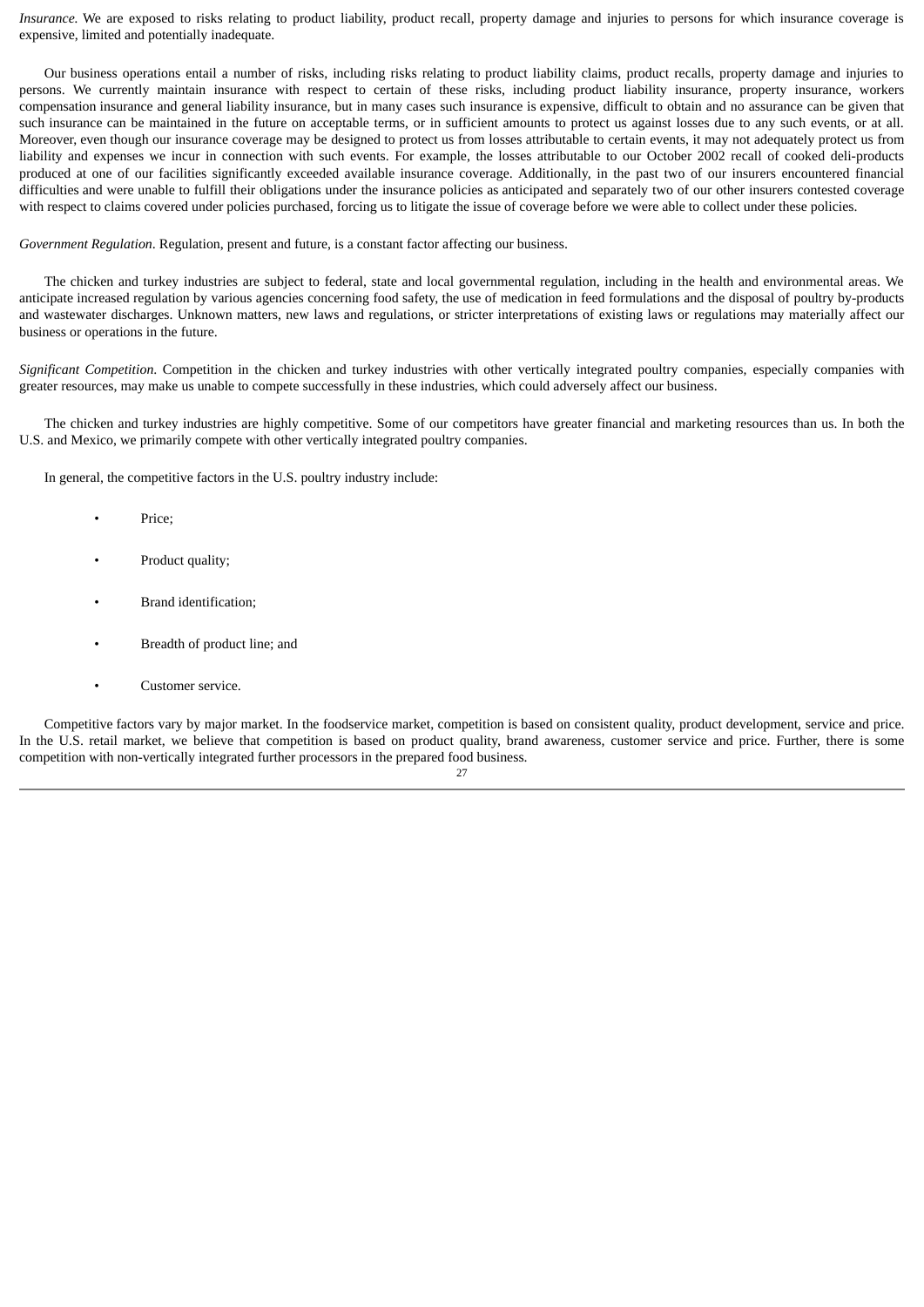*Insurance.* We are exposed to risks relating to product liability, product recall, property damage and injuries to persons for which insurance coverage is expensive, limited and potentially inadequate.

Our business operations entail a number of risks, including risks relating to product liability claims, product recalls, property damage and injuries to persons. We currently maintain insurance with respect to certain of these risks, including product liability insurance, property insurance, workers compensation insurance and general liability insurance, but in many cases such insurance is expensive, difficult to obtain and no assurance can be given that such insurance can be maintained in the future on acceptable terms, or in sufficient amounts to protect us against losses due to any such events, or at all. Moreover, even though our insurance coverage may be designed to protect us from losses attributable to certain events, it may not adequately protect us from liability and expenses we incur in connection with such events. For example, the losses attributable to our October 2002 recall of cooked deli-products produced at one of our facilities significantly exceeded available insurance coverage. Additionally, in the past two of our insurers encountered financial difficulties and were unable to fulfill their obligations under the insurance policies as anticipated and separately two of our other insurers contested coverage with respect to claims covered under policies purchased, forcing us to litigate the issue of coverage before we were able to collect under these policies.

*Government Regulation*. Regulation, present and future, is a constant factor affecting our business.

The chicken and turkey industries are subject to federal, state and local governmental regulation, including in the health and environmental areas. We anticipate increased regulation by various agencies concerning food safety, the use of medication in feed formulations and the disposal of poultry by-products and wastewater discharges. Unknown matters, new laws and regulations, or stricter interpretations of existing laws or regulations may materially affect our business or operations in the future.

*Significant Competition*. Competition in the chicken and turkey industries with other vertically integrated poultry companies, especially companies with greater resources, may make us unable to compete successfully in these industries, which could adversely affect our business.

The chicken and turkey industries are highly competitive. Some of our competitors have greater financial and marketing resources than us. In both the U.S. and Mexico, we primarily compete with other vertically integrated poultry companies.

In general, the competitive factors in the U.S. poultry industry include:

- Price;
- Product quality;
- Brand identification;
- Breadth of product line; and
- Customer service.

Competitive factors vary by major market. In the foodservice market, competition is based on consistent quality, product development, service and price. In the U.S. retail market, we believe that competition is based on product quality, brand awareness, customer service and price. Further, there is some competition with non-vertically integrated further processors in the prepared food business.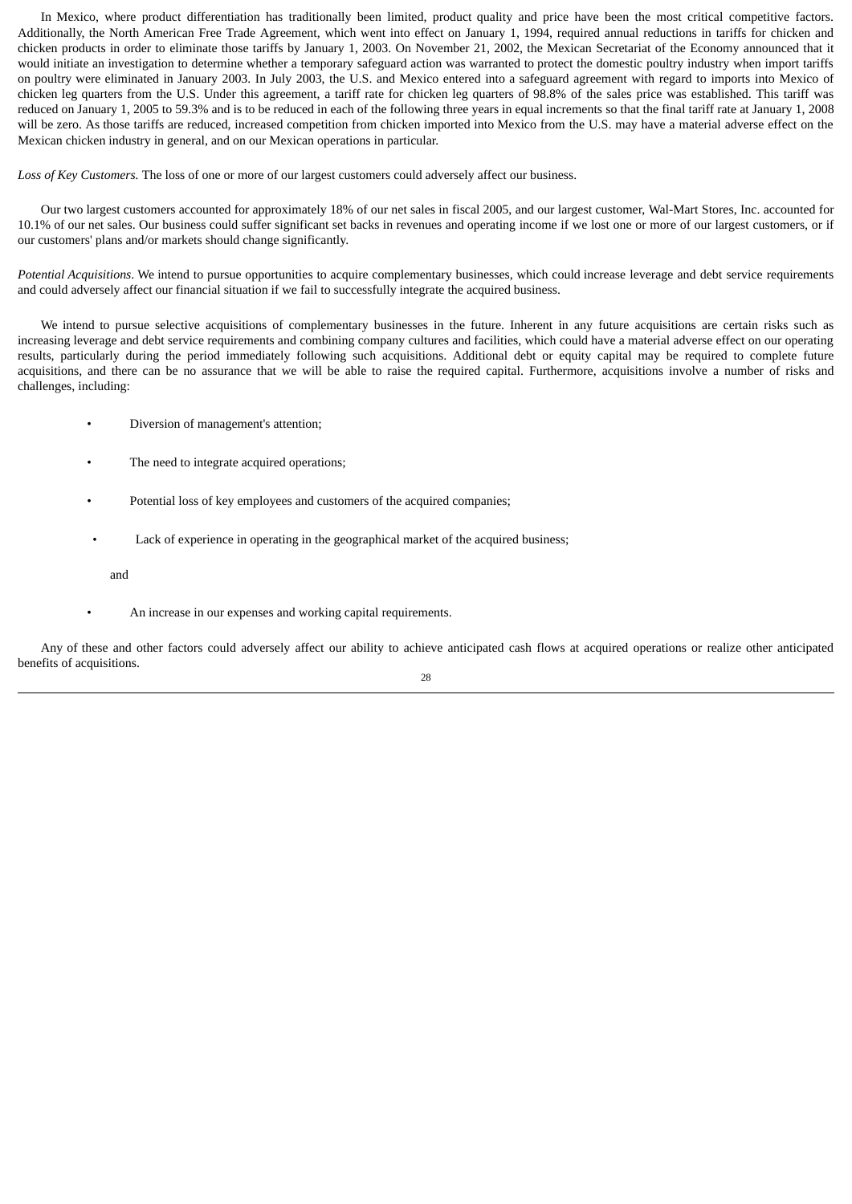In Mexico, where product differentiation has traditionally been limited, product quality and price have been the most critical competitive factors. Additionally, the North American Free Trade Agreement, which went into effect on January 1, 1994, required annual reductions in tariffs for chicken and chicken products in order to eliminate those tariffs by January 1, 2003. On November 21, 2002, the Mexican Secretariat of the Economy announced that it would initiate an investigation to determine whether a temporary safeguard action was warranted to protect the domestic poultry industry when import tariffs on poultry were eliminated in January 2003. In July 2003, the U.S. and Mexico entered into a safeguard agreement with regard to imports into Mexico of chicken leg quarters from the U.S. Under this agreement, a tariff rate for chicken leg quarters of 98.8% of the sales price was established. This tariff was reduced on January 1, 2005 to 59.3% and is to be reduced in each of the following three years in equal increments so that the final tariff rate at January 1, 2008 will be zero. As those tariffs are reduced, increased competition from chicken imported into Mexico from the U.S. may have a material adverse effect on the Mexican chicken industry in general, and on our Mexican operations in particular.

*Loss of Key Customers.* The loss of one or more of our largest customers could adversely affect our business.

Our two largest customers accounted for approximately 18% of our net sales in fiscal 2005, and our largest customer, Wal-Mart Stores, Inc. accounted for 10.1% of our net sales. Our business could suffer significant set backs in revenues and operating income if we lost one or more of our largest customers, or if our customers' plans and/or markets should change significantly.

*Potential Acquisitions*. We intend to pursue opportunities to acquire complementary businesses, which could increase leverage and debt service requirements and could adversely affect our financial situation if we fail to successfully integrate the acquired business.

We intend to pursue selective acquisitions of complementary businesses in the future. Inherent in any future acquisitions are certain risks such as increasing leverage and debt service requirements and combining company cultures and facilities, which could have a material adverse effect on our operating results, particularly during the period immediately following such acquisitions. Additional debt or equity capital may be required to complete future acquisitions, and there can be no assurance that we will be able to raise the required capital. Furthermore, acquisitions involve a number of risks and challenges, including:

- Diversion of management's attention;
- The need to integrate acquired operations;
- Potential loss of key employees and customers of the acquired companies;
- Lack of experience in operating in the geographical market of the acquired business;

and

- An increase in our expenses and working capital requirements.

Any of these and other factors could adversely affect our ability to achieve anticipated cash flows at acquired operations or realize other anticipated benefits of acquisitions.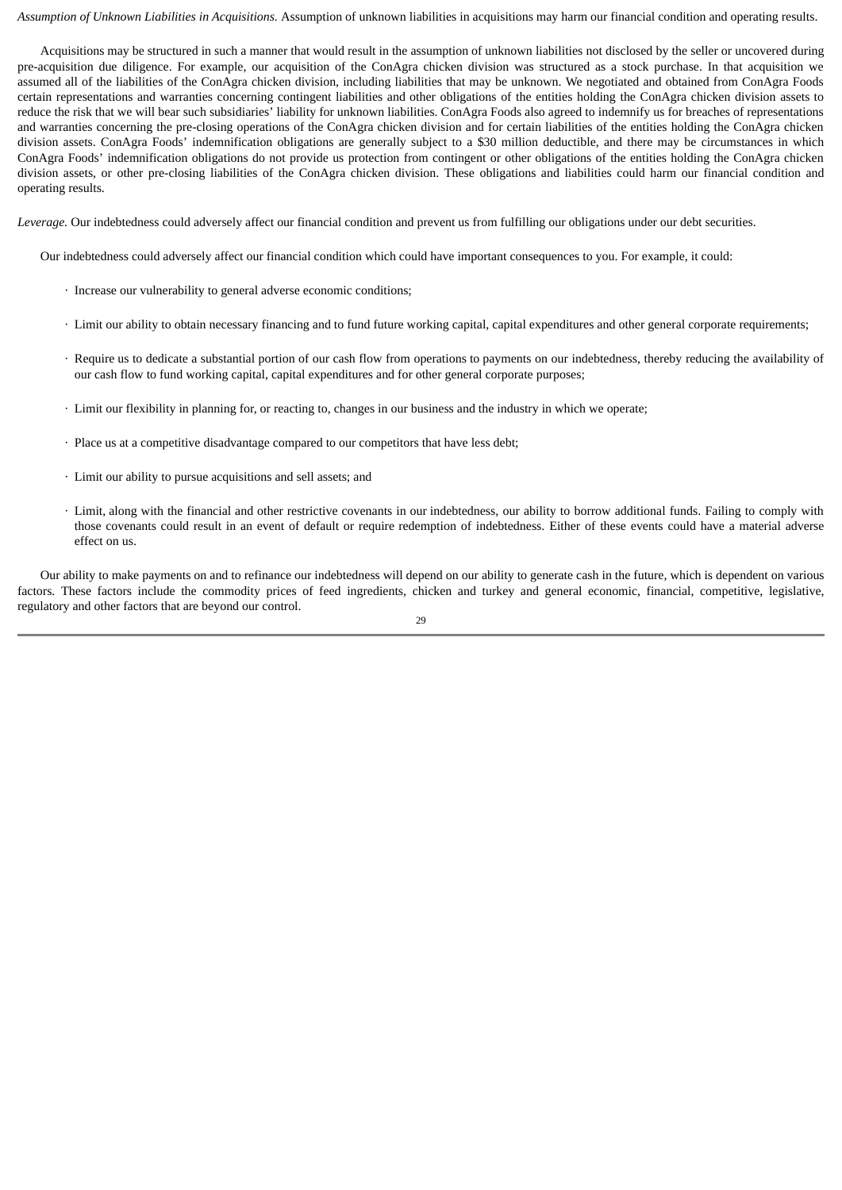*Assumption of Unknown Liabilities in Acquisitions.* Assumption of unknown liabilities in acquisitions may harm our financial condition and operating results.

Acquisitions may be structured in such a manner that would result in the assumption of unknown liabilities not disclosed by the seller or uncovered during pre-acquisition due diligence. For example, our acquisition of the ConAgra chicken division was structured as a stock purchase. In that acquisition we assumed all of the liabilities of the ConAgra chicken division, including liabilities that may be unknown. We negotiated and obtained from ConAgra Foods certain representations and warranties concerning contingent liabilities and other obligations of the entities holding the ConAgra chicken division assets to reduce the risk that we will bear such subsidiaries' liability for unknown liabilities. ConAgra Foods also agreed to indemnify us for breaches of representations and warranties concerning the pre-closing operations of the ConAgra chicken division and for certain liabilities of the entities holding the ConAgra chicken division assets. ConAgra Foods' indemnification obligations are generally subject to a $30 million deductible, and there may be circumstances in which ConAgra Foods' indemnification obligations do not provide us protection from contingent or other obligations of the entities holding the ConAgra chicken division assets, or other pre-closing liabilities of the ConAgra chicken division. These obligations and liabilities could harm our financial condition and operating results.

*Leverage.* Our indebtedness could adversely affect our financial condition and prevent us from fulfilling our obligations under our debt securities.

Our indebtedness could adversely affect our financial condition which could have important consequences to you. For example, it could:

- Increase our vulnerability to general adverse economic conditions;
- Limit our ability to obtain necessary financing and to fund future working capital, capital expenditures and other general corporate requirements;
- Require us to dedicate a substantial portion of our cash flow from operations to payments on our indebtedness, thereby reducing the availability of our cash flow to fund working capital, capital expenditures and for other general corporate purposes;
- Limit our flexibility in planning for, or reacting to, changes in our business and the industry in which we operate;
- Place us at a competitive disadvantage compared to our competitors that have less debt;
- Limit our ability to pursue acquisitions and sell assets; and
- Limit, along with the financial and other restrictive covenants in our indebtedness, our ability to borrow additional funds. Failing to comply with those covenants could result in an event of default or require redemption of indebtedness. Either of these events could have a material adverse effect on us.

Our ability to make payments on and to refinance our indebtedness will depend on our ability to generate cash in the future, which is dependent on various factors. These factors include the commodity prices of feed ingredients, chicken and turkey and general economic, financial, competitive, legislative, regulatory and other factors that are beyond our control.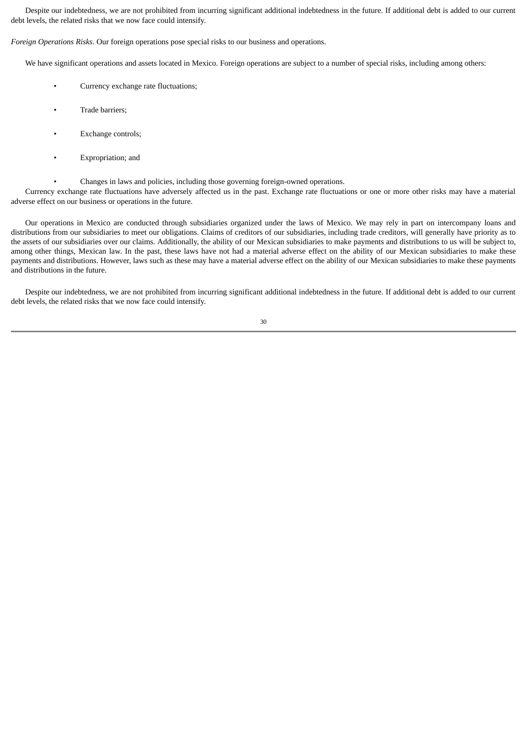Despite our indebtedness, we are not prohibited from incurring significant additional indebtedness in the future. If additional debt is added to our current debt levels, the related risks that we now face could intensify.

*Foreign Operations Risks*. Our foreign operations pose special risks to our business and operations.

We have significant operations and assets located in Mexico. Foreign operations are subject to a number of special risks, including among others:

- Currency exchange rate fluctuations;
- Trade barriers;
- Exchange controls;
- Expropriation; and
- Changes in laws and policies, including those governing foreign-owned operations.

Currency exchange rate fluctuations have adversely affected us in the past. Exchange rate fluctuations or one or more other risks may have a material adverse effect on our business or operations in the future.

Our operations in Mexico are conducted through subsidiaries organized under the laws of Mexico. We may rely in part on intercompany loans and distributions from our subsidiaries to meet our obligations. Claims of creditors of our subsidiaries, including trade creditors, will generally have priority as to the assets of our subsidiaries over our claims. Additionally, the ability of our Mexican subsidiaries to make payments and distributions to us will be subject to, among other things, Mexican law. In the past, these laws have not had a material adverse effect on the ability of our Mexican subsidiaries to make these payments and distributions. However, laws such as these may have a material adverse effect on the ability of our Mexican subsidiaries to make these payments and distributions in the future.

Despite our indebtedness, we are not prohibited from incurring significant additional indebtedness in the future. If additional debt is added to our current debt levels, the related risks that we now face could intensify.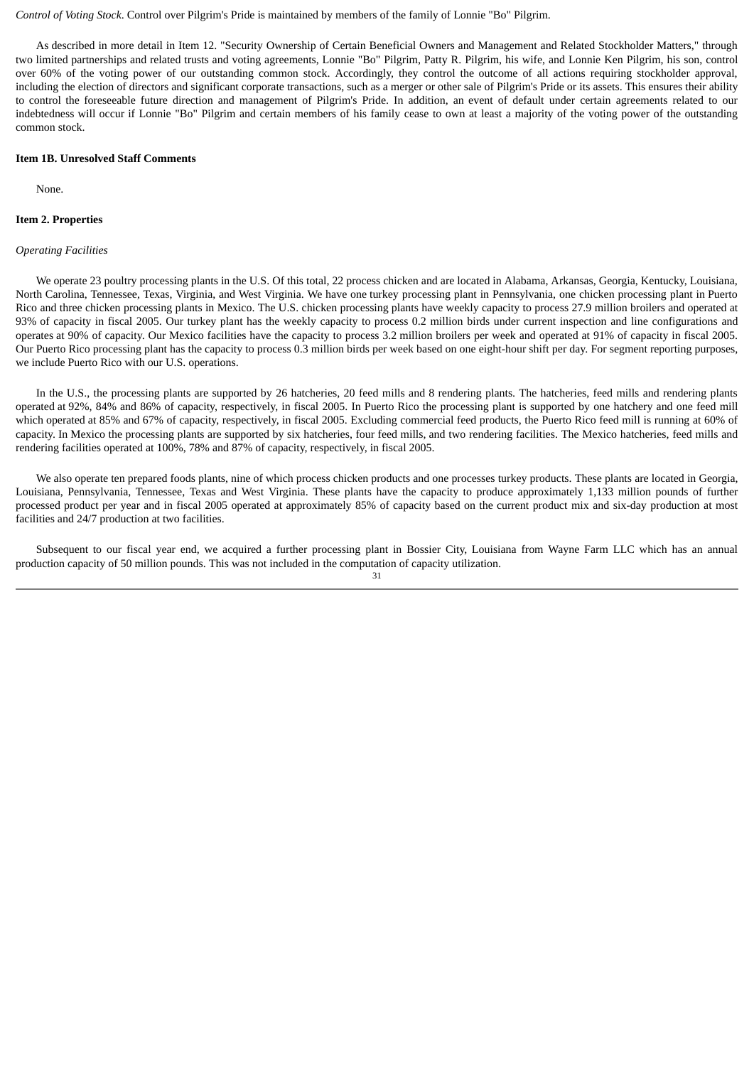*Control of Voting Stock*. Control over Pilgrim's Pride is maintained by members of the family of Lonnie "Bo" Pilgrim.

As described in more detail in Item 12. "Security Ownership of Certain Beneficial Owners and Management and Related Stockholder Matters," through two limited partnerships and related trusts and voting agreements, Lonnie "Bo" Pilgrim, Patty R. Pilgrim, his wife, and Lonnie Ken Pilgrim, his son, control over 60% of the voting power of our outstanding common stock. Accordingly, they control the outcome of all actions requiring stockholder approval, including the election of directors and significant corporate transactions, such as a merger or other sale of Pilgrim's Pride or its assets. This ensures their ability to control the foreseeable future direction and management of Pilgrim's Pride. In addition, an event of default under certain agreements related to our indebtedness will occur if Lonnie "Bo" Pilgrim and certain members of his family cease to own at least a majority of the voting power of the outstanding common stock.

**Item 1B. Unresolved Staff Comments**

None.

**Item 2. Properties**

*Operating Facilities*

We operate 23 poultry processing plants in the U.S. Of this total, 22 process chicken and are located in Alabama, Arkansas, Georgia, Kentucky, Louisiana, North Carolina, Tennessee, Texas, Virginia, and West Virginia. We have one turkey processing plant in Pennsylvania, one chicken processing plant in Puerto Rico and three chicken processing plants in Mexico. The U.S. chicken processing plants have weekly capacity to process 27.9 million broilers and operated at 93% of capacity in fiscal 2005. Our turkey plant has the weekly capacity to process 0.2 million birds under current inspection and line configurations and operates at 90% of capacity. Our Mexico facilities have the capacity to process 3.2 million broilers per week and operated at 91% of capacity in fiscal 2005. Our Puerto Rico processing plant has the capacity to process 0.3 million birds per week based on one eight-hour shift per day. For segment reporting purposes, we include Puerto Rico with our U.S. operations.

In the U.S., the processing plants are supported by 26 hatcheries, 20 feed mills and 8 rendering plants. The hatcheries, feed mills and rendering plants operated at 92%, 84% and 86% of capacity, respectively, in fiscal 2005. In Puerto Rico the processing plant is supported by one hatchery and one feed mill which operated at 85% and 67% of capacity, respectively, in fiscal 2005. Excluding commercial feed products, the Puerto Rico feed mill is running at 60% of capacity. In Mexico the processing plants are supported by six hatcheries, four feed mills, and two rendering facilities. The Mexico hatcheries, feed mills and rendering facilities operated at 100%, 78% and 87% of capacity, respectively, in fiscal 2005.

We also operate ten prepared foods plants, nine of which process chicken products and one processes turkey products. These plants are located in Georgia, Louisiana, Pennsylvania, Tennessee, Texas and West Virginia. These plants have the capacity to produce approximately 1,133 million pounds of further processed product per year and in fiscal 2005 operated at approximately 85% of capacity based on the current product mix and six-day production at most facilities and 24/7 production at two facilities.

Subsequent to our fiscal year end, we acquired a further processing plant in Bossier City, Louisiana from Wayne Farm LLC which has an annual production capacity of 50 million pounds. This was not included in the computation of capacity utilization.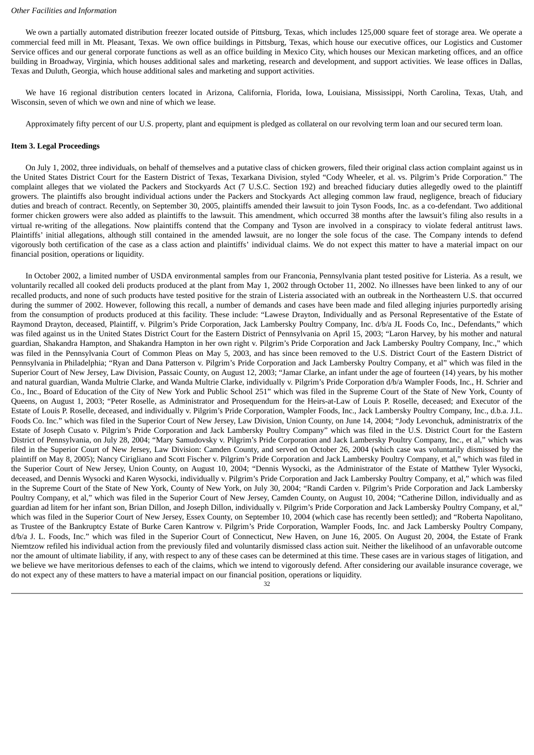*Other Facilities and Information*

We own a partially automated distribution freezer located outside of Pittsburg, Texas, which includes 125,000 square feet of storage area. We operate a commercial feed mill in Mt. Pleasant, Texas. We own office buildings in Pittsburg, Texas, which house our executive offices, our Logistics and Customer Service offices and our general corporate functions as well as an office building in Mexico City, which houses our Mexican marketing offices, and an office building in Broadway, Virginia, which houses additional sales and marketing, research and development, and support activities. We lease offices in Dallas, Texas and Duluth, Georgia, which house additional sales and marketing and support activities.

We have 16 regional distribution centers located in Arizona, California, Florida, Iowa, Louisiana, Mississippi, North Carolina, Texas, Utah, and Wisconsin, seven of which we own and nine of which we lease.

Approximately fifty percent of our U.S. property, plant and equipment is pledged as collateral on our revolving term loan and our secured term loan.

**Item 3. Legal Proceedings**

On July 1, 2002, three individuals, on behalf of themselves and a putative class of chicken growers, filed their original class action complaint against us in the United States District Court for the Eastern District of Texas, Texarkana Division, styled "Cody Wheeler, et al. vs. Pilgrim's Pride Corporation." The complaint alleges that we violated the Packers and Stockyards Act (7 U.S.C. Section 192) and breached fiduciary duties allegedly owed to the plaintiff growers. The plaintiffs also brought individual actions under the Packers and Stockyards Act alleging common law fraud, negligence, breach of fiduciary duties and breach of contract. Recently, on September 30, 2005, plaintiffs amended their lawsuit to join Tyson Foods, Inc. as a co-defendant. Two additional former chicken growers were also added as plaintiffs to the lawsuit. This amendment, which occurred 38 months after the lawsuit's filing also results in a virtual re-writing of the allegations. Now plaintiffs contend that the Company and Tyson are involved in a conspiracy to violate federal antitrust laws. Plaintiffs' initial allegations, although still contained in the amended lawsuit, are no longer the sole focus of the case. The Company intends to defend vigorously both certification of the case as a class action and plaintiffs' individual claims. We do not expect this matter to have a material impact on our financial position, operations or liquidity.

In October 2002, a limited number of USDA environmental samples from our Franconia, Pennsylvania plant tested positive for Listeria. As a result, we voluntarily recalled all cooked deli products produced at the plant from May 1, 2002 through October 11, 2002. No illnesses have been linked to any of our recalled products, and none of such products have tested positive for the strain of Listeria associated with an outbreak in the Northeastern U.S. that occurred during the summer of 2002. However, following this recall, a number of demands and cases have been made and filed alleging injuries purportedly arising from the consumption of products produced at this facility. These include: "Lawese Drayton, Individually and as Personal Representative of the Estate of Raymond Drayton, deceased, Plaintiff, v. Pilgrim's Pride Corporation, Jack Lambersky Poultry Company, Inc. d/b/a JL Foods Co, Inc., Defendants," which was filed against us in the United States District Court for the Eastern District of Pennsylvania on April 15, 2003; "Laron Harvey, by his mother and natural guardian, Shakandra Hampton, and Shakandra Hampton in her own right v. Pilgrim's Pride Corporation and Jack Lambersky Poultry Company, Inc.," which was filed in the Pennsylvania Court of Common Pleas on May 5, 2003, and has since been removed to the U.S. District Court of the Eastern District of Pennsylvania in Philadelphia; "Ryan and Dana Patterson v. Pilgrim's Pride Corporation and Jack Lambersky Poultry Company, et al" which was filed in the Superior Court of New Jersey, Law Division, Passaic County, on August 12, 2003; "Jamar Clarke, an infant under the age of fourteen (14) years, by his mother and natural guardian, Wanda Multrie Clarke, and Wanda Multrie Clarke, individually v. Pilgrim's Pride Corporation d/b/a Wampler Foods, Inc., H. Schrier and Co., Inc., Board of Education of the City of New York and Public School 251" which was filed in the Supreme Court of the State of New York, County of Queens, on August 1, 2003; "Peter Roselle, as Administrator and Prosequendum for the Heirs-at-Law of Louis P. Roselle, deceased; and Executor of the Estate of Louis P. Roselle, deceased, and individually v. Pilgrim's Pride Corporation, Wampler Foods, Inc., Jack Lambersky Poultry Company, Inc., d.b.a. J.L. Foods Co. Inc." which was filed in the Superior Court of New Jersey, Law Division, Union County, on June 14, 2004; "Jody Levonchuk, administratrix of the Estate of Joseph Cusato v. Pilgrim's Pride Corporation and Jack Lambersky Poultry Company" which was filed in the U.S. District Court for the Eastern District of Pennsylvania, on July 28, 2004; "Mary Samudovsky v. Pilgrim's Pride Corporation and Jack Lambersky Poultry Company, Inc., et al," which was filed in the Superior Court of New Jersey, Law Division: Camden County, and served on October 26, 2004 (which case was voluntarily dismissed by the plaintiff on May 8, 2005); Nancy Cirigliano and Scott Fischer v. Pilgrim's Pride Corporation and Jack Lambersky Poultry Company, et al," which was filed in the Superior Court of New Jersey, Union County, on August 10, 2004; "Dennis Wysocki, as the Administrator of the Estate of Matthew Tyler Wysocki, deceased, and Dennis Wysocki and Karen Wysocki, individually v. Pilgrim's Pride Corporation and Jack Lambersky Poultry Company, et al," which was filed in the Supreme Court of the State of New York, County of New York, on July 30, 2004; "Randi Carden v. Pilgrim's Pride Corporation and Jack Lambersky Poultry Company, et al," which was filed in the Superior Court of New Jersey, Camden County, on August 10, 2004; "Catherine Dillon, individually and as guardian ad litem for her infant son, Brian Dillon, and Joseph Dillon, individually v. Pilgrim's Pride Corporation and Jack Lambersky Poultry Company, et al," which was filed in the Superior Court of New Jersey, Essex County, on September 10, 2004 (which case has recently been settled); and "Roberta Napolitano, as Trustee of the Bankruptcy Estate of Burke Caren Kantrow v. Pilgrim's Pride Corporation, Wampler Foods, Inc. and Jack Lambersky Poultry Company, d/b/a J. L. Foods, Inc." which was filed in the Superior Court of Connecticut, New Haven, on June 16, 2005. On August 20, 2004, the Estate of Frank Niemtzow refiled his individual action from the previously filed and voluntarily dismissed class action suit. Neither the likelihood of an unfavorable outcome nor the amount of ultimate liability, if any, with respect to any of these cases can be determined at this time. These cases are in various stages of litigation, and we believe we have meritorious defenses to each of the claims, which we intend to vigorously defend. After considering our available insurance coverage, we do not expect any of these matters to have a material impact on our financial position, operations or liquidity.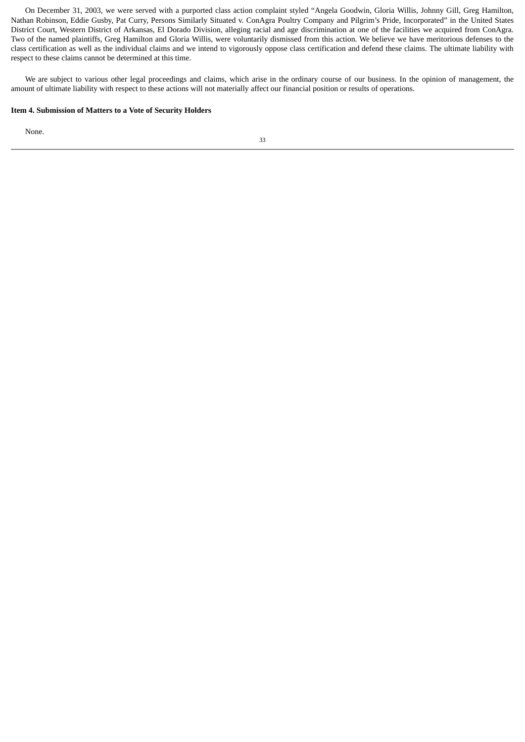On December 31, 2003, we were served with a purported class action complaint styled "Angela Goodwin, Gloria Willis, Johnny Gill, Greg Hamilton, Nathan Robinson, Eddie Gusby, Pat Curry, Persons Similarly Situated v. ConAgra Poultry Company and Pilgrim's Pride, Incorporated" in the United States District Court, Western District of Arkansas, El Dorado Division, alleging racial and age discrimination at one of the facilities we acquired from ConAgra. Two of the named plaintiffs, Greg Hamilton and Gloria Willis, were voluntarily dismissed from this action. We believe we have meritorious defenses to the class certification as well as the individual claims and we intend to vigorously oppose class certification and defend these claims. The ultimate liability with respect to these claims cannot be determined at this time.

We are subject to various other legal proceedings and claims, which arise in the ordinary course of our business. In the opinion of management, the amount of ultimate liability with respect to these actions will not materially affect our financial position or results of operations.

**Item 4. Submission of Matters to a Vote of Security Holders**

None.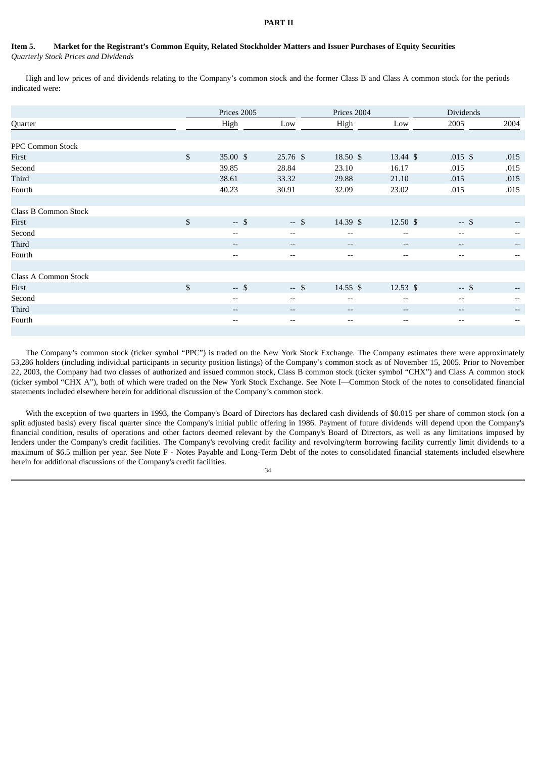**PART II**

**Item 5. Market for the Registrant's Common Equity, Related Stockholder Matters and Issuer Purchases of Equity Securities**

*Quarterly Stock Prices and Dividends*

High and low prices of and dividends relating to the Company's common stock and the former Class B and Class A common stock for the periods indicated were:

| | Prices 2005 | | Prices 2004 | | Dividends | |
|---|---|---|---|---|---|---|
| Quarter | High | Low | High | Low | 2005 | 2004 |
| PPC Common Stock | | | | | | |
| First | $ 35.00 | $ 25.76 | $ 18.50 | $ 13.44 | $ .015 | $ .015 |
| Second | 39.85 | 28.84 | 23.10 | 16.17 | .015 | .015 |
| Third | 38.61 | 33.32 | 29.88 | 21.10 | .015 | .015 |
| Fourth | 40.23 | 30.91 | 32.09 | 23.02 | .015 | .015 |
| Class B Common Stock | | | | | | |
| First | $ -- | $ -- | $ 14.39 | $ 12.50 | $ -- | $ -- |
| Second | -- | -- | -- | -- | -- | -- |
| Third | -- | -- | -- | -- | -- | -- |
| Fourth | -- | -- | -- | -- | -- | -- |
| Class A Common Stock | | | | | | |
| First | $ -- | $ -- | $ 14.55 | $ 12.53 | $ -- | $ -- |
| Second | -- | -- | -- | -- | -- | -- |
| Third | -- | -- | -- | -- | -- | -- |
| Fourth | -- | -- | -- | -- | -- | -- |

The Company's common stock (ticker symbol "PPC") is traded on the New York Stock Exchange. The Company estimates there were approximately 53,286 holders (including individual participants in security position listings) of the Company's common stock as of November 15, 2005. Prior to November 22, 2003, the Company had two classes of authorized and issued common stock, Class B common stock (ticker symbol "CHX") and Class A common stock (ticker symbol "CHX A"), both of which were traded on the New York Stock Exchange. See Note I—Common Stock of the notes to consolidated financial statements included elsewhere herein for additional discussion of the Company's common stock.

With the exception of two quarters in 1993, the Company's Board of Directors has declared cash dividends of $0.015 per share of common stock (on a split adjusted basis) every fiscal quarter since the Company's initial public offering in 1986. Payment of future dividends will depend upon the Company's financial condition, results of operations and other factors deemed relevant by the Company's Board of Directors, as well as any limitations imposed by lenders under the Company's credit facilities. The Company's revolving credit facility and revolving/term borrowing facility currently limit dividends to a maximum of $6.5 million per year. See Note F - Notes Payable and Long-Term Debt of the notes to consolidated financial statements included elsewhere herein for additional discussions of the Company's credit facilities.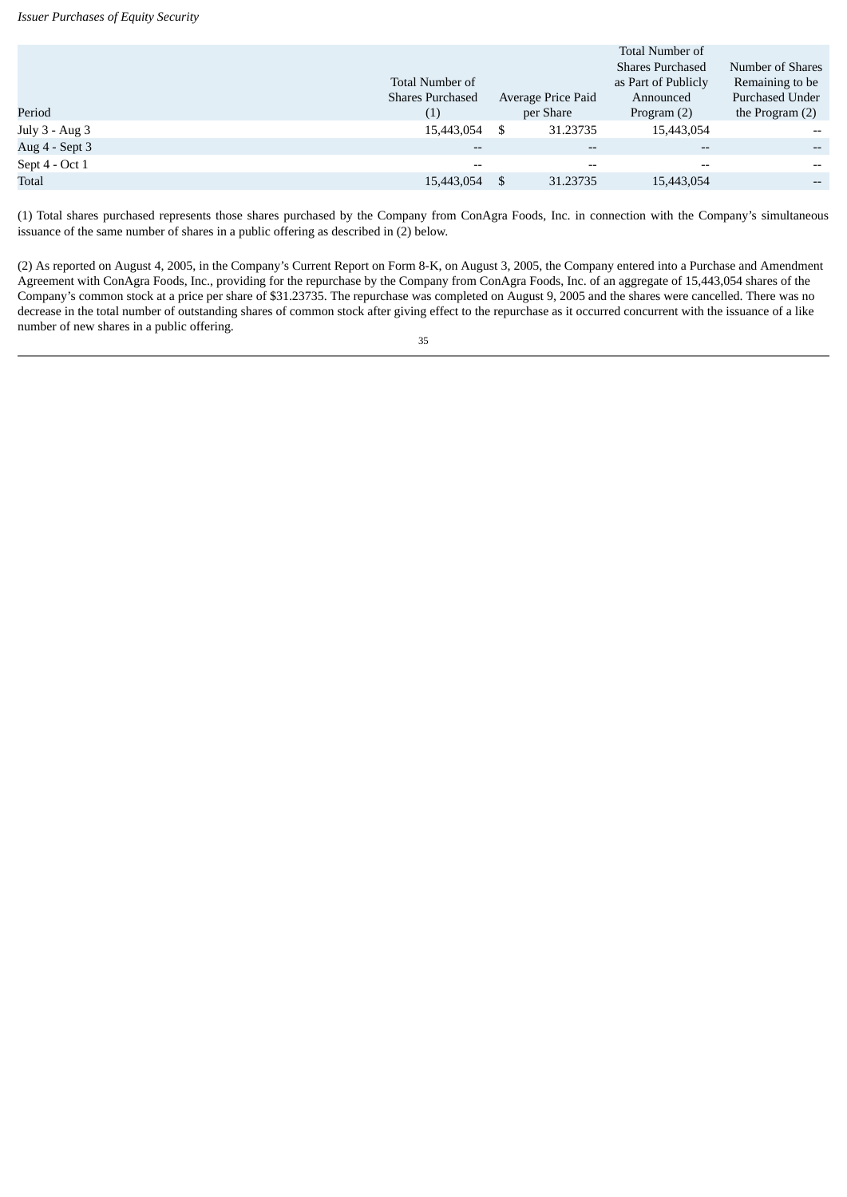*Issuer Purchases of Equity Security*

| Period | Total Number of Shares Purchased (1) | Average Price Paid per Share | Total Number of Shares Purchased as Part of Publicly Announced Program (2) | Number of Shares Remaining to be Purchased Under the Program (2) |
|---|---|---|---|---|
| July 3 - Aug 3 | 15,443,054 | $ 31.23735 | 15,443,054 | -- |
| Aug 4 - Sept 3 | -- | -- | -- | -- |
| Sept 4 - Oct 1 | -- | -- | -- | -- |
| Total | 15,443,054 | $ 31.23735 | 15,443,054 | -- |

(1) Total shares purchased represents those shares purchased by the Company from ConAgra Foods, Inc. in connection with the Company's simultaneous issuance of the same number of shares in a public offering as described in (2) below.

(2) As reported on August 4, 2005, in the Company's Current Report on Form 8-K, on August 3, 2005, the Company entered into a Purchase and Amendment Agreement with ConAgra Foods, Inc., providing for the repurchase by the Company from ConAgra Foods, Inc. of an aggregate of 15,443,054 shares of the Company's common stock at a price per share of $31.23735. The repurchase was completed on August 9, 2005 and the shares were cancelled. There was no decrease in the total number of outstanding shares of common stock after giving effect to the repurchase as it occurred concurrent with the issuance of a like number of new shares in a public offering.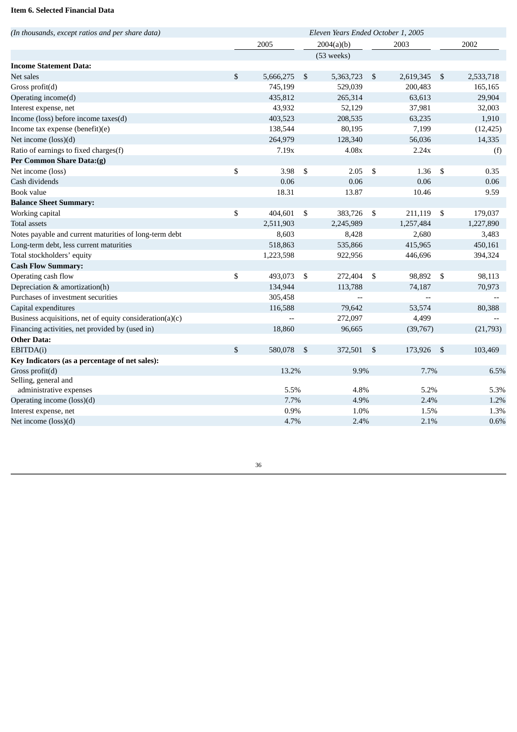**Item 6. Selected Financial Data**

| *(In thousands, except ratios and per share data)* | *Eleven Years Ended October 1, 2005* | | | |
|---|---|---|---|---|
| | 2005 | 2004(a)(b) | 2003 | 2002 |
| | | (53 weeks) | | |
| **Income Statement Data:** | | | | |
| Net sales | $ 5,666,275 | $ 5,363,723 | $ 2,619,345 | $ 2,533,718 |
| Gross profit(d) | 745,199 | 529,039 | 200,483 | 165,165 |
| Operating income(d) | 435,812 | 265,314 | 63,613 | 29,904 |
| Interest expense, net | 43,932 | 52,129 | 37,981 | 32,003 |
| Income (loss) before income taxes(d) | 403,523 | 208,535 | 63,235 | 1,910 |
| Income tax expense (benefit)(e) | 138,544 | 80,195 | 7,199 | (12,425) |
| Net income (loss)(d) | 264,979 | 128,340 | 56,036 | 14,335 |
| Ratio of earnings to fixed charges(f) | 7.19x | 4.08x | 2.24x | (f) |
| **Per Common Share Data:(g)** | | | | |
| Net income (loss) | $ 3.98 | $ 2.05 | $ 1.36 | $ 0.35 |
| Cash dividends | 0.06 | 0.06 | 0.06 | 0.06 |
| Book value | 18.31 | 13.87 | 10.46 | 9.59 |
| **Balance Sheet Summary:** | | | | |
| Working capital | $ 404,601 | $ 383,726 | $ 211,119 | $ 179,037 |
| Total assets | 2,511,903 | 2,245,989 | 1,257,484 | 1,227,890 |
| Notes payable and current maturities of long-term debt | 8,603 | 8,428 | 2,680 | 3,483 |
| Long-term debt, less current maturities | 518,863 | 535,866 | 415,965 | 450,161 |
| Total stockholders' equity | 1,223,598 | 922,956 | 446,696 | 394,324 |
| **Cash Flow Summary:** | | | | |
| Operating cash flow | $ 493,073 | $ 272,404 | $ 98,892 | $ 98,113 |
| Depreciation & amortization(h) | 134,944 | 113,788 | 74,187 | 70,973 |
| Purchases of investment securities | 305,458 | -- | -- | -- |
| Capital expenditures | 116,588 | 79,642 | 53,574 | 80,388 |
| Business acquisitions, net of equity consideration(a)(c) | -- | 272,097 | 4,499 | -- |
| Financing activities, net provided by (used in) | 18,860 | 96,665 | (39,767) | (21,793) |
| **Other Data:** | | | | |
| EBITDA(i) | $ 580,078 | $ 372,501 | $ 173,926 | $ 103,469 |
| **Key Indicators (as a percentage of net sales):** | | | | |
| Gross profit(d) | 13.2% | 9.9% | 7.7% | 6.5% |
| Selling, general and administrative expenses | 5.5% | 4.8% | 5.2% | 5.3% |
| Operating income (loss)(d) | 7.7% | 4.9% | 2.4% | 1.2% |
| Interest expense, net | 0.9% | 1.0% | 1.5% | 1.3% |
| Net income (loss)(d) | 4.7% | 2.4% | 2.1% | 0.6% |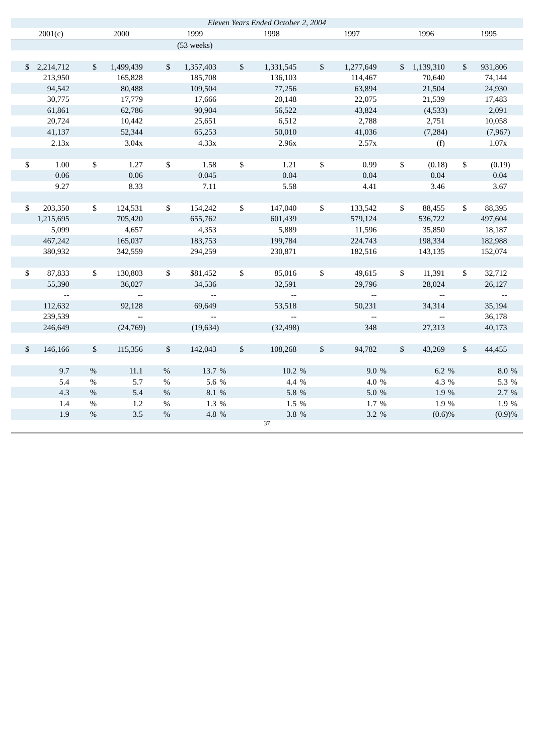| Eleven Years Ended October 2, 2004 | | | | | | |
|---|---|---|---|---|---|---|
| 2001(c) | 2000 | 1999 | 1998 | 1997 | 1996 | 1995 |
| | | (53 weeks) | | | | |
| | | | | | | |
| $ 2,214,712 | $ 1,499,439 | $ 1,357,403 | $ 1,331,545 | $ 1,277,649 | $ 1,139,310 | $ 931,806 |
| 213,950 | 165,828 | 185,708 | 136,103 | 114,467 | 70,640 | 74,144 |
| 94,542 | 80,488 | 109,504 | 77,256 | 63,894 | 21,504 | 24,930 |
| 30,775 | 17,779 | 17,666 | 20,148 | 22,075 | 21,539 | 17,483 |
| 61,861 | 62,786 | 90,904 | 56,522 | 43,824 | (4,533) | 2,091 |
| 20,724 | 10,442 | 25,651 | 6,512 | 2,788 | 2,751 | 10,058 |
| 41,137 | 52,344 | 65,253 | 50,010 | 41,036 | (7,284) | (7,967) |
| 2.13x | 3.04x | 4.33x | 2.96x | 2.57x | (f) | 1.07x |
| | | | | | | |
| $ 1.00 | $ 1.27 | $ 1.58 | $ 1.21 | $ 0.99 | $ (0.18) | $ (0.19) |
| 0.06 | 0.06 | 0.045 | 0.04 | 0.04 | 0.04 | 0.04 |
| 9.27 | 8.33 | 7.11 | 5.58 | 4.41 | 3.46 | 3.67 |
| | | | | | | |
| $ 203,350 | $ 124,531 | $ 154,242 | $ 147,040 | $ 133,542 | $ 88,455 | $ 88,395 |
| 1,215,695 | 705,420 | 655,762 | 601,439 | 579,124 | 536,722 | 497,604 |
| 5,099 | 4,657 | 4,353 | 5,889 | 11,596 | 35,850 | 18,187 |
| 467,242 | 165,037 | 183,753 | 199,784 | 224.743 | 198,334 | 182,988 |
| 380,932 | 342,559 | 294,259 | 230,871 | 182,516 | 143,135 | 152,074 |
| | | | | | | |
| $ 87,833 | $ 130,803 | $81,452 | $ 85,016 | $ 49,615 | $ 11,391 | $ 32,712 |
| 55,390 | 36,027 | 34,536 | 32,591 | 29,796 | 28,024 | 26,127 |
| -- | -- | -- | -- | -- | -- | -- |
| 112,632 | 92,128 | 69,649 | 53,518 | 50,231 | 34,314 | 35,194 |
| 239,539 | -- | -- | -- | -- | -- | 36,178 |
| 246,649 | (24,769) | (19,634) | (32,498) | 348 | 27,313 | 40,173 |
| | | | | | | |
| $ 146,166 | $ 115,356 | $ 142,043 | $ 108,268 | $ 94,782 | $ 43,269 | $ 44,455 |
| | | | | | | |
| 9.7 % | 11.1 % | 13.7 % | 10.2 % | 9.0 % | 6.2 % | 8.0 % |
| 5.4 % | 5.7 % | 5.6 % | 4.4 % | 4.0 % | 4.3 % | 5.3 % |
| 4.3 % | 5.4 % | 8.1 % | 5.8 % | 5.0 % | 1.9 % | 2.7 % |
| 1.4 % | 1.2 % | 1.3 % | 1.5 % | 1.7 % | 1.9 % | 1.9 % |
| 1.9 % | 3.5 % | 4.8 % | 3.8 % | 3.2 % | (0.6)% | (0.9)% |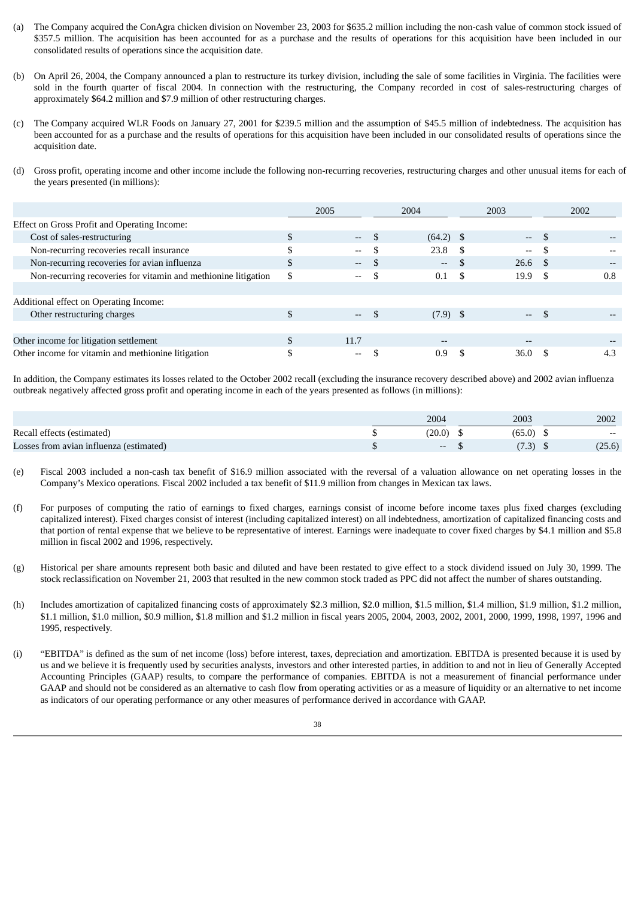(a) The Company acquired the ConAgra chicken division on November 23, 2003 for $635.2 million including the non-cash value of common stock issued of $357.5 million. The acquisition has been accounted for as a purchase and the results of operations for this acquisition have been included in our consolidated results of operations since the acquisition date.

(b) On April 26, 2004, the Company announced a plan to restructure its turkey division, including the sale of some facilities in Virginia. The facilities were sold in the fourth quarter of fiscal 2004. In connection with the restructuring, the Company recorded in cost of sales-restructuring charges of approximately $64.2 million and $7.9 million of other restructuring charges.

(c) The Company acquired WLR Foods on January 27, 2001 for $239.5 million and the assumption of $45.5 million of indebtedness. The acquisition has been accounted for as a purchase and the results of operations for this acquisition have been included in our consolidated results of operations since the acquisition date.

(d) Gross profit, operating income and other income include the following non-recurring recoveries, restructuring charges and other unusual items for each of the years presented (in millions):

| | 2005 | 2004 | 2003 | 2002 |
|---|---|---|---|---|
| Effect on Gross Profit and Operating Income: | | | | |
| Cost of sales-restructuring | $ -- | $ (64.2) | $ -- | $ -- |
| Non-recurring recoveries recall insurance | $ -- | $ 23.8 | $ -- | $ -- |
| Non-recurring recoveries for avian influenza | $ -- | $ -- | $ 26.6 | $ -- |
| Non-recurring recoveries for vitamin and methionine litigation | $ -- | $ 0.1 | $ 19.9 | $ 0.8 |
| | | | | |
| Additional effect on Operating Income: | | | | |
| Other restructuring charges | $ -- | $ (7.9) | $ -- | $ -- |
| | | | | |
| Other income for litigation settlement | $ 11.7 | -- | -- | -- |
| Other income for vitamin and methionine litigation | $ -- | $ 0.9 | $ 36.0 | $ 4.3 |

In addition, the Company estimates its losses related to the October 2002 recall (excluding the insurance recovery described above) and 2002 avian influenza outbreak negatively affected gross profit and operating income in each of the years presented as follows (in millions):

| | 2004 | 2003 | 2002 |
|---|---|---|---|
| Recall effects (estimated) | $ (20.0) | $ (65.0) | $ -- |
| Losses from avian influenza (estimated) | $ -- | $ (7.3) | $ (25.6) |

(e) Fiscal 2003 included a non-cash tax benefit of $16.9 million associated with the reversal of a valuation allowance on net operating losses in the Company's Mexico operations. Fiscal 2002 included a tax benefit of $11.9 million from changes in Mexican tax laws.

(f) For purposes of computing the ratio of earnings to fixed charges, earnings consist of income before income taxes plus fixed charges (excluding capitalized interest). Fixed charges consist of interest (including capitalized interest) on all indebtedness, amortization of capitalized financing costs and that portion of rental expense that we believe to be representative of interest. Earnings were inadequate to cover fixed charges by $4.1 million and $5.8 million in fiscal 2002 and 1996, respectively.

(g) Historical per share amounts represent both basic and diluted and have been restated to give effect to a stock dividend issued on July 30, 1999. The stock reclassification on November 21, 2003 that resulted in the new common stock traded as PPC did not affect the number of shares outstanding.

(h) Includes amortization of capitalized financing costs of approximately $2.3 million, $2.0 million, $1.5 million, $1.4 million, $1.9 million, $1.2 million, $1.1 million, $1.0 million, $0.9 million, $1.8 million and $1.2 million in fiscal years 2005, 2004, 2003, 2002, 2001, 2000, 1999, 1998, 1997, 1996 and 1995, respectively.

(i) "EBITDA" is defined as the sum of net income (loss) before interest, taxes, depreciation and amortization. EBITDA is presented because it is used by us and we believe it is frequently used by securities analysts, investors and other interested parties, in addition to and not in lieu of Generally Accepted Accounting Principles (GAAP) results, to compare the performance of companies. EBITDA is not a measurement of financial performance under GAAP and should not be considered as an alternative to cash flow from operating activities or as a measure of liquidity or an alternative to net income as indicators of our operating performance or any other measures of performance derived in accordance with GAAP.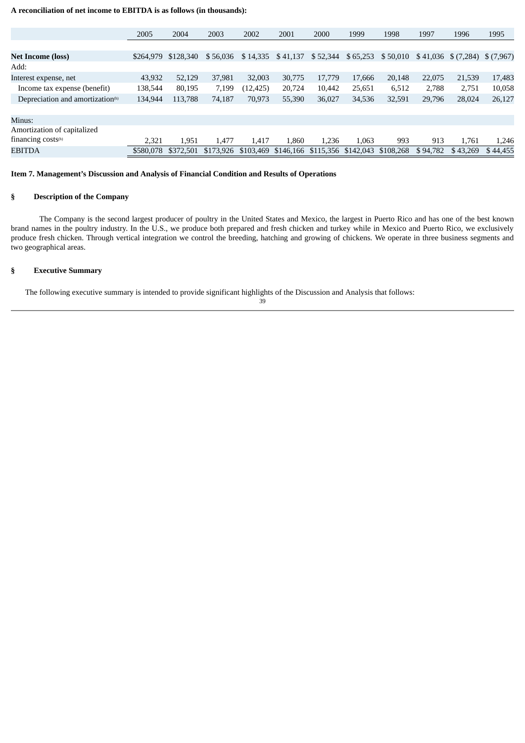**A reconciliation of net income to EBITDA is as follows (in thousands):**

| | 2005 | 2004 | 2003 | 2002 | 2001 | 2000 | 1999 | 1998 | 1997 | 1996 | 1995 |
|---|---|---|---|---|---|---|---|---|---|---|---|
| **Net Income (loss)** | $264,979 | $128,340 | $ 56,036 | $ 14,335 | $ 41,137 | $ 52,344 | $ 65,253 | $ 50,010 | $ 41,036 | $ (7,284) | $ (7,967) |
| Add: | | | | | | | | | | | |
| Interest expense, net | 43,932 | 52,129 | 37,981 | 32,003 | 30,775 | 17,779 | 17,666 | 20,148 | 22,075 | 21,539 | 17,483 |
| Income tax expense (benefit) | 138,544 | 80,195 | 7,199 | (12,425) | 20,724 | 10,442 | 25,651 | 6,512 | 2,788 | 2,751 | 10,058 |
| Depreciation and amortization(h) | 134,944 | 113,788 | 74,187 | 70,973 | 55,390 | 36,027 | 34,536 | 32,591 | 29,796 | 28,024 | 26,127 |
| Minus: | | | | | | | | | | | |
| Amortization of capitalized financing costs(h) | 2,321 | 1,951 | 1,477 | 1,417 | 1,860 | 1,236 | 1,063 | 993 | 913 | 1,761 | 1,246 |
| EBITDA | $580,078 | $372,501 | $173,926 | $103,469 | $146,166 | $115,356 | $142,043 | $108,268 | $ 94,782 | $ 43,269 | $ 44,455 |

**Item 7. Management's Discussion and Analysis of Financial Condition and Results of Operations**

§ **Description of the Company**

The Company is the second largest producer of poultry in the United States and Mexico, the largest in Puerto Rico and has one of the best known brand names in the poultry industry. In the U.S., we produce both prepared and fresh chicken and turkey while in Mexico and Puerto Rico, we exclusively produce fresh chicken. Through vertical integration we control the breeding, hatching and growing of chickens. We operate in three business segments and two geographical areas.

§ **Executive Summary**

The following executive summary is intended to provide significant highlights of the Discussion and Analysis that follows: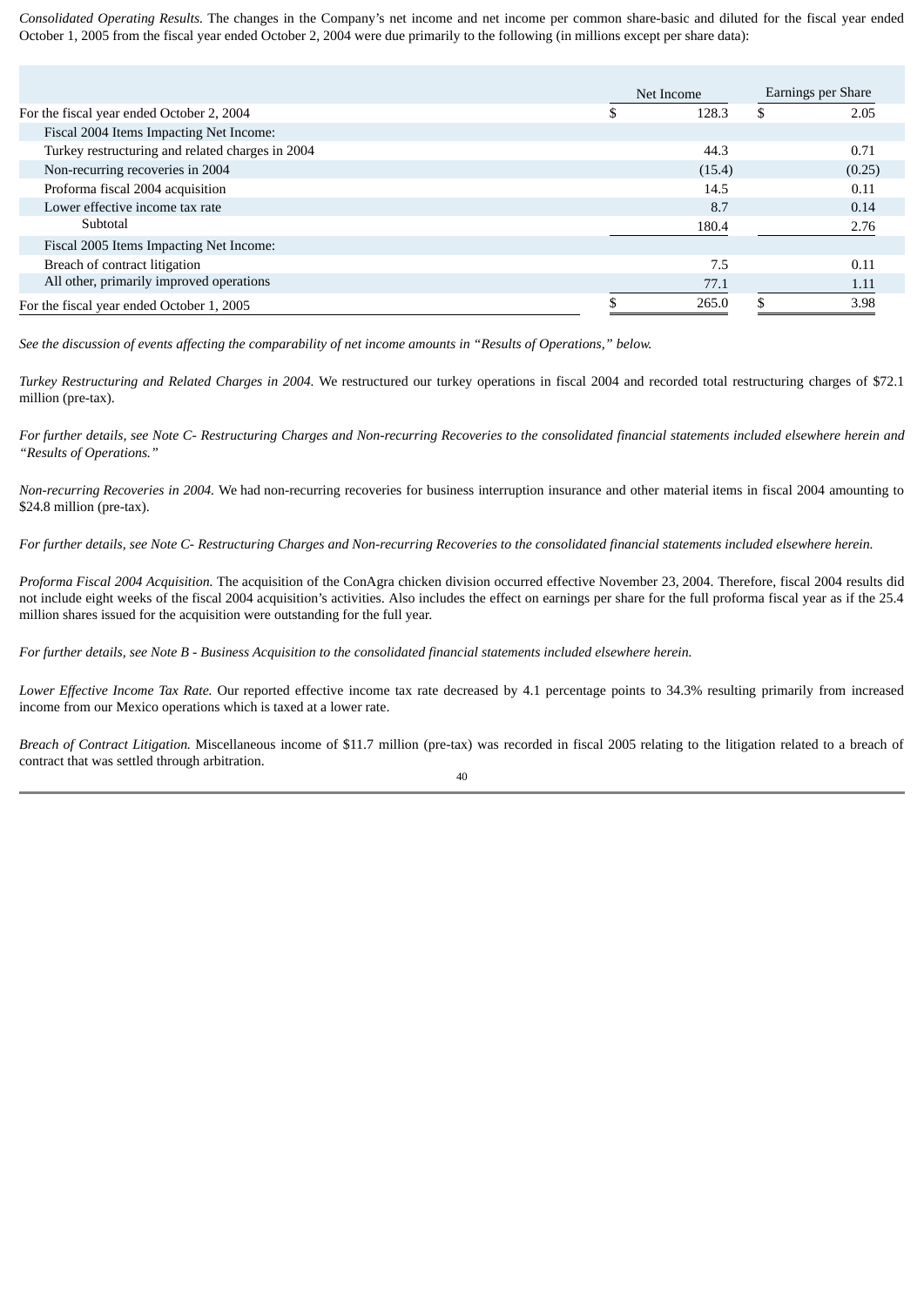*Consolidated Operating Results.* The changes in the Company's net income and net income per common share-basic and diluted for the fiscal year ended October 1, 2005 from the fiscal year ended October 2, 2004 were due primarily to the following (in millions except per share data):

| | Net Income | Earnings per Share |
|---|---|---|
| For the fiscal year ended October 2, 2004 | $ 128.3 | $ 2.05 |
| Fiscal 2004 Items Impacting Net Income: | | |
| Turkey restructuring and related charges in 2004 | 44.3 | 0.71 |
| Non-recurring recoveries in 2004 | (15.4) | (0.25) |
| Proforma fiscal 2004 acquisition | 14.5 | 0.11 |
| Lower effective income tax rate | 8.7 | 0.14 |
| Subtotal | 180.4 | 2.76 |
| Fiscal 2005 Items Impacting Net Income: | | |
| Breach of contract litigation | 7.5 | 0.11 |
| All other, primarily improved operations | 77.1 | 1.11 |
| For the fiscal year ended October 1, 2005 | $ 265.0 | $ 3.98 |

*See the discussion of events affecting the comparability of net income amounts in "Results of Operations," below.*

*Turkey Restructuring and Related Charges in 2004.* We restructured our turkey operations in fiscal 2004 and recorded total restructuring charges of $72.1 million (pre-tax).

*For further details, see Note C- Restructuring Charges and Non-recurring Recoveries to the consolidated financial statements included elsewhere herein and "Results of Operations."*

*Non-recurring Recoveries in 2004.* We had non-recurring recoveries for business interruption insurance and other material items in fiscal 2004 amounting to $24.8 million (pre-tax).

*For further details, see Note C- Restructuring Charges and Non-recurring Recoveries to the consolidated financial statements included elsewhere herein.*

*Proforma Fiscal 2004 Acquisition.* The acquisition of the ConAgra chicken division occurred effective November 23, 2004. Therefore, fiscal 2004 results did not include eight weeks of the fiscal 2004 acquisition's activities. Also includes the effect on earnings per share for the full proforma fiscal year as if the 25.4 million shares issued for the acquisition were outstanding for the full year.

*For further details, see Note B - Business Acquisition to the consolidated financial statements included elsewhere herein.*

*Lower Effective Income Tax Rate.* Our reported effective income tax rate decreased by 4.1 percentage points to 34.3% resulting primarily from increased income from our Mexico operations which is taxed at a lower rate.

*Breach of Contract Litigation.* Miscellaneous income of $11.7 million (pre-tax) was recorded in fiscal 2005 relating to the litigation related to a breach of contract that was settled through arbitration.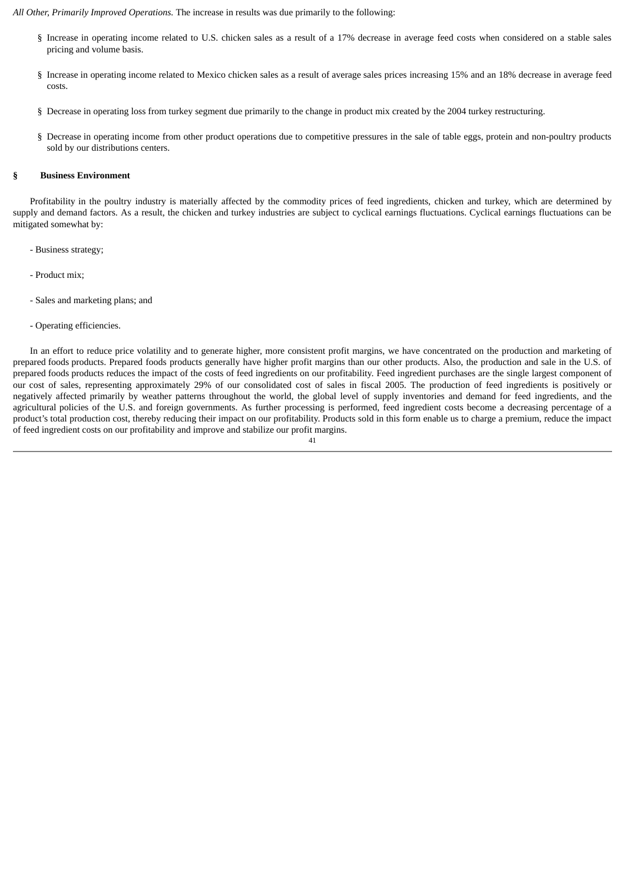*All Other, Primarily Improved Operations.* The increase in results was due primarily to the following:

- Increase in operating income related to U.S. chicken sales as a result of a 17% decrease in average feed costs when considered on a stable sales pricing and volume basis.
- Increase in operating income related to Mexico chicken sales as a result of average sales prices increasing 15% and an 18% decrease in average feed costs.
- Decrease in operating loss from turkey segment due primarily to the change in product mix created by the 2004 turkey restructuring.
- Decrease in operating income from other product operations due to competitive pressures in the sale of table eggs, protein and non-poultry products sold by our distributions centers.

## Business Environment

Profitability in the poultry industry is materially affected by the commodity prices of feed ingredients, chicken and turkey, which are determined by supply and demand factors. As a result, the chicken and turkey industries are subject to cyclical earnings fluctuations. Cyclical earnings fluctuations can be mitigated somewhat by:

- Business strategy;
- Product mix;
- Sales and marketing plans; and
- Operating efficiencies.

In an effort to reduce price volatility and to generate higher, more consistent profit margins, we have concentrated on the production and marketing of prepared foods products. Prepared foods products generally have higher profit margins than our other products. Also, the production and sale in the U.S. of prepared foods products reduces the impact of the costs of feed ingredients on our profitability. Feed ingredient purchases are the single largest component of our cost of sales, representing approximately 29% of our consolidated cost of sales in fiscal 2005. The production of feed ingredients is positively or negatively affected primarily by weather patterns throughout the world, the global level of supply inventories and demand for feed ingredients, and the agricultural policies of the U.S. and foreign governments. As further processing is performed, feed ingredient costs become a decreasing percentage of a product's total production cost, thereby reducing their impact on our profitability. Products sold in this form enable us to charge a premium, reduce the impact of feed ingredient costs on our profitability and improve and stabilize our profit margins.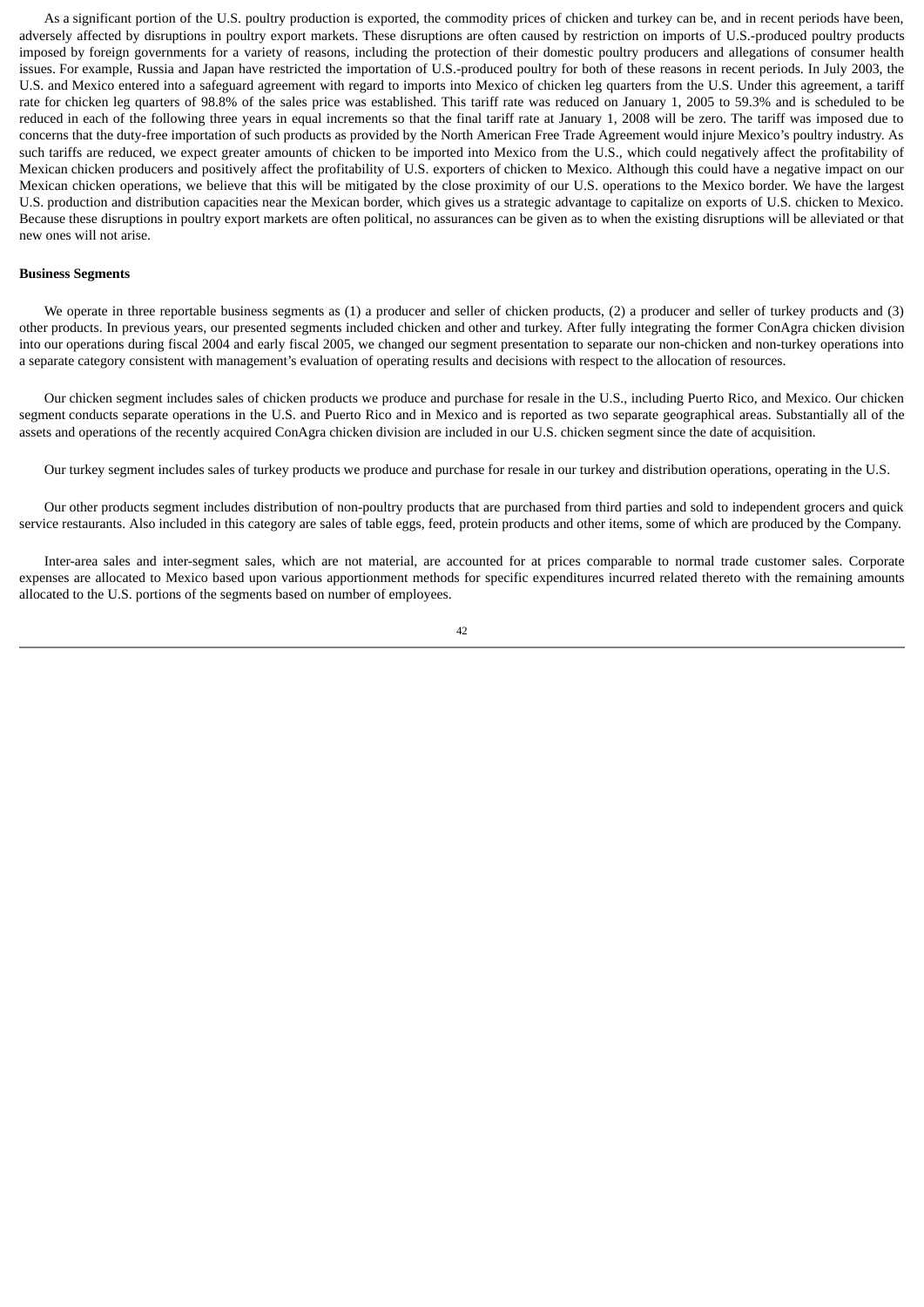As a significant portion of the U.S. poultry production is exported, the commodity prices of chicken and turkey can be, and in recent periods have been, adversely affected by disruptions in poultry export markets. These disruptions are often caused by restriction on imports of U.S.-produced poultry products imposed by foreign governments for a variety of reasons, including the protection of their domestic poultry producers and allegations of consumer health issues. For example, Russia and Japan have restricted the importation of U.S.-produced poultry for both of these reasons in recent periods. In July 2003, the U.S. and Mexico entered into a safeguard agreement with regard to imports into Mexico of chicken leg quarters from the U.S. Under this agreement, a tariff rate for chicken leg quarters of 98.8% of the sales price was established. This tariff rate was reduced on January 1, 2005 to 59.3% and is scheduled to be reduced in each of the following three years in equal increments so that the final tariff rate at January 1, 2008 will be zero. The tariff was imposed due to concerns that the duty-free importation of such products as provided by the North American Free Trade Agreement would injure Mexico's poultry industry. As such tariffs are reduced, we expect greater amounts of chicken to be imported into Mexico from the U.S., which could negatively affect the profitability of Mexican chicken producers and positively affect the profitability of U.S. exporters of chicken to Mexico. Although this could have a negative impact on our Mexican chicken operations, we believe that this will be mitigated by the close proximity of our U.S. operations to the Mexico border. We have the largest U.S. production and distribution capacities near the Mexican border, which gives us a strategic advantage to capitalize on exports of U.S. chicken to Mexico. Because these disruptions in poultry export markets are often political, no assurances can be given as to when the existing disruptions will be alleviated or that new ones will not arise.

**Business Segments**

We operate in three reportable business segments as (1) a producer and seller of chicken products, (2) a producer and seller of turkey products and (3) other products. In previous years, our presented segments included chicken and other and turkey. After fully integrating the former ConAgra chicken division into our operations during fiscal 2004 and early fiscal 2005, we changed our segment presentation to separate our non-chicken and non-turkey operations into a separate category consistent with management's evaluation of operating results and decisions with respect to the allocation of resources.

Our chicken segment includes sales of chicken products we produce and purchase for resale in the U.S., including Puerto Rico, and Mexico. Our chicken segment conducts separate operations in the U.S. and Puerto Rico and in Mexico and is reported as two separate geographical areas. Substantially all of the assets and operations of the recently acquired ConAgra chicken division are included in our U.S. chicken segment since the date of acquisition.

Our turkey segment includes sales of turkey products we produce and purchase for resale in our turkey and distribution operations, operating in the U.S.

Our other products segment includes distribution of non-poultry products that are purchased from third parties and sold to independent grocers and quick service restaurants. Also included in this category are sales of table eggs, feed, protein products and other items, some of which are produced by the Company.

Inter-area sales and inter-segment sales, which are not material, are accounted for at prices comparable to normal trade customer sales. Corporate expenses are allocated to Mexico based upon various apportionment methods for specific expenditures incurred related thereto with the remaining amounts allocated to the U.S. portions of the segments based on number of employees.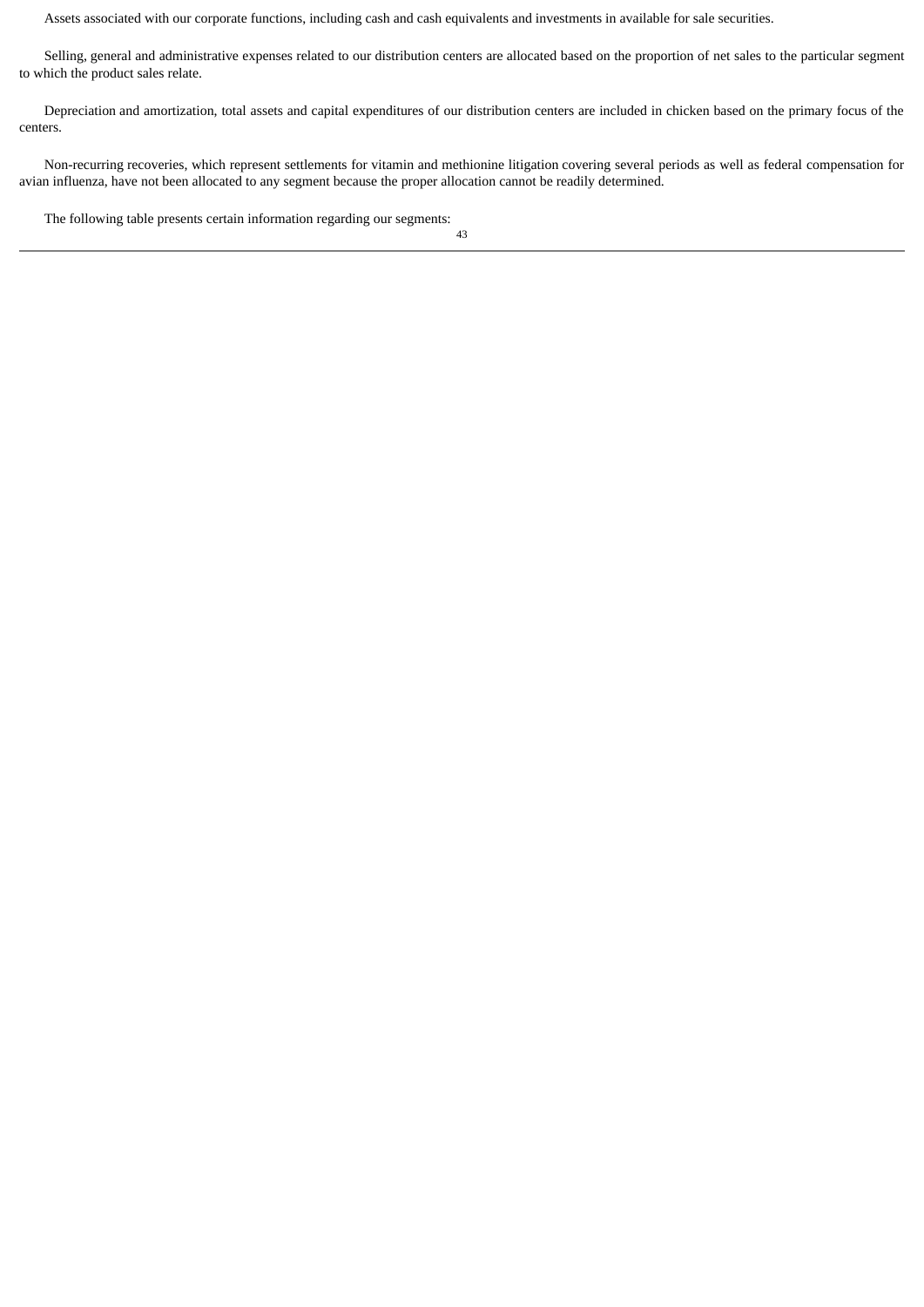Assets associated with our corporate functions, including cash and cash equivalents and investments in available for sale securities.

Selling, general and administrative expenses related to our distribution centers are allocated based on the proportion of net sales to the particular segment to which the product sales relate.

Depreciation and amortization, total assets and capital expenditures of our distribution centers are included in chicken based on the primary focus of the centers.

Non-recurring recoveries, which represent settlements for vitamin and methionine litigation covering several periods as well as federal compensation for avian influenza, have not been allocated to any segment because the proper allocation cannot be readily determined.

The following table presents certain information regarding our segments: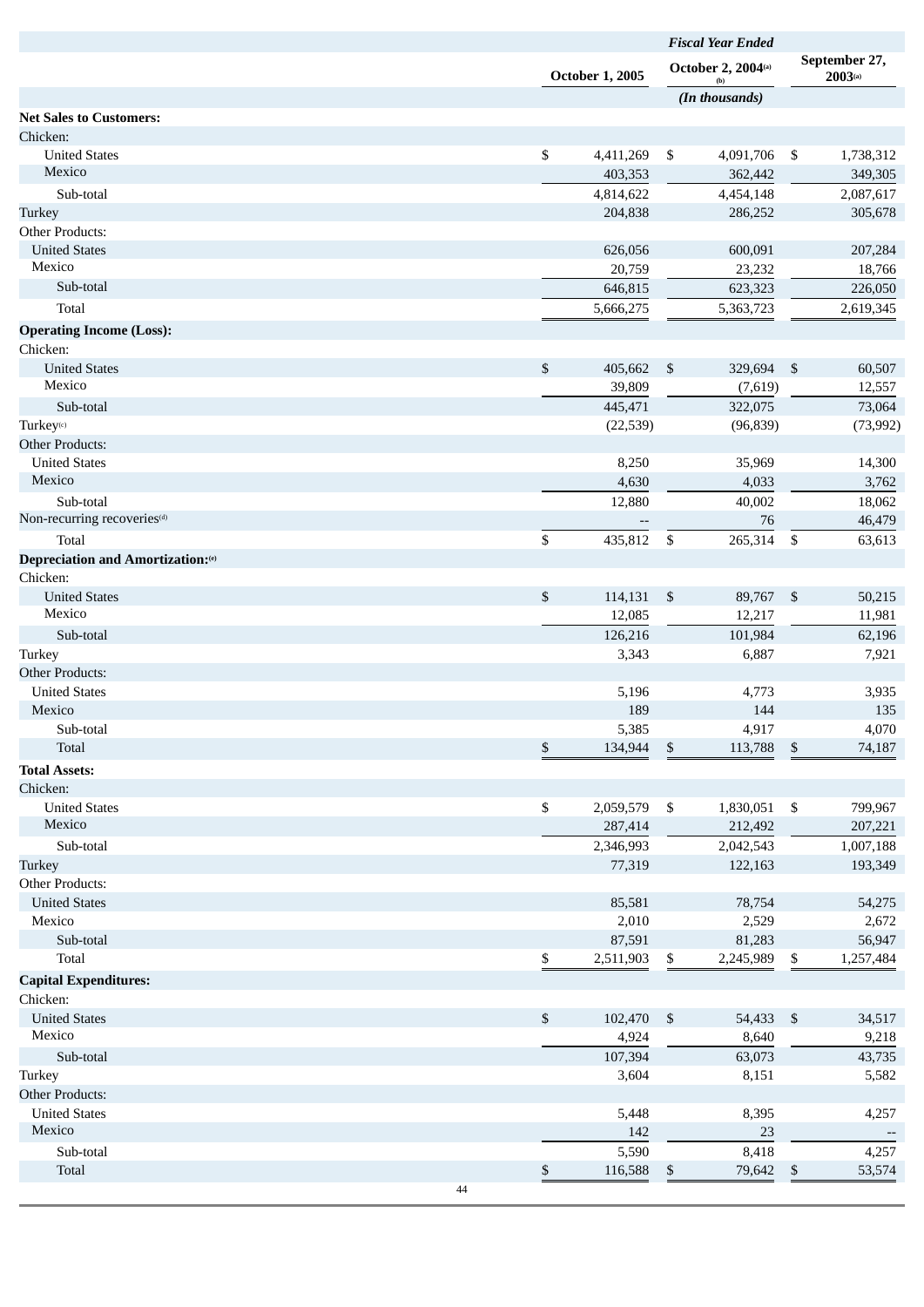| | Fiscal Year Ended | | |
|---|---|---|---|
| | October 1, 2005 | October 2, 2004[a] [b] | September 27, 2003[a] |
| | (In thousands) | | |
| **Net Sales to Customers:** | | | |
| Chicken: | | | |
| United States | $ 4,411,269 | $ 4,091,706 | $ 1,738,312 |
| Mexico | 403,353 | 362,442 | 349,305 |
| Sub-total | 4,814,622 | 4,454,148 | 2,087,617 |
| Turkey | 204,838 | 286,252 | 305,678 |
| Other Products: | | | |
| United States | 626,056 | 600,091 | 207,284 |
| Mexico | 20,759 | 23,232 | 18,766 |
| Sub-total | 646,815 | 623,323 | 226,050 |
| Total | 5,666,275 | 5,363,723 | 2,619,345 |
| **Operating Income (Loss):** | | | |
| Chicken: | | | |
| United States | $ 405,662 | $ 329,694 | $ 60,507 |
| Mexico | 39,809 | (7,619) | 12,557 |
| Sub-total | 445,471 | 322,075 | 73,064 |
| Turkey[c] | (22,539) | (96,839) | (73,992) |
| Other Products: | | | |
| United States | 8,250 | 35,969 | 14,300 |
| Mexico | 4,630 | 4,033 | 3,762 |
| Sub-total | 12,880 | 40,002 | 18,062 |
| Non-recurring recoveries[d] | -- | 76 | 46,479 |
| Total | $ 435,812 | $ 265,314 | $ 63,613 |
| **Depreciation and Amortization:**[e] | | | |
| Chicken: | | | |
| United States | $ 114,131 | $ 89,767 | $ 50,215 |
| Mexico | 12,085 | 12,217 | 11,981 |
| Sub-total | 126,216 | 101,984 | 62,196 |
| Turkey | 3,343 | 6,887 | 7,921 |
| Other Products: | | | |
| United States | 5,196 | 4,773 | 3,935 |
| Mexico | 189 | 144 | 135 |
| Sub-total | 5,385 | 4,917 | 4,070 |
| Total | $ 134,944 | $ 113,788 | $ 74,187 |
| **Total Assets:** | | | |
| Chicken: | | | |
| United States | $ 2,059,579 | $ 1,830,051 | $ 799,967 |
| Mexico | 287,414 | 212,492 | 207,221 |
| Sub-total | 2,346,993 | 2,042,543 | 1,007,188 |
| Turkey | 77,319 | 122,163 | 193,349 |
| Other Products: | | | |
| United States | 85,581 | 78,754 | 54,275 |
| Mexico | 2,010 | 2,529 | 2,672 |
| Sub-total | 87,591 | 81,283 | 56,947 |
| Total | $ 2,511,903 | $ 2,245,989 | $ 1,257,484 |
| **Capital Expenditures:** | | | |
| Chicken: | | | |
| United States | $ 102,470 | $ 54,433 | $ 34,517 |
| Mexico | 4,924 | 8,640 | 9,218 |
| Sub-total | 107,394 | 63,073 | 43,735 |
| Turkey | 3,604 | 8,151 | 5,582 |
| Other Products: | | | |
| United States | 5,448 | 8,395 | 4,257 |
| Mexico | 142 | 23 | -- |
| Sub-total | 5,590 | 8,418 | 4,257 |
| Total | $ 116,588 | $ 79,642 | $ 53,574 |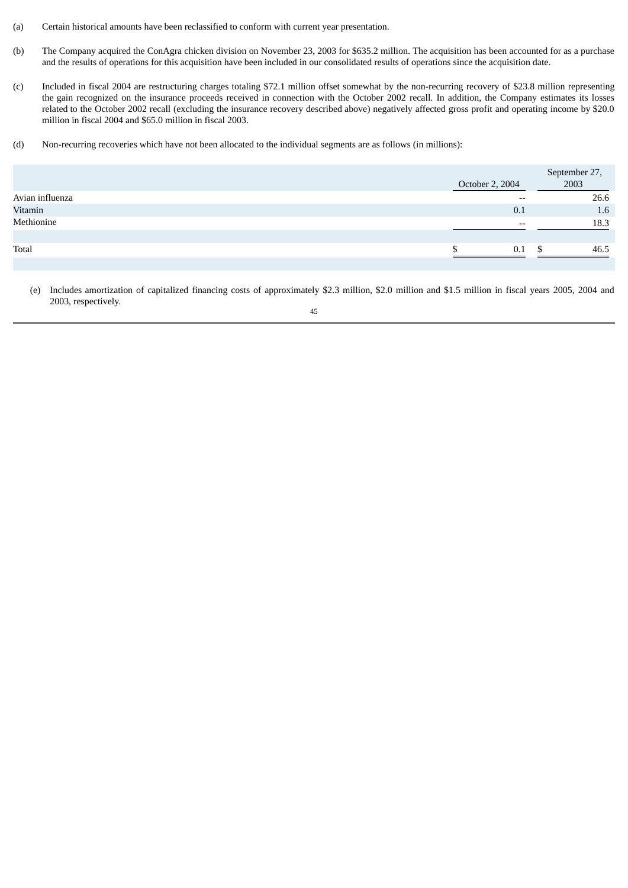(a) Certain historical amounts have been reclassified to conform with current year presentation.

(b) The Company acquired the ConAgra chicken division on November 23, 2003 for $635.2 million. The acquisition has been accounted for as a purchase and the results of operations for this acquisition have been included in our consolidated results of operations since the acquisition date.

(c) Included in fiscal 2004 are restructuring charges totaling $72.1 million offset somewhat by the non-recurring recovery of $23.8 million representing the gain recognized on the insurance proceeds received in connection with the October 2002 recall. In addition, the Company estimates its losses related to the October 2002 recall (excluding the insurance recovery described above) negatively affected gross profit and operating income by $20.0 million in fiscal 2004 and $65.0 million in fiscal 2003.

(d) Non-recurring recoveries which have not been allocated to the individual segments are as follows (in millions):

| | October 2, 2004 | September 27, 2003 |
|---|---|---|
| Avian influenza | -- | 26.6 |
| Vitamin | 0.1 | 1.6 |
| Methionine | -- | 18.3 |
| Total | $ 0.1 | $ 46.5 |

(e) Includes amortization of capitalized financing costs of approximately $2.3 million, $2.0 million and $1.5 million in fiscal years 2005, 2004 and 2003, respectively.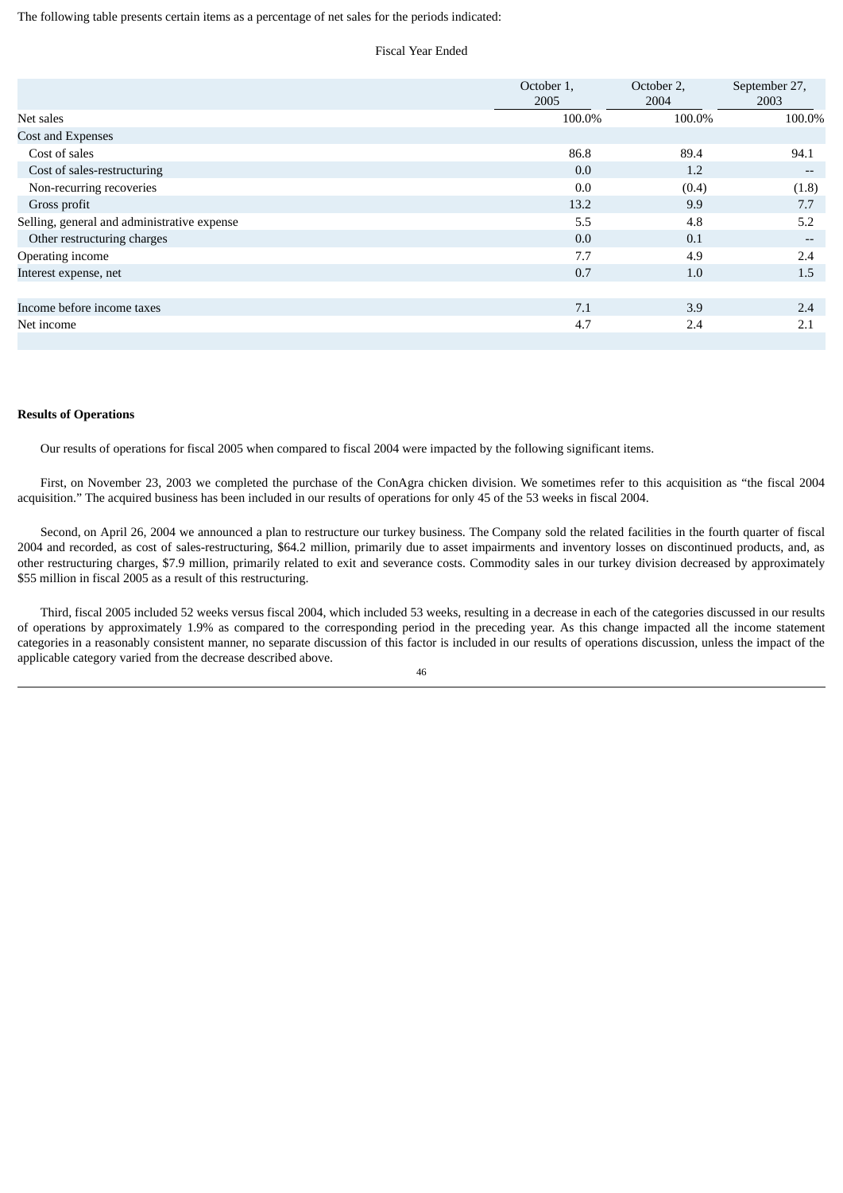The following table presents certain items as a percentage of net sales for the periods indicated:

| | Fiscal Year Ended | | |
|---|---|---|---|
| | October 1, 2005 | October 2, 2004 | September 27, 2003 |
| Net sales | 100.0% | 100.0% | 100.0% |
| Cost and Expenses | | | |
| Cost of sales | 86.8 | 89.4 | 94.1 |
| Cost of sales-restructuring | 0.0 | 1.2 | -- |
| Non-recurring recoveries | 0.0 | (0.4) | (1.8) |
| Gross profit | 13.2 | 9.9 | 7.7 |
| Selling, general and administrative expense | 5.5 | 4.8 | 5.2 |
| Other restructuring charges | 0.0 | 0.1 | -- |
| Operating income | 7.7 | 4.9 | 2.4 |
| Interest expense, net | 0.7 | 1.0 | 1.5 |
| Income before income taxes | 7.1 | 3.9 | 2.4 |
| Net income | 4.7 | 2.4 | 2.1 |

**Results of Operations**

Our results of operations for fiscal 2005 when compared to fiscal 2004 were impacted by the following significant items.

First, on November 23, 2003 we completed the purchase of the ConAgra chicken division. We sometimes refer to this acquisition as "the fiscal 2004 acquisition." The acquired business has been included in our results of operations for only 45 of the 53 weeks in fiscal 2004.

Second, on April 26, 2004 we announced a plan to restructure our turkey business. The Company sold the related facilities in the fourth quarter of fiscal 2004 and recorded, as cost of sales-restructuring, $64.2 million, primarily due to asset impairments and inventory losses on discontinued products, and, as other restructuring charges, $7.9 million, primarily related to exit and severance costs. Commodity sales in our turkey division decreased by approximately $55 million in fiscal 2005 as a result of this restructuring.

Third, fiscal 2005 included 52 weeks versus fiscal 2004, which included 53 weeks, resulting in a decrease in each of the categories discussed in our results of operations by approximately 1.9% as compared to the corresponding period in the preceding year. As this change impacted all the income statement categories in a reasonably consistent manner, no separate discussion of this factor is included in our results of operations discussion, unless the impact of the applicable category varied from the decrease described above.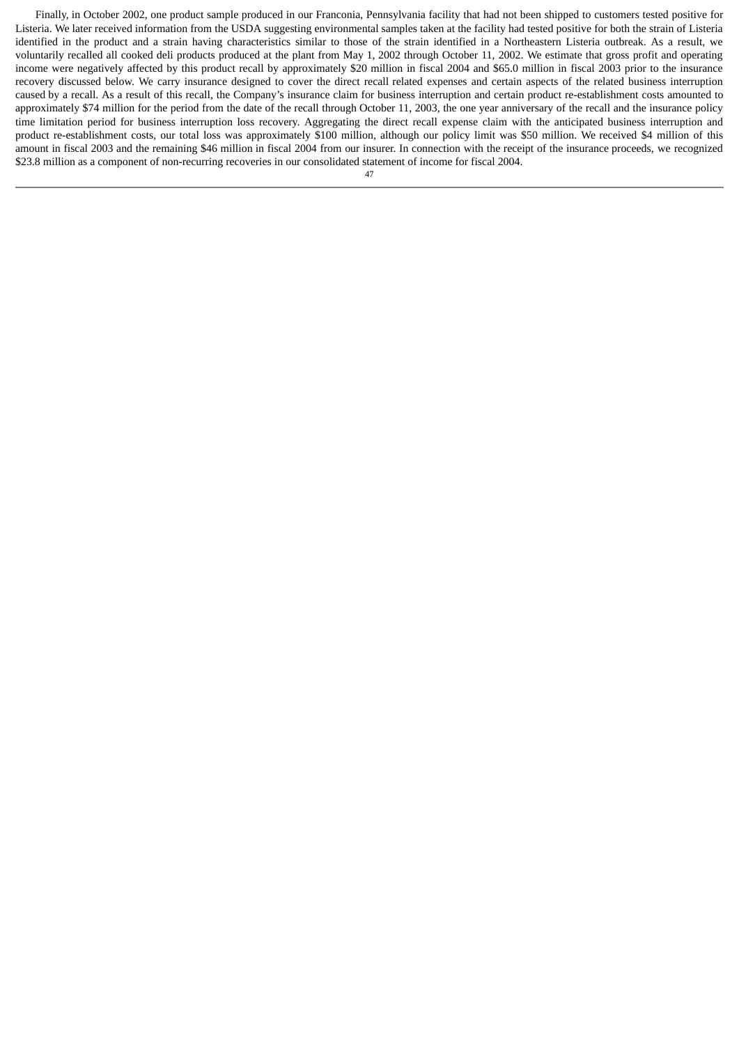Finally, in October 2002, one product sample produced in our Franconia, Pennsylvania facility that had not been shipped to customers tested positive for Listeria. We later received information from the USDA suggesting environmental samples taken at the facility had tested positive for both the strain of Listeria identified in the product and a strain having characteristics similar to those of the strain identified in a Northeastern Listeria outbreak. As a result, we voluntarily recalled all cooked deli products produced at the plant from May 1, 2002 through October 11, 2002. We estimate that gross profit and operating income were negatively affected by this product recall by approximately $20 million in fiscal 2004 and $65.0 million in fiscal 2003 prior to the insurance recovery discussed below. We carry insurance designed to cover the direct recall related expenses and certain aspects of the related business interruption caused by a recall. As a result of this recall, the Company's insurance claim for business interruption and certain product re-establishment costs amounted to approximately $74 million for the period from the date of the recall through October 11, 2003, the one year anniversary of the recall and the insurance policy time limitation period for business interruption loss recovery. Aggregating the direct recall expense claim with the anticipated business interruption and product re-establishment costs, our total loss was approximately $100 million, although our policy limit was $50 million. We received $4 million of this amount in fiscal 2003 and the remaining $46 million in fiscal 2004 from our insurer. In connection with the receipt of the insurance proceeds, we recognized $23.8 million as a component of non-recurring recoveries in our consolidated statement of income for fiscal 2004.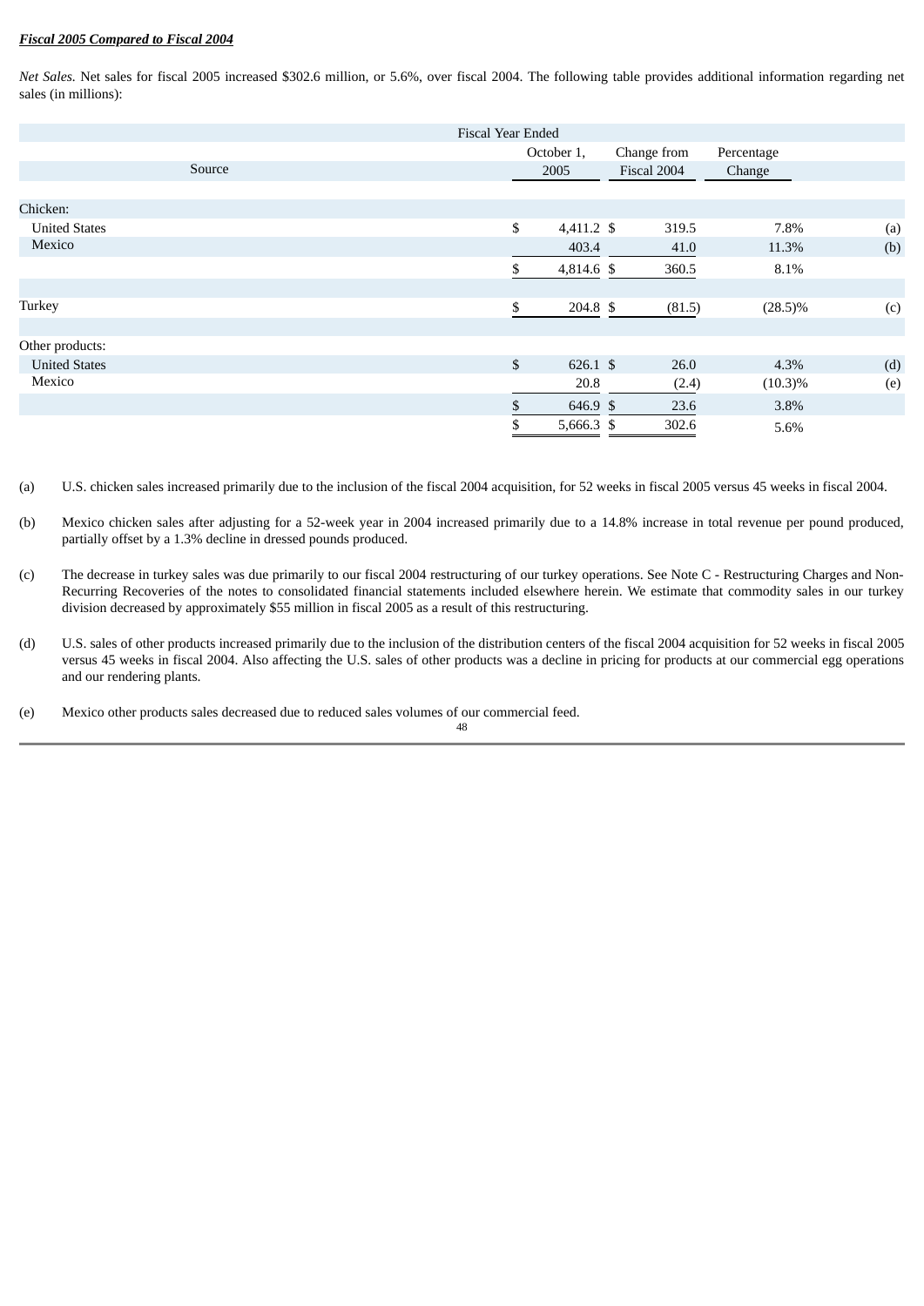***Fiscal 2005 Compared to Fiscal 2004***

*Net Sales.* Net sales for fiscal 2005 increased $302.6 million, or 5.6%, over fiscal 2004. The following table provides additional information regarding net sales (in millions):

| Source | Fiscal Year Ended October 1, 2005 | Change from Fiscal 2004 | Percentage Change | |
|---|---|---|---|---|
| Chicken: | | | | |
| United States | $ 4,411.2 | $ 319.5 | 7.8% | (a) |
| Mexico | 403.4 | 41.0 | 11.3% | (b) |
| | $ 4,814.6 | $ 360.5 | 8.1% | |
| Turkey | $ 204.8 | $ (81.5) | (28.5)% | (c) |
| Other products: | | | | |
| United States | $ 626.1 | $ 26.0 | 4.3% | (d) |
| Mexico | 20.8 | (2.4) | (10.3)% | (e) |
| | $ 646.9 | $ 23.6 | 3.8% | |
| | $ 5,666.3 | $ 302.6 | 5.6% | |

(a) U.S. chicken sales increased primarily due to the inclusion of the fiscal 2004 acquisition, for 52 weeks in fiscal 2005 versus 45 weeks in fiscal 2004.

(b) Mexico chicken sales after adjusting for a 52-week year in 2004 increased primarily due to a 14.8% increase in total revenue per pound produced, partially offset by a 1.3% decline in dressed pounds produced.

(c) The decrease in turkey sales was due primarily to our fiscal 2004 restructuring of our turkey operations. See Note C - Restructuring Charges and Non-Recurring Recoveries of the notes to consolidated financial statements included elsewhere herein. We estimate that commodity sales in our turkey division decreased by approximately $55 million in fiscal 2005 as a result of this restructuring.

(d) U.S. sales of other products increased primarily due to the inclusion of the distribution centers of the fiscal 2004 acquisition for 52 weeks in fiscal 2005 versus 45 weeks in fiscal 2004. Also affecting the U.S. sales of other products was a decline in pricing for products at our commercial egg operations and our rendering plants.

(e) Mexico other products sales decreased due to reduced sales volumes of our commercial feed.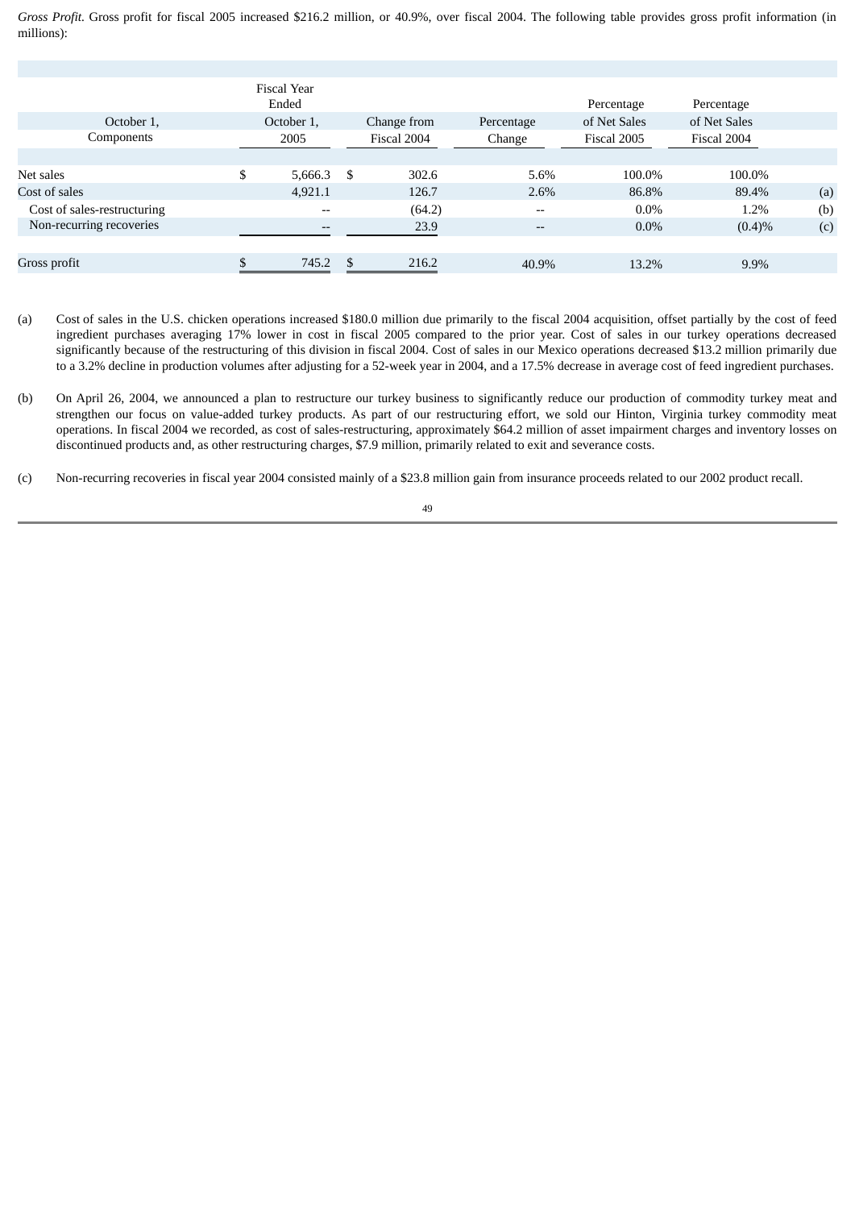*Gross Profit.* Gross profit for fiscal 2005 increased $216.2 million, or 40.9%, over fiscal 2004. The following table provides gross profit information (in millions):

| October 1, Components | Fiscal Year Ended October 1, 2005 | Change from Fiscal 2004 | Percentage Change | Percentage of Net Sales Fiscal 2005 | Percentage of Net Sales Fiscal 2004 | |
|---|---|---|---|---|---|---|
| Net sales | $ 5,666.3 | $ 302.6 | 5.6% | 100.0% | 100.0% | |
| Cost of sales | 4,921.1 | 126.7 | 2.6% | 86.8% | 89.4% | (a) |
| Cost of sales-restructuring | -- | (64.2) | -- | 0.0% | 1.2% | (b) |
| Non-recurring recoveries | -- | 23.9 | -- | 0.0% | (0.4)% | (c) |
| Gross profit | $ 745.2 | $ 216.2 | 40.9% | 13.2% | 9.9% | |

(a) Cost of sales in the U.S. chicken operations increased $180.0 million due primarily to the fiscal 2004 acquisition, offset partially by the cost of feed ingredient purchases averaging 17% lower in cost in fiscal 2005 compared to the prior year. Cost of sales in our turkey operations decreased significantly because of the restructuring of this division in fiscal 2004. Cost of sales in our Mexico operations decreased $13.2 million primarily due to a 3.2% decline in production volumes after adjusting for a 52-week year in 2004, and a 17.5% decrease in average cost of feed ingredient purchases.

(b) On April 26, 2004, we announced a plan to restructure our turkey business to significantly reduce our production of commodity turkey meat and strengthen our focus on value-added turkey products. As part of our restructuring effort, we sold our Hinton, Virginia turkey commodity meat operations. In fiscal 2004 we recorded, as cost of sales-restructuring, approximately $64.2 million of asset impairment charges and inventory losses on discontinued products and, as other restructuring charges, $7.9 million, primarily related to exit and severance costs.

(c) Non-recurring recoveries in fiscal year 2004 consisted mainly of a $23.8 million gain from insurance proceeds related to our 2002 product recall.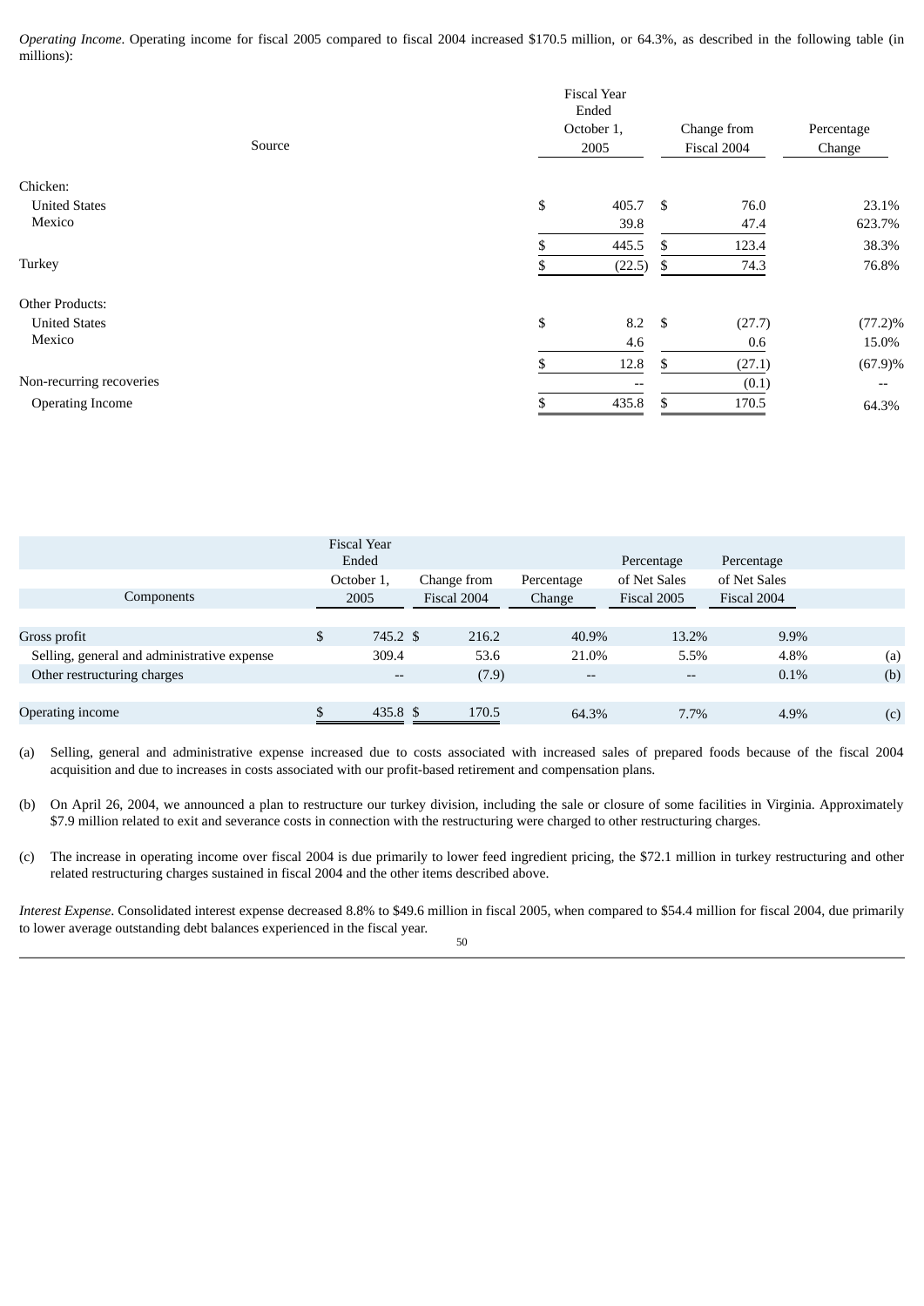*Operating Income*. Operating income for fiscal 2005 compared to fiscal 2004 increased $170.5 million, or 64.3%, as described in the following table (in millions):

| Source | Fiscal Year Ended October 1, 2005 | Change from Fiscal 2004 | Percentage Change |
|---|---|---|---|
| Chicken: | | | |
| United States | $ 405.7 | $ 76.0 | 23.1% |
| Mexico | 39.8 | 47.4 | 623.7% |
| | $ 445.5 | $ 123.4 | 38.3% |
| Turkey | $ (22.5) | $ 74.3 | 76.8% |
| Other Products: | | | |
| United States | $ 8.2 | $ (27.7) | (77.2)% |
| Mexico | 4.6 | 0.6 | 15.0% |
| | $ 12.8 | $ (27.1) | (67.9)% |
| Non-recurring recoveries | -- | (0.1) | -- |
| Operating Income | $ 435.8 | $ 170.5 | 64.3% |

| Components | Fiscal Year Ended October 1, 2005 | Change from Fiscal 2004 | Percentage Change | Percentage of Net Sales Fiscal 2005 | Percentage of Net Sales Fiscal 2004 | |
|---|---|---|---|---|---|---|
| Gross profit | $ 745.2 | $ 216.2 | 40.9% | 13.2% | 9.9% | |
| Selling, general and administrative expense | 309.4 | 53.6 | 21.0% | 5.5% | 4.8% | (a) |
| Other restructuring charges | -- | (7.9) | -- | -- | 0.1% | (b) |
| Operating income | $ 435.8 | $ 170.5 | 64.3% | 7.7% | 4.9% | (c) |

(a) Selling, general and administrative expense increased due to costs associated with increased sales of prepared foods because of the fiscal 2004 acquisition and due to increases in costs associated with our profit-based retirement and compensation plans.

(b) On April 26, 2004, we announced a plan to restructure our turkey division, including the sale or closure of some facilities in Virginia. Approximately $7.9 million related to exit and severance costs in connection with the restructuring were charged to other restructuring charges.

(c) The increase in operating income over fiscal 2004 is due primarily to lower feed ingredient pricing, the $72.1 million in turkey restructuring and other related restructuring charges sustained in fiscal 2004 and the other items described above.

*Interest Expense*. Consolidated interest expense decreased 8.8% to $49.6 million in fiscal 2005, when compared to $54.4 million for fiscal 2004, due primarily to lower average outstanding debt balances experienced in the fiscal year.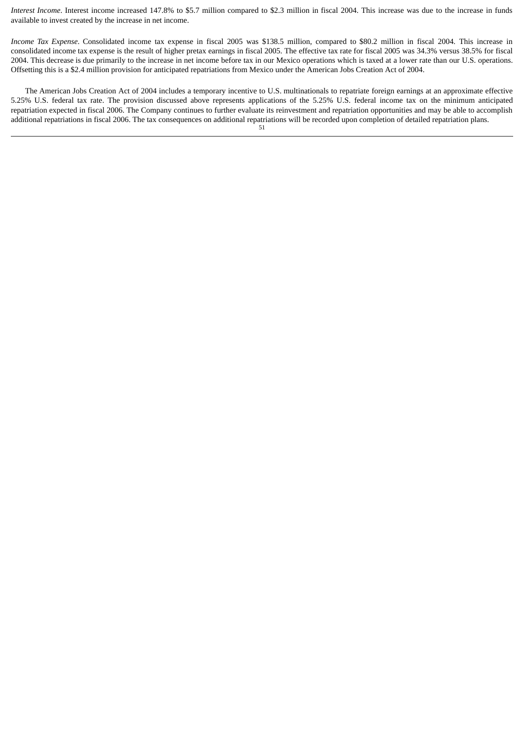*Interest Income*. Interest income increased 147.8% to $5.7 million compared to $2.3 million in fiscal 2004. This increase was due to the increase in funds available to invest created by the increase in net income.

*Income Tax Expense*. Consolidated income tax expense in fiscal 2005 was $138.5 million, compared to $80.2 million in fiscal 2004. This increase in consolidated income tax expense is the result of higher pretax earnings in fiscal 2005. The effective tax rate for fiscal 2005 was 34.3% versus 38.5% for fiscal 2004. This decrease is due primarily to the increase in net income before tax in our Mexico operations which is taxed at a lower rate than our U.S. operations. Offsetting this is a $2.4 million provision for anticipated repatriations from Mexico under the American Jobs Creation Act of 2004.

The American Jobs Creation Act of 2004 includes a temporary incentive to U.S. multinationals to repatriate foreign earnings at an approximate effective 5.25% U.S. federal tax rate. The provision discussed above represents applications of the 5.25% U.S. federal income tax on the minimum anticipated repatriation expected in fiscal 2006. The Company continues to further evaluate its reinvestment and repatriation opportunities and may be able to accomplish additional repatriations in fiscal 2006. The tax consequences on additional repatriations will be recorded upon completion of detailed repatriation plans.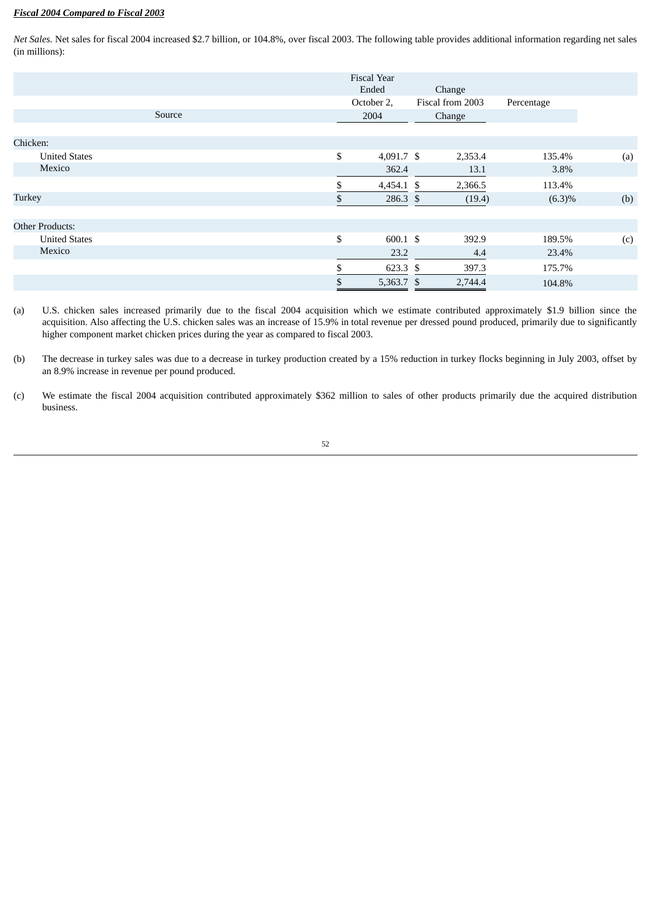***Fiscal 2004 Compared to Fiscal 2003***

*Net Sales.* Net sales for fiscal 2004 increased $2.7 billion, or 104.8%, over fiscal 2003. The following table provides additional information regarding net sales (in millions):

| Source | Fiscal Year Ended October 2, 2004 | Change Fiscal from 2003 Change | Percentage | |
|---|---|---|---|---|
| Chicken: | | | | |
| United States | $ 4,091.7 | $ 2,353.4 | 135.4% | (a) |
| Mexico | 362.4 | 13.1 | 3.8% | |
| | $ 4,454.1 | $ 2,366.5 | 113.4% | |
| Turkey | $ 286.3 | $ (19.4) | (6.3)% | (b) |
| Other Products: | | | | |
| United States | $ 600.1 | $ 392.9 | 189.5% | (c) |
| Mexico | 23.2 | 4.4 | 23.4% | |
| | $ 623.3 | $ 397.3 | 175.7% | |
| | $ 5,363.7 | $ 2,744.4 | 104.8% | |

(a) U.S. chicken sales increased primarily due to the fiscal 2004 acquisition which we estimate contributed approximately $1.9 billion since the acquisition. Also affecting the U.S. chicken sales was an increase of 15.9% in total revenue per dressed pound produced, primarily due to significantly higher component market chicken prices during the year as compared to fiscal 2003.

(b) The decrease in turkey sales was due to a decrease in turkey production created by a 15% reduction in turkey flocks beginning in July 2003, offset by an 8.9% increase in revenue per pound produced.

(c) We estimate the fiscal 2004 acquisition contributed approximately $362 million to sales of other products primarily due the acquired distribution business.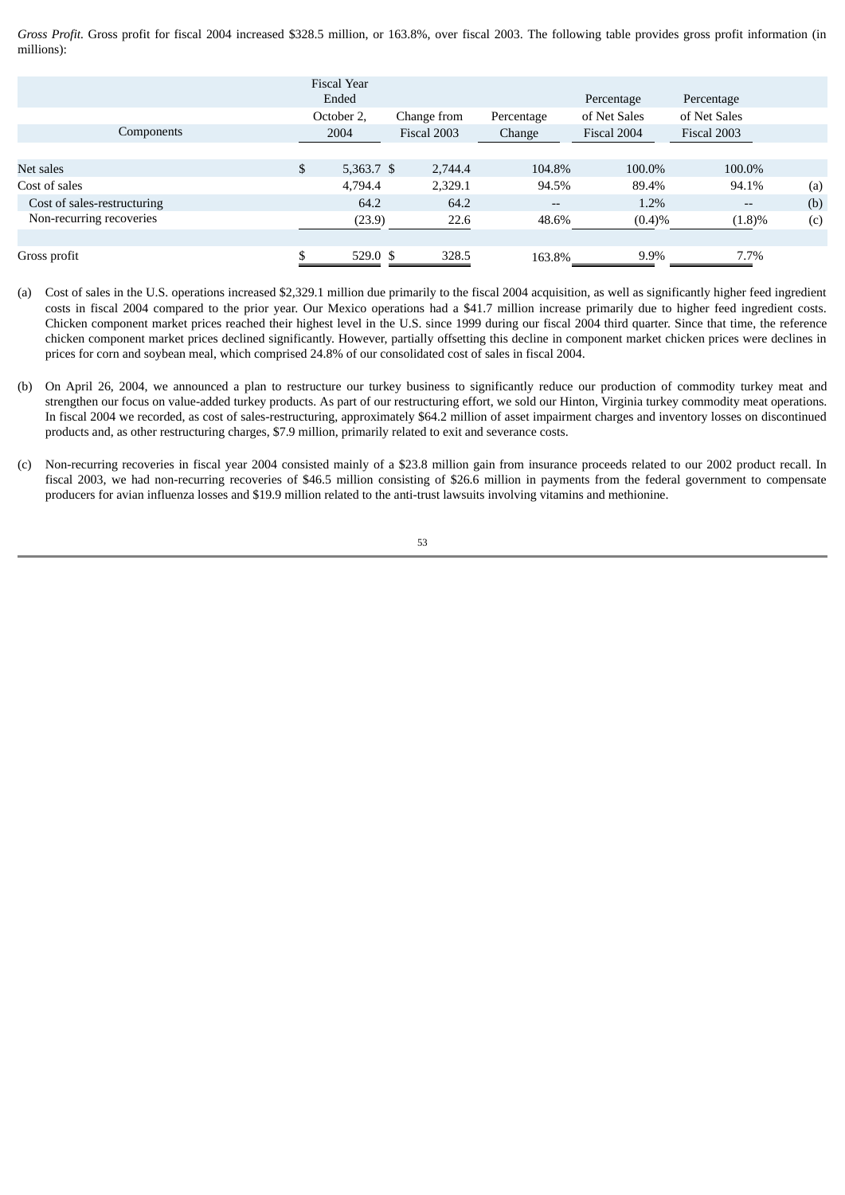*Gross Profit.* Gross profit for fiscal 2004 increased \$328.5 million, or 163.8%, over fiscal 2003. The following table provides gross profit information (in millions):

| Components | Fiscal Year Ended October 2, 2004 | Change from Fiscal 2003 | Percentage Change | Percentage of Net Sales Fiscal 2004 | Percentage of Net Sales Fiscal 2003 | |
|---|---|---|---|---|---|---|
| Net sales | \$ 5,363.7 | \$ 2,744.4 | 104.8% | 100.0% | 100.0% | |
| Cost of sales | 4,794.4 | 2,329.1 | 94.5% | 89.4% | 94.1% | (a) |
| Cost of sales-restructuring | 64.2 | 64.2 | -- | 1.2% | -- | (b) |
| Non-recurring recoveries | (23.9) | 22.6 | 48.6% | (0.4)% | (1.8)% | (c) |
| Gross profit | \$ 529.0 | \$ 328.5 | 163.8% | 9.9% | 7.7% | |

(a) Cost of sales in the U.S. operations increased \$2,329.1 million due primarily to the fiscal 2004 acquisition, as well as significantly higher feed ingredient costs in fiscal 2004 compared to the prior year. Our Mexico operations had a \$41.7 million increase primarily due to higher feed ingredient costs. Chicken component market prices reached their highest level in the U.S. since 1999 during our fiscal 2004 third quarter. Since that time, the reference chicken component market prices declined significantly. However, partially offsetting this decline in component market chicken prices were declines in prices for corn and soybean meal, which comprised 24.8% of our consolidated cost of sales in fiscal 2004.

(b) On April 26, 2004, we announced a plan to restructure our turkey business to significantly reduce our production of commodity turkey meat and strengthen our focus on value-added turkey products. As part of our restructuring effort, we sold our Hinton, Virginia turkey commodity meat operations. In fiscal 2004 we recorded, as cost of sales-restructuring, approximately \$64.2 million of asset impairment charges and inventory losses on discontinued products and, as other restructuring charges, \$7.9 million, primarily related to exit and severance costs.

(c) Non-recurring recoveries in fiscal year 2004 consisted mainly of a \$23.8 million gain from insurance proceeds related to our 2002 product recall. In fiscal 2003, we had non-recurring recoveries of \$46.5 million consisting of \$26.6 million in payments from the federal government to compensate producers for avian influenza losses and \$19.9 million related to the anti-trust lawsuits involving vitamins and methionine.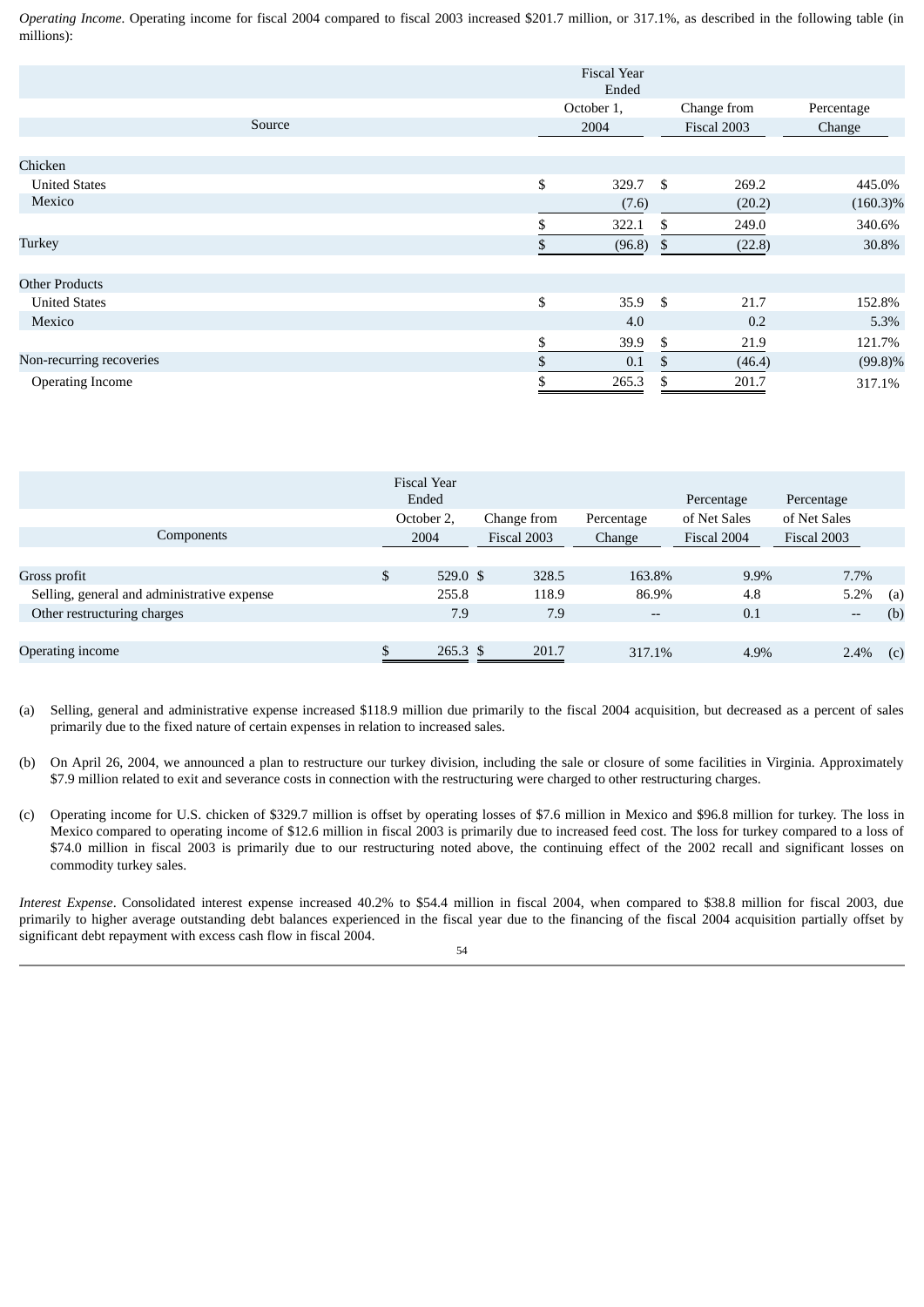*Operating Income*. Operating income for fiscal 2004 compared to fiscal 2003 increased $201.7 million, or 317.1%, as described in the following table (in millions):

| Source | Fiscal Year Ended October 1, 2004 | Change from Fiscal 2003 | Percentage Change |
|---|---|---|---|
| Chicken | | | |
| United States | $ 329.7 | $ 269.2 | 445.0% |
| Mexico | (7.6) | (20.2) | (160.3)% |
| | $ 322.1 | $ 249.0 | 340.6% |
| Turkey | $ (96.8) | $ (22.8) | 30.8% |
| Other Products | | | |
| United States | $ 35.9 | $ 21.7 | 152.8% |
| Mexico | 4.0 | 0.2 | 5.3% |
| | $ 39.9 | $ 21.9 | 121.7% |
| Non-recurring recoveries | $ 0.1 | $ (46.4) | (99.8)% |
| Operating Income | $ 265.3 | $ 201.7 | 317.1% |

| Components | Fiscal Year Ended October 2, 2004 | Change from Fiscal 2003 | Percentage Change | Percentage of Net Sales Fiscal 2004 | Percentage of Net Sales Fiscal 2003 | |
|---|---|---|---|---|---|---|
| Gross profit | $ 529.0 | $ 328.5 | 163.8% | 9.9% | 7.7% | |
| Selling, general and administrative expense | 255.8 | 118.9 | 86.9% | 4.8 | 5.2% | (a) |
| Other restructuring charges | 7.9 | 7.9 | -- | 0.1 | -- | (b) |
| Operating income | $ 265.3 | $ 201.7 | 317.1% | 4.9% | 2.4% | (c) |

(a) Selling, general and administrative expense increased $118.9 million due primarily to the fiscal 2004 acquisition, but decreased as a percent of sales primarily due to the fixed nature of certain expenses in relation to increased sales.

(b) On April 26, 2004, we announced a plan to restructure our turkey division, including the sale or closure of some facilities in Virginia. Approximately $7.9 million related to exit and severance costs in connection with the restructuring were charged to other restructuring charges.

(c) Operating income for U.S. chicken of $329.7 million is offset by operating losses of $7.6 million in Mexico and $96.8 million for turkey. The loss in Mexico compared to operating income of $12.6 million in fiscal 2003 is primarily due to increased feed cost. The loss for turkey compared to a loss of $74.0 million in fiscal 2003 is primarily due to our restructuring noted above, the continuing effect of the 2002 recall and significant losses on commodity turkey sales.

*Interest Expense*. Consolidated interest expense increased 40.2% to $54.4 million in fiscal 2004, when compared to $38.8 million for fiscal 2003, due primarily to higher average outstanding debt balances experienced in the fiscal year due to the financing of the fiscal 2004 acquisition partially offset by significant debt repayment with excess cash flow in fiscal 2004.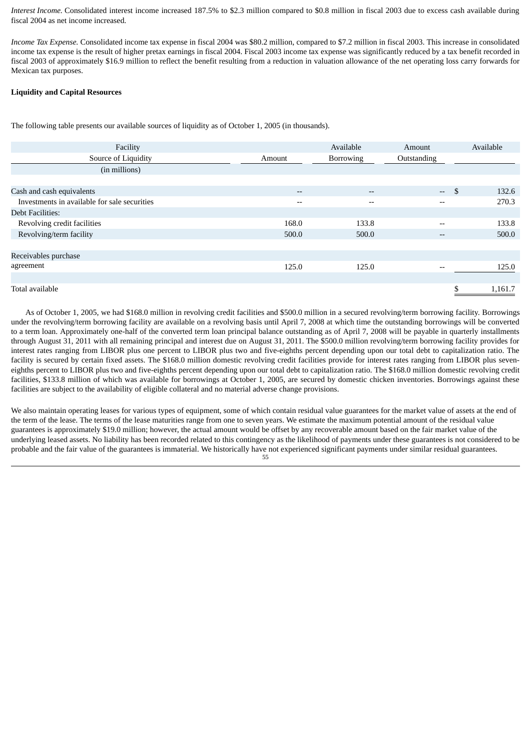*Interest Income.* Consolidated interest income increased 187.5% to $2.3 million compared to $0.8 million in fiscal 2003 due to excess cash available during fiscal 2004 as net income increased.

*Income Tax Expense.* Consolidated income tax expense in fiscal 2004 was $80.2 million, compared to $7.2 million in fiscal 2003. This increase in consolidated income tax expense is the result of higher pretax earnings in fiscal 2004. Fiscal 2003 income tax expense was significantly reduced by a tax benefit recorded in fiscal 2003 of approximately $16.9 million to reflect the benefit resulting from a reduction in valuation allowance of the net operating loss carry forwards for Mexican tax purposes.

**Liquidity and Capital Resources**

The following table presents our available sources of liquidity as of October 1, 2005 (in thousands).

| Facility<br>Source of Liquidity<br>(in millions) | Amount | Available Borrowing | Amount Outstanding | Available |
|---|---|---|---|---|
| Cash and cash equivalents | -- | -- | -- | $ 132.6 |
| Investments in available for sale securities | -- | -- | -- | 270.3 |
| Debt Facilities: | | | | |
| Revolving credit facilities | 168.0 | 133.8 | -- | 133.8 |
| Revolving/term facility | 500.0 | 500.0 | -- | 500.0 |
| Receivables purchase agreement | 125.0 | 125.0 | -- | 125.0 |
| Total available | | | | $ 1,161.7 |

As of October 1, 2005, we had $168.0 million in revolving credit facilities and $500.0 million in a secured revolving/term borrowing facility. Borrowings under the revolving/term borrowing facility are available on a revolving basis until April 7, 2008 at which time the outstanding borrowings will be converted to a term loan. Approximately one-half of the converted term loan principal balance outstanding as of April 7, 2008 will be payable in quarterly installments through August 31, 2011 with all remaining principal and interest due on August 31, 2011. The $500.0 million revolving/term borrowing facility provides for interest rates ranging from LIBOR plus one percent to LIBOR plus two and five-eighths percent depending upon our total debt to capitalization ratio. The facility is secured by certain fixed assets. The $168.0 million domestic revolving credit facilities provide for interest rates ranging from LIBOR plus seven-eighths percent to LIBOR plus two and five-eighths percent depending upon our total debt to capitalization ratio. The $168.0 million domestic revolving credit facilities, $133.8 million of which was available for borrowings at October 1, 2005, are secured by domestic chicken inventories. Borrowings against these facilities are subject to the availability of eligible collateral and no material adverse change provisions.

We also maintain operating leases for various types of equipment, some of which contain residual value guarantees for the market value of assets at the end of the term of the lease. The terms of the lease maturities range from one to seven years. We estimate the maximum potential amount of the residual value guarantees is approximately $19.0 million; however, the actual amount would be offset by any recoverable amount based on the fair market value of the underlying leased assets. No liability has been recorded related to this contingency as the likelihood of payments under these guarantees is not considered to be probable and the fair value of the guarantees is immaterial. We historically have not experienced significant payments under similar residual guarantees.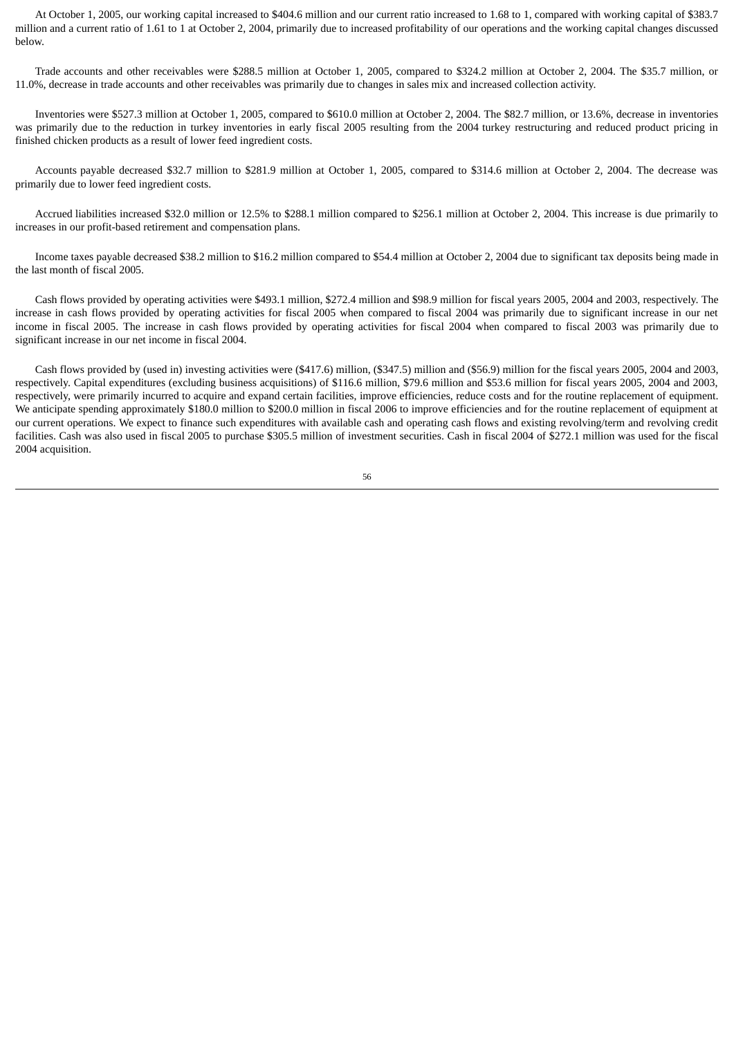At October 1, 2005, our working capital increased to $404.6 million and our current ratio increased to 1.68 to 1, compared with working capital of $383.7 million and a current ratio of 1.61 to 1 at October 2, 2004, primarily due to increased profitability of our operations and the working capital changes discussed below.

Trade accounts and other receivables were $288.5 million at October 1, 2005, compared to $324.2 million at October 2, 2004. The $35.7 million, or 11.0%, decrease in trade accounts and other receivables was primarily due to changes in sales mix and increased collection activity.

Inventories were $527.3 million at October 1, 2005, compared to $610.0 million at October 2, 2004. The $82.7 million, or 13.6%, decrease in inventories was primarily due to the reduction in turkey inventories in early fiscal 2005 resulting from the 2004 turkey restructuring and reduced product pricing in finished chicken products as a result of lower feed ingredient costs.

Accounts payable decreased $32.7 million to $281.9 million at October 1, 2005, compared to $314.6 million at October 2, 2004. The decrease was primarily due to lower feed ingredient costs.

Accrued liabilities increased $32.0 million or 12.5% to $288.1 million compared to $256.1 million at October 2, 2004. This increase is due primarily to increases in our profit-based retirement and compensation plans.

Income taxes payable decreased $38.2 million to $16.2 million compared to $54.4 million at October 2, 2004 due to significant tax deposits being made in the last month of fiscal 2005.

Cash flows provided by operating activities were $493.1 million, $272.4 million and $98.9 million for fiscal years 2005, 2004 and 2003, respectively. The increase in cash flows provided by operating activities for fiscal 2005 when compared to fiscal 2004 was primarily due to significant increase in our net income in fiscal 2005. The increase in cash flows provided by operating activities for fiscal 2004 when compared to fiscal 2003 was primarily due to significant increase in our net income in fiscal 2004.

Cash flows provided by (used in) investing activities were ($417.6) million, ($347.5) million and ($56.9) million for the fiscal years 2005, 2004 and 2003, respectively. Capital expenditures (excluding business acquisitions) of $116.6 million, $79.6 million and $53.6 million for fiscal years 2005, 2004 and 2003, respectively, were primarily incurred to acquire and expand certain facilities, improve efficiencies, reduce costs and for the routine replacement of equipment. We anticipate spending approximately $180.0 million to $200.0 million in fiscal 2006 to improve efficiencies and for the routine replacement of equipment at our current operations. We expect to finance such expenditures with available cash and operating cash flows and existing revolving/term and revolving credit facilities. Cash was also used in fiscal 2005 to purchase $305.5 million of investment securities. Cash in fiscal 2004 of $272.1 million was used for the fiscal 2004 acquisition.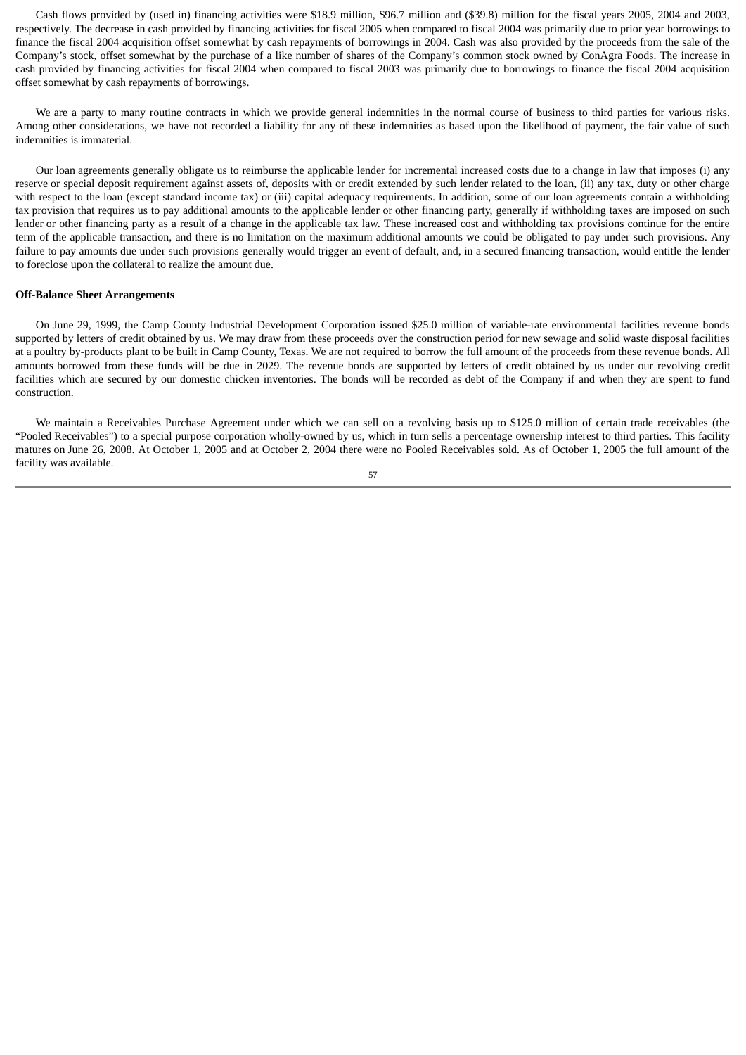Cash flows provided by (used in) financing activities were $18.9 million, $96.7 million and ($39.8) million for the fiscal years 2005, 2004 and 2003, respectively. The decrease in cash provided by financing activities for fiscal 2005 when compared to fiscal 2004 was primarily due to prior year borrowings to finance the fiscal 2004 acquisition offset somewhat by cash repayments of borrowings in 2004. Cash was also provided by the proceeds from the sale of the Company's stock, offset somewhat by the purchase of a like number of shares of the Company's common stock owned by ConAgra Foods. The increase in cash provided by financing activities for fiscal 2004 when compared to fiscal 2003 was primarily due to borrowings to finance the fiscal 2004 acquisition offset somewhat by cash repayments of borrowings.

We are a party to many routine contracts in which we provide general indemnities in the normal course of business to third parties for various risks. Among other considerations, we have not recorded a liability for any of these indemnities as based upon the likelihood of payment, the fair value of such indemnities is immaterial.

Our loan agreements generally obligate us to reimburse the applicable lender for incremental increased costs due to a change in law that imposes (i) any reserve or special deposit requirement against assets of, deposits with or credit extended by such lender related to the loan, (ii) any tax, duty or other charge with respect to the loan (except standard income tax) or (iii) capital adequacy requirements. In addition, some of our loan agreements contain a withholding tax provision that requires us to pay additional amounts to the applicable lender or other financing party, generally if withholding taxes are imposed on such lender or other financing party as a result of a change in the applicable tax law. These increased cost and withholding tax provisions continue for the entire term of the applicable transaction, and there is no limitation on the maximum additional amounts we could be obligated to pay under such provisions. Any failure to pay amounts due under such provisions generally would trigger an event of default, and, in a secured financing transaction, would entitle the lender to foreclose upon the collateral to realize the amount due.

**Off-Balance Sheet Arrangements**

On June 29, 1999, the Camp County Industrial Development Corporation issued $25.0 million of variable-rate environmental facilities revenue bonds supported by letters of credit obtained by us. We may draw from these proceeds over the construction period for new sewage and solid waste disposal facilities at a poultry by-products plant to be built in Camp County, Texas. We are not required to borrow the full amount of the proceeds from these revenue bonds. All amounts borrowed from these funds will be due in 2029. The revenue bonds are supported by letters of credit obtained by us under our revolving credit facilities which are secured by our domestic chicken inventories. The bonds will be recorded as debt of the Company if and when they are spent to fund construction.

We maintain a Receivables Purchase Agreement under which we can sell on a revolving basis up to $125.0 million of certain trade receivables (the "Pooled Receivables") to a special purpose corporation wholly-owned by us, which in turn sells a percentage ownership interest to third parties. This facility matures on June 26, 2008. At October 1, 2005 and at October 2, 2004 there were no Pooled Receivables sold. As of October 1, 2005 the full amount of the facility was available.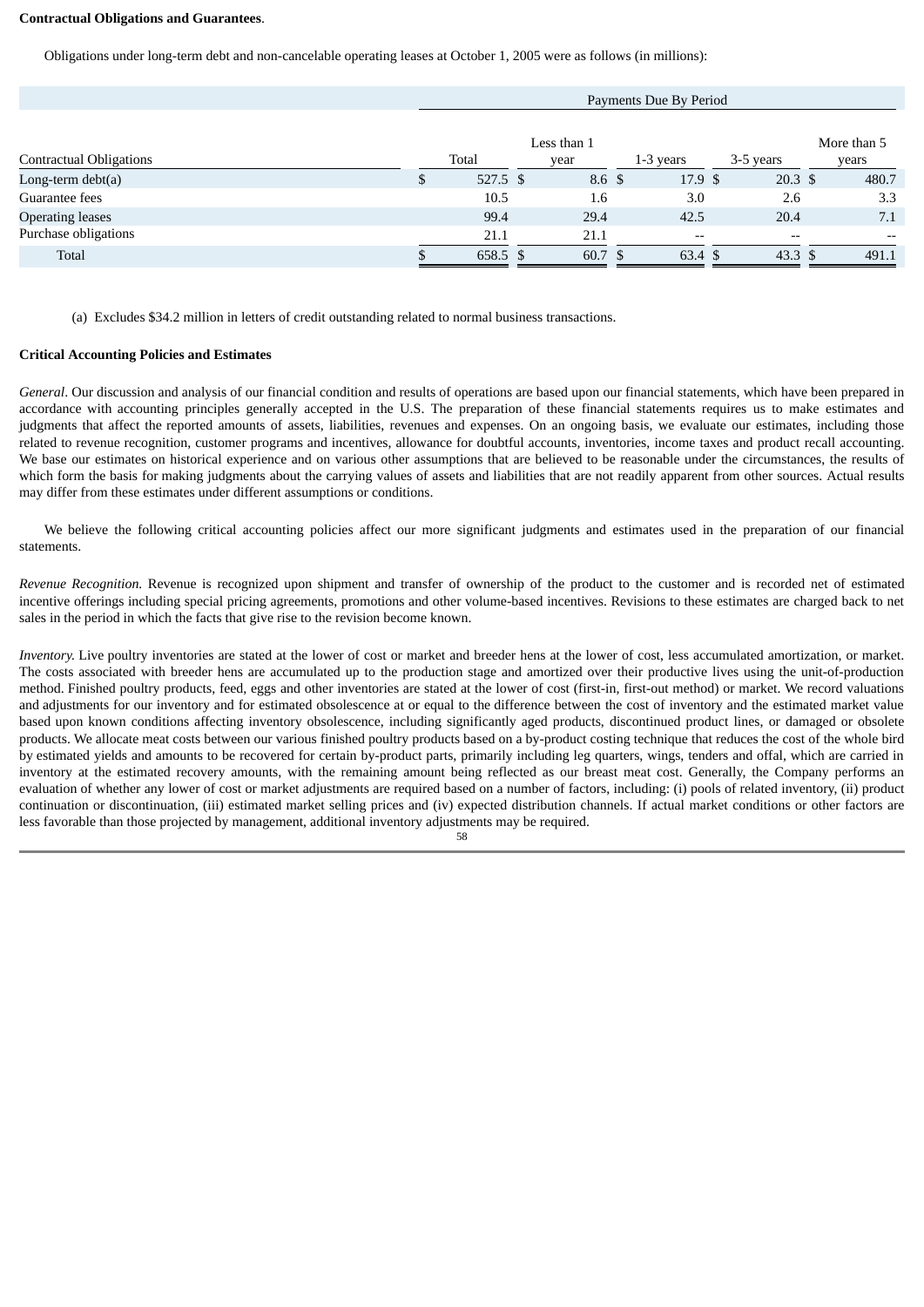**Contractual Obligations and Guarantees**.

Obligations under long-term debt and non-cancelable operating leases at October 1, 2005 were as follows (in millions):

| | Payments Due By Period | | | | |
|---|---|---|---|---|---|
| Contractual Obligations | Total | Less than 1 year | 1-3 years | 3-5 years | More than 5 years |
| Long-term debt(a) | $ 527.5 | $ 8.6 | $ 17.9 | $ 20.3 | $ 480.7 |
| Guarantee fees | 10.5 | 1.6 | 3.0 | 2.6 | 3.3 |
| Operating leases | 99.4 | 29.4 | 42.5 | 20.4 | 7.1 |
| Purchase obligations | 21.1 | 21.1 | -- | -- | -- |
| Total | $ 658.5 | $ 60.7 | $ 63.4 | $ 43.3 | $ 491.1 |

(a) Excludes $34.2 million in letters of credit outstanding related to normal business transactions.

**Critical Accounting Policies and Estimates**

*General*. Our discussion and analysis of our financial condition and results of operations are based upon our financial statements, which have been prepared in accordance with accounting principles generally accepted in the U.S. The preparation of these financial statements requires us to make estimates and judgments that affect the reported amounts of assets, liabilities, revenues and expenses. On an ongoing basis, we evaluate our estimates, including those related to revenue recognition, customer programs and incentives, allowance for doubtful accounts, inventories, income taxes and product recall accounting. We base our estimates on historical experience and on various other assumptions that are believed to be reasonable under the circumstances, the results of which form the basis for making judgments about the carrying values of assets and liabilities that are not readily apparent from other sources. Actual results may differ from these estimates under different assumptions or conditions.

We believe the following critical accounting policies affect our more significant judgments and estimates used in the preparation of our financial statements.

*Revenue Recognition.* Revenue is recognized upon shipment and transfer of ownership of the product to the customer and is recorded net of estimated incentive offerings including special pricing agreements, promotions and other volume-based incentives. Revisions to these estimates are charged back to net sales in the period in which the facts that give rise to the revision become known.

*Inventory.* Live poultry inventories are stated at the lower of cost or market and breeder hens at the lower of cost, less accumulated amortization, or market. The costs associated with breeder hens are accumulated up to the production stage and amortized over their productive lives using the unit-of-production method. Finished poultry products, feed, eggs and other inventories are stated at the lower of cost (first-in, first-out method) or market. We record valuations and adjustments for our inventory and for estimated obsolescence at or equal to the difference between the cost of inventory and the estimated market value based upon known conditions affecting inventory obsolescence, including significantly aged products, discontinued product lines, or damaged or obsolete products. We allocate meat costs between our various finished poultry products based on a by-product costing technique that reduces the cost of the whole bird by estimated yields and amounts to be recovered for certain by-product parts, primarily including leg quarters, wings, tenders and offal, which are carried in inventory at the estimated recovery amounts, with the remaining amount being reflected as our breast meat cost. Generally, the Company performs an evaluation of whether any lower of cost or market adjustments are required based on a number of factors, including: (i) pools of related inventory, (ii) product continuation or discontinuation, (iii) estimated market selling prices and (iv) expected distribution channels. If actual market conditions or other factors are less favorable than those projected by management, additional inventory adjustments may be required.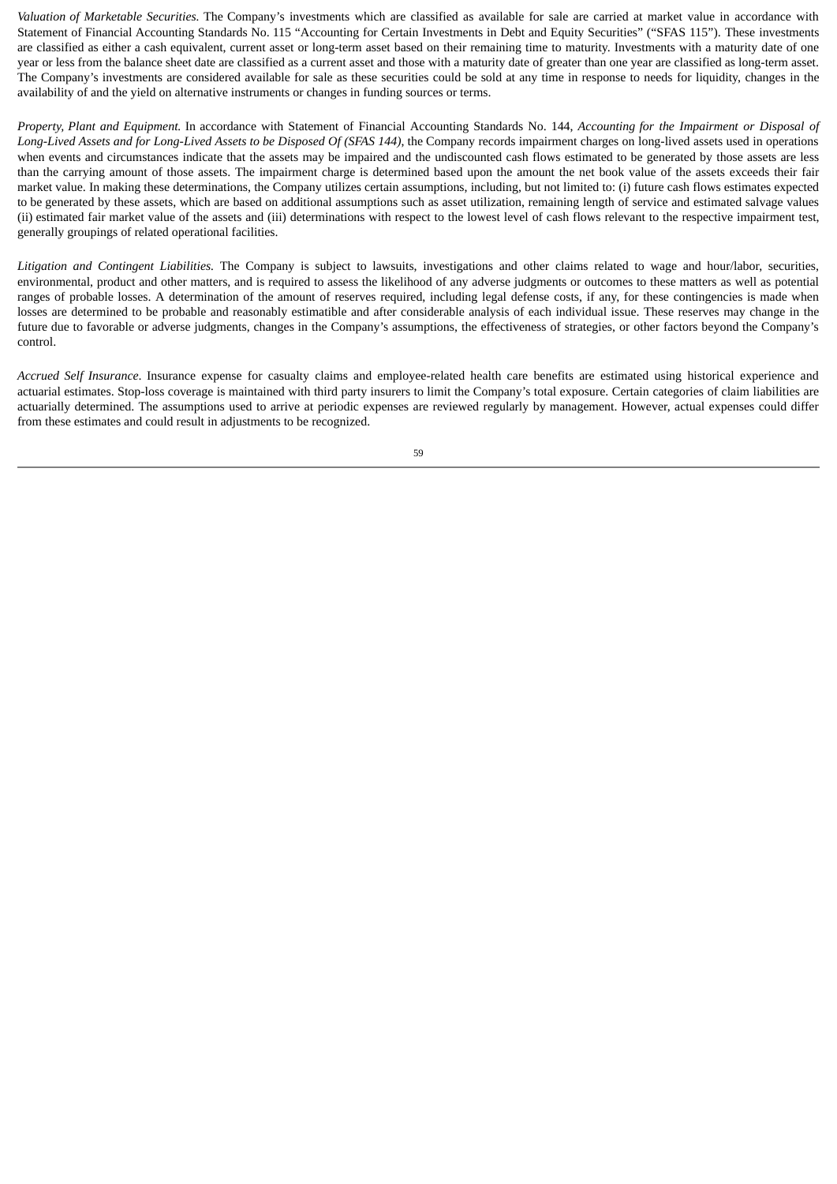*Valuation of Marketable Securities.* The Company's investments which are classified as available for sale are carried at market value in accordance with Statement of Financial Accounting Standards No. 115 "Accounting for Certain Investments in Debt and Equity Securities" ("SFAS 115"). These investments are classified as either a cash equivalent, current asset or long-term asset based on their remaining time to maturity. Investments with a maturity date of one year or less from the balance sheet date are classified as a current asset and those with a maturity date of greater than one year are classified as long-term asset. The Company's investments are considered available for sale as these securities could be sold at any time in response to needs for liquidity, changes in the availability of and the yield on alternative instruments or changes in funding sources or terms.

*Property, Plant and Equipment.* In accordance with Statement of Financial Accounting Standards No. 144, *Accounting for the Impairment or Disposal of Long-Lived Assets and for Long-Lived Assets to be Disposed Of (SFAS 144),* the Company records impairment charges on long-lived assets used in operations when events and circumstances indicate that the assets may be impaired and the undiscounted cash flows estimated to be generated by those assets are less than the carrying amount of those assets. The impairment charge is determined based upon the amount the net book value of the assets exceeds their fair market value. In making these determinations, the Company utilizes certain assumptions, including, but not limited to: (i) future cash flows estimates expected to be generated by these assets, which are based on additional assumptions such as asset utilization, remaining length of service and estimated salvage values (ii) estimated fair market value of the assets and (iii) determinations with respect to the lowest level of cash flows relevant to the respective impairment test, generally groupings of related operational facilities.

*Litigation and Contingent Liabilities.* The Company is subject to lawsuits, investigations and other claims related to wage and hour/labor, securities, environmental, product and other matters, and is required to assess the likelihood of any adverse judgments or outcomes to these matters as well as potential ranges of probable losses. A determination of the amount of reserves required, including legal defense costs, if any, for these contingencies is made when losses are determined to be probable and reasonably estimatible and after considerable analysis of each individual issue. These reserves may change in the future due to favorable or adverse judgments, changes in the Company's assumptions, the effectiveness of strategies, or other factors beyond the Company's control.

*Accrued Self Insurance*. Insurance expense for casualty claims and employee-related health care benefits are estimated using historical experience and actuarial estimates. Stop-loss coverage is maintained with third party insurers to limit the Company's total exposure. Certain categories of claim liabilities are actuarially determined. The assumptions used to arrive at periodic expenses are reviewed regularly by management. However, actual expenses could differ from these estimates and could result in adjustments to be recognized.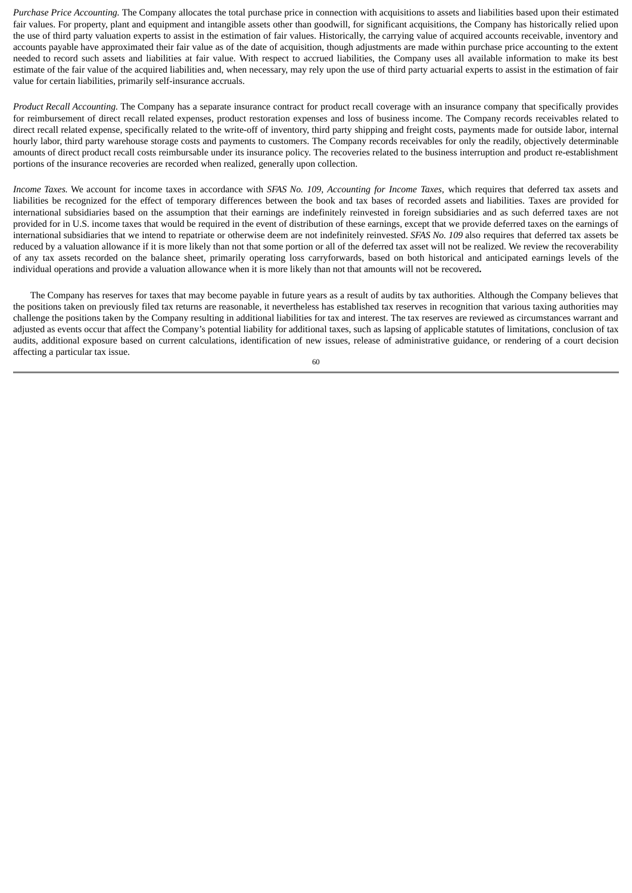*Purchase Price Accounting.* The Company allocates the total purchase price in connection with acquisitions to assets and liabilities based upon their estimated fair values. For property, plant and equipment and intangible assets other than goodwill, for significant acquisitions, the Company has historically relied upon the use of third party valuation experts to assist in the estimation of fair values. Historically, the carrying value of acquired accounts receivable, inventory and accounts payable have approximated their fair value as of the date of acquisition, though adjustments are made within purchase price accounting to the extent needed to record such assets and liabilities at fair value. With respect to accrued liabilities, the Company uses all available information to make its best estimate of the fair value of the acquired liabilities and, when necessary, may rely upon the use of third party actuarial experts to assist in the estimation of fair value for certain liabilities, primarily self-insurance accruals.

*Product Recall Accounting.* The Company has a separate insurance contract for product recall coverage with an insurance company that specifically provides for reimbursement of direct recall related expenses, product restoration expenses and loss of business income. The Company records receivables related to direct recall related expense, specifically related to the write-off of inventory, third party shipping and freight costs, payments made for outside labor, internal hourly labor, third party warehouse storage costs and payments to customers. The Company records receivables for only the readily, objectively determinable amounts of direct product recall costs reimbursable under its insurance policy. The recoveries related to the business interruption and product re-establishment portions of the insurance recoveries are recorded when realized, generally upon collection.

*Income Taxes.* We account for income taxes in accordance with *SFAS No. 109, Accounting for Income Taxes*, which requires that deferred tax assets and liabilities be recognized for the effect of temporary differences between the book and tax bases of recorded assets and liabilities. Taxes are provided for international subsidiaries based on the assumption that their earnings are indefinitely reinvested in foreign subsidiaries and as such deferred taxes are not provided for in U.S. income taxes that would be required in the event of distribution of these earnings, except that we provide deferred taxes on the earnings of international subsidiaries that we intend to repatriate or otherwise deem are not indefinitely reinvested. *SFAS No. 109* also requires that deferred tax assets be reduced by a valuation allowance if it is more likely than not that some portion or all of the deferred tax asset will not be realized. We review the recoverability of any tax assets recorded on the balance sheet, primarily operating loss carryforwards, based on both historical and anticipated earnings levels of the individual operations and provide a valuation allowance when it is more likely than not that amounts will not be recovered.

The Company has reserves for taxes that may become payable in future years as a result of audits by tax authorities. Although the Company believes that the positions taken on previously filed tax returns are reasonable, it nevertheless has established tax reserves in recognition that various taxing authorities may challenge the positions taken by the Company resulting in additional liabilities for tax and interest. The tax reserves are reviewed as circumstances warrant and adjusted as events occur that affect the Company's potential liability for additional taxes, such as lapsing of applicable statutes of limitations, conclusion of tax audits, additional exposure based on current calculations, identification of new issues, release of administrative guidance, or rendering of a court decision affecting a particular tax issue.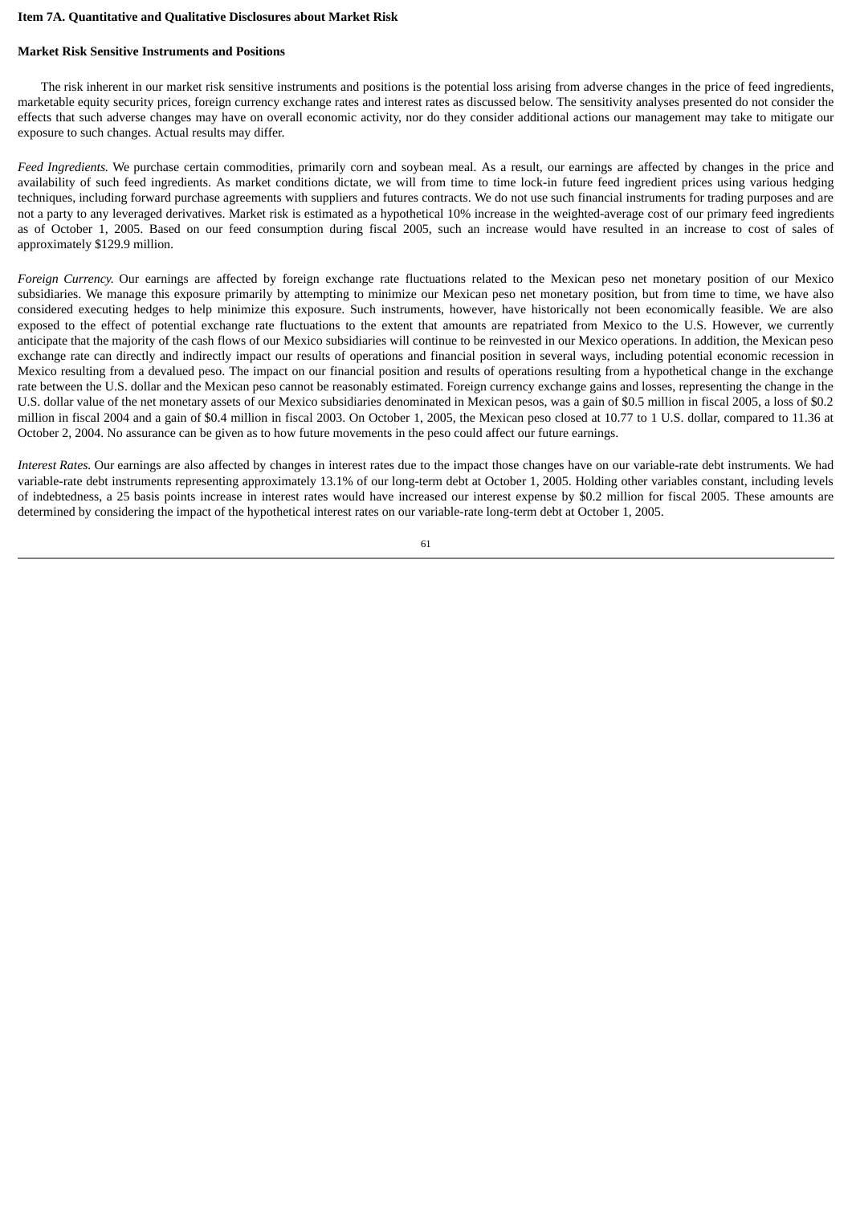**Item 7A. Quantitative and Qualitative Disclosures about Market Risk**

**Market Risk Sensitive Instruments and Positions**

The risk inherent in our market risk sensitive instruments and positions is the potential loss arising from adverse changes in the price of feed ingredients, marketable equity security prices, foreign currency exchange rates and interest rates as discussed below. The sensitivity analyses presented do not consider the effects that such adverse changes may have on overall economic activity, nor do they consider additional actions our management may take to mitigate our exposure to such changes. Actual results may differ.

*Feed Ingredients.* We purchase certain commodities, primarily corn and soybean meal. As a result, our earnings are affected by changes in the price and availability of such feed ingredients. As market conditions dictate, we will from time to time lock-in future feed ingredient prices using various hedging techniques, including forward purchase agreements with suppliers and futures contracts. We do not use such financial instruments for trading purposes and are not a party to any leveraged derivatives. Market risk is estimated as a hypothetical 10% increase in the weighted-average cost of our primary feed ingredients as of October 1, 2005. Based on our feed consumption during fiscal 2005, such an increase would have resulted in an increase to cost of sales of approximately $129.9 million.

*Foreign Currency.* Our earnings are affected by foreign exchange rate fluctuations related to the Mexican peso net monetary position of our Mexico subsidiaries. We manage this exposure primarily by attempting to minimize our Mexican peso net monetary position, but from time to time, we have also considered executing hedges to help minimize this exposure. Such instruments, however, have historically not been economically feasible. We are also exposed to the effect of potential exchange rate fluctuations to the extent that amounts are repatriated from Mexico to the U.S. However, we currently anticipate that the majority of the cash flows of our Mexico subsidiaries will continue to be reinvested in our Mexico operations. In addition, the Mexican peso exchange rate can directly and indirectly impact our results of operations and financial position in several ways, including potential economic recession in Mexico resulting from a devalued peso. The impact on our financial position and results of operations resulting from a hypothetical change in the exchange rate between the U.S. dollar and the Mexican peso cannot be reasonably estimated. Foreign currency exchange gains and losses, representing the change in the U.S. dollar value of the net monetary assets of our Mexico subsidiaries denominated in Mexican pesos, was a gain of $0.5 million in fiscal 2005, a loss of $0.2 million in fiscal 2004 and a gain of $0.4 million in fiscal 2003. On October 1, 2005, the Mexican peso closed at 10.77 to 1 U.S. dollar, compared to 11.36 at October 2, 2004. No assurance can be given as to how future movements in the peso could affect our future earnings.

*Interest Rates.* Our earnings are also affected by changes in interest rates due to the impact those changes have on our variable-rate debt instruments. We had variable-rate debt instruments representing approximately 13.1% of our long-term debt at October 1, 2005. Holding other variables constant, including levels of indebtedness, a 25 basis points increase in interest rates would have increased our interest expense by $0.2 million for fiscal 2005. These amounts are determined by considering the impact of the hypothetical interest rates on our variable-rate long-term debt at October 1, 2005.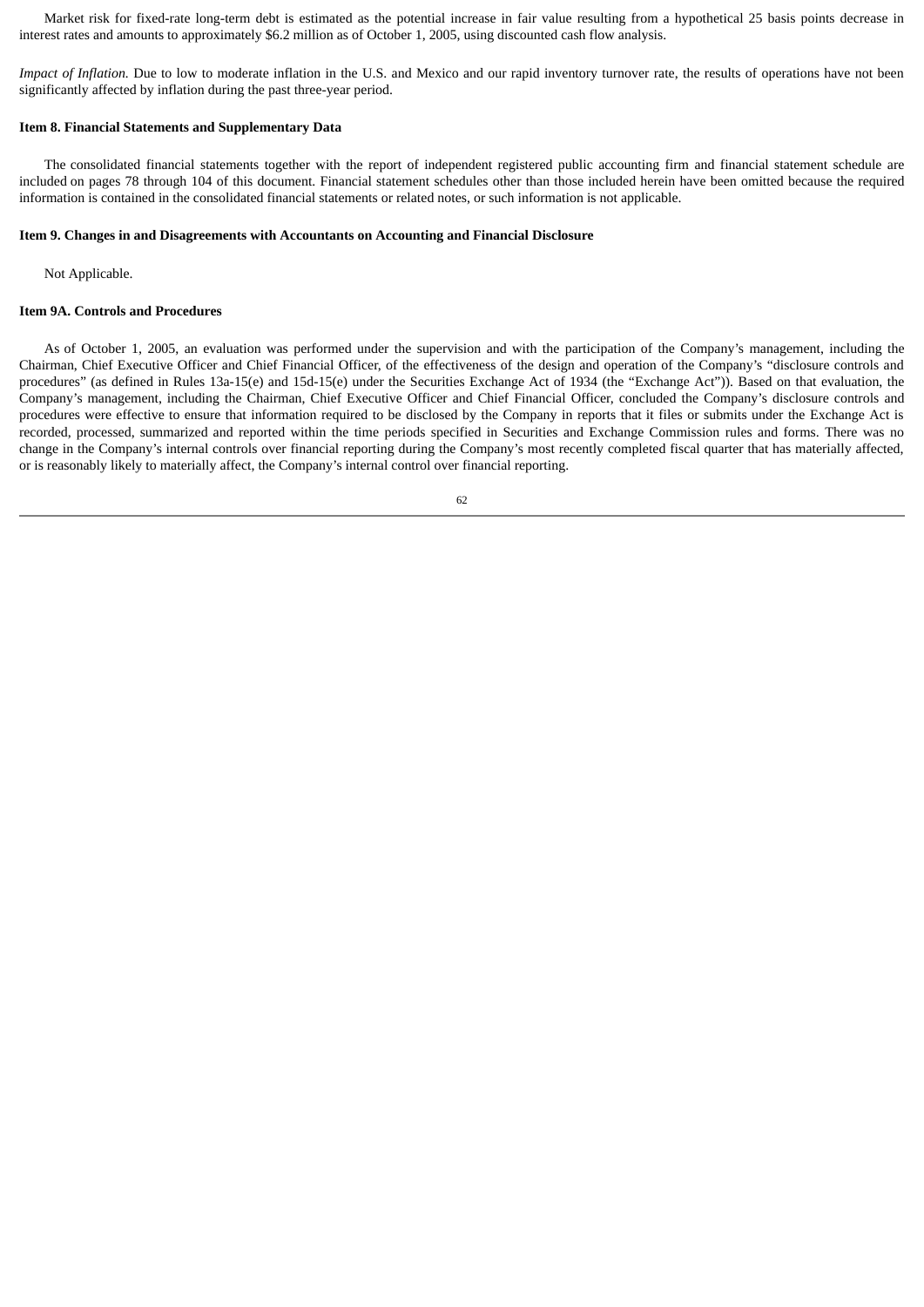Market risk for fixed-rate long-term debt is estimated as the potential increase in fair value resulting from a hypothetical 25 basis points decrease in interest rates and amounts to approximately $6.2 million as of October 1, 2005, using discounted cash flow analysis.

*Impact of Inflation.* Due to low to moderate inflation in the U.S. and Mexico and our rapid inventory turnover rate, the results of operations have not been significantly affected by inflation during the past three-year period.

**Item 8. Financial Statements and Supplementary Data**

The consolidated financial statements together with the report of independent registered public accounting firm and financial statement schedule are included on pages 78 through 104 of this document. Financial statement schedules other than those included herein have been omitted because the required information is contained in the consolidated financial statements or related notes, or such information is not applicable.

**Item 9. Changes in and Disagreements with Accountants on Accounting and Financial Disclosure**

Not Applicable.

**Item 9A. Controls and Procedures**

As of October 1, 2005, an evaluation was performed under the supervision and with the participation of the Company's management, including the Chairman, Chief Executive Officer and Chief Financial Officer, of the effectiveness of the design and operation of the Company's "disclosure controls and procedures" (as defined in Rules 13a-15(e) and 15d-15(e) under the Securities Exchange Act of 1934 (the "Exchange Act")). Based on that evaluation, the Company's management, including the Chairman, Chief Executive Officer and Chief Financial Officer, concluded the Company's disclosure controls and procedures were effective to ensure that information required to be disclosed by the Company in reports that it files or submits under the Exchange Act is recorded, processed, summarized and reported within the time periods specified in Securities and Exchange Commission rules and forms. There was no change in the Company's internal controls over financial reporting during the Company's most recently completed fiscal quarter that has materially affected, or is reasonably likely to materially affect, the Company's internal control over financial reporting.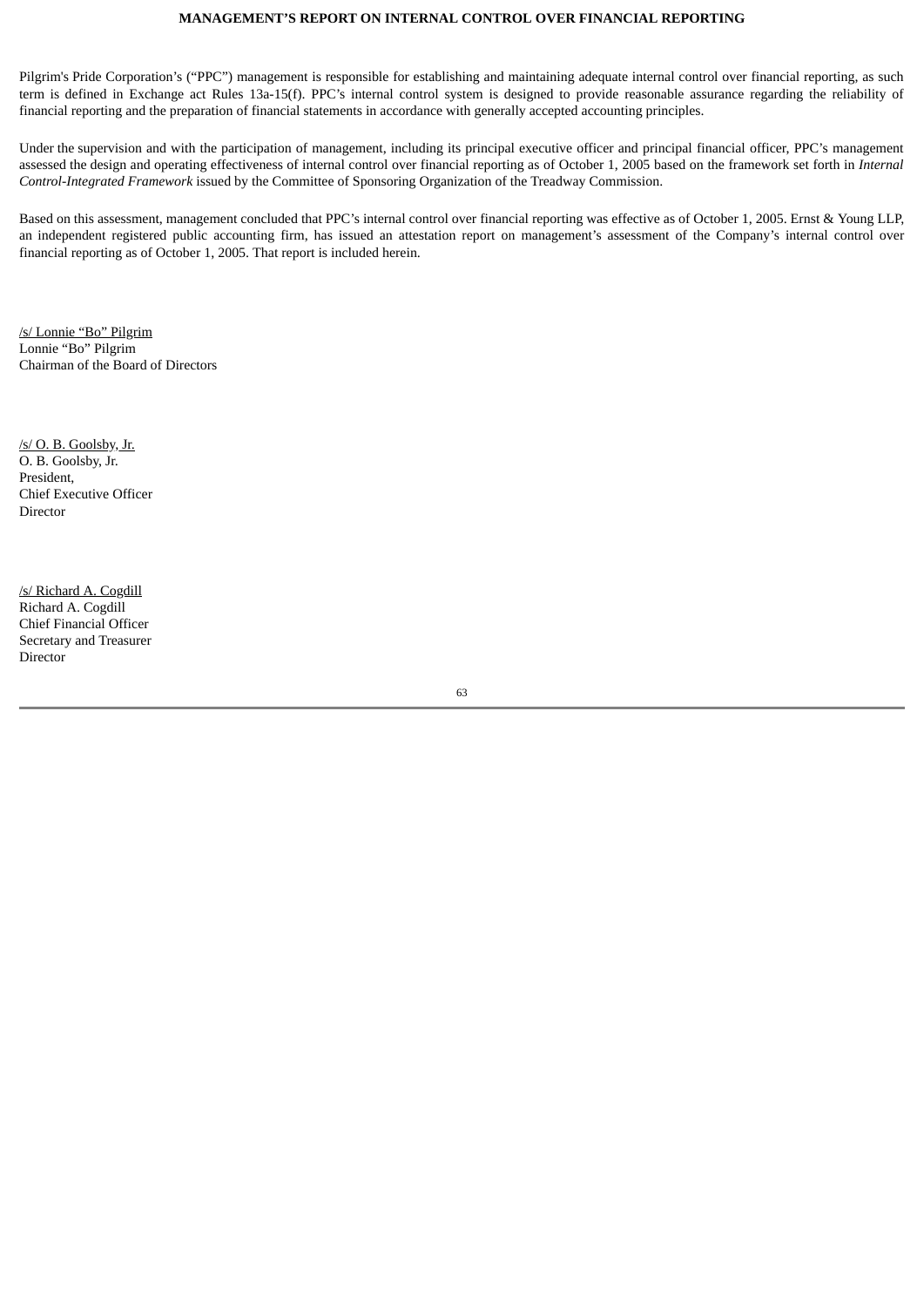# MANAGEMENT'S REPORT ON INTERNAL CONTROL OVER FINANCIAL REPORTING

Pilgrim's Pride Corporation's ("PPC") management is responsible for establishing and maintaining adequate internal control over financial reporting, as such term is defined in Exchange act Rules 13a-15(f). PPC's internal control system is designed to provide reasonable assurance regarding the reliability of financial reporting and the preparation of financial statements in accordance with generally accepted accounting principles.

Under the supervision and with the participation of management, including its principal executive officer and principal financial officer, PPC's management assessed the design and operating effectiveness of internal control over financial reporting as of October 1, 2005 based on the framework set forth in *Internal Control-Integrated Framework* issued by the Committee of Sponsoring Organization of the Treadway Commission.

Based on this assessment, management concluded that PPC's internal control over financial reporting was effective as of October 1, 2005. Ernst & Young LLP, an independent registered public accounting firm, has issued an attestation report on management's assessment of the Company's internal control over financial reporting as of October 1, 2005. That report is included herein.

/s/ Lonnie "Bo" Pilgrim
Lonnie "Bo" Pilgrim
Chairman of the Board of Directors

/s/ O. B. Goolsby, Jr.
O. B. Goolsby, Jr.
President,
Chief Executive Officer
Director

/s/ Richard A. Cogdill
Richard A. Cogdill
Chief Financial Officer
Secretary and Treasurer
Director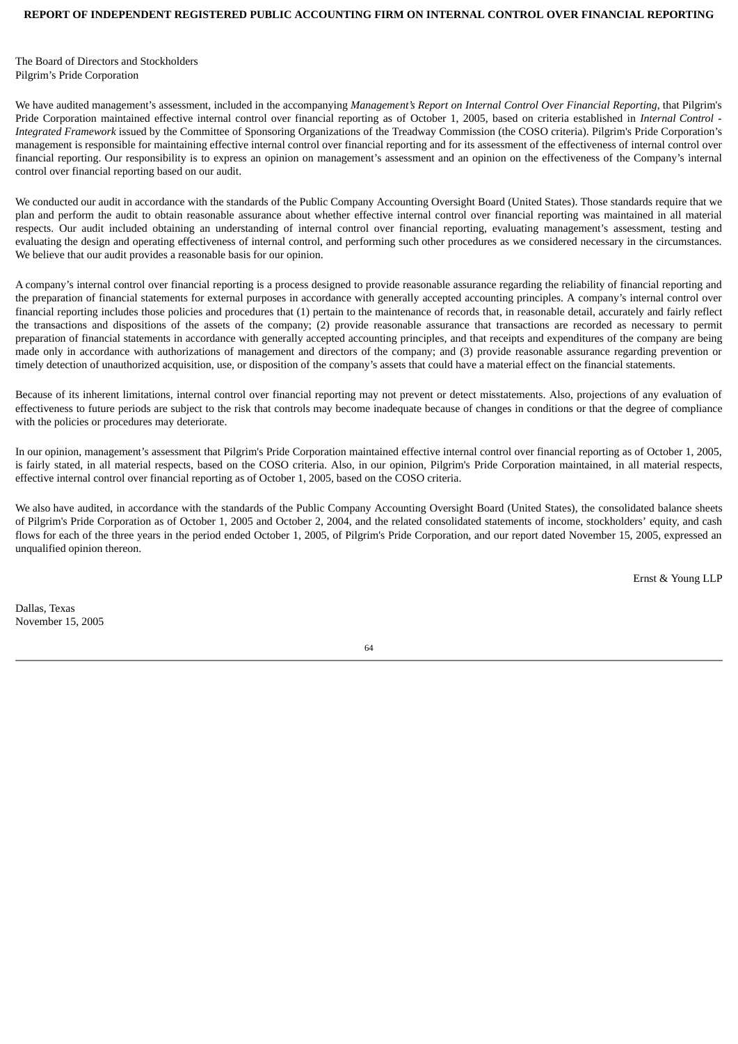**REPORT OF INDEPENDENT REGISTERED PUBLIC ACCOUNTING FIRM ON INTERNAL CONTROL OVER FINANCIAL REPORTING**

The Board of Directors and Stockholders
Pilgrim’s Pride Corporation

We have audited management’s assessment, included in the accompanying *Management’s Report on Internal Control Over Financial Reporting*, that Pilgrim's Pride Corporation maintained effective internal control over financial reporting as of October 1, 2005, based on criteria established in *Internal Control - Integrated Framework* issued by the Committee of Sponsoring Organizations of the Treadway Commission (the COSO criteria). Pilgrim's Pride Corporation’s management is responsible for maintaining effective internal control over financial reporting and for its assessment of the effectiveness of internal control over financial reporting. Our responsibility is to express an opinion on management’s assessment and an opinion on the effectiveness of the Company’s internal control over financial reporting based on our audit.

We conducted our audit in accordance with the standards of the Public Company Accounting Oversight Board (United States). Those standards require that we plan and perform the audit to obtain reasonable assurance about whether effective internal control over financial reporting was maintained in all material respects. Our audit included obtaining an understanding of internal control over financial reporting, evaluating management’s assessment, testing and evaluating the design and operating effectiveness of internal control, and performing such other procedures as we considered necessary in the circumstances. We believe that our audit provides a reasonable basis for our opinion.

A company’s internal control over financial reporting is a process designed to provide reasonable assurance regarding the reliability of financial reporting and the preparation of financial statements for external purposes in accordance with generally accepted accounting principles. A company’s internal control over financial reporting includes those policies and procedures that (1) pertain to the maintenance of records that, in reasonable detail, accurately and fairly reflect the transactions and dispositions of the assets of the company; (2) provide reasonable assurance that transactions are recorded as necessary to permit preparation of financial statements in accordance with generally accepted accounting principles, and that receipts and expenditures of the company are being made only in accordance with authorizations of management and directors of the company; and (3) provide reasonable assurance regarding prevention or timely detection of unauthorized acquisition, use, or disposition of the company’s assets that could have a material effect on the financial statements.

Because of its inherent limitations, internal control over financial reporting may not prevent or detect misstatements. Also, projections of any evaluation of effectiveness to future periods are subject to the risk that controls may become inadequate because of changes in conditions or that the degree of compliance with the policies or procedures may deteriorate.

In our opinion, management’s assessment that Pilgrim's Pride Corporation maintained effective internal control over financial reporting as of October 1, 2005, is fairly stated, in all material respects, based on the COSO criteria. Also, in our opinion, Pilgrim's Pride Corporation maintained, in all material respects, effective internal control over financial reporting as of October 1, 2005, based on the COSO criteria.

We also have audited, in accordance with the standards of the Public Company Accounting Oversight Board (United States), the consolidated balance sheets of Pilgrim's Pride Corporation as of October 1, 2005 and October 2, 2004, and the related consolidated statements of income, stockholders’ equity, and cash flows for each of the three years in the period ended October 1, 2005, of Pilgrim's Pride Corporation, and our report dated November 15, 2005, expressed an unqualified opinion thereon.

Ernst & Young LLP

Dallas, Texas
November 15, 2005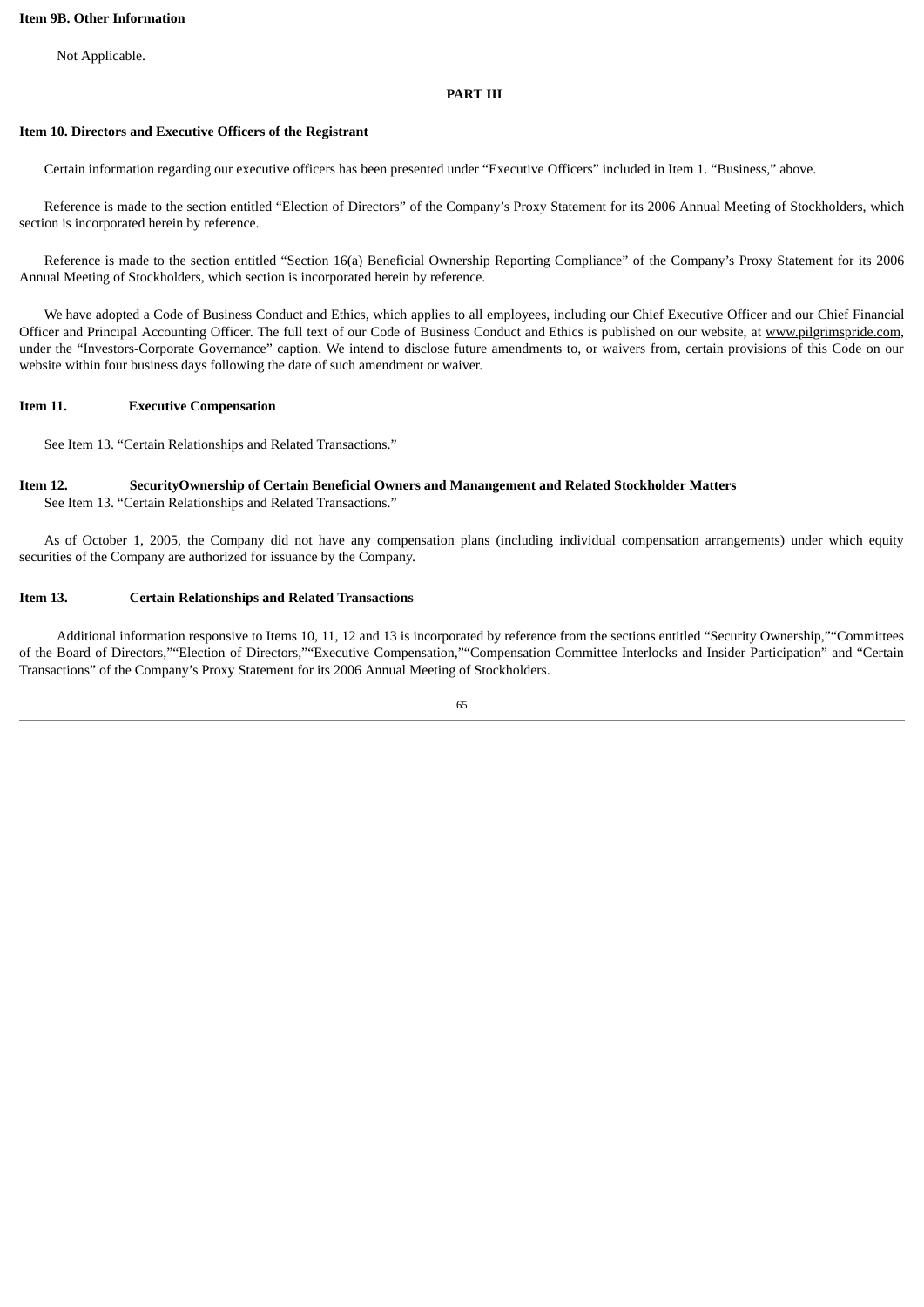**Item 9B. Other Information**

Not Applicable.

**PART III**

**Item 10. Directors and Executive Officers of the Registrant**

Certain information regarding our executive officers has been presented under “Executive Officers” included in Item 1. “Business,” above.

Reference is made to the section entitled “Election of Directors” of the Company’s Proxy Statement for its 2006 Annual Meeting of Stockholders, which section is incorporated herein by reference.

Reference is made to the section entitled “Section 16(a) Beneficial Ownership Reporting Compliance” of the Company’s Proxy Statement for its 2006 Annual Meeting of Stockholders, which section is incorporated herein by reference.

We have adopted a Code of Business Conduct and Ethics, which applies to all employees, including our Chief Executive Officer and our Chief Financial Officer and Principal Accounting Officer. The full text of our Code of Business Conduct and Ethics is published on our website, at www.pilgrimspride.com, under the “Investors-Corporate Governance” caption. We intend to disclose future amendments to, or waivers from, certain provisions of this Code on our website within four business days following the date of such amendment or waiver.

**Item 11. Executive Compensation**

See Item 13. “Certain Relationships and Related Transactions.”

**Item 12. SecurityOwnership of Certain Beneficial Owners and Manangement and Related Stockholder Matters**

See Item 13. “Certain Relationships and Related Transactions.”

As of October 1, 2005, the Company did not have any compensation plans (including individual compensation arrangements) under which equity securities of the Company are authorized for issuance by the Company.

**Item 13. Certain Relationships and Related Transactions**

Additional information responsive to Items 10, 11, 12 and 13 is incorporated by reference from the sections entitled “Security Ownership,”“Committees of the Board of Directors,”“Election of Directors,”“Executive Compensation,”“Compensation Committee Interlocks and Insider Participation” and “Certain Transactions” of the Company’s Proxy Statement for its 2006 Annual Meeting of Stockholders.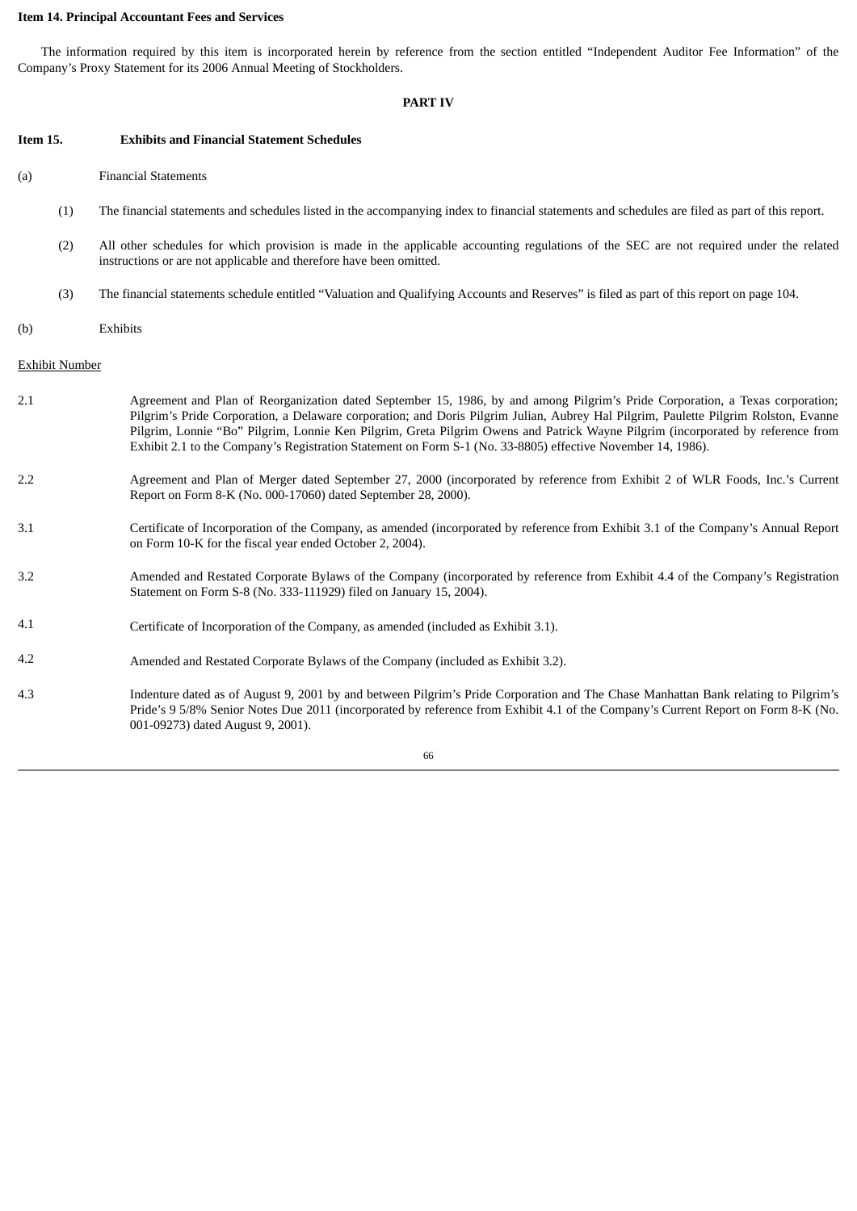**Item 14. Principal Accountant Fees and Services**

The information required by this item is incorporated herein by reference from the section entitled "Independent Auditor Fee Information" of the Company's Proxy Statement for its 2006 Annual Meeting of Stockholders.

**PART IV**

**Item 15. Exhibits and Financial Statement Schedules**

(a) Financial Statements

(1) The financial statements and schedules listed in the accompanying index to financial statements and schedules are filed as part of this report.

(2) All other schedules for which provision is made in the applicable accounting regulations of the SEC are not required under the related instructions or are not applicable and therefore have been omitted.

(3) The financial statements schedule entitled "Valuation and Qualifying Accounts and Reserves" is filed as part of this report on page 104.

(b) Exhibits

| Exhibit Number | |
|---|---|
| 2.1 | Agreement and Plan of Reorganization dated September 15, 1986, by and among Pilgrim's Pride Corporation, a Texas corporation; Pilgrim's Pride Corporation, a Delaware corporation; and Doris Pilgrim Julian, Aubrey Hal Pilgrim, Paulette Pilgrim Rolston, Evanne Pilgrim, Lonnie "Bo" Pilgrim, Lonnie Ken Pilgrim, Greta Pilgrim Owens and Patrick Wayne Pilgrim (incorporated by reference from Exhibit 2.1 to the Company's Registration Statement on Form S-1 (No. 33-8805) effective November 14, 1986). |
| 2.2 | Agreement and Plan of Merger dated September 27, 2000 (incorporated by reference from Exhibit 2 of WLR Foods, Inc.'s Current Report on Form 8-K (No. 000-17060) dated September 28, 2000). |
| 3.1 | Certificate of Incorporation of the Company, as amended (incorporated by reference from Exhibit 3.1 of the Company's Annual Report on Form 10-K for the fiscal year ended October 2, 2004). |
| 3.2 | Amended and Restated Corporate Bylaws of the Company (incorporated by reference from Exhibit 4.4 of the Company's Registration Statement on Form S-8 (No. 333-111929) filed on January 15, 2004). |
| 4.1 | Certificate of Incorporation of the Company, as amended (included as Exhibit 3.1). |
| 4.2 | Amended and Restated Corporate Bylaws of the Company (included as Exhibit 3.2). |
| 4.3 | Indenture dated as of August 9, 2001 by and between Pilgrim's Pride Corporation and The Chase Manhattan Bank relating to Pilgrim's Pride's 9 5/8% Senior Notes Due 2011 (incorporated by reference from Exhibit 4.1 of the Company's Current Report on Form 8-K (No. 001-09273) dated August 9, 2001). |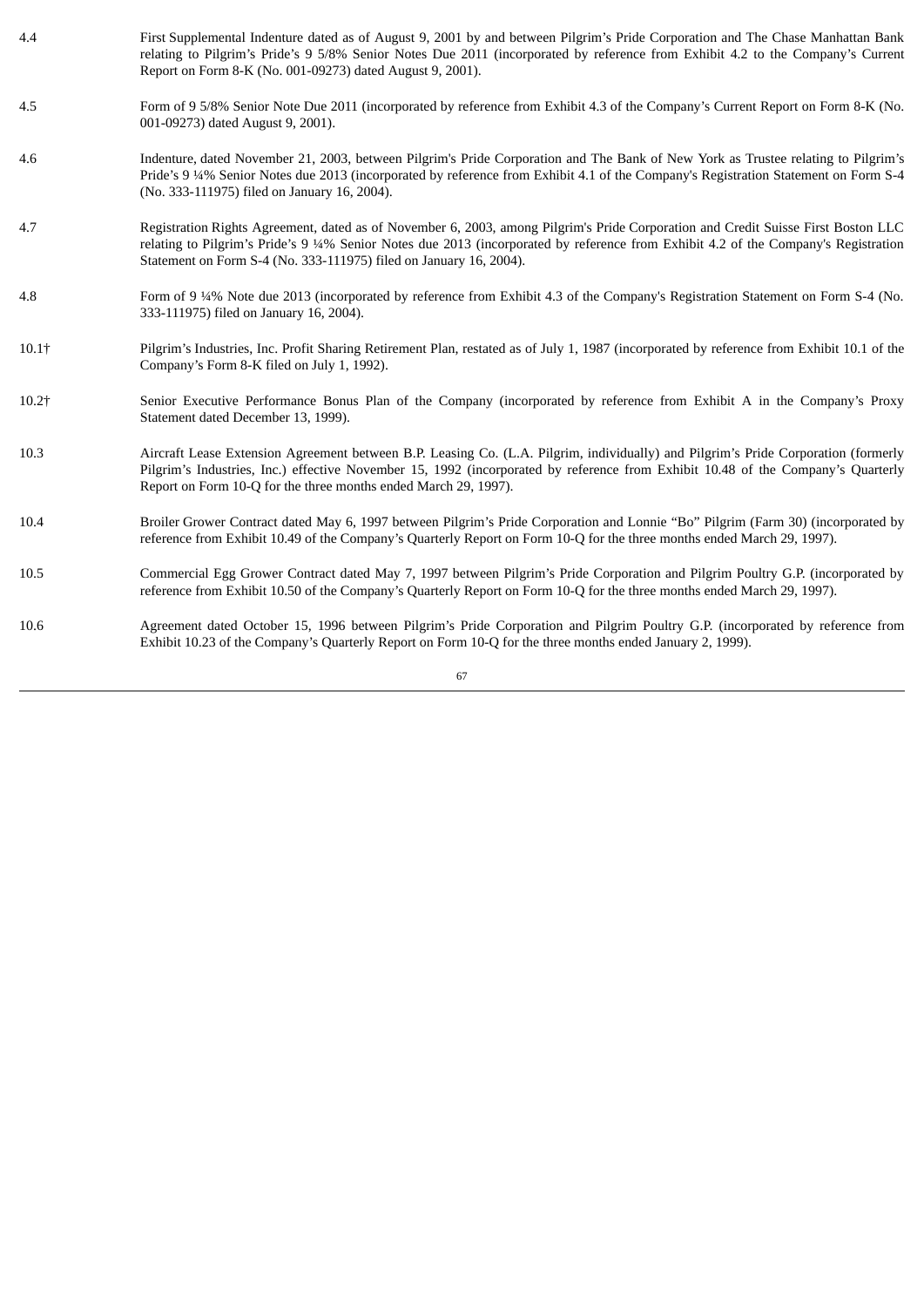| | |
|---|---|
| 4.4 | First Supplemental Indenture dated as of August 9, 2001 by and between Pilgrim's Pride Corporation and The Chase Manhattan Bank relating to Pilgrim's Pride's 9 5/8% Senior Notes Due 2011 (incorporated by reference from Exhibit 4.2 to the Company's Current Report on Form 8-K (No. 001-09273) dated August 9, 2001). |
| 4.5 | Form of 9 5/8% Senior Note Due 2011 (incorporated by reference from Exhibit 4.3 of the Company's Current Report on Form 8-K (No. 001-09273) dated August 9, 2001). |
| 4.6 | Indenture, dated November 21, 2003, between Pilgrim's Pride Corporation and The Bank of New York as Trustee relating to Pilgrim's Pride's 9 ¼% Senior Notes due 2013 (incorporated by reference from Exhibit 4.1 of the Company's Registration Statement on Form S-4 (No. 333-111975) filed on January 16, 2004). |
| 4.7 | Registration Rights Agreement, dated as of November 6, 2003, among Pilgrim's Pride Corporation and Credit Suisse First Boston LLC relating to Pilgrim's Pride's 9 ¼% Senior Notes due 2013 (incorporated by reference from Exhibit 4.2 of the Company's Registration Statement on Form S-4 (No. 333-111975) filed on January 16, 2004). |
| 4.8 | Form of 9 ¼% Note due 2013 (incorporated by reference from Exhibit 4.3 of the Company's Registration Statement on Form S-4 (No. 333-111975) filed on January 16, 2004). |
| 10.1† | Pilgrim's Industries, Inc. Profit Sharing Retirement Plan, restated as of July 1, 1987 (incorporated by reference from Exhibit 10.1 of the Company's Form 8-K filed on July 1, 1992). |
| 10.2† | Senior Executive Performance Bonus Plan of the Company (incorporated by reference from Exhibit A in the Company's Proxy Statement dated December 13, 1999). |
| 10.3 | Aircraft Lease Extension Agreement between B.P. Leasing Co. (L.A. Pilgrim, individually) and Pilgrim's Pride Corporation (formerly Pilgrim's Industries, Inc.) effective November 15, 1992 (incorporated by reference from Exhibit 10.48 of the Company's Quarterly Report on Form 10-Q for the three months ended March 29, 1997). |
| 10.4 | Broiler Grower Contract dated May 6, 1997 between Pilgrim's Pride Corporation and Lonnie "Bo" Pilgrim (Farm 30) (incorporated by reference from Exhibit 10.49 of the Company's Quarterly Report on Form 10-Q for the three months ended March 29, 1997). |
| 10.5 | Commercial Egg Grower Contract dated May 7, 1997 between Pilgrim's Pride Corporation and Pilgrim Poultry G.P. (incorporated by reference from Exhibit 10.50 of the Company's Quarterly Report on Form 10-Q for the three months ended March 29, 1997). |
| 10.6 | Agreement dated October 15, 1996 between Pilgrim's Pride Corporation and Pilgrim Poultry G.P. (incorporated by reference from Exhibit 10.23 of the Company's Quarterly Report on Form 10-Q for the three months ended January 2, 1999). |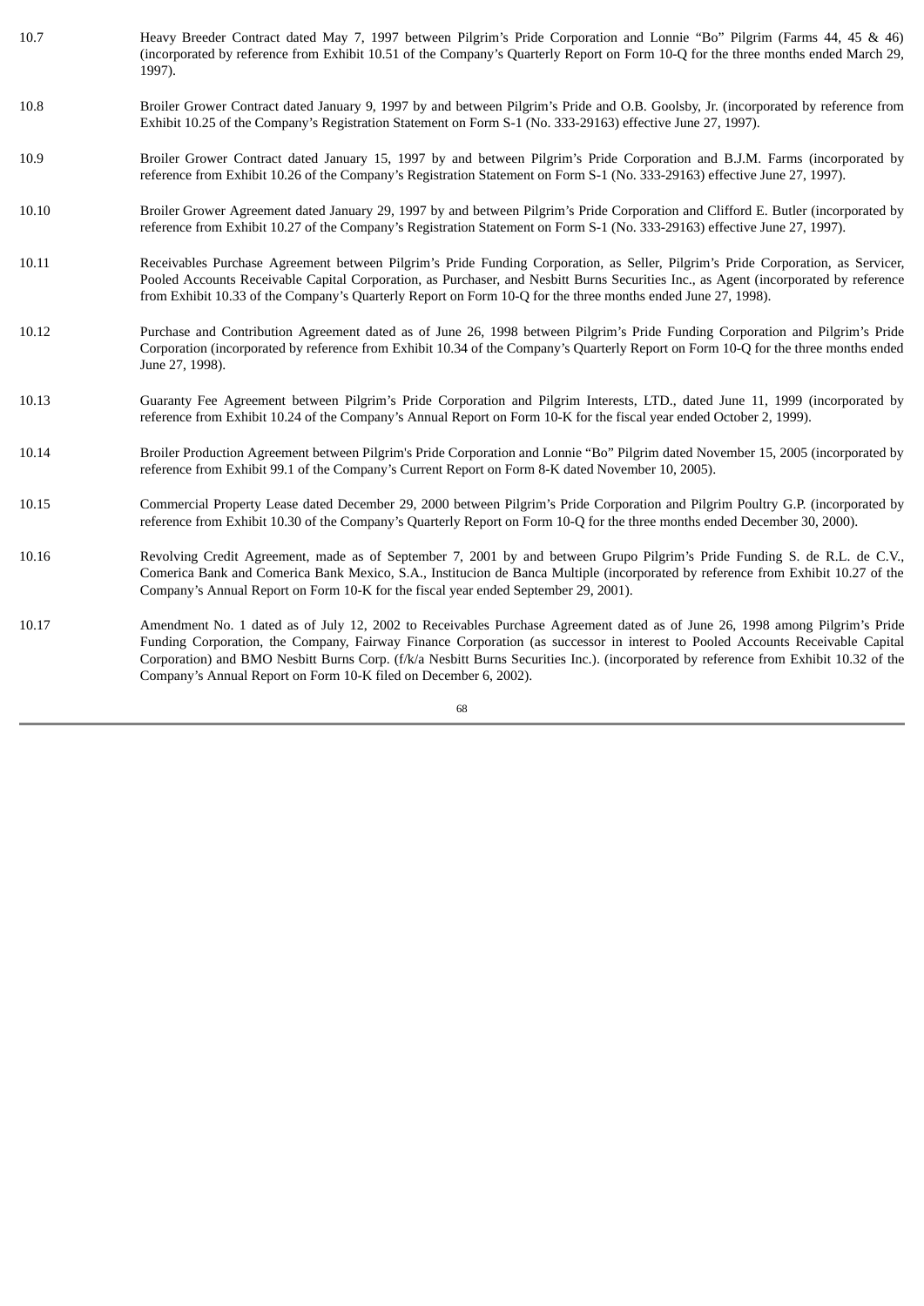| | |
|---|---|
| 10.7 | Heavy Breeder Contract dated May 7, 1997 between Pilgrim's Pride Corporation and Lonnie "Bo" Pilgrim (Farms 44, 45 & 46) (incorporated by reference from Exhibit 10.51 of the Company's Quarterly Report on Form 10-Q for the three months ended March 29, 1997). |
| 10.8 | Broiler Grower Contract dated January 9, 1997 by and between Pilgrim's Pride and O.B. Goolsby, Jr. (incorporated by reference from Exhibit 10.25 of the Company's Registration Statement on Form S-1 (No. 333-29163) effective June 27, 1997). |
| 10.9 | Broiler Grower Contract dated January 15, 1997 by and between Pilgrim's Pride Corporation and B.J.M. Farms (incorporated by reference from Exhibit 10.26 of the Company's Registration Statement on Form S-1 (No. 333-29163) effective June 27, 1997). |
| 10.10 | Broiler Grower Agreement dated January 29, 1997 by and between Pilgrim's Pride Corporation and Clifford E. Butler (incorporated by reference from Exhibit 10.27 of the Company's Registration Statement on Form S-1 (No. 333-29163) effective June 27, 1997). |
| 10.11 | Receivables Purchase Agreement between Pilgrim's Pride Funding Corporation, as Seller, Pilgrim's Pride Corporation, as Servicer, Pooled Accounts Receivable Capital Corporation, as Purchaser, and Nesbitt Burns Securities Inc., as Agent (incorporated by reference from Exhibit 10.33 of the Company's Quarterly Report on Form 10-Q for the three months ended June 27, 1998). |
| 10.12 | Purchase and Contribution Agreement dated as of June 26, 1998 between Pilgrim's Pride Funding Corporation and Pilgrim's Pride Corporation (incorporated by reference from Exhibit 10.34 of the Company's Quarterly Report on Form 10-Q for the three months ended June 27, 1998). |
| 10.13 | Guaranty Fee Agreement between Pilgrim's Pride Corporation and Pilgrim Interests, LTD., dated June 11, 1999 (incorporated by reference from Exhibit 10.24 of the Company's Annual Report on Form 10-K for the fiscal year ended October 2, 1999). |
| 10.14 | Broiler Production Agreement between Pilgrim's Pride Corporation and Lonnie "Bo" Pilgrim dated November 15, 2005 (incorporated by reference from Exhibit 99.1 of the Company's Current Report on Form 8-K dated November 10, 2005). |
| 10.15 | Commercial Property Lease dated December 29, 2000 between Pilgrim's Pride Corporation and Pilgrim Poultry G.P. (incorporated by reference from Exhibit 10.30 of the Company's Quarterly Report on Form 10-Q for the three months ended December 30, 2000). |
| 10.16 | Revolving Credit Agreement, made as of September 7, 2001 by and between Grupo Pilgrim's Pride Funding S. de R.L. de C.V., Comerica Bank and Comerica Bank Mexico, S.A., Institucion de Banca Multiple (incorporated by reference from Exhibit 10.27 of the Company's Annual Report on Form 10-K for the fiscal year ended September 29, 2001). |
| 10.17 | Amendment No. 1 dated as of July 12, 2002 to Receivables Purchase Agreement dated as of June 26, 1998 among Pilgrim's Pride Funding Corporation, the Company, Fairway Finance Corporation (as successor in interest to Pooled Accounts Receivable Capital Corporation) and BMO Nesbitt Burns Corp. (f/k/a Nesbitt Burns Securities Inc.). (incorporated by reference from Exhibit 10.32 of the Company's Annual Report on Form 10-K filed on December 6, 2002). |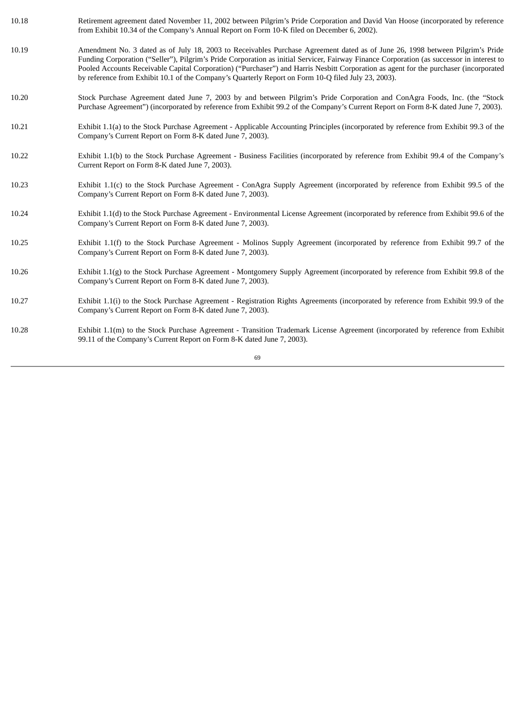| | |
|---|---|
| 10.18 | Retirement agreement dated November 11, 2002 between Pilgrim's Pride Corporation and David Van Hoose (incorporated by reference from Exhibit 10.34 of the Company's Annual Report on Form 10-K filed on December 6, 2002). |
| 10.19 | Amendment No. 3 dated as of July 18, 2003 to Receivables Purchase Agreement dated as of June 26, 1998 between Pilgrim's Pride Funding Corporation ("Seller"), Pilgrim's Pride Corporation as initial Servicer, Fairway Finance Corporation (as successor in interest to Pooled Accounts Receivable Capital Corporation) ("Purchaser") and Harris Nesbitt Corporation as agent for the purchaser (incorporated by reference from Exhibit 10.1 of the Company's Quarterly Report on Form 10-Q filed July 23, 2003). |
| 10.20 | Stock Purchase Agreement dated June 7, 2003 by and between Pilgrim's Pride Corporation and ConAgra Foods, Inc. (the "Stock Purchase Agreement") (incorporated by reference from Exhibit 99.2 of the Company's Current Report on Form 8-K dated June 7, 2003). |
| 10.21 | Exhibit 1.1(a) to the Stock Purchase Agreement - Applicable Accounting Principles (incorporated by reference from Exhibit 99.3 of the Company's Current Report on Form 8-K dated June 7, 2003). |
| 10.22 | Exhibit 1.1(b) to the Stock Purchase Agreement - Business Facilities (incorporated by reference from Exhibit 99.4 of the Company's Current Report on Form 8-K dated June 7, 2003). |
| 10.23 | Exhibit 1.1(c) to the Stock Purchase Agreement - ConAgra Supply Agreement (incorporated by reference from Exhibit 99.5 of the Company's Current Report on Form 8-K dated June 7, 2003). |
| 10.24 | Exhibit 1.1(d) to the Stock Purchase Agreement - Environmental License Agreement (incorporated by reference from Exhibit 99.6 of the Company's Current Report on Form 8-K dated June 7, 2003). |
| 10.25 | Exhibit 1.1(f) to the Stock Purchase Agreement - Molinos Supply Agreement (incorporated by reference from Exhibit 99.7 of the Company's Current Report on Form 8-K dated June 7, 2003). |
| 10.26 | Exhibit 1.1(g) to the Stock Purchase Agreement - Montgomery Supply Agreement (incorporated by reference from Exhibit 99.8 of the Company's Current Report on Form 8-K dated June 7, 2003). |
| 10.27 | Exhibit 1.1(i) to the Stock Purchase Agreement - Registration Rights Agreements (incorporated by reference from Exhibit 99.9 of the Company's Current Report on Form 8-K dated June 7, 2003). |
| 10.28 | Exhibit 1.1(m) to the Stock Purchase Agreement - Transition Trademark License Agreement (incorporated by reference from Exhibit 99.11 of the Company's Current Report on Form 8-K dated June 7, 2003). |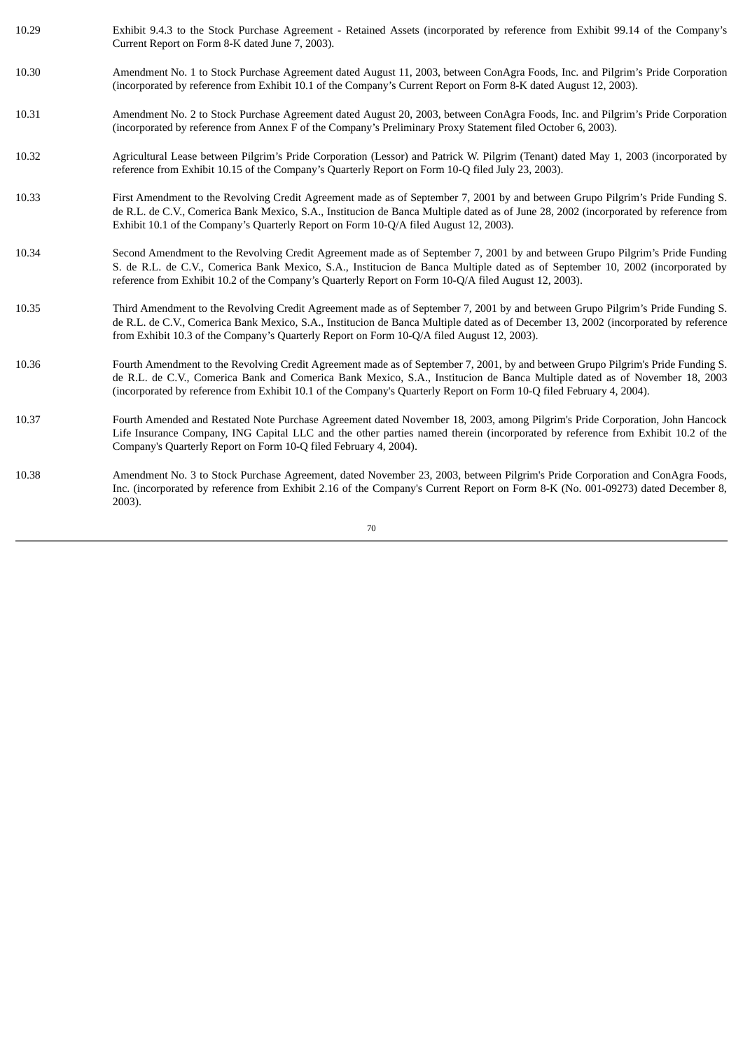| | |
|---|---|
| 10.29 | Exhibit 9.4.3 to the Stock Purchase Agreement - Retained Assets (incorporated by reference from Exhibit 99.14 of the Company's Current Report on Form 8-K dated June 7, 2003). |
| 10.30 | Amendment No. 1 to Stock Purchase Agreement dated August 11, 2003, between ConAgra Foods, Inc. and Pilgrim's Pride Corporation (incorporated by reference from Exhibit 10.1 of the Company's Current Report on Form 8-K dated August 12, 2003). |
| 10.31 | Amendment No. 2 to Stock Purchase Agreement dated August 20, 2003, between ConAgra Foods, Inc. and Pilgrim's Pride Corporation (incorporated by reference from Annex F of the Company's Preliminary Proxy Statement filed October 6, 2003). |
| 10.32 | Agricultural Lease between Pilgrim's Pride Corporation (Lessor) and Patrick W. Pilgrim (Tenant) dated May 1, 2003 (incorporated by reference from Exhibit 10.15 of the Company's Quarterly Report on Form 10-Q filed July 23, 2003). |
| 10.33 | First Amendment to the Revolving Credit Agreement made as of September 7, 2001 by and between Grupo Pilgrim's Pride Funding S. de R.L. de C.V., Comerica Bank Mexico, S.A., Institucion de Banca Multiple dated as of June 28, 2002 (incorporated by reference from Exhibit 10.1 of the Company's Quarterly Report on Form 10-Q/A filed August 12, 2003). |
| 10.34 | Second Amendment to the Revolving Credit Agreement made as of September 7, 2001 by and between Grupo Pilgrim's Pride Funding S. de R.L. de C.V., Comerica Bank Mexico, S.A., Institucion de Banca Multiple dated as of September 10, 2002 (incorporated by reference from Exhibit 10.2 of the Company's Quarterly Report on Form 10-Q/A filed August 12, 2003). |
| 10.35 | Third Amendment to the Revolving Credit Agreement made as of September 7, 2001 by and between Grupo Pilgrim's Pride Funding S. de R.L. de C.V., Comerica Bank Mexico, S.A., Institucion de Banca Multiple dated as of December 13, 2002 (incorporated by reference from Exhibit 10.3 of the Company's Quarterly Report on Form 10-Q/A filed August 12, 2003). |
| 10.36 | Fourth Amendment to the Revolving Credit Agreement made as of September 7, 2001, by and between Grupo Pilgrim's Pride Funding S. de R.L. de C.V., Comerica Bank and Comerica Bank Mexico, S.A., Institucion de Banca Multiple dated as of November 18, 2003 (incorporated by reference from Exhibit 10.1 of the Company's Quarterly Report on Form 10-Q filed February 4, 2004). |
| 10.37 | Fourth Amended and Restated Note Purchase Agreement dated November 18, 2003, among Pilgrim's Pride Corporation, John Hancock Life Insurance Company, ING Capital LLC and the other parties named therein (incorporated by reference from Exhibit 10.2 of the Company's Quarterly Report on Form 10-Q filed February 4, 2004). |
| 10.38 | Amendment No. 3 to Stock Purchase Agreement, dated November 23, 2003, between Pilgrim's Pride Corporation and ConAgra Foods, Inc. (incorporated by reference from Exhibit 2.16 of the Company's Current Report on Form 8-K (No. 001-09273) dated December 8, 2003). |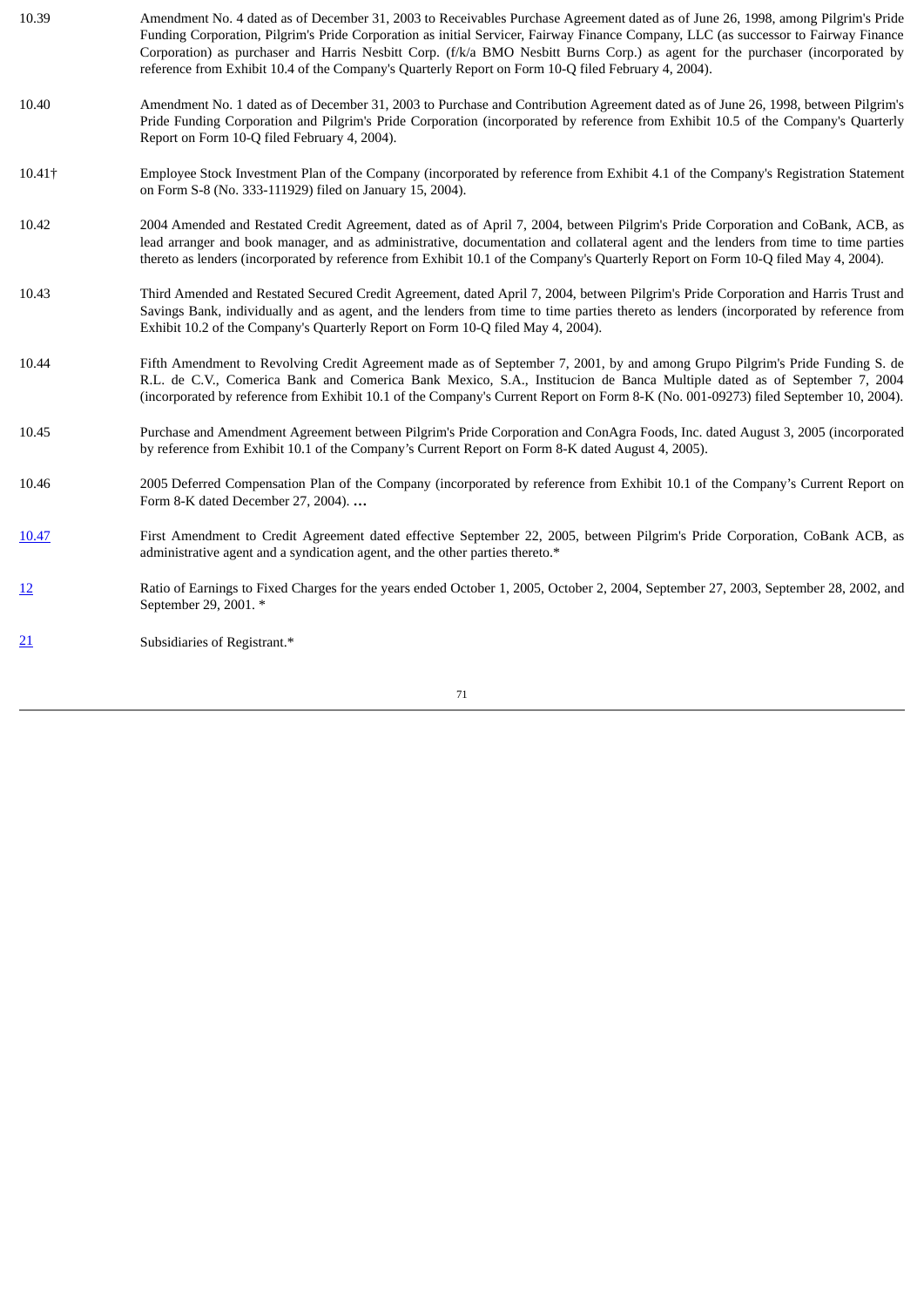10.39 Amendment No. 4 dated as of December 31, 2003 to Receivables Purchase Agreement dated as of June 26, 1998, among Pilgrim's Pride Funding Corporation, Pilgrim's Pride Corporation as initial Servicer, Fairway Finance Company, LLC (as successor to Fairway Finance Corporation) as purchaser and Harris Nesbitt Corp. (f/k/a BMO Nesbitt Burns Corp.) as agent for the purchaser (incorporated by reference from Exhibit 10.4 of the Company's Quarterly Report on Form 10-Q filed February 4, 2004).

10.40 Amendment No. 1 dated as of December 31, 2003 to Purchase and Contribution Agreement dated as of June 26, 1998, between Pilgrim's Pride Funding Corporation and Pilgrim's Pride Corporation (incorporated by reference from Exhibit 10.5 of the Company's Quarterly Report on Form 10-Q filed February 4, 2004).

10.41† Employee Stock Investment Plan of the Company (incorporated by reference from Exhibit 4.1 of the Company's Registration Statement on Form S-8 (No. 333-111929) filed on January 15, 2004).

10.42 2004 Amended and Restated Credit Agreement, dated as of April 7, 2004, between Pilgrim's Pride Corporation and CoBank, ACB, as lead arranger and book manager, and as administrative, documentation and collateral agent and the lenders from time to time parties thereto as lenders (incorporated by reference from Exhibit 10.1 of the Company's Quarterly Report on Form 10-Q filed May 4, 2004).

10.43 Third Amended and Restated Secured Credit Agreement, dated April 7, 2004, between Pilgrim's Pride Corporation and Harris Trust and Savings Bank, individually and as agent, and the lenders from time to time parties thereto as lenders (incorporated by reference from Exhibit 10.2 of the Company's Quarterly Report on Form 10-Q filed May 4, 2004).

10.44 Fifth Amendment to Revolving Credit Agreement made as of September 7, 2001, by and among Grupo Pilgrim's Pride Funding S. de R.L. de C.V., Comerica Bank and Comerica Bank Mexico, S.A., Institucion de Banca Multiple dated as of September 7, 2004 (incorporated by reference from Exhibit 10.1 of the Company's Current Report on Form 8-K (No. 001-09273) filed September 10, 2004).

10.45 Purchase and Amendment Agreement between Pilgrim's Pride Corporation and ConAgra Foods, Inc. dated August 3, 2005 (incorporated by reference from Exhibit 10.1 of the Company's Current Report on Form 8-K dated August 4, 2005).

10.46 2005 Deferred Compensation Plan of the Company (incorporated by reference from Exhibit 10.1 of the Company's Current Report on Form 8-K dated December 27, 2004). **…**

10.47 First Amendment to Credit Agreement dated effective September 22, 2005, between Pilgrim's Pride Corporation, CoBank ACB, as administrative agent and a syndication agent, and the other parties thereto.*

12 Ratio of Earnings to Fixed Charges for the years ended October 1, 2005, October 2, 2004, September 27, 2003, September 28, 2002, and September 29, 2001. *

21 Subsidiaries of Registrant.*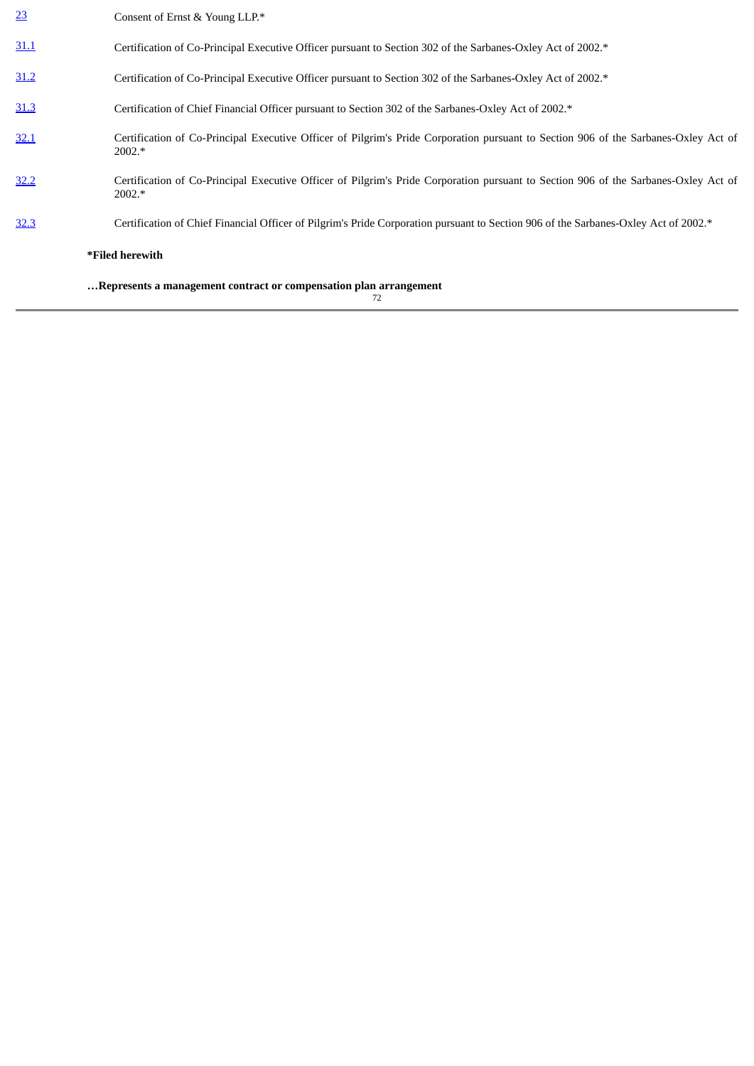| | |
|---|---|
| 23 | Consent of Ernst & Young LLP.* |
| 31.1 | Certification of Co-Principal Executive Officer pursuant to Section 302 of the Sarbanes-Oxley Act of 2002.* |
| 31.2 | Certification of Co-Principal Executive Officer pursuant to Section 302 of the Sarbanes-Oxley Act of 2002.* |
| 31.3 | Certification of Chief Financial Officer pursuant to Section 302 of the Sarbanes-Oxley Act of 2002.* |
| 32.1 | Certification of Co-Principal Executive Officer of Pilgrim's Pride Corporation pursuant to Section 906 of the Sarbanes-Oxley Act of 2002.* |
| 32.2 | Certification of Co-Principal Executive Officer of Pilgrim's Pride Corporation pursuant to Section 906 of the Sarbanes-Oxley Act of 2002.* |
| 32.3 | Certification of Chief Financial Officer of Pilgrim's Pride Corporation pursuant to Section 906 of the Sarbanes-Oxley Act of 2002.* |

**\*Filed herewith**

**…Represents a management contract or compensation plan arrangement**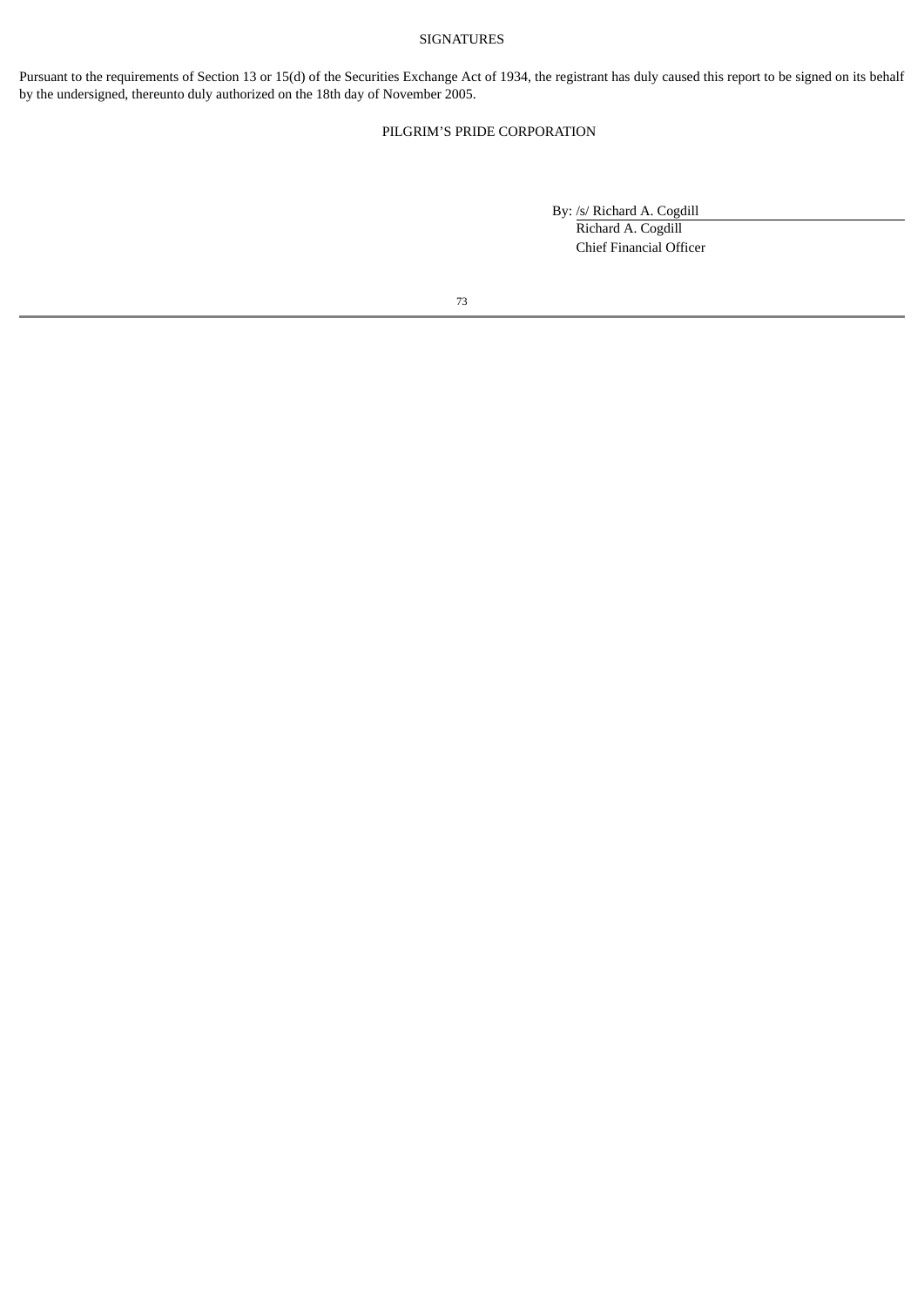# SIGNATURES

Pursuant to the requirements of Section 13 or 15(d) of the Securities Exchange Act of 1934, the registrant has duly caused this report to be signed on its behalf by the undersigned, thereunto duly authorized on the 18th day of November 2005.

PILGRIM'S PRIDE CORPORATION

By: /s/ Richard A. Cogdill
Richard A. Cogdill
Chief Financial Officer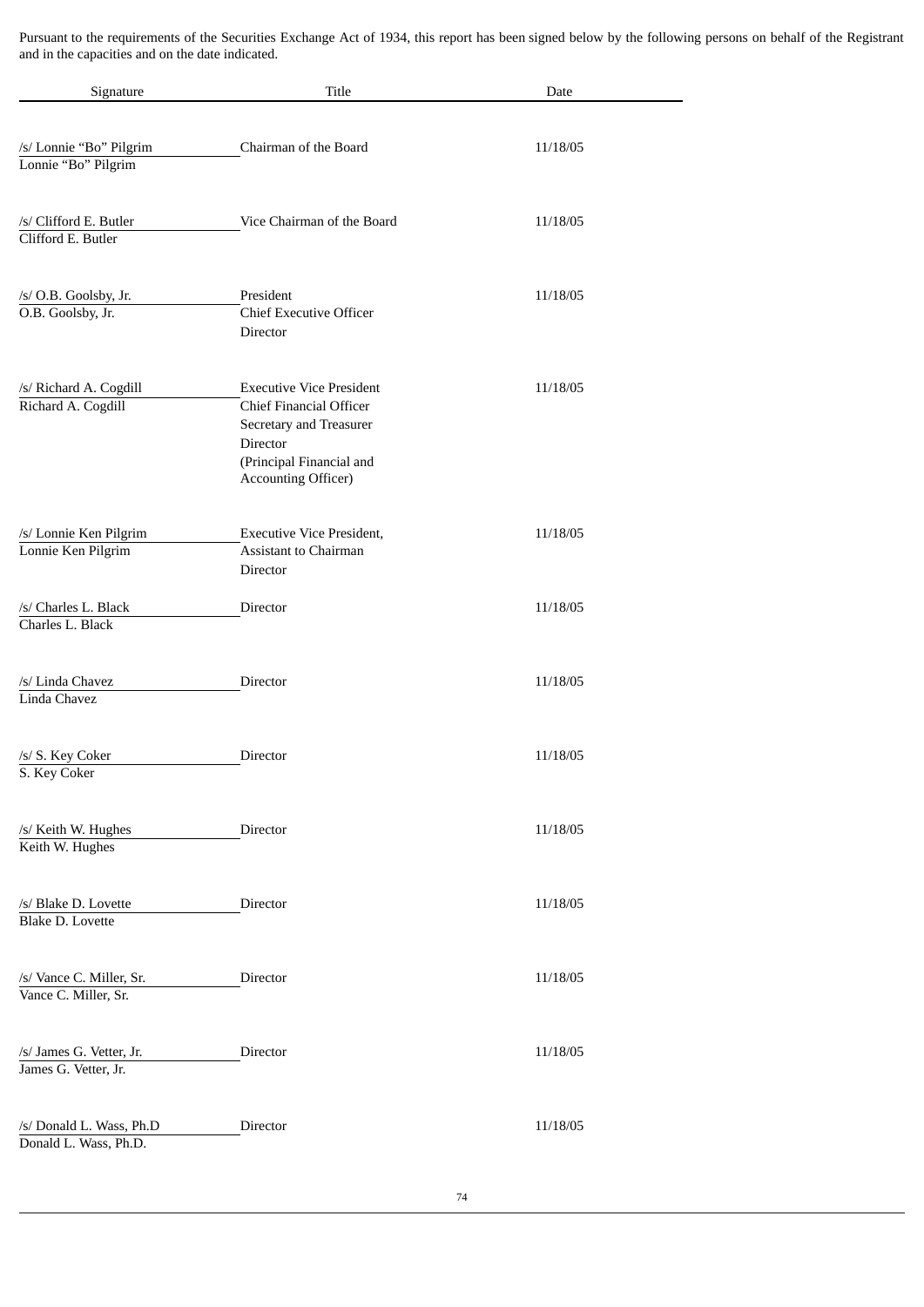Pursuant to the requirements of the Securities Exchange Act of 1934, this report has been signed below by the following persons on behalf of the Registrant and in the capacities and on the date indicated.

| Signature | Title | Date |
|---|---|---|
| /s/ Lonnie "Bo" Pilgrim<br>Lonnie "Bo" Pilgrim | Chairman of the Board | 11/18/05 |
| /s/ Clifford E. Butler<br>Clifford E. Butler | Vice Chairman of the Board | 11/18/05 |
| /s/ O.B. Goolsby, Jr.<br>O.B. Goolsby, Jr. | President<br>Chief Executive Officer<br>Director | 11/18/05 |
| /s/ Richard A. Cogdill<br>Richard A. Cogdill | Executive Vice President<br>Chief Financial Officer<br>Secretary and Treasurer<br>Director<br>(Principal Financial and Accounting Officer) | 11/18/05 |
| /s/ Lonnie Ken Pilgrim<br>Lonnie Ken Pilgrim | Executive Vice President,<br>Assistant to Chairman<br>Director | 11/18/05 |
| /s/ Charles L. Black<br>Charles L. Black | Director | 11/18/05 |
| /s/ Linda Chavez<br>Linda Chavez | Director | 11/18/05 |
| /s/ S. Key Coker<br>S. Key Coker | Director | 11/18/05 |
| /s/ Keith W. Hughes<br>Keith W. Hughes | Director | 11/18/05 |
| /s/ Blake D. Lovette<br>Blake D. Lovette | Director | 11/18/05 |
| /s/ Vance C. Miller, Sr.<br>Vance C. Miller, Sr. | Director | 11/18/05 |
| /s/ James G. Vetter, Jr.<br>James G. Vetter, Jr. | Director | 11/18/05 |
| /s/ Donald L. Wass, Ph.D<br>Donald L. Wass, Ph.D. | Director | 11/18/05 |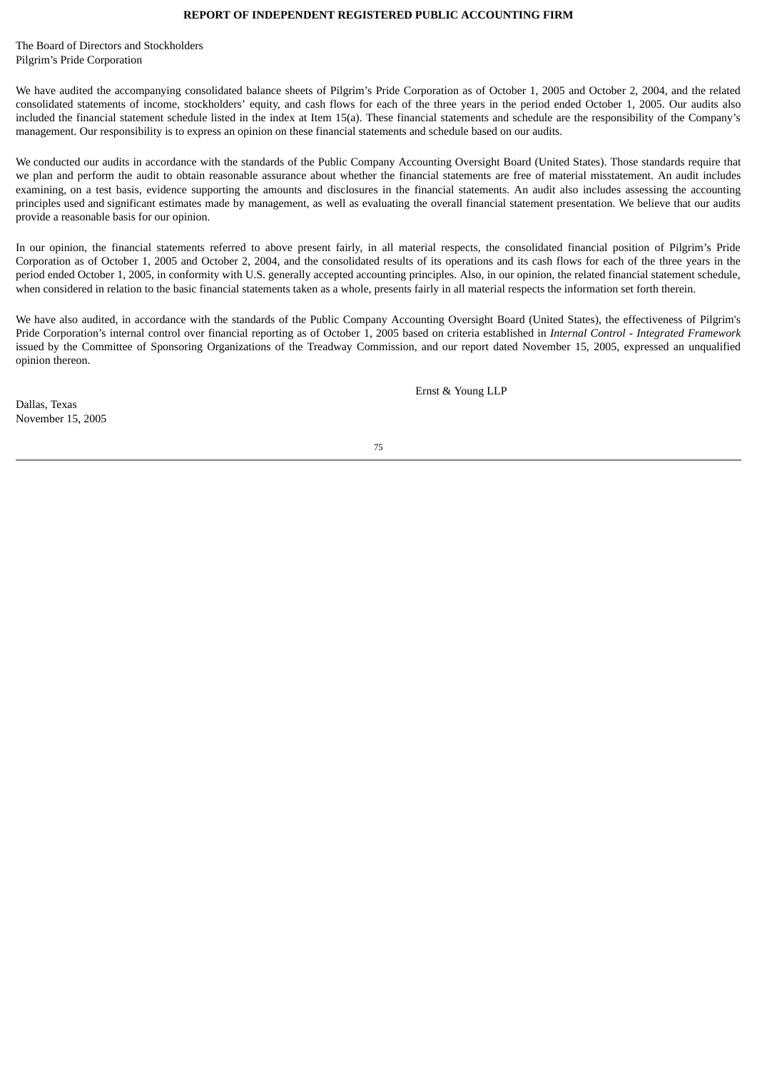**REPORT OF INDEPENDENT REGISTERED PUBLIC ACCOUNTING FIRM**

The Board of Directors and Stockholders
Pilgrim's Pride Corporation

We have audited the accompanying consolidated balance sheets of Pilgrim's Pride Corporation as of October 1, 2005 and October 2, 2004, and the related consolidated statements of income, stockholders' equity, and cash flows for each of the three years in the period ended October 1, 2005. Our audits also included the financial statement schedule listed in the index at Item 15(a). These financial statements and schedule are the responsibility of the Company's management. Our responsibility is to express an opinion on these financial statements and schedule based on our audits.

We conducted our audits in accordance with the standards of the Public Company Accounting Oversight Board (United States). Those standards require that we plan and perform the audit to obtain reasonable assurance about whether the financial statements are free of material misstatement. An audit includes examining, on a test basis, evidence supporting the amounts and disclosures in the financial statements. An audit also includes assessing the accounting principles used and significant estimates made by management, as well as evaluating the overall financial statement presentation. We believe that our audits provide a reasonable basis for our opinion.

In our opinion, the financial statements referred to above present fairly, in all material respects, the consolidated financial position of Pilgrim's Pride Corporation as of October 1, 2005 and October 2, 2004, and the consolidated results of its operations and its cash flows for each of the three years in the period ended October 1, 2005, in conformity with U.S. generally accepted accounting principles. Also, in our opinion, the related financial statement schedule, when considered in relation to the basic financial statements taken as a whole, presents fairly in all material respects the information set forth therein.

We have also audited, in accordance with the standards of the Public Company Accounting Oversight Board (United States), the effectiveness of Pilgrim's Pride Corporation's internal control over financial reporting as of October 1, 2005 based on criteria established in *Internal Control - Integrated Framework* issued by the Committee of Sponsoring Organizations of the Treadway Commission, and our report dated November 15, 2005, expressed an unqualified opinion thereon.

Ernst & Young LLP

Dallas, Texas
November 15, 2005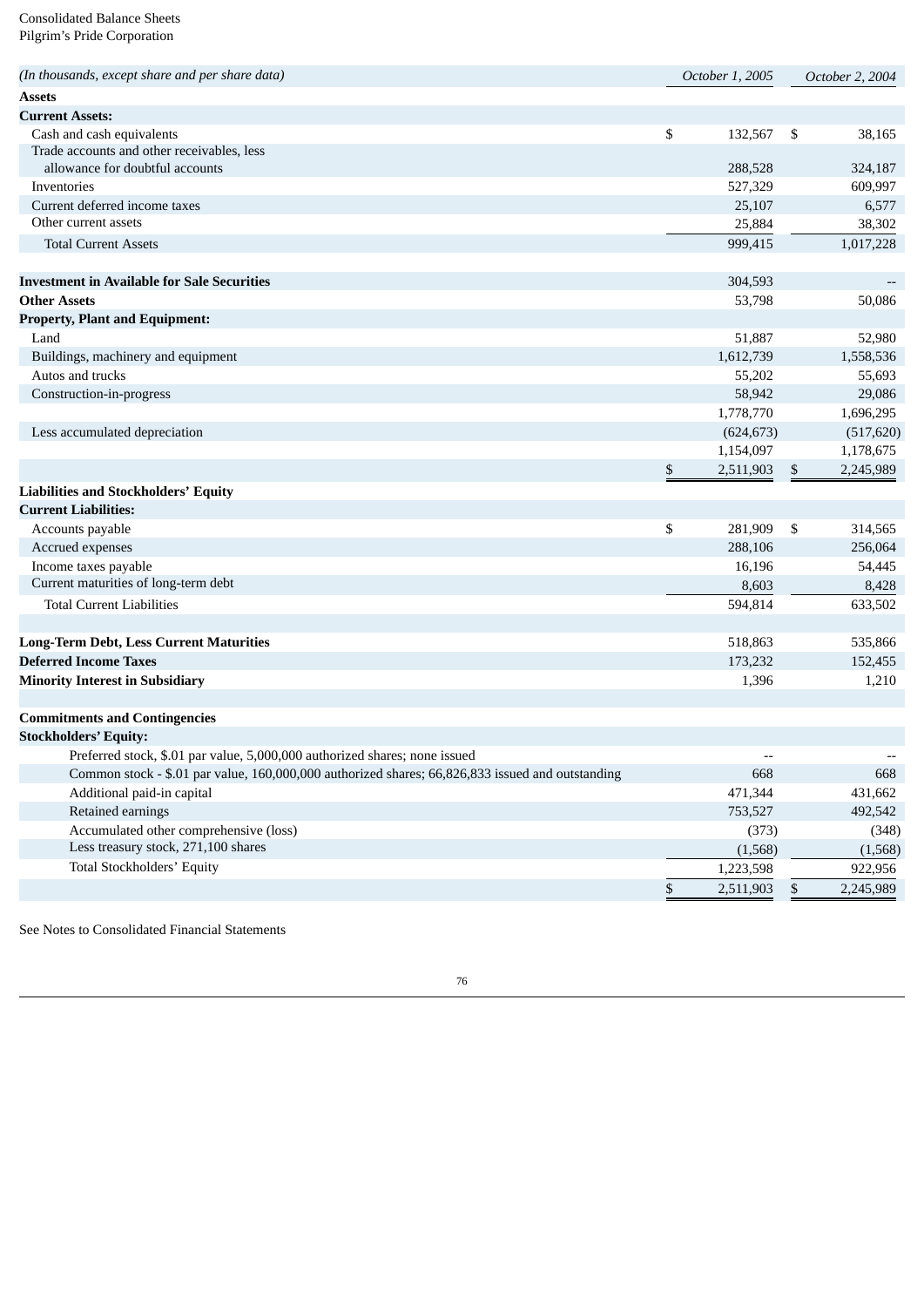Consolidated Balance Sheets
Pilgrim's Pride Corporation

| *(In thousands, except share and per share data)* | October 1, 2005 | October 2, 2004 |
|---|---|---|
| **Assets** | | |
| **Current Assets:** | | |
| Cash and cash equivalents | $ 132,567 | $ 38,165 |
| Trade accounts and other receivables, less allowance for doubtful accounts | 288,528 | 324,187 |
| Inventories | 527,329 | 609,997 |
| Current deferred income taxes | 25,107 | 6,577 |
| Other current assets | 25,884 | 38,302 |
| Total Current Assets | 999,415 | 1,017,228 |
| | | |
| **Investment in Available for Sale Securities** | 304,593 | -- |
| **Other Assets** | 53,798 | 50,086 |
| **Property, Plant and Equipment:** | | |
| Land | 51,887 | 52,980 |
| Buildings, machinery and equipment | 1,612,739 | 1,558,536 |
| Autos and trucks | 55,202 | 55,693 |
| Construction-in-progress | 58,942 | 29,086 |
| | 1,778,770 | 1,696,295 |
| Less accumulated depreciation | (624,673) | (517,620) |
| | 1,154,097 | 1,178,675 |
| | $ 2,511,903 | $ 2,245,989 |
| **Liabilities and Stockholders' Equity** | | |
| **Current Liabilities:** | | |
| Accounts payable | $ 281,909 | $ 314,565 |
| Accrued expenses | 288,106 | 256,064 |
| Income taxes payable | 16,196 | 54,445 |
| Current maturities of long-term debt | 8,603 | 8,428 |
| Total Current Liabilities | 594,814 | 633,502 |
| | | |
| **Long-Term Debt, Less Current Maturities** | 518,863 | 535,866 |
| **Deferred Income Taxes** | 173,232 | 152,455 |
| **Minority Interest in Subsidiary** | 1,396 | 1,210 |
| | | |
| **Commitments and Contingencies** | | |
| **Stockholders' Equity:** | | |
| Preferred stock, $.01 par value, 5,000,000 authorized shares; none issued | -- | -- |
| Common stock - $.01 par value, 160,000,000 authorized shares; 66,826,833 issued and outstanding | 668 | 668 |
| Additional paid-in capital | 471,344 | 431,662 |
| Retained earnings | 753,527 | 492,542 |
| Accumulated other comprehensive (loss) | (373) | (348) |
| Less treasury stock, 271,100 shares | (1,568) | (1,568) |
| Total Stockholders' Equity | 1,223,598 | 922,956 |
| | $ 2,511,903 | $ 2,245,989 |

See Notes to Consolidated Financial Statements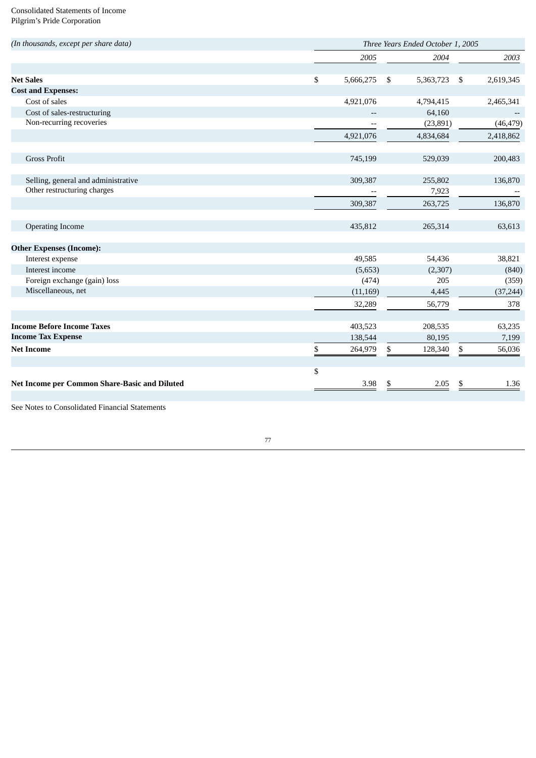Consolidated Statements of Income
Pilgrim's Pride Corporation

| *(In thousands, except per share data)* | *Three Years Ended October 1, 2005* | | |
|---|---|---|---|
| | *2005* | *2004* | *2003* |
| **Net Sales** | $ 5,666,275 | $ 5,363,723 | $ 2,619,345 |
| **Cost and Expenses:** | | | |
| Cost of sales | 4,921,076 | 4,794,415 | 2,465,341 |
| Cost of sales-restructuring | -- | 64,160 | -- |
| Non-recurring recoveries | -- | (23,891) | (46,479) |
| | 4,921,076 | 4,834,684 | 2,418,862 |
| Gross Profit | 745,199 | 529,039 | 200,483 |
| Selling, general and administrative | 309,387 | 255,802 | 136,870 |
| Other restructuring charges | -- | 7,923 | -- |
| | 309,387 | 263,725 | 136,870 |
| Operating Income | 435,812 | 265,314 | 63,613 |
| **Other Expenses (Income):** | | | |
| Interest expense | 49,585 | 54,436 | 38,821 |
| Interest income | (5,653) | (2,307) | (840) |
| Foreign exchange (gain) loss | (474) | 205 | (359) |
| Miscellaneous, net | (11,169) | 4,445 | (37,244) |
| | 32,289 | 56,779 | 378 |
| **Income Before Income Taxes** | 403,523 | 208,535 | 63,235 |
| **Income Tax Expense** | 138,544 | 80,195 | 7,199 |
| **Net Income** | $ 264,979 | $ 128,340 | $ 56,036 |
| **Net Income per Common Share-Basic and Diluted** | $ 3.98 | $ 2.05 | $ 1.36 |

See Notes to Consolidated Financial Statements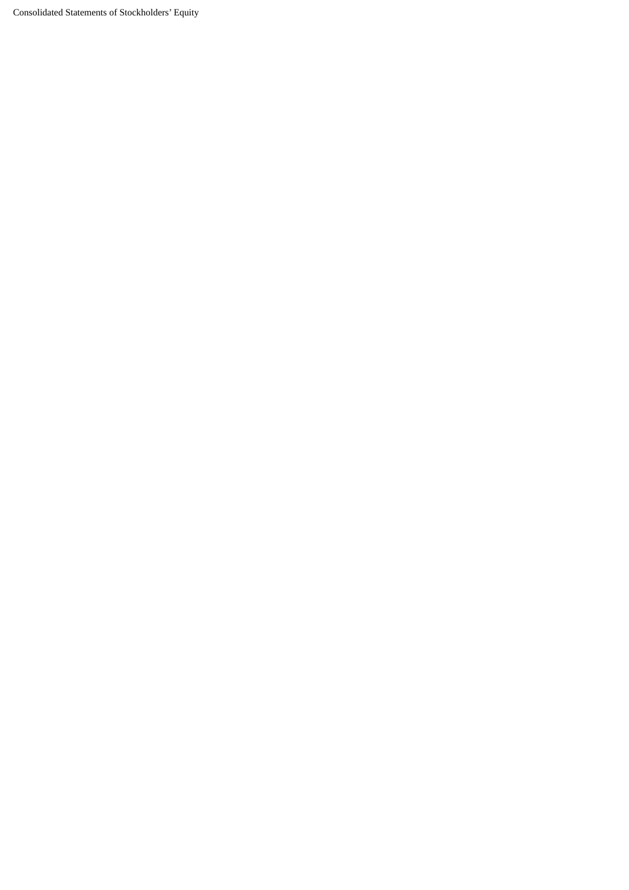Consolidated Statements of Stockholders' Equity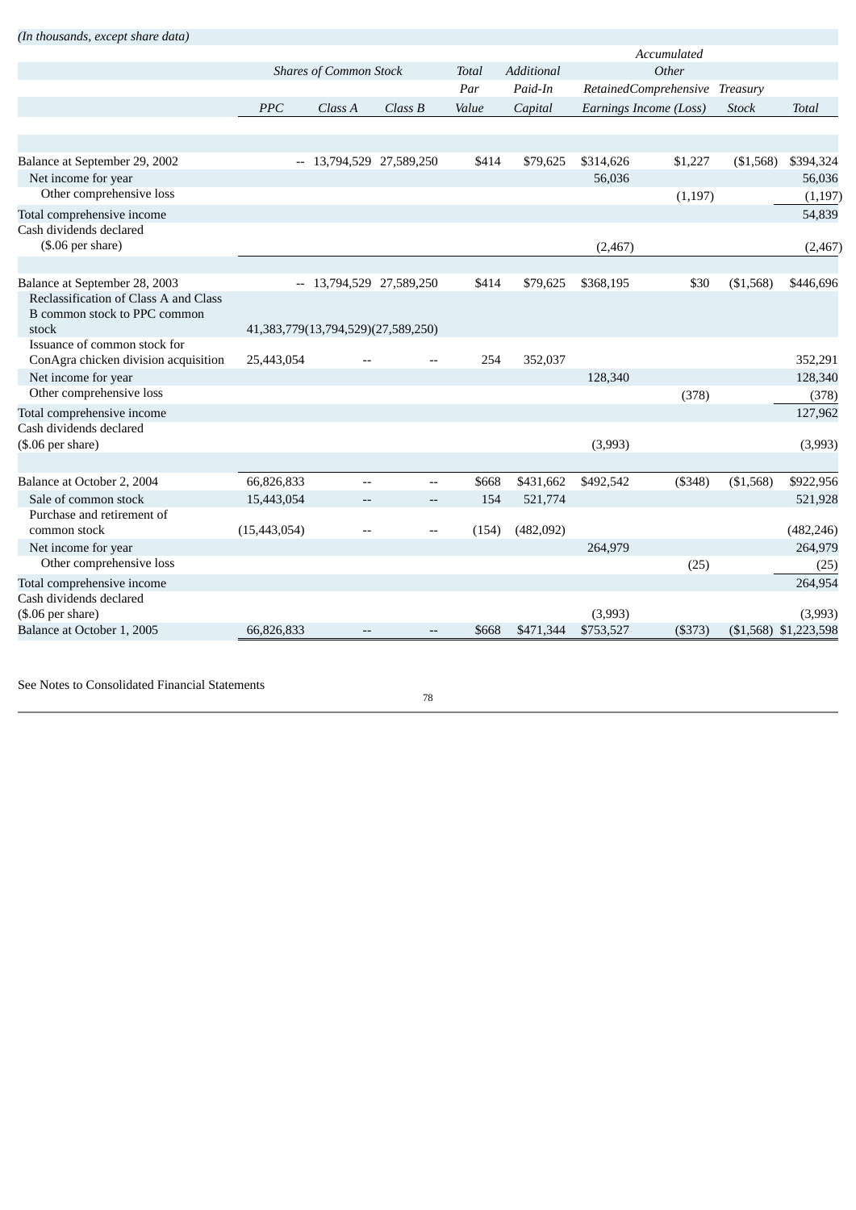*(In thousands, except share data)*

| | *Shares of Common Stock* | | | *Total Par Value* | *Additional Paid-In Capital* | *Retained Earnings* | *Accumulated Other Comprehensive Income (Loss)* | *Treasury Stock* | *Total* |
|---|---|---|---|---|---|---|---|---|---|
| | *PPC* | *Class A* | *Class B* | | | | | | |
| Balance at September 29, 2002 | -- | 13,794,529 | 27,589,250 | $414 | $79,625 | $314,626 | $1,227 | ($1,568) | $394,324 |
| Net income for year | | | | | | 56,036 | | | 56,036 |
| Other comprehensive loss | | | | | | | (1,197) | | (1,197) |
| Total comprehensive income | | | | | | | | | 54,839 |
| Cash dividends declared ($.06 per share) | | | | | | (2,467) | | | (2,467) |
| Balance at September 28, 2003 | -- | 13,794,529 | 27,589,250 | $414 | $79,625 | $368,195 | $30 | ($1,568) | $446,696 |
| Reclassification of Class A and Class B common stock to PPC common stock | 41,383,779 | (13,794,529) | (27,589,250) | | | | | | |
| Issuance of common stock for ConAgra chicken division acquisition | 25,443,054 | -- | -- | 254 | 352,037 | | | | 352,291 |
| Net income for year | | | | | | 128,340 | | | 128,340 |
| Other comprehensive loss | | | | | | | (378) | | (378) |
| Total comprehensive income | | | | | | | | | 127,962 |
| Cash dividends declared ($.06 per share) | | | | | | (3,993) | | | (3,993) |
| Balance at October 2, 2004 | 66,826,833 | -- | -- | $668 | $431,662 | $492,542 | ($348) | ($1,568) | $922,956 |
| Sale of common stock | 15,443,054 | -- | -- | 154 | 521,774 | | | | 521,928 |
| Purchase and retirement of common stock | (15,443,054) | -- | -- | (154) | (482,092) | | | | (482,246) |
| Net income for year | | | | | | 264,979 | | | 264,979 |
| Other comprehensive loss | | | | | | | (25) | | (25) |
| Total comprehensive income | | | | | | | | | 264,954 |
| Cash dividends declared ($.06 per share) | | | | | | (3,993) | | | (3,993) |
| Balance at October 1, 2005 | 66,826,833 | -- | -- | $668 | $471,344 | $753,527 | ($373) | ($1,568) | $1,223,598 |

See Notes to Consolidated Financial Statements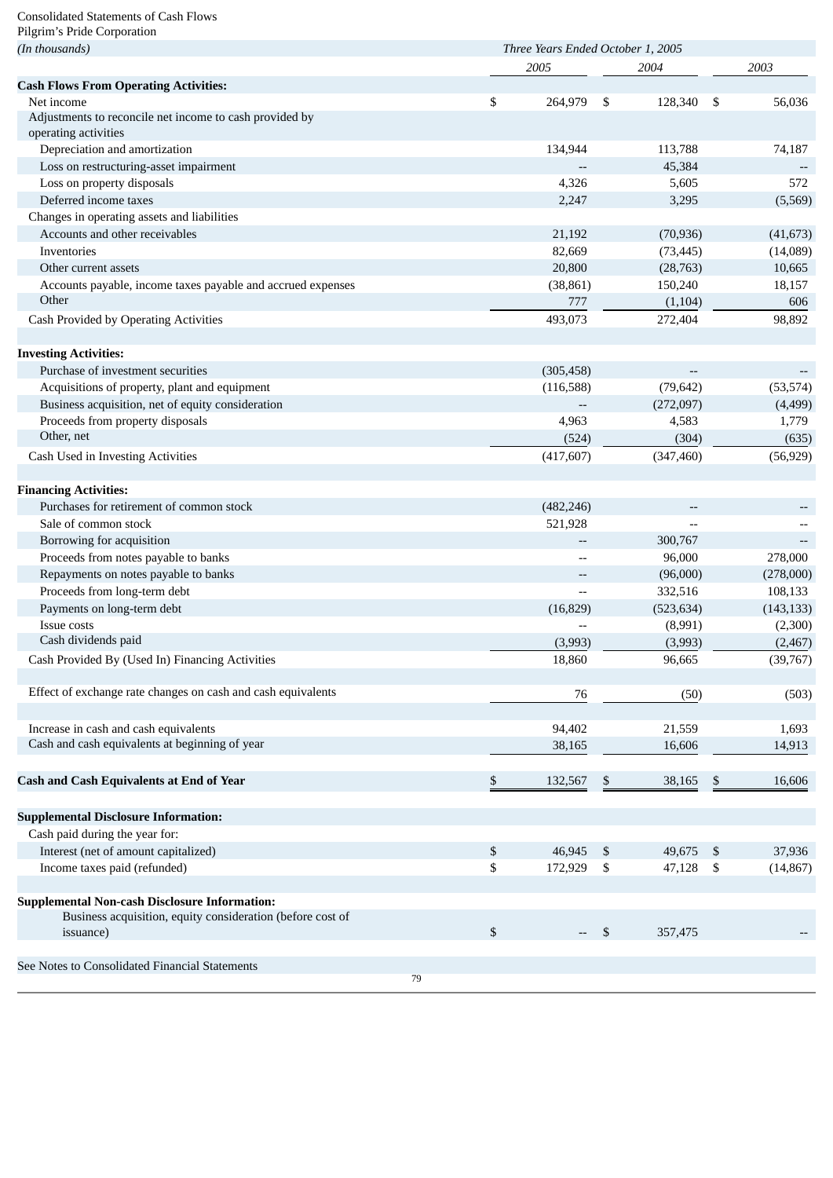Consolidated Statements of Cash Flows

Pilgrim's Pride Corporation

| *(In thousands)* | *Three Years Ended October 1, 2005* | | |
|---|---|---|---|
| | *2005* | *2004* | *2003* |
| **Cash Flows From Operating Activities:** | | | |
| Net income | $ 264,979 | $ 128,340 | $ 56,036 |
| Adjustments to reconcile net income to cash provided by operating activities | | | |
| Depreciation and amortization | 134,944 | 113,788 | 74,187 |
| Loss on restructuring-asset impairment | -- | 45,384 | -- |
| Loss on property disposals | 4,326 | 5,605 | 572 |
| Deferred income taxes | 2,247 | 3,295 | (5,569) |
| Changes in operating assets and liabilities | | | |
| Accounts and other receivables | 21,192 | (70,936) | (41,673) |
| Inventories | 82,669 | (73,445) | (14,089) |
| Other current assets | 20,800 | (28,763) | 10,665 |
| Accounts payable, income taxes payable and accrued expenses | (38,861) | 150,240 | 18,157 |
| Other | 777 | (1,104) | 606 |
| Cash Provided by Operating Activities | 493,073 | 272,404 | 98,892 |
| | | | |
| **Investing Activities:** | | | |
| Purchase of investment securities | (305,458) | -- | -- |
| Acquisitions of property, plant and equipment | (116,588) | (79,642) | (53,574) |
| Business acquisition, net of equity consideration | -- | (272,097) | (4,499) |
| Proceeds from property disposals | 4,963 | 4,583 | 1,779 |
| Other, net | (524) | (304) | (635) |
| Cash Used in Investing Activities | (417,607) | (347,460) | (56,929) |
| | | | |
| **Financing Activities:** | | | |
| Purchases for retirement of common stock | (482,246) | -- | -- |
| Sale of common stock | 521,928 | -- | -- |
| Borrowing for acquisition | -- | 300,767 | -- |
| Proceeds from notes payable to banks | -- | 96,000 | 278,000 |
| Repayments on notes payable to banks | -- | (96,000) | (278,000) |
| Proceeds from long-term debt | -- | 332,516 | 108,133 |
| Payments on long-term debt | (16,829) | (523,634) | (143,133) |
| Issue costs | -- | (8,991) | (2,300) |
| Cash dividends paid | (3,993) | (3,993) | (2,467) |
| Cash Provided By (Used In) Financing Activities | 18,860 | 96,665 | (39,767) |
| | | | |
| Effect of exchange rate changes on cash and cash equivalents | 76 | (50) | (503) |
| | | | |
| Increase in cash and cash equivalents | 94,402 | 21,559 | 1,693 |
| Cash and cash equivalents at beginning of year | 38,165 | 16,606 | 14,913 |
| | | | |
| **Cash and Cash Equivalents at End of Year** | $ 132,567 | $ 38,165 | $ 16,606 |
| | | | |
| **Supplemental Disclosure Information:** | | | |
| Cash paid during the year for: | | | |
| Interest (net of amount capitalized) | $ 46,945 | $ 49,675 | $ 37,936 |
| Income taxes paid (refunded) | $ 172,929 | $ 47,128 | $ (14,867) |
| | | | |
| **Supplemental Non-cash Disclosure Information:** | | | |
| Business acquisition, equity consideration (before cost of issuance) | $ -- | $ 357,475 | -- |

See Notes to Consolidated Financial Statements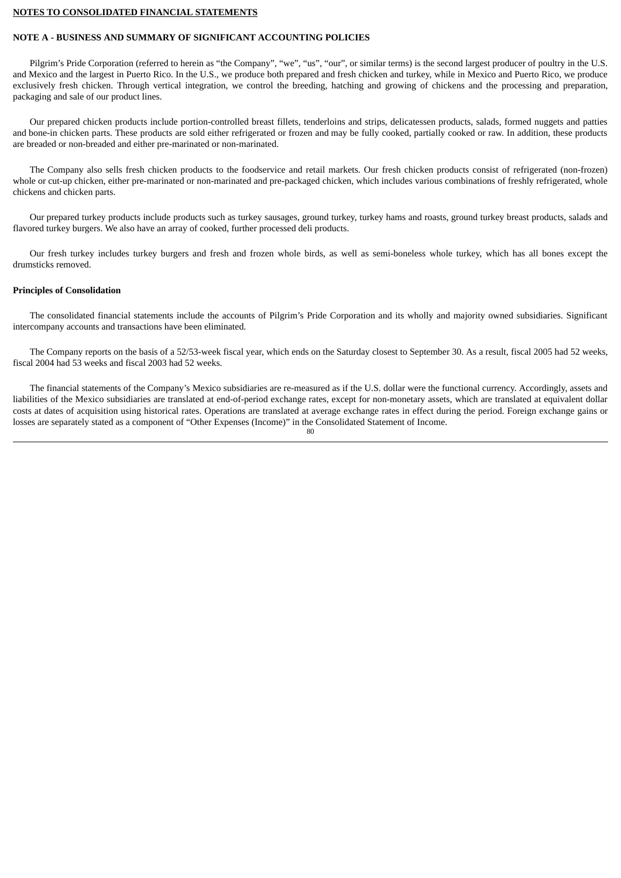**NOTES TO CONSOLIDATED FINANCIAL STATEMENTS**

## NOTE A - BUSINESS AND SUMMARY OF SIGNIFICANT ACCOUNTING POLICIES

Pilgrim’s Pride Corporation (referred to herein as “the Company”, “we”, “us”, “our”, or similar terms) is the second largest producer of poultry in the U.S. and Mexico and the largest in Puerto Rico. In the U.S., we produce both prepared and fresh chicken and turkey, while in Mexico and Puerto Rico, we produce exclusively fresh chicken. Through vertical integration, we control the breeding, hatching and growing of chickens and the processing and preparation, packaging and sale of our product lines.

Our prepared chicken products include portion-controlled breast fillets, tenderloins and strips, delicatessen products, salads, formed nuggets and patties and bone-in chicken parts. These products are sold either refrigerated or frozen and may be fully cooked, partially cooked or raw. In addition, these products are breaded or non-breaded and either pre-marinated or non-marinated.

The Company also sells fresh chicken products to the foodservice and retail markets. Our fresh chicken products consist of refrigerated (non-frozen) whole or cut-up chicken, either pre-marinated or non-marinated and pre-packaged chicken, which includes various combinations of freshly refrigerated, whole chickens and chicken parts.

Our prepared turkey products include products such as turkey sausages, ground turkey, turkey hams and roasts, ground turkey breast products, salads and flavored turkey burgers. We also have an array of cooked, further processed deli products.

Our fresh turkey includes turkey burgers and fresh and frozen whole birds, as well as semi-boneless whole turkey, which has all bones except the drumsticks removed.

**Principles of Consolidation**

The consolidated financial statements include the accounts of Pilgrim’s Pride Corporation and its wholly and majority owned subsidiaries. Significant intercompany accounts and transactions have been eliminated.

The Company reports on the basis of a 52/53-week fiscal year, which ends on the Saturday closest to September 30. As a result, fiscal 2005 had 52 weeks, fiscal 2004 had 53 weeks and fiscal 2003 had 52 weeks.

The financial statements of the Company’s Mexico subsidiaries are re-measured as if the U.S. dollar were the functional currency. Accordingly, assets and liabilities of the Mexico subsidiaries are translated at end-of-period exchange rates, except for non-monetary assets, which are translated at equivalent dollar costs at dates of acquisition using historical rates. Operations are translated at average exchange rates in effect during the period. Foreign exchange gains or losses are separately stated as a component of “Other Expenses (Income)” in the Consolidated Statement of Income.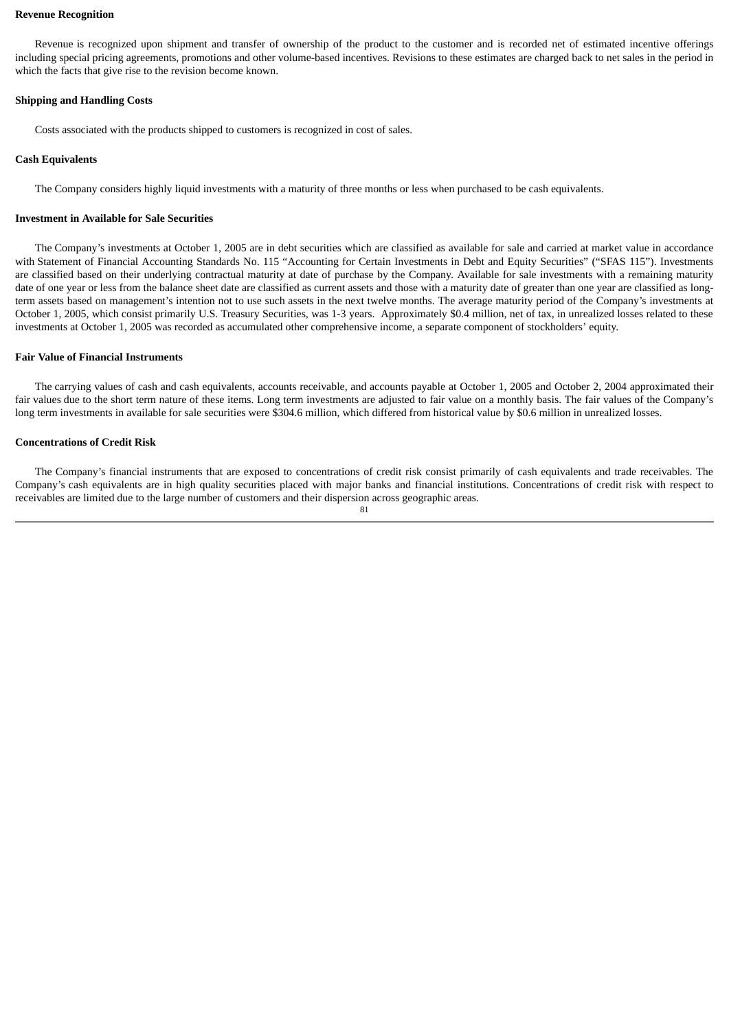**Revenue Recognition**

Revenue is recognized upon shipment and transfer of ownership of the product to the customer and is recorded net of estimated incentive offerings including special pricing agreements, promotions and other volume-based incentives. Revisions to these estimates are charged back to net sales in the period in which the facts that give rise to the revision become known.

**Shipping and Handling Costs**

Costs associated with the products shipped to customers is recognized in cost of sales.

**Cash Equivalents**

The Company considers highly liquid investments with a maturity of three months or less when purchased to be cash equivalents.

**Investment in Available for Sale Securities**

The Company's investments at October 1, 2005 are in debt securities which are classified as available for sale and carried at market value in accordance with Statement of Financial Accounting Standards No. 115 "Accounting for Certain Investments in Debt and Equity Securities" ("SFAS 115"). Investments are classified based on their underlying contractual maturity at date of purchase by the Company. Available for sale investments with a remaining maturity date of one year or less from the balance sheet date are classified as current assets and those with a maturity date of greater than one year are classified as long-term assets based on management's intention not to use such assets in the next twelve months. The average maturity period of the Company's investments at October 1, 2005, which consist primarily U.S. Treasury Securities, was 1-3 years. Approximately $0.4 million, net of tax, in unrealized losses related to these investments at October 1, 2005 was recorded as accumulated other comprehensive income, a separate component of stockholders' equity.

**Fair Value of Financial Instruments**

The carrying values of cash and cash equivalents, accounts receivable, and accounts payable at October 1, 2005 and October 2, 2004 approximated their fair values due to the short term nature of these items. Long term investments are adjusted to fair value on a monthly basis. The fair values of the Company's long term investments in available for sale securities were $304.6 million, which differed from historical value by $0.6 million in unrealized losses.

**Concentrations of Credit Risk**

The Company's financial instruments that are exposed to concentrations of credit risk consist primarily of cash equivalents and trade receivables. The Company's cash equivalents are in high quality securities placed with major banks and financial institutions. Concentrations of credit risk with respect to receivables are limited due to the large number of customers and their dispersion across geographic areas.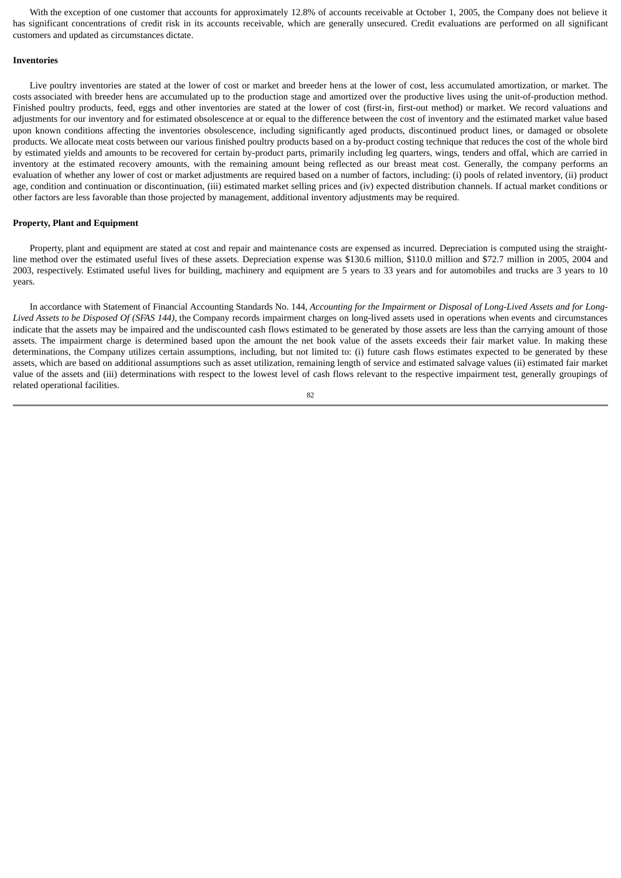With the exception of one customer that accounts for approximately 12.8% of accounts receivable at October 1, 2005, the Company does not believe it has significant concentrations of credit risk in its accounts receivable, which are generally unsecured. Credit evaluations are performed on all significant customers and updated as circumstances dictate.

**Inventories**

Live poultry inventories are stated at the lower of cost or market and breeder hens at the lower of cost, less accumulated amortization, or market. The costs associated with breeder hens are accumulated up to the production stage and amortized over the productive lives using the unit-of-production method. Finished poultry products, feed, eggs and other inventories are stated at the lower of cost (first-in, first-out method) or market. We record valuations and adjustments for our inventory and for estimated obsolescence at or equal to the difference between the cost of inventory and the estimated market value based upon known conditions affecting the inventories obsolescence, including significantly aged products, discontinued product lines, or damaged or obsolete products. We allocate meat costs between our various finished poultry products based on a by-product costing technique that reduces the cost of the whole bird by estimated yields and amounts to be recovered for certain by-product parts, primarily including leg quarters, wings, tenders and offal, which are carried in inventory at the estimated recovery amounts, with the remaining amount being reflected as our breast meat cost. Generally, the company performs an evaluation of whether any lower of cost or market adjustments are required based on a number of factors, including: (i) pools of related inventory, (ii) product age, condition and continuation or discontinuation, (iii) estimated market selling prices and (iv) expected distribution channels. If actual market conditions or other factors are less favorable than those projected by management, additional inventory adjustments may be required.

**Property, Plant and Equipment**

Property, plant and equipment are stated at cost and repair and maintenance costs are expensed as incurred. Depreciation is computed using the straight-line method over the estimated useful lives of these assets. Depreciation expense was $130.6 million, $110.0 million and $72.7 million in 2005, 2004 and 2003, respectively. Estimated useful lives for building, machinery and equipment are 5 years to 33 years and for automobiles and trucks are 3 years to 10 years.

In accordance with Statement of Financial Accounting Standards No. 144, *Accounting for the Impairment or Disposal of Long-Lived Assets and for Long-Lived Assets to be Disposed Of (SFAS 144)*, the Company records impairment charges on long-lived assets used in operations when events and circumstances indicate that the assets may be impaired and the undiscounted cash flows estimated to be generated by those assets are less than the carrying amount of those assets. The impairment charge is determined based upon the amount the net book value of the assets exceeds their fair market value. In making these determinations, the Company utilizes certain assumptions, including, but not limited to: (i) future cash flows estimates expected to be generated by these assets, which are based on additional assumptions such as asset utilization, remaining length of service and estimated salvage values (ii) estimated fair market value of the assets and (iii) determinations with respect to the lowest level of cash flows relevant to the respective impairment test, generally groupings of related operational facilities.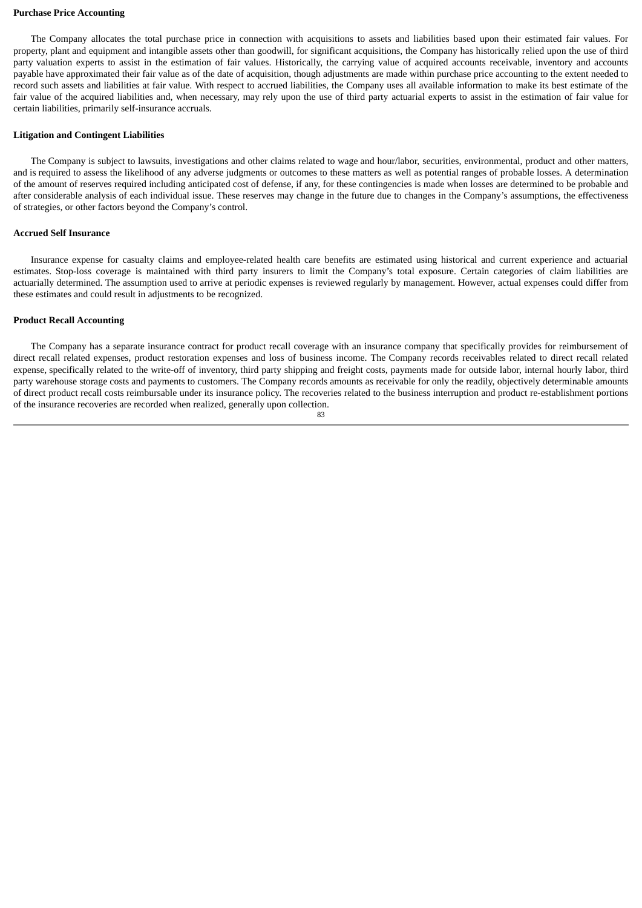**Purchase Price Accounting**

The Company allocates the total purchase price in connection with acquisitions to assets and liabilities based upon their estimated fair values. For property, plant and equipment and intangible assets other than goodwill, for significant acquisitions, the Company has historically relied upon the use of third party valuation experts to assist in the estimation of fair values. Historically, the carrying value of acquired accounts receivable, inventory and accounts payable have approximated their fair value as of the date of acquisition, though adjustments are made within purchase price accounting to the extent needed to record such assets and liabilities at fair value. With respect to accrued liabilities, the Company uses all available information to make its best estimate of the fair value of the acquired liabilities and, when necessary, may rely upon the use of third party actuarial experts to assist in the estimation of fair value for certain liabilities, primarily self-insurance accruals.

**Litigation and Contingent Liabilities**

The Company is subject to lawsuits, investigations and other claims related to wage and hour/labor, securities, environmental, product and other matters, and is required to assess the likelihood of any adverse judgments or outcomes to these matters as well as potential ranges of probable losses. A determination of the amount of reserves required including anticipated cost of defense, if any, for these contingencies is made when losses are determined to be probable and after considerable analysis of each individual issue. These reserves may change in the future due to changes in the Company's assumptions, the effectiveness of strategies, or other factors beyond the Company's control.

**Accrued Self Insurance**

Insurance expense for casualty claims and employee-related health care benefits are estimated using historical and current experience and actuarial estimates. Stop-loss coverage is maintained with third party insurers to limit the Company's total exposure. Certain categories of claim liabilities are actuarially determined. The assumption used to arrive at periodic expenses is reviewed regularly by management. However, actual expenses could differ from these estimates and could result in adjustments to be recognized.

**Product Recall Accounting**

The Company has a separate insurance contract for product recall coverage with an insurance company that specifically provides for reimbursement of direct recall related expenses, product restoration expenses and loss of business income. The Company records receivables related to direct recall related expense, specifically related to the write-off of inventory, third party shipping and freight costs, payments made for outside labor, internal hourly labor, third party warehouse storage costs and payments to customers. The Company records amounts as receivable for only the readily, objectively determinable amounts of direct product recall costs reimbursable under its insurance policy. The recoveries related to the business interruption and product re-establishment portions of the insurance recoveries are recorded when realized, generally upon collection.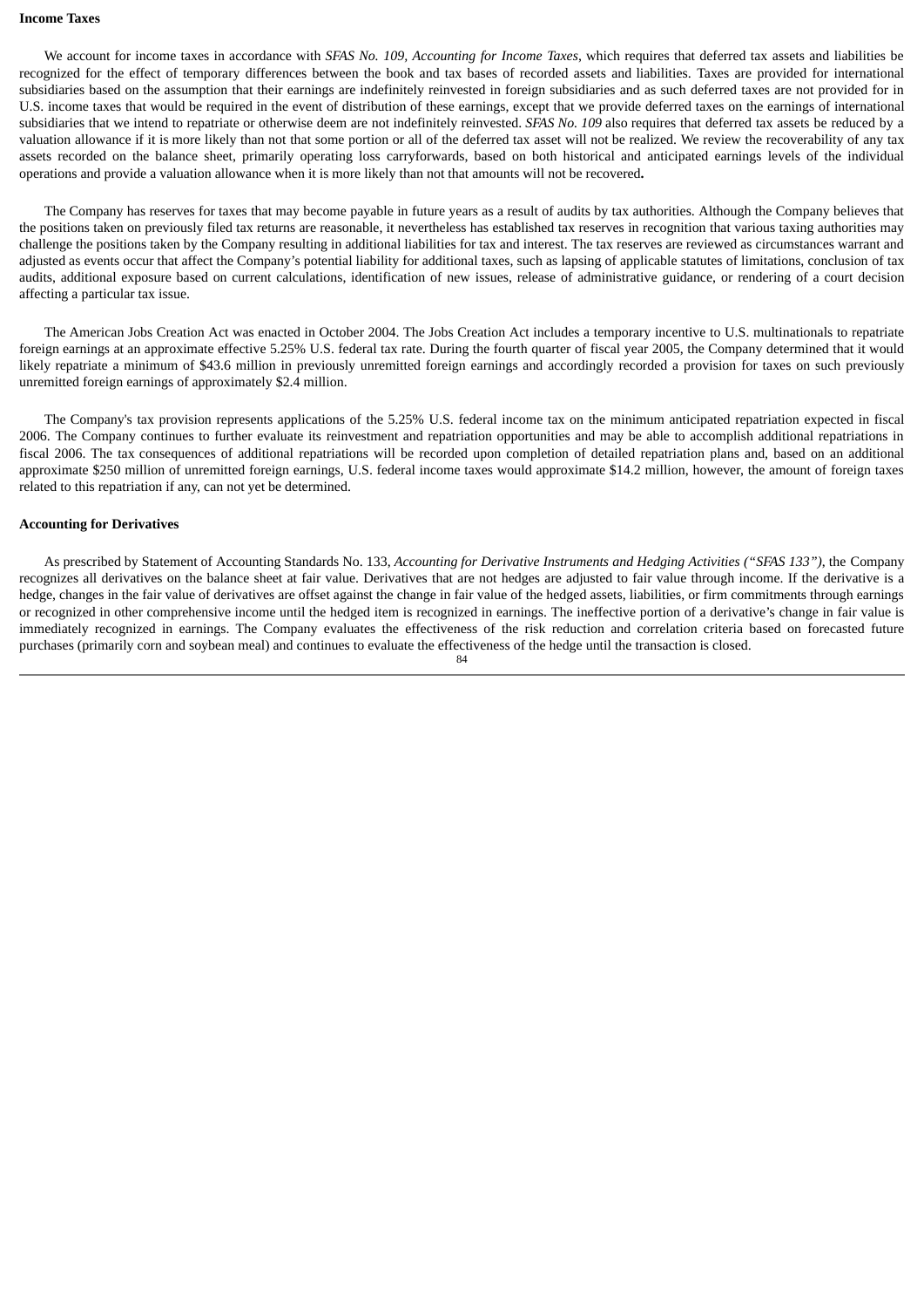**Income Taxes**

We account for income taxes in accordance with *SFAS No. 109, Accounting for Income Taxes*, which requires that deferred tax assets and liabilities be recognized for the effect of temporary differences between the book and tax bases of recorded assets and liabilities. Taxes are provided for international subsidiaries based on the assumption that their earnings are indefinitely reinvested in foreign subsidiaries and as such deferred taxes are not provided for in U.S. income taxes that would be required in the event of distribution of these earnings, except that we provide deferred taxes on the earnings of international subsidiaries that we intend to repatriate or otherwise deem are not indefinitely reinvested. *SFAS No. 109* also requires that deferred tax assets be reduced by a valuation allowance if it is more likely than not that some portion or all of the deferred tax asset will not be realized. We review the recoverability of any tax assets recorded on the balance sheet, primarily operating loss carryforwards, based on both historical and anticipated earnings levels of the individual operations and provide a valuation allowance when it is more likely than not that amounts will not be recovered**.**

The Company has reserves for taxes that may become payable in future years as a result of audits by tax authorities. Although the Company believes that the positions taken on previously filed tax returns are reasonable, it nevertheless has established tax reserves in recognition that various taxing authorities may challenge the positions taken by the Company resulting in additional liabilities for tax and interest. The tax reserves are reviewed as circumstances warrant and adjusted as events occur that affect the Company's potential liability for additional taxes, such as lapsing of applicable statutes of limitations, conclusion of tax audits, additional exposure based on current calculations, identification of new issues, release of administrative guidance, or rendering of a court decision affecting a particular tax issue.

The American Jobs Creation Act was enacted in October 2004. The Jobs Creation Act includes a temporary incentive to U.S. multinationals to repatriate foreign earnings at an approximate effective 5.25% U.S. federal tax rate. During the fourth quarter of fiscal year 2005, the Company determined that it would likely repatriate a minimum of $43.6 million in previously unremitted foreign earnings and accordingly recorded a provision for taxes on such previously unremitted foreign earnings of approximately $2.4 million.

The Company's tax provision represents applications of the 5.25% U.S. federal income tax on the minimum anticipated repatriation expected in fiscal 2006. The Company continues to further evaluate its reinvestment and repatriation opportunities and may be able to accomplish additional repatriations in fiscal 2006. The tax consequences of additional repatriations will be recorded upon completion of detailed repatriation plans and, based on an additional approximate $250 million of unremitted foreign earnings, U.S. federal income taxes would approximate $14.2 million, however, the amount of foreign taxes related to this repatriation if any, can not yet be determined.

**Accounting for Derivatives**

As prescribed by Statement of Accounting Standards No. 133, *Accounting for Derivative Instruments and Hedging Activities ("SFAS 133")*, the Company recognizes all derivatives on the balance sheet at fair value. Derivatives that are not hedges are adjusted to fair value through income. If the derivative is a hedge, changes in the fair value of derivatives are offset against the change in fair value of the hedged assets, liabilities, or firm commitments through earnings or recognized in other comprehensive income until the hedged item is recognized in earnings. The ineffective portion of a derivative's change in fair value is immediately recognized in earnings. The Company evaluates the effectiveness of the risk reduction and correlation criteria based on forecasted future purchases (primarily corn and soybean meal) and continues to evaluate the effectiveness of the hedge until the transaction is closed.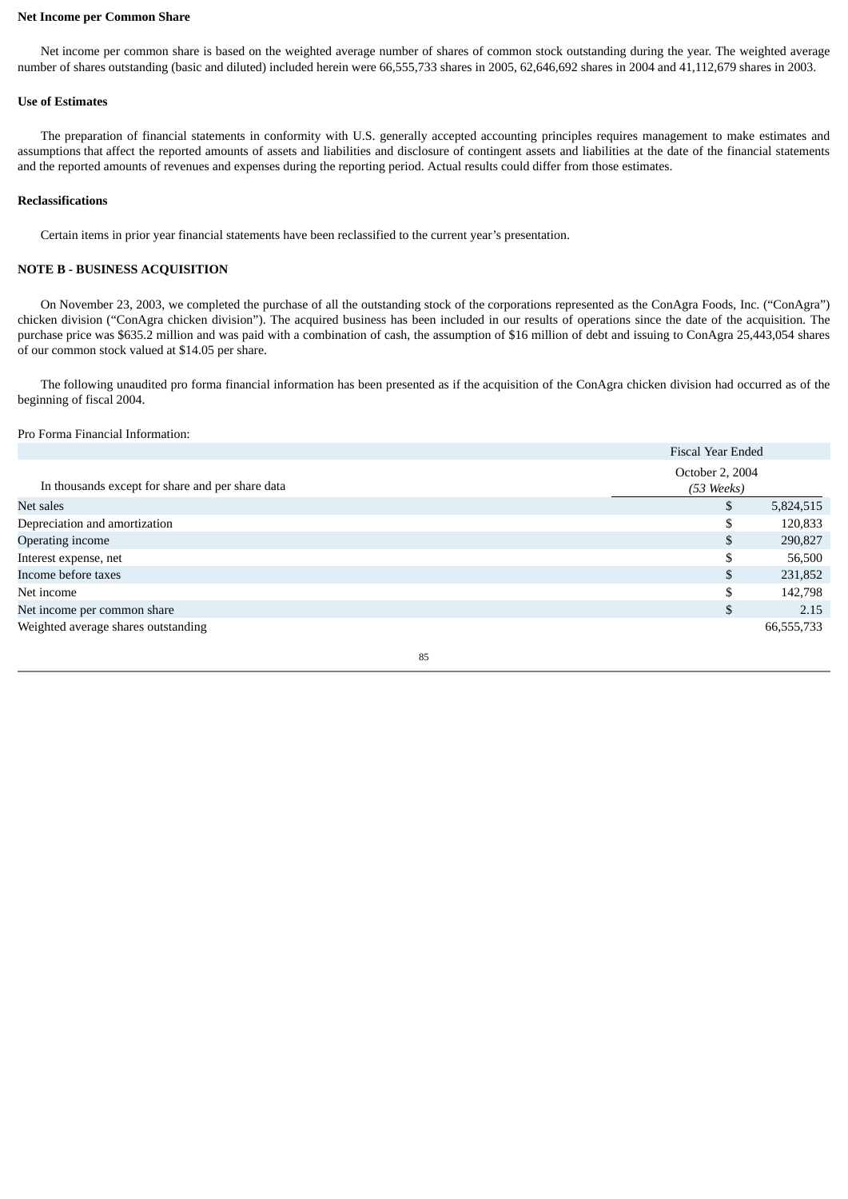**Net Income per Common Share**

Net income per common share is based on the weighted average number of shares of common stock outstanding during the year. The weighted average number of shares outstanding (basic and diluted) included herein were 66,555,733 shares in 2005, 62,646,692 shares in 2004 and 41,112,679 shares in 2003.

**Use of Estimates**

The preparation of financial statements in conformity with U.S. generally accepted accounting principles requires management to make estimates and assumptions that affect the reported amounts of assets and liabilities and disclosure of contingent assets and liabilities at the date of the financial statements and the reported amounts of revenues and expenses during the reporting period. Actual results could differ from those estimates.

**Reclassifications**

Certain items in prior year financial statements have been reclassified to the current year's presentation.

**NOTE B - BUSINESS ACQUISITION**

On November 23, 2003, we completed the purchase of all the outstanding stock of the corporations represented as the ConAgra Foods, Inc. ("ConAgra") chicken division ("ConAgra chicken division"). The acquired business has been included in our results of operations since the date of the acquisition. The purchase price was $635.2 million and was paid with a combination of cash, the assumption of $16 million of debt and issuing to ConAgra 25,443,054 shares of our common stock valued at $14.05 per share.

The following unaudited pro forma financial information has been presented as if the acquisition of the ConAgra chicken division had occurred as of the beginning of fiscal 2004.

Pro Forma Financial Information:

| In thousands except for share and per share data | Fiscal Year Ended October 2, 2004 *(53 Weeks)* |
|---|---|
| Net sales | $ 5,824,515 |
| Depreciation and amortization | $ 120,833 |
| Operating income | $ 290,827 |
| Interest expense, net | $ 56,500 |
| Income before taxes | $ 231,852 |
| Net income | $ 142,798 |
| Net income per common share | $ 2.15 |
| Weighted average shares outstanding | 66,555,733 |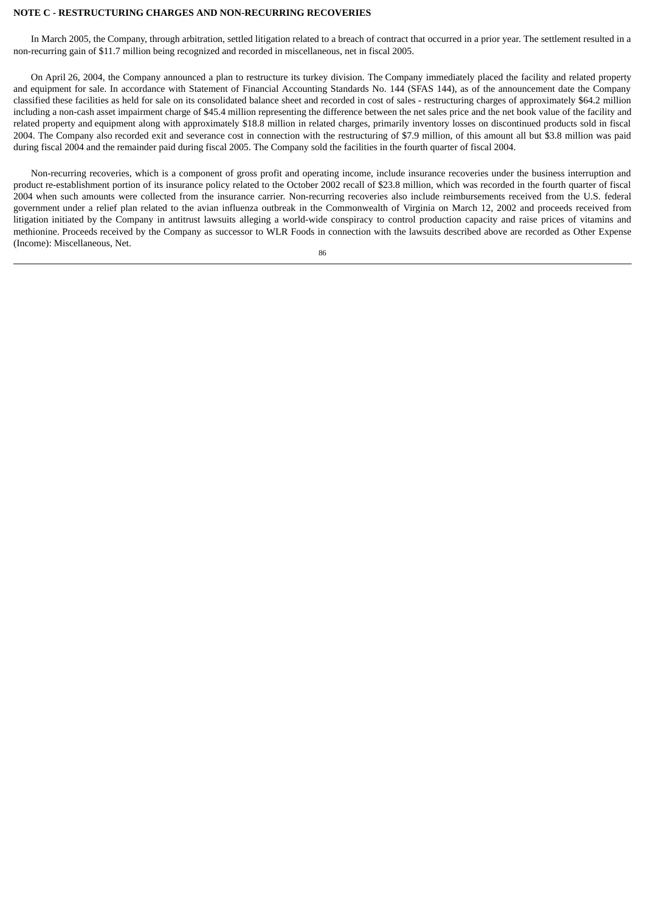**NOTE C - RESTRUCTURING CHARGES AND NON-RECURRING RECOVERIES**

In March 2005, the Company, through arbitration, settled litigation related to a breach of contract that occurred in a prior year. The settlement resulted in a non-recurring gain of $11.7 million being recognized and recorded in miscellaneous, net in fiscal 2005.

On April 26, 2004, the Company announced a plan to restructure its turkey division. The Company immediately placed the facility and related property and equipment for sale. In accordance with Statement of Financial Accounting Standards No. 144 (SFAS 144), as of the announcement date the Company classified these facilities as held for sale on its consolidated balance sheet and recorded in cost of sales - restructuring charges of approximately $64.2 million including a non-cash asset impairment charge of $45.4 million representing the difference between the net sales price and the net book value of the facility and related property and equipment along with approximately $18.8 million in related charges, primarily inventory losses on discontinued products sold in fiscal 2004. The Company also recorded exit and severance cost in connection with the restructuring of $7.9 million, of this amount all but $3.8 million was paid during fiscal 2004 and the remainder paid during fiscal 2005. The Company sold the facilities in the fourth quarter of fiscal 2004.

Non-recurring recoveries, which is a component of gross profit and operating income, include insurance recoveries under the business interruption and product re-establishment portion of its insurance policy related to the October 2002 recall of $23.8 million, which was recorded in the fourth quarter of fiscal 2004 when such amounts were collected from the insurance carrier. Non-recurring recoveries also include reimbursements received from the U.S. federal government under a relief plan related to the avian influenza outbreak in the Commonwealth of Virginia on March 12, 2002 and proceeds received from litigation initiated by the Company in antitrust lawsuits alleging a world-wide conspiracy to control production capacity and raise prices of vitamins and methionine. Proceeds received by the Company as successor to WLR Foods in connection with the lawsuits described above are recorded as Other Expense (Income): Miscellaneous, Net.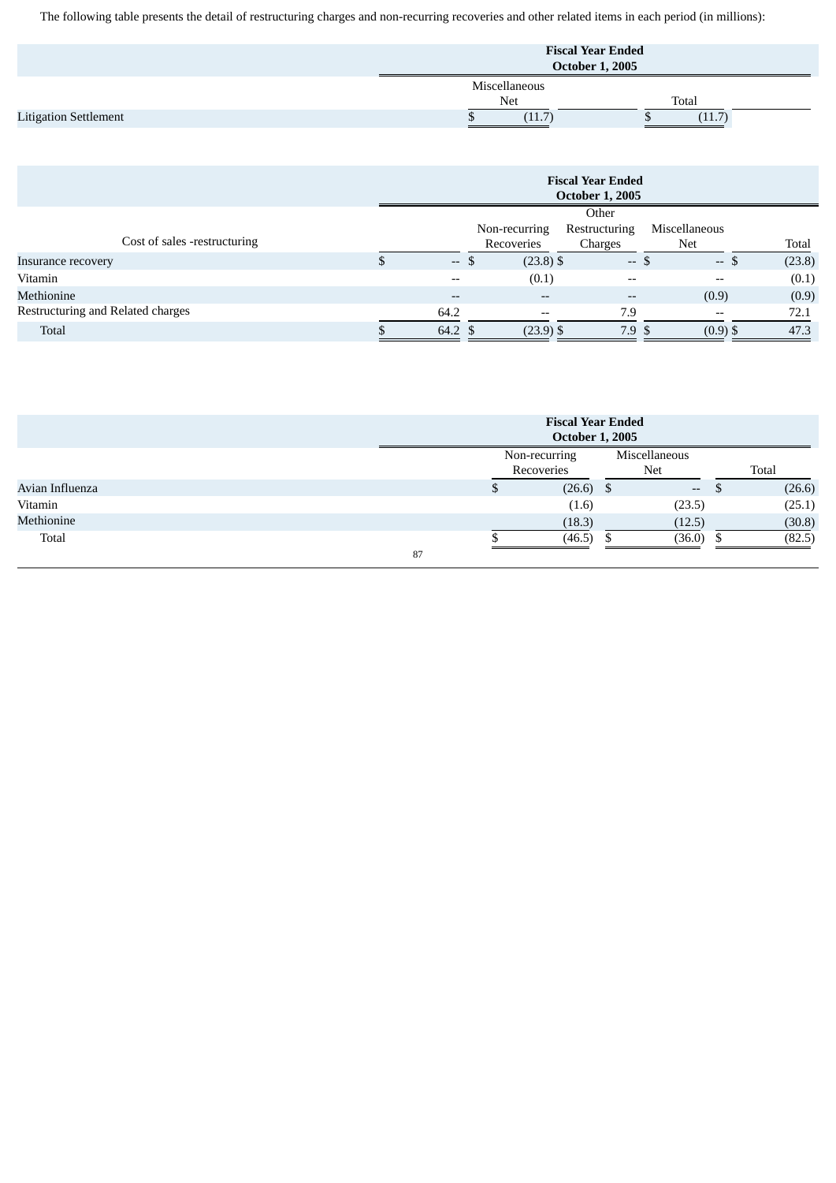The following table presents the detail of restructuring charges and non-recurring recoveries and other related items in each period (in millions):

| | Fiscal Year Ended October 1, 2005 | |
|---|---|---|
| | Miscellaneous Net | Total |
| Litigation Settlement | $ (11.7) | $ (11.7) |

| | Fiscal Year Ended October 1, 2005 | | | | |
|---|---|---|---|---|---|
| Cost of sales -restructuring | | Non-recurring Recoveries | Other Restructuring Charges | Miscellaneous Net | Total |
| Insurance recovery | $ -- | $ (23.8) | $ -- | $ -- | $ (23.8) |
| Vitamin | -- | (0.1) | -- | -- | (0.1) |
| Methionine | -- | -- | -- | (0.9) | (0.9) |
| Restructuring and Related charges | 64.2 | -- | 7.9 | -- | 72.1 |
| Total | $ 64.2 | $ (23.9) | $ 7.9 | $ (0.9) | $ 47.3 |

| | Fiscal Year Ended October 1, 2005 | | |
|---|---|---|---|
| | Non-recurring Recoveries | Miscellaneous Net | Total |
| Avian Influenza | $ (26.6) | $ -- | $ (26.6) |
| Vitamin | (1.6) | (23.5) | (25.1) |
| Methionine | (18.3) | (12.5) | (30.8) |
| Total | $ (46.5) | $ (36.0) | $ (82.5) |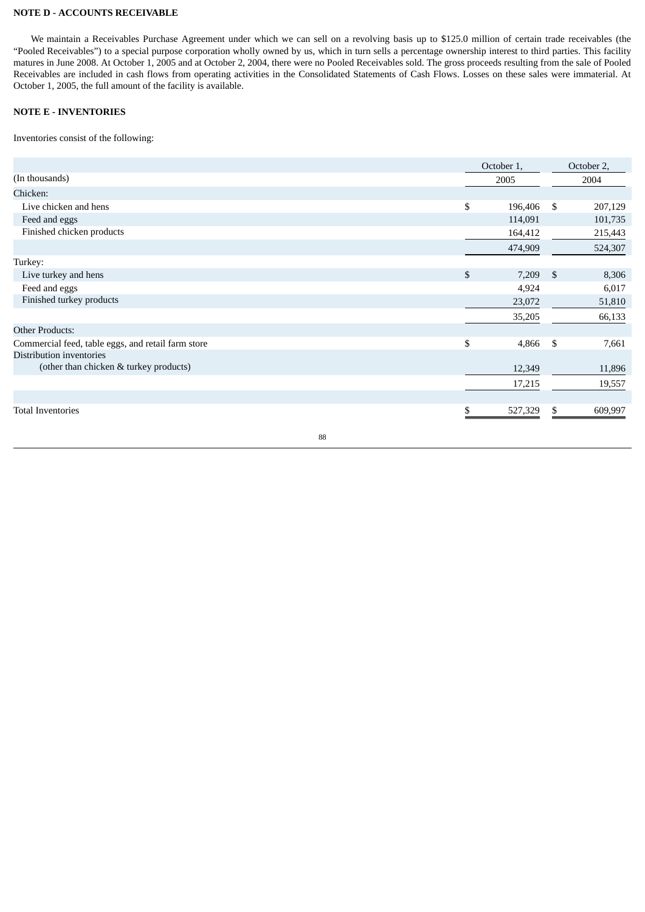## NOTE D - ACCOUNTS RECEIVABLE

We maintain a Receivables Purchase Agreement under which we can sell on a revolving basis up to $125.0 million of certain trade receivables (the "Pooled Receivables") to a special purpose corporation wholly owned by us, which in turn sells a percentage ownership interest to third parties. This facility matures in June 2008. At October 1, 2005 and at October 2, 2004, there were no Pooled Receivables sold. The gross proceeds resulting from the sale of Pooled Receivables are included in cash flows from operating activities in the Consolidated Statements of Cash Flows. Losses on these sales were immaterial. At October 1, 2005, the full amount of the facility is available.

## NOTE E - INVENTORIES

Inventories consist of the following:

| (In thousands) | October 1, 2005 | October 2, 2004 |
|---|---|---|
| Chicken: | | |
| Live chicken and hens | $ 196,406 | $ 207,129 |
| Feed and eggs | 114,091 | 101,735 |
| Finished chicken products | 164,412 | 215,443 |
| | 474,909 | 524,307 |
| Turkey: | | |
| Live turkey and hens | $ 7,209 | $ 8,306 |
| Feed and eggs | 4,924 | 6,017 |
| Finished turkey products | 23,072 | 51,810 |
| | 35,205 | 66,133 |
| Other Products: | | |
| Commercial feed, table eggs, and retail farm store | $ 4,866 | $ 7,661 |
| Distribution inventories (other than chicken & turkey products) | 12,349 | 11,896 |
| | 17,215 | 19,557 |
| Total Inventories | $ 527,329 | $ 609,997 |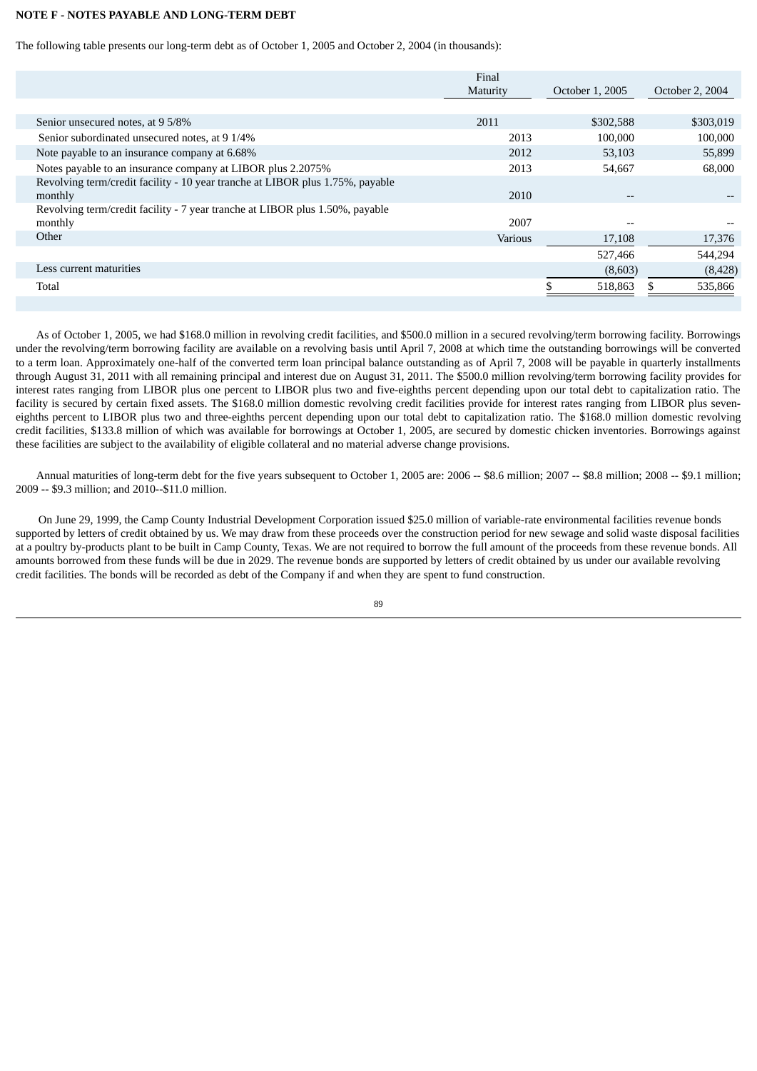**NOTE F - NOTES PAYABLE AND LONG-TERM DEBT**

The following table presents our long-term debt as of October 1, 2005 and October 2, 2004 (in thousands):

| | Final Maturity | October 1, 2005 | October 2, 2004 |
|---|---|---|---|
| Senior unsecured notes, at 9 5/8% | 2011 | $302,588 | $303,019 |
| Senior subordinated unsecured notes, at 9 1/4% | 2013 | 100,000 | 100,000 |
| Note payable to an insurance company at 6.68% | 2012 | 53,103 | 55,899 |
| Notes payable to an insurance company at LIBOR plus 2.2075% | 2013 | 54,667 | 68,000 |
| Revolving term/credit facility - 10 year tranche at LIBOR plus 1.75%, payable monthly | 2010 | -- | -- |
| Revolving term/credit facility - 7 year tranche at LIBOR plus 1.50%, payable monthly | 2007 | -- | -- |
| Other | Various | 17,108 | 17,376 |
| | | 527,466 | 544,294 |
| Less current maturities | | (8,603) | (8,428) |
| Total | | $ 518,863 | $ 535,866 |

As of October 1, 2005, we had $168.0 million in revolving credit facilities, and $500.0 million in a secured revolving/term borrowing facility. Borrowings under the revolving/term borrowing facility are available on a revolving basis until April 7, 2008 at which time the outstanding borrowings will be converted to a term loan. Approximately one-half of the converted term loan principal balance outstanding as of April 7, 2008 will be payable in quarterly installments through August 31, 2011 with all remaining principal and interest due on August 31, 2011. The $500.0 million revolving/term borrowing facility provides for interest rates ranging from LIBOR plus one percent to LIBOR plus two and five-eighths percent depending upon our total debt to capitalization ratio. The facility is secured by certain fixed assets. The $168.0 million domestic revolving credit facilities provide for interest rates ranging from LIBOR plus seven-eighths percent to LIBOR plus two and three-eighths percent depending upon our total debt to capitalization ratio. The $168.0 million domestic revolving credit facilities, $133.8 million of which was available for borrowings at October 1, 2005, are secured by domestic chicken inventories. Borrowings against these facilities are subject to the availability of eligible collateral and no material adverse change provisions.

Annual maturities of long-term debt for the five years subsequent to October 1, 2005 are: 2006 -- $8.6 million; 2007 -- $8.8 million; 2008 -- $9.1 million; 2009 -- $9.3 million; and 2010--$11.0 million.

On June 29, 1999, the Camp County Industrial Development Corporation issued $25.0 million of variable-rate environmental facilities revenue bonds supported by letters of credit obtained by us. We may draw from these proceeds over the construction period for new sewage and solid waste disposal facilities at a poultry by-products plant to be built in Camp County, Texas. We are not required to borrow the full amount of the proceeds from these revenue bonds. All amounts borrowed from these funds will be due in 2029. The revenue bonds are supported by letters of credit obtained by us under our available revolving credit facilities. The bonds will be recorded as debt of the Company if and when they are spent to fund construction.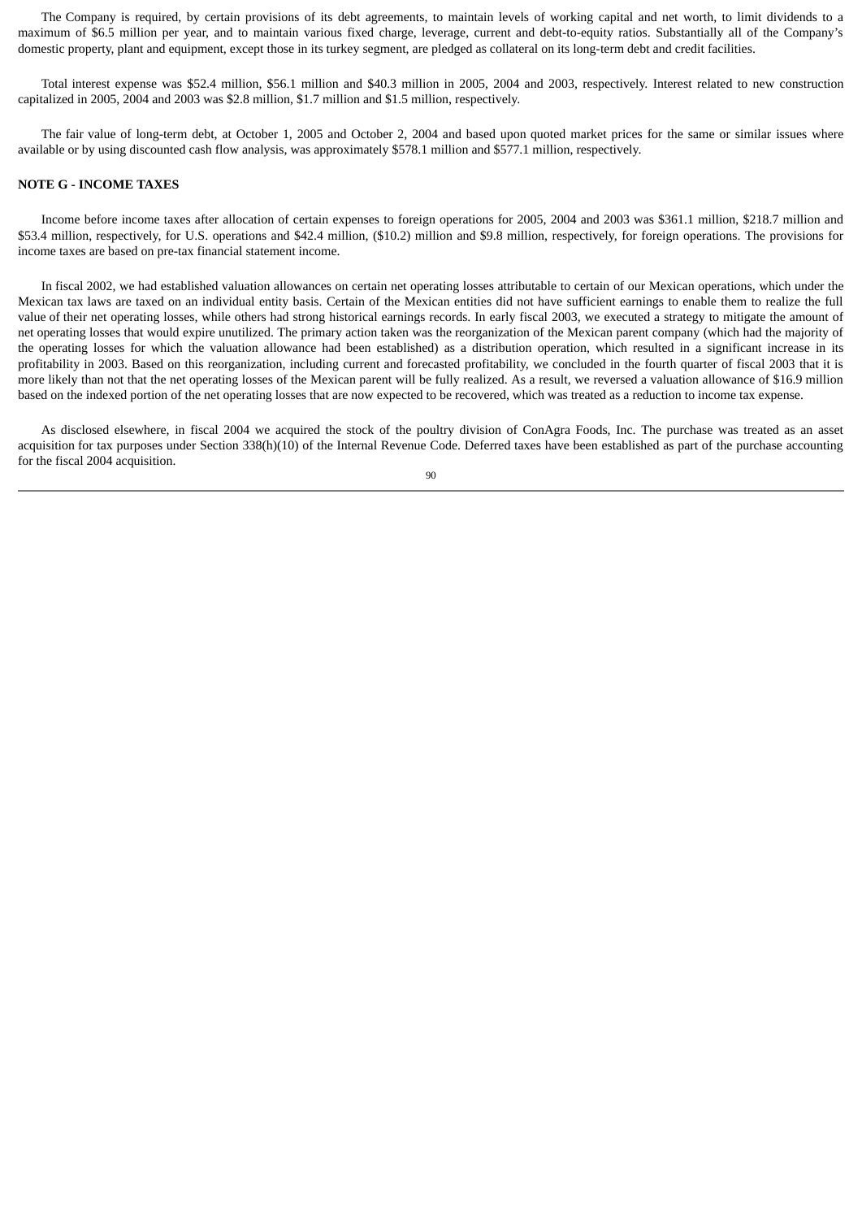The Company is required, by certain provisions of its debt agreements, to maintain levels of working capital and net worth, to limit dividends to a maximum of $6.5 million per year, and to maintain various fixed charge, leverage, current and debt-to-equity ratios. Substantially all of the Company's domestic property, plant and equipment, except those in its turkey segment, are pledged as collateral on its long-term debt and credit facilities.

Total interest expense was $52.4 million, $56.1 million and $40.3 million in 2005, 2004 and 2003, respectively. Interest related to new construction capitalized in 2005, 2004 and 2003 was $2.8 million, $1.7 million and $1.5 million, respectively.

The fair value of long-term debt, at October 1, 2005 and October 2, 2004 and based upon quoted market prices for the same or similar issues where available or by using discounted cash flow analysis, was approximately $578.1 million and $577.1 million, respectively.

## NOTE G - INCOME TAXES

Income before income taxes after allocation of certain expenses to foreign operations for 2005, 2004 and 2003 was $361.1 million, $218.7 million and $53.4 million, respectively, for U.S. operations and $42.4 million, ($10.2) million and $9.8 million, respectively, for foreign operations. The provisions for income taxes are based on pre-tax financial statement income.

In fiscal 2002, we had established valuation allowances on certain net operating losses attributable to certain of our Mexican operations, which under the Mexican tax laws are taxed on an individual entity basis. Certain of the Mexican entities did not have sufficient earnings to enable them to realize the full value of their net operating losses, while others had strong historical earnings records. In early fiscal 2003, we executed a strategy to mitigate the amount of net operating losses that would expire unutilized. The primary action taken was the reorganization of the Mexican parent company (which had the majority of the operating losses for which the valuation allowance had been established) as a distribution operation, which resulted in a significant increase in its profitability in 2003. Based on this reorganization, including current and forecasted profitability, we concluded in the fourth quarter of fiscal 2003 that it is more likely than not that the net operating losses of the Mexican parent will be fully realized. As a result, we reversed a valuation allowance of $16.9 million based on the indexed portion of the net operating losses that are now expected to be recovered, which was treated as a reduction to income tax expense.

As disclosed elsewhere, in fiscal 2004 we acquired the stock of the poultry division of ConAgra Foods, Inc. The purchase was treated as an asset acquisition for tax purposes under Section 338(h)(10) of the Internal Revenue Code. Deferred taxes have been established as part of the purchase accounting for the fiscal 2004 acquisition.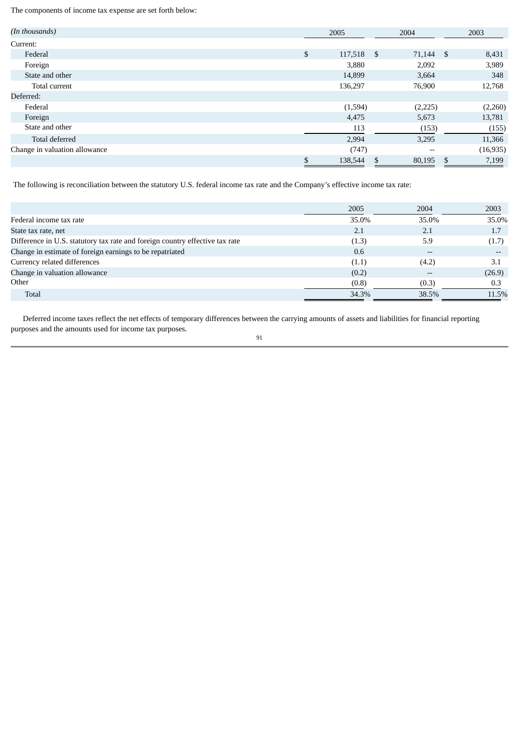The components of income tax expense are set forth below:

| *(In thousands)* | 2005 | 2004 | 2003 |
|---|---|---|---|
| Current: | | | |
| Federal | $ 117,518 | $ 71,144 | $ 8,431 |
| Foreign | 3,880 | 2,092 | 3,989 |
| State and other | 14,899 | 3,664 | 348 |
| Total current | 136,297 | 76,900 | 12,768 |
| Deferred: | | | |
| Federal | (1,594) | (2,225) | (2,260) |
| Foreign | 4,475 | 5,673 | 13,781 |
| State and other | 113 | (153) | (155) |
| Total deferred | 2,994 | 3,295 | 11,366 |
| Change in valuation allowance | (747) | -- | (16,935) |
| | $ 138,544 | $ 80,195 | $ 7,199 |

The following is reconciliation between the statutory U.S. federal income tax rate and the Company's effective income tax rate:

| | 2005 | 2004 | 2003 |
|---|---|---|---|
| Federal income tax rate | 35.0% | 35.0% | 35.0% |
| State tax rate, net | 2.1 | 2.1 | 1.7 |
| Difference in U.S. statutory tax rate and foreign country effective tax rate | (1.3) | 5.9 | (1.7) |
| Change in estimate of foreign earnings to be repatriated | 0.6 | -- | -- |
| Currency related differences | (1.1) | (4.2) | 3.1 |
| Change in valuation allowance | (0.2) | -- | (26.9) |
| Other | (0.8) | (0.3) | 0.3 |
| Total | 34.3% | 38.5% | 11.5% |

Deferred income taxes reflect the net effects of temporary differences between the carrying amounts of assets and liabilities for financial reporting purposes and the amounts used for income tax purposes.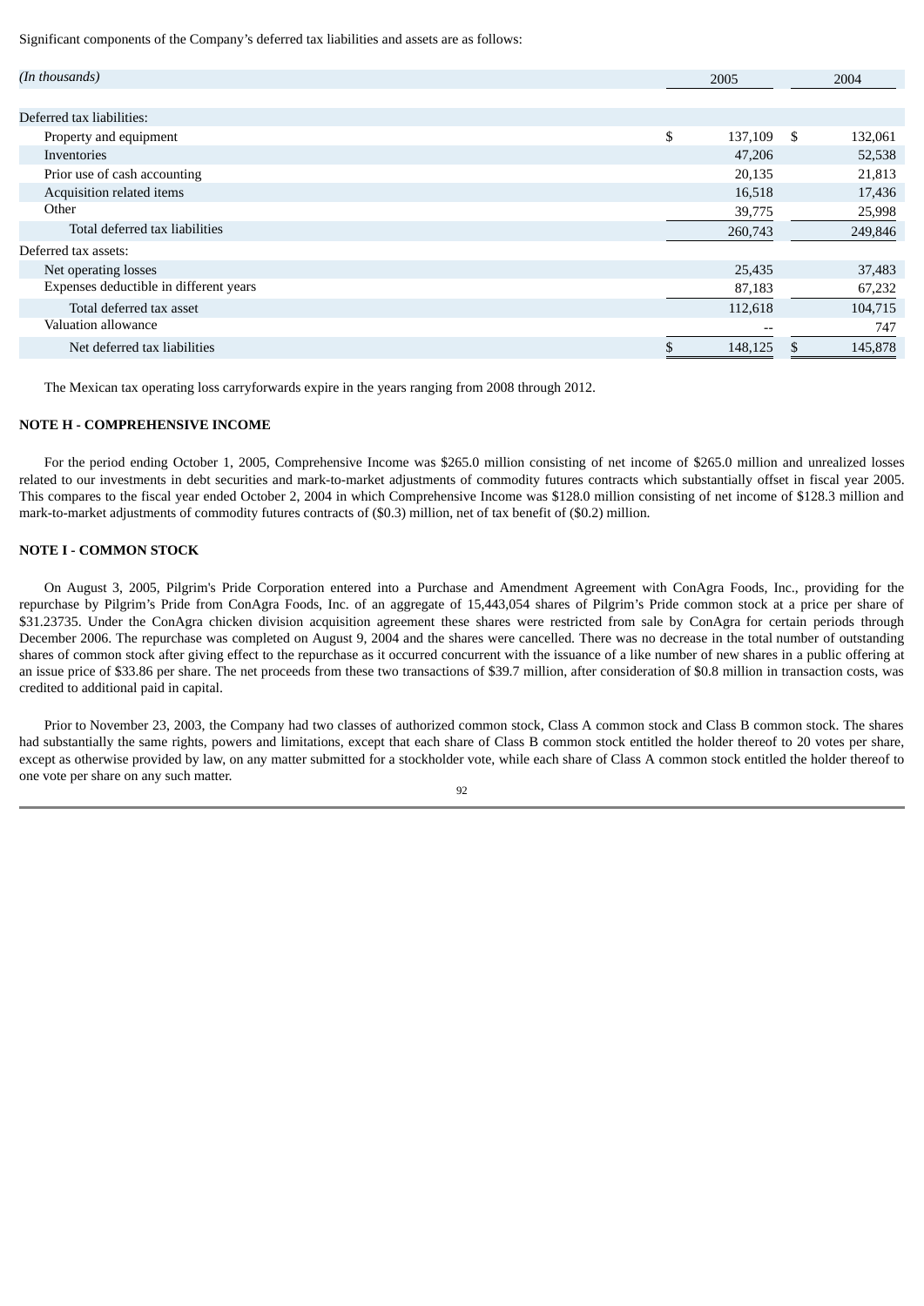Significant components of the Company's deferred tax liabilities and assets are as follows:

| *(In thousands)* | 2005 | 2004 |
|---|---|---|
| Deferred tax liabilities: | | |
| Property and equipment | $ 137,109 | $ 132,061 |
| Inventories | 47,206 | 52,538 |
| Prior use of cash accounting | 20,135 | 21,813 |
| Acquisition related items | 16,518 | 17,436 |
| Other | 39,775 | 25,998 |
| Total deferred tax liabilities | 260,743 | 249,846 |
| Deferred tax assets: | | |
| Net operating losses | 25,435 | 37,483 |
| Expenses deductible in different years | 87,183 | 67,232 |
| Total deferred tax asset | 112,618 | 104,715 |
| Valuation allowance | -- | 747 |
| Net deferred tax liabilities | $ 148,125 | $ 145,878 |

The Mexican tax operating loss carryforwards expire in the years ranging from 2008 through 2012.

**NOTE H - COMPREHENSIVE INCOME**

For the period ending October 1, 2005, Comprehensive Income was $265.0 million consisting of net income of $265.0 million and unrealized losses related to our investments in debt securities and mark-to-market adjustments of commodity futures contracts which substantially offset in fiscal year 2005. This compares to the fiscal year ended October 2, 2004 in which Comprehensive Income was $128.0 million consisting of net income of $128.3 million and mark-to-market adjustments of commodity futures contracts of ($0.3) million, net of tax benefit of ($0.2) million.

**NOTE I - COMMON STOCK**

On August 3, 2005, Pilgrim's Pride Corporation entered into a Purchase and Amendment Agreement with ConAgra Foods, Inc., providing for the repurchase by Pilgrim's Pride from ConAgra Foods, Inc. of an aggregate of 15,443,054 shares of Pilgrim's Pride common stock at a price per share of $31.23735. Under the ConAgra chicken division acquisition agreement these shares were restricted from sale by ConAgra for certain periods through December 2006. The repurchase was completed on August 9, 2004 and the shares were cancelled. There was no decrease in the total number of outstanding shares of common stock after giving effect to the repurchase as it occurred concurrent with the issuance of a like number of new shares in a public offering at an issue price of $33.86 per share. The net proceeds from these two transactions of $39.7 million, after consideration of $0.8 million in transaction costs, was credited to additional paid in capital.

Prior to November 23, 2003, the Company had two classes of authorized common stock, Class A common stock and Class B common stock. The shares had substantially the same rights, powers and limitations, except that each share of Class B common stock entitled the holder thereof to 20 votes per share, except as otherwise provided by law, on any matter submitted for a stockholder vote, while each share of Class A common stock entitled the holder thereof to one vote per share on any such matter.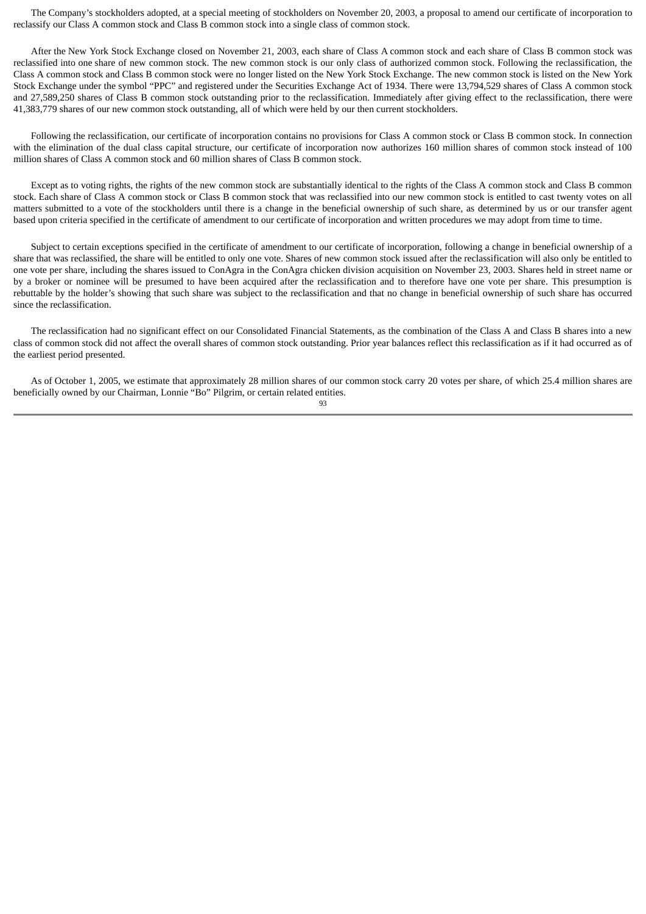The Company's stockholders adopted, at a special meeting of stockholders on November 20, 2003, a proposal to amend our certificate of incorporation to reclassify our Class A common stock and Class B common stock into a single class of common stock.

After the New York Stock Exchange closed on November 21, 2003, each share of Class A common stock and each share of Class B common stock was reclassified into one share of new common stock. The new common stock is our only class of authorized common stock. Following the reclassification, the Class A common stock and Class B common stock were no longer listed on the New York Stock Exchange. The new common stock is listed on the New York Stock Exchange under the symbol "PPC" and registered under the Securities Exchange Act of 1934. There were 13,794,529 shares of Class A common stock and 27,589,250 shares of Class B common stock outstanding prior to the reclassification. Immediately after giving effect to the reclassification, there were 41,383,779 shares of our new common stock outstanding, all of which were held by our then current stockholders.

Following the reclassification, our certificate of incorporation contains no provisions for Class A common stock or Class B common stock. In connection with the elimination of the dual class capital structure, our certificate of incorporation now authorizes 160 million shares of common stock instead of 100 million shares of Class A common stock and 60 million shares of Class B common stock.

Except as to voting rights, the rights of the new common stock are substantially identical to the rights of the Class A common stock and Class B common stock. Each share of Class A common stock or Class B common stock that was reclassified into our new common stock is entitled to cast twenty votes on all matters submitted to a vote of the stockholders until there is a change in the beneficial ownership of such share, as determined by us or our transfer agent based upon criteria specified in the certificate of amendment to our certificate of incorporation and written procedures we may adopt from time to time.

Subject to certain exceptions specified in the certificate of amendment to our certificate of incorporation, following a change in beneficial ownership of a share that was reclassified, the share will be entitled to only one vote. Shares of new common stock issued after the reclassification will also only be entitled to one vote per share, including the shares issued to ConAgra in the ConAgra chicken division acquisition on November 23, 2003. Shares held in street name or by a broker or nominee will be presumed to have been acquired after the reclassification and to therefore have one vote per share. This presumption is rebuttable by the holder's showing that such share was subject to the reclassification and that no change in beneficial ownership of such share has occurred since the reclassification.

The reclassification had no significant effect on our Consolidated Financial Statements, as the combination of the Class A and Class B shares into a new class of common stock did not affect the overall shares of common stock outstanding. Prior year balances reflect this reclassification as if it had occurred as of the earliest period presented.

As of October 1, 2005, we estimate that approximately 28 million shares of our common stock carry 20 votes per share, of which 25.4 million shares are beneficially owned by our Chairman, Lonnie "Bo" Pilgrim, or certain related entities.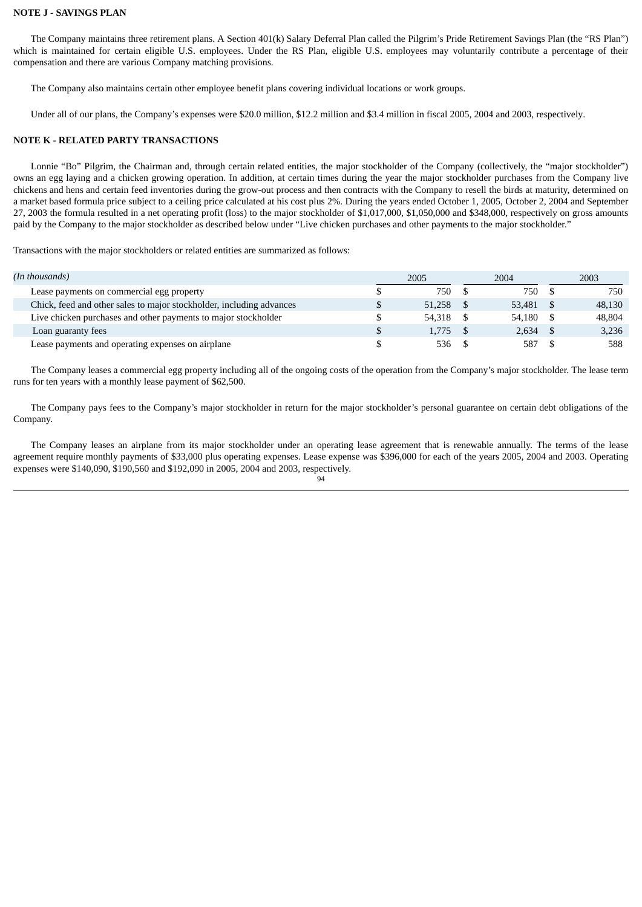**NOTE J - SAVINGS PLAN**

The Company maintains three retirement plans. A Section 401(k) Salary Deferral Plan called the Pilgrim's Pride Retirement Savings Plan (the "RS Plan") which is maintained for certain eligible U.S. employees. Under the RS Plan, eligible U.S. employees may voluntarily contribute a percentage of their compensation and there are various Company matching provisions.

The Company also maintains certain other employee benefit plans covering individual locations or work groups.

Under all of our plans, the Company's expenses were $20.0 million, $12.2 million and $3.4 million in fiscal 2005, 2004 and 2003, respectively.

**NOTE K - RELATED PARTY TRANSACTIONS**

Lonnie "Bo" Pilgrim, the Chairman and, through certain related entities, the major stockholder of the Company (collectively, the "major stockholder") owns an egg laying and a chicken growing operation. In addition, at certain times during the year the major stockholder purchases from the Company live chickens and hens and certain feed inventories during the grow-out process and then contracts with the Company to resell the birds at maturity, determined on a market based formula price subject to a ceiling price calculated at his cost plus 2%. During the years ended October 1, 2005, October 2, 2004 and September 27, 2003 the formula resulted in a net operating profit (loss) to the major stockholder of $1,017,000, $1,050,000 and $348,000, respectively on gross amounts paid by the Company to the major stockholder as described below under "Live chicken purchases and other payments to the major stockholder."

Transactions with the major stockholders or related entities are summarized as follows:

| *(In thousands)* | 2005 | 2004 | 2003 |
|---|---|---|---|
| Lease payments on commercial egg property | $ 750 | $ 750 | $ 750 |
| Chick, feed and other sales to major stockholder, including advances | $ 51,258 | $ 53,481 | $ 48,130 |
| Live chicken purchases and other payments to major stockholder | $ 54,318 | $ 54,180 | $ 48,804 |
| Loan guaranty fees | $ 1,775 | $ 2,634 | $ 3,236 |
| Lease payments and operating expenses on airplane | $ 536 | $ 587 | $ 588 |

The Company leases a commercial egg property including all of the ongoing costs of the operation from the Company's major stockholder. The lease term runs for ten years with a monthly lease payment of $62,500.

The Company pays fees to the Company's major stockholder in return for the major stockholder's personal guarantee on certain debt obligations of the Company.

The Company leases an airplane from its major stockholder under an operating lease agreement that is renewable annually. The terms of the lease agreement require monthly payments of $33,000 plus operating expenses. Lease expense was $396,000 for each of the years 2005, 2004 and 2003. Operating expenses were $140,090, $190,560 and $192,090 in 2005, 2004 and 2003, respectively.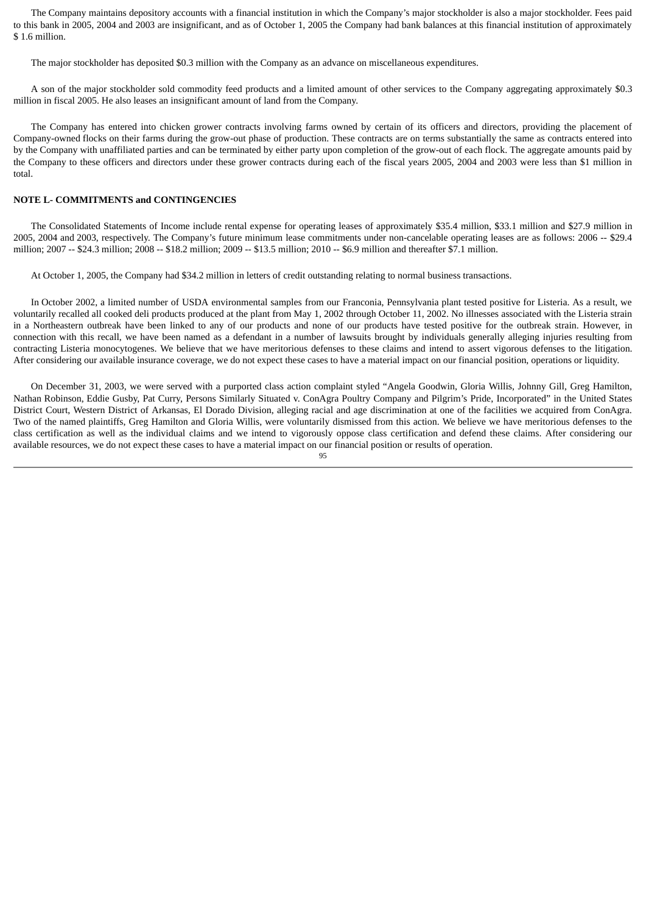The Company maintains depository accounts with a financial institution in which the Company's major stockholder is also a major stockholder. Fees paid to this bank in 2005, 2004 and 2003 are insignificant, and as of October 1, 2005 the Company had bank balances at this financial institution of approximately $ 1.6 million.

The major stockholder has deposited $0.3 million with the Company as an advance on miscellaneous expenditures.

A son of the major stockholder sold commodity feed products and a limited amount of other services to the Company aggregating approximately $0.3 million in fiscal 2005. He also leases an insignificant amount of land from the Company.

The Company has entered into chicken grower contracts involving farms owned by certain of its officers and directors, providing the placement of Company-owned flocks on their farms during the grow-out phase of production. These contracts are on terms substantially the same as contracts entered into by the Company with unaffiliated parties and can be terminated by either party upon completion of the grow-out of each flock. The aggregate amounts paid by the Company to these officers and directors under these grower contracts during each of the fiscal years 2005, 2004 and 2003 were less than $1 million in total.

**NOTE L- COMMITMENTS and CONTINGENCIES**

The Consolidated Statements of Income include rental expense for operating leases of approximately $35.4 million, $33.1 million and $27.9 million in 2005, 2004 and 2003, respectively. The Company's future minimum lease commitments under non-cancelable operating leases are as follows: 2006 -- $29.4 million; 2007 -- $24.3 million; 2008 -- $18.2 million; 2009 -- $13.5 million; 2010 -- $6.9 million and thereafter $7.1 million.

At October 1, 2005, the Company had $34.2 million in letters of credit outstanding relating to normal business transactions.

In October 2002, a limited number of USDA environmental samples from our Franconia, Pennsylvania plant tested positive for Listeria. As a result, we voluntarily recalled all cooked deli products produced at the plant from May 1, 2002 through October 11, 2002. No illnesses associated with the Listeria strain in a Northeastern outbreak have been linked to any of our products and none of our products have tested positive for the outbreak strain. However, in connection with this recall, we have been named as a defendant in a number of lawsuits brought by individuals generally alleging injuries resulting from contracting Listeria monocytogenes. We believe that we have meritorious defenses to these claims and intend to assert vigorous defenses to the litigation. After considering our available insurance coverage, we do not expect these cases to have a material impact on our financial position, operations or liquidity.

On December 31, 2003, we were served with a purported class action complaint styled "Angela Goodwin, Gloria Willis, Johnny Gill, Greg Hamilton, Nathan Robinson, Eddie Gusby, Pat Curry, Persons Similarly Situated v. ConAgra Poultry Company and Pilgrim's Pride, Incorporated" in the United States District Court, Western District of Arkansas, El Dorado Division, alleging racial and age discrimination at one of the facilities we acquired from ConAgra. Two of the named plaintiffs, Greg Hamilton and Gloria Willis, were voluntarily dismissed from this action. We believe we have meritorious defenses to the class certification as well as the individual claims and we intend to vigorously oppose class certification and defend these claims. After considering our available resources, we do not expect these cases to have a material impact on our financial position or results of operation.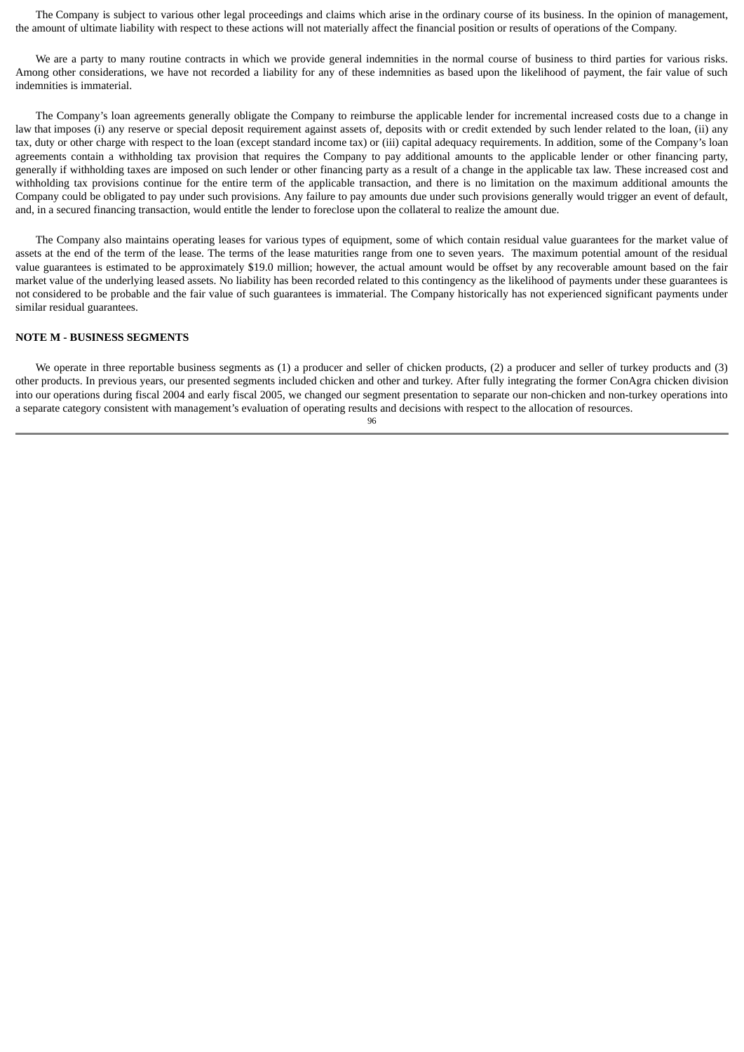The Company is subject to various other legal proceedings and claims which arise in the ordinary course of its business. In the opinion of management, the amount of ultimate liability with respect to these actions will not materially affect the financial position or results of operations of the Company.

We are a party to many routine contracts in which we provide general indemnities in the normal course of business to third parties for various risks. Among other considerations, we have not recorded a liability for any of these indemnities as based upon the likelihood of payment, the fair value of such indemnities is immaterial.

The Company's loan agreements generally obligate the Company to reimburse the applicable lender for incremental increased costs due to a change in law that imposes (i) any reserve or special deposit requirement against assets of, deposits with or credit extended by such lender related to the loan, (ii) any tax, duty or other charge with respect to the loan (except standard income tax) or (iii) capital adequacy requirements. In addition, some of the Company's loan agreements contain a withholding tax provision that requires the Company to pay additional amounts to the applicable lender or other financing party, generally if withholding taxes are imposed on such lender or other financing party as a result of a change in the applicable tax law. These increased cost and withholding tax provisions continue for the entire term of the applicable transaction, and there is no limitation on the maximum additional amounts the Company could be obligated to pay under such provisions. Any failure to pay amounts due under such provisions generally would trigger an event of default, and, in a secured financing transaction, would entitle the lender to foreclose upon the collateral to realize the amount due.

The Company also maintains operating leases for various types of equipment, some of which contain residual value guarantees for the market value of assets at the end of the term of the lease. The terms of the lease maturities range from one to seven years. The maximum potential amount of the residual value guarantees is estimated to be approximately $19.0 million; however, the actual amount would be offset by any recoverable amount based on the fair market value of the underlying leased assets. No liability has been recorded related to this contingency as the likelihood of payments under these guarantees is not considered to be probable and the fair value of such guarantees is immaterial. The Company historically has not experienced significant payments under similar residual guarantees.

**NOTE M - BUSINESS SEGMENTS**

We operate in three reportable business segments as (1) a producer and seller of chicken products, (2) a producer and seller of turkey products and (3) other products. In previous years, our presented segments included chicken and other and turkey. After fully integrating the former ConAgra chicken division into our operations during fiscal 2004 and early fiscal 2005, we changed our segment presentation to separate our non-chicken and non-turkey operations into a separate category consistent with management's evaluation of operating results and decisions with respect to the allocation of resources.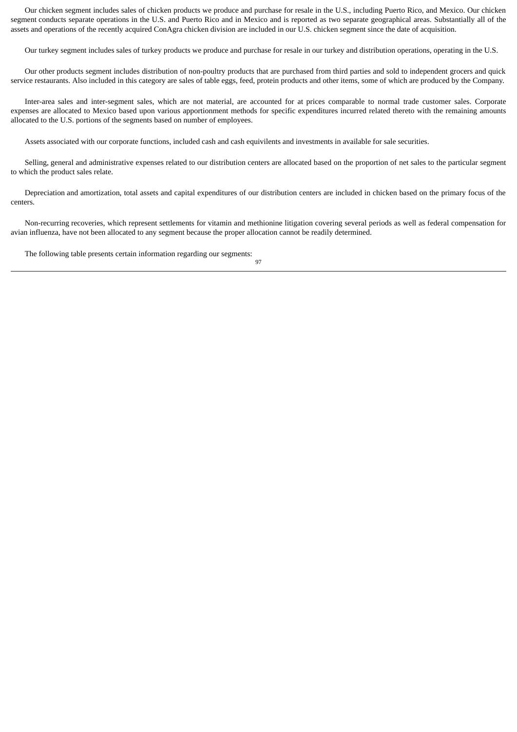Our chicken segment includes sales of chicken products we produce and purchase for resale in the U.S., including Puerto Rico, and Mexico. Our chicken segment conducts separate operations in the U.S. and Puerto Rico and in Mexico and is reported as two separate geographical areas. Substantially all of the assets and operations of the recently acquired ConAgra chicken division are included in our U.S. chicken segment since the date of acquisition.

Our turkey segment includes sales of turkey products we produce and purchase for resale in our turkey and distribution operations, operating in the U.S.

Our other products segment includes distribution of non-poultry products that are purchased from third parties and sold to independent grocers and quick service restaurants. Also included in this category are sales of table eggs, feed, protein products and other items, some of which are produced by the Company.

Inter-area sales and inter-segment sales, which are not material, are accounted for at prices comparable to normal trade customer sales. Corporate expenses are allocated to Mexico based upon various apportionment methods for specific expenditures incurred related thereto with the remaining amounts allocated to the U.S. portions of the segments based on number of employees.

Assets associated with our corporate functions, included cash and cash equivilents and investments in available for sale securities.

Selling, general and administrative expenses related to our distribution centers are allocated based on the proportion of net sales to the particular segment to which the product sales relate.

Depreciation and amortization, total assets and capital expenditures of our distribution centers are included in chicken based on the primary focus of the centers.

Non-recurring recoveries, which represent settlements for vitamin and methionine litigation covering several periods as well as federal compensation for avian influenza, have not been allocated to any segment because the proper allocation cannot be readily determined.

The following table presents certain information regarding our segments: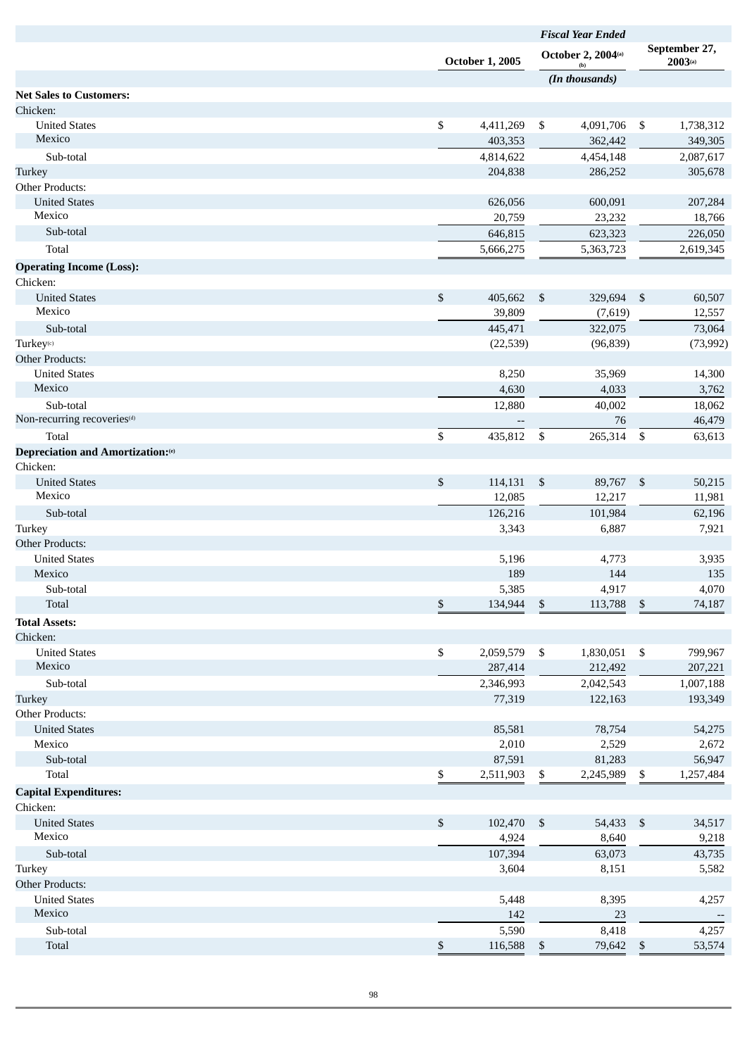| | Fiscal Year Ended | | |
|---|---|---|---|
| | October 1, 2005 | October 2, 2004[(a)] [(b)] | September 27, 2003[(a)] |
| | | (In thousands) | |
| **Net Sales to Customers:** | | | |
| Chicken: | | | |
| United States | $ 4,411,269 | $ 4,091,706 | $ 1,738,312 |
| Mexico | 403,353 | 362,442 | 349,305 |
| Sub-total | 4,814,622 | 4,454,148 | 2,087,617 |
| Turkey | 204,838 | 286,252 | 305,678 |
| Other Products: | | | |
| United States | 626,056 | 600,091 | 207,284 |
| Mexico | 20,759 | 23,232 | 18,766 |
| Sub-total | 646,815 | 623,323 | 226,050 |
| Total | 5,666,275 | 5,363,723 | 2,619,345 |
| **Operating Income (Loss):** | | | |
| Chicken: | | | |
| United States | $ 405,662 | $ 329,694 | $ 60,507 |
| Mexico | 39,809 | (7,619) | 12,557 |
| Sub-total | 445,471 | 322,075 | 73,064 |
| Turkey[(c)] | (22,539) | (96,839) | (73,992) |
| Other Products: | | | |
| United States | 8,250 | 35,969 | 14,300 |
| Mexico | 4,630 | 4,033 | 3,762 |
| Sub-total | 12,880 | 40,002 | 18,062 |
| Non-recurring recoveries[(d)] | -- | 76 | 46,479 |
| Total | $ 435,812 | $ 265,314 | $ 63,613 |
| **Depreciation and Amortization:[(e)]** | | | |
| Chicken: | | | |
| United States | $ 114,131 | $ 89,767 | $ 50,215 |
| Mexico | 12,085 | 12,217 | 11,981 |
| Sub-total | 126,216 | 101,984 | 62,196 |
| Turkey | 3,343 | 6,887 | 7,921 |
| Other Products: | | | |
| United States | 5,196 | 4,773 | 3,935 |
| Mexico | 189 | 144 | 135 |
| Sub-total | 5,385 | 4,917 | 4,070 |
| Total | $ 134,944 | $ 113,788 | $ 74,187 |
| **Total Assets:** | | | |
| Chicken: | | | |
| United States | $ 2,059,579 | $ 1,830,051 | $ 799,967 |
| Mexico | 287,414 | 212,492 | 207,221 |
| Sub-total | 2,346,993 | 2,042,543 | 1,007,188 |
| Turkey | 77,319 | 122,163 | 193,349 |
| Other Products: | | | |
| United States | 85,581 | 78,754 | 54,275 |
| Mexico | 2,010 | 2,529 | 2,672 |
| Sub-total | 87,591 | 81,283 | 56,947 |
| Total | $ 2,511,903 | $ 2,245,989 | $ 1,257,484 |
| **Capital Expenditures:** | | | |
| Chicken: | | | |
| United States | $ 102,470 | $ 54,433 | $ 34,517 |
| Mexico | 4,924 | 8,640 | 9,218 |
| Sub-total | 107,394 | 63,073 | 43,735 |
| Turkey | 3,604 | 8,151 | 5,582 |
| Other Products: | | | |
| United States | 5,448 | 8,395 | 4,257 |
| Mexico | 142 | 23 | -- |
| Sub-total | 5,590 | 8,418 | 4,257 |
| Total | $ 116,588 | $ 79,642 | $ 53,574 |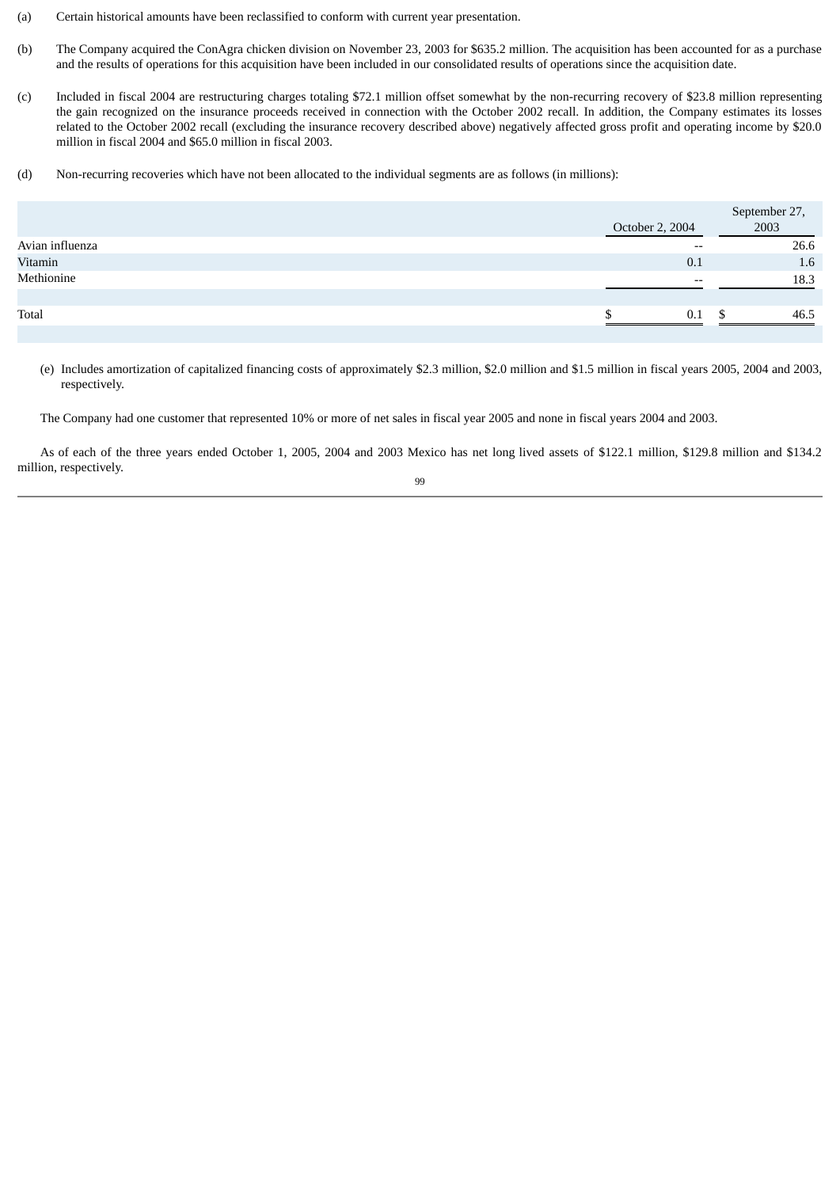(a) Certain historical amounts have been reclassified to conform with current year presentation.

(b) The Company acquired the ConAgra chicken division on November 23, 2003 for $635.2 million. The acquisition has been accounted for as a purchase and the results of operations for this acquisition have been included in our consolidated results of operations since the acquisition date.

(c) Included in fiscal 2004 are restructuring charges totaling $72.1 million offset somewhat by the non-recurring recovery of $23.8 million representing the gain recognized on the insurance proceeds received in connection with the October 2002 recall. In addition, the Company estimates its losses related to the October 2002 recall (excluding the insurance recovery described above) negatively affected gross profit and operating income by $20.0 million in fiscal 2004 and $65.0 million in fiscal 2003.

(d) Non-recurring recoveries which have not been allocated to the individual segments are as follows (in millions):

| | October 2, 2004 | September 27, 2003 |
|---|---|---|
| Avian influenza | -- | 26.6 |
| Vitamin | 0.1 | 1.6 |
| Methionine | -- | 18.3 |
| Total | $ 0.1 | $ 46.5 |

(e) Includes amortization of capitalized financing costs of approximately $2.3 million, $2.0 million and $1.5 million in fiscal years 2005, 2004 and 2003, respectively.

The Company had one customer that represented 10% or more of net sales in fiscal year 2005 and none in fiscal years 2004 and 2003.

As of each of the three years ended October 1, 2005, 2004 and 2003 Mexico has net long lived assets of $122.1 million, $129.8 million and $134.2 million, respectively.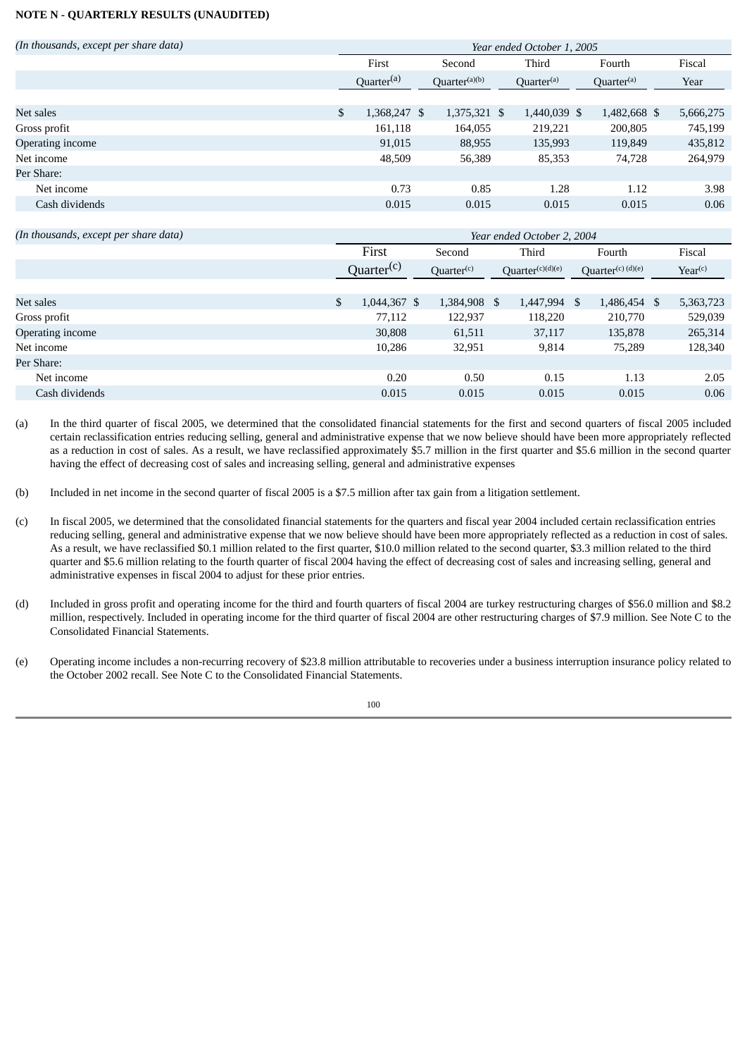**NOTE N - QUARTERLY RESULTS (UNAUDITED)**

| *(In thousands, except per share data)* | *Year ended October 1, 2005* | | | | |
|---|---|---|---|---|---|
| | First Quarter[(a)] | Second Quarter[(a)(b)] | Third Quarter[(a)] | Fourth Quarter[(a)] | Fiscal Year |
| Net sales | $ 1,368,247 | $ 1,375,321 | $ 1,440,039 | $ 1,482,668 | $ 5,666,275 |
| Gross profit | 161,118 | 164,055 | 219,221 | 200,805 | 745,199 |
| Operating income | 91,015 | 88,955 | 135,993 | 119,849 | 435,812 |
| Net income | 48,509 | 56,389 | 85,353 | 74,728 | 264,979 |
| Per Share: | | | | | |
| Net income | 0.73 | 0.85 | 1.28 | 1.12 | 3.98 |
| Cash dividends | 0.015 | 0.015 | 0.015 | 0.015 | 0.06 |

| *(In thousands, except per share data)* | *Year ended October 2, 2004* | | | | |
|---|---|---|---|---|---|
| | First Quarter[(c)] | Second Quarter[(c)] | Third Quarter[(c)(d)(e)] | Fourth Quarter[(c) (d)(e)] | Fiscal Year[(c)] |
| Net sales | $ 1,044,367 | $ 1,384,908 | $ 1,447,994 | $ 1,486,454 | $ 5,363,723 |
| Gross profit | 77,112 | 122,937 | 118,220 | 210,770 | 529,039 |
| Operating income | 30,808 | 61,511 | 37,117 | 135,878 | 265,314 |
| Net income | 10,286 | 32,951 | 9,814 | 75,289 | 128,340 |
| Per Share: | | | | | |
| Net income | 0.20 | 0.50 | 0.15 | 1.13 | 2.05 |
| Cash dividends | 0.015 | 0.015 | 0.015 | 0.015 | 0.06 |

(a) In the third quarter of fiscal 2005, we determined that the consolidated financial statements for the first and second quarters of fiscal 2005 included certain reclassification entries reducing selling, general and administrative expense that we now believe should have been more appropriately reflected as a reduction in cost of sales. As a result, we have reclassified approximately $5.7 million in the first quarter and $5.6 million in the second quarter having the effect of decreasing cost of sales and increasing selling, general and administrative expenses

(b) Included in net income in the second quarter of fiscal 2005 is a $7.5 million after tax gain from a litigation settlement.

(c) In fiscal 2005, we determined that the consolidated financial statements for the quarters and fiscal year 2004 included certain reclassification entries reducing selling, general and administrative expense that we now believe should have been more appropriately reflected as a reduction in cost of sales. As a result, we have reclassified $0.1 million related to the first quarter, $10.0 million related to the second quarter, $3.3 million related to the third quarter and $5.6 million relating to the fourth quarter of fiscal 2004 having the effect of decreasing cost of sales and increasing selling, general and administrative expenses in fiscal 2004 to adjust for these prior entries.

(d) Included in gross profit and operating income for the third and fourth quarters of fiscal 2004 are turkey restructuring charges of $56.0 million and $8.2 million, respectively. Included in operating income for the third quarter of fiscal 2004 are other restructuring charges of $7.9 million. See Note C to the Consolidated Financial Statements.

(e) Operating income includes a non-recurring recovery of $23.8 million attributable to recoveries under a business interruption insurance policy related to the October 2002 recall. See Note C to the Consolidated Financial Statements.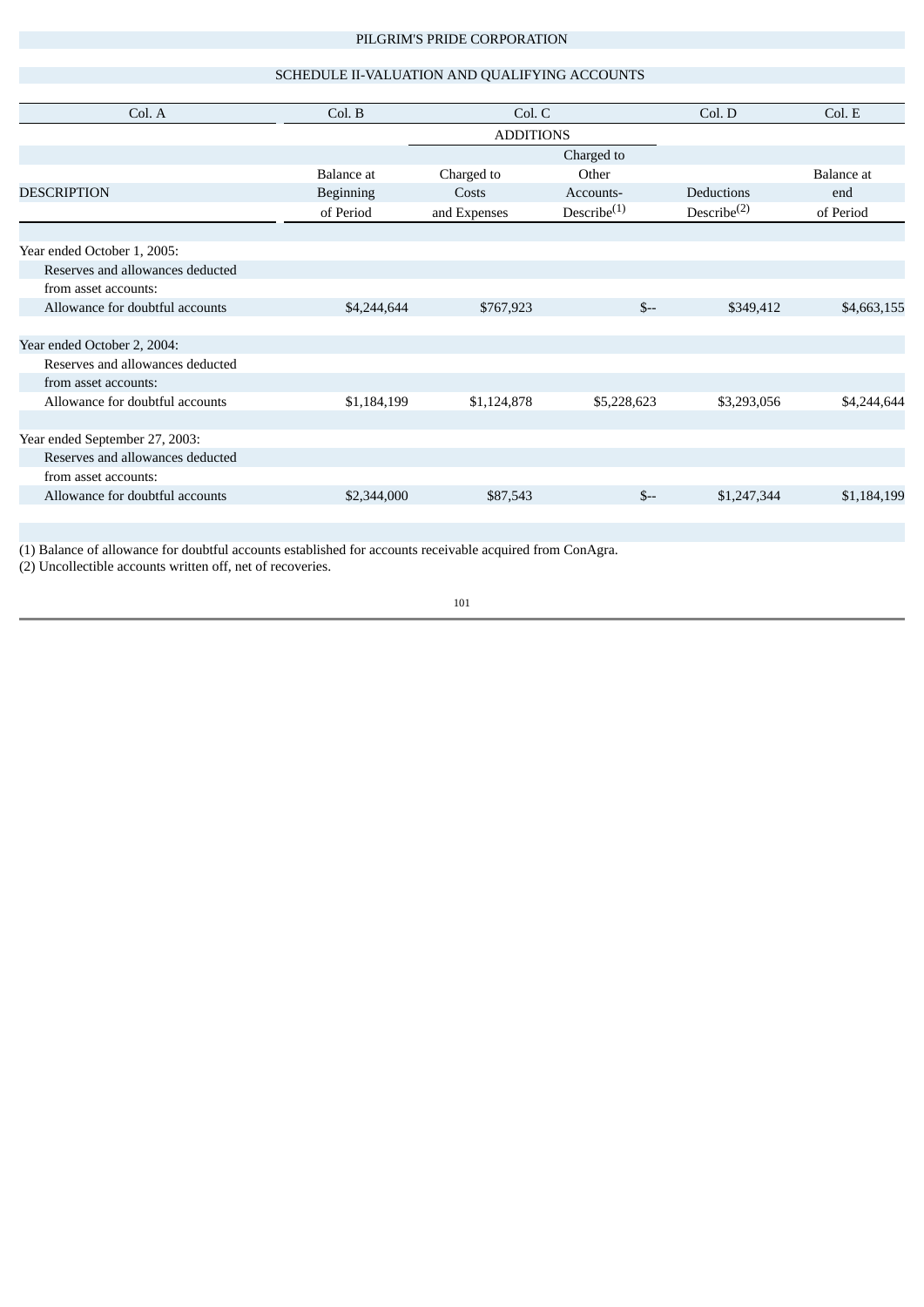PILGRIM'S PRIDE CORPORATION

SCHEDULE II-VALUATION AND QUALIFYING ACCOUNTS

| Col. A | Col. B | Col. C | | Col. D | Col. E |
|---|---|---|---|---|---|
| | | ADDITIONS | | | |
| DESCRIPTION | Balance at Beginning of Period | Charged to Costs and Expenses | Charged to Other Accounts-Describe[(1)] | Deductions Describe[(2)] | Balance at end of Period |
| Year ended October 1, 2005: | | | | | |
| Reserves and allowances deducted from asset accounts: | | | | | |
| Allowance for doubtful accounts | $4,244,644 | $767,923 | $-- | $349,412 | $4,663,155 |
| Year ended October 2, 2004: | | | | | |
| Reserves and allowances deducted from asset accounts: | | | | | |
| Allowance for doubtful accounts | $1,184,199 | $1,124,878 | $5,228,623 | $3,293,056 | $4,244,644 |
| Year ended September 27, 2003: | | | | | |
| Reserves and allowances deducted from asset accounts: | | | | | |
| Allowance for doubtful accounts | $2,344,000 | $87,543 | $-- | $1,247,344 | $1,184,199 |

(1) Balance of allowance for doubtful accounts established for accounts receivable acquired from ConAgra.
(2) Uncollectible accounts written off, net of recoveries.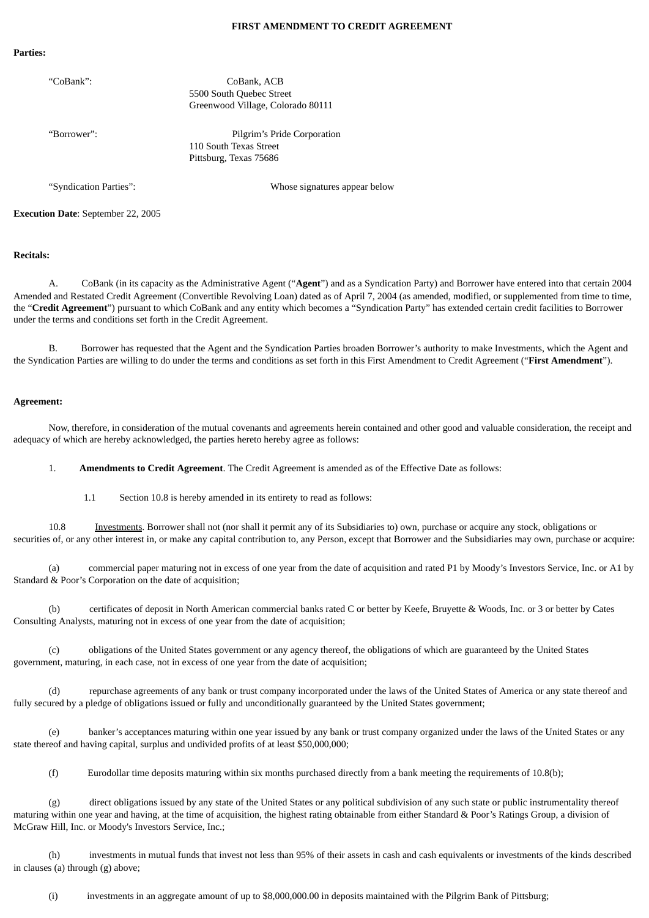**FIRST AMENDMENT TO CREDIT AGREEMENT**

**Parties:**

“CoBank”: CoBank, ACB
5500 South Quebec Street
Greenwood Village, Colorado 80111

“Borrower”: Pilgrim’s Pride Corporation
110 South Texas Street
Pittsburg, Texas 75686

“Syndication Parties”: Whose signatures appear below

**Execution Date**: September 22, 2005

**Recitals:**

A. CoBank (in its capacity as the Administrative Agent (“**Agent**”) and as a Syndication Party) and Borrower have entered into that certain 2004 Amended and Restated Credit Agreement (Convertible Revolving Loan) dated as of April 7, 2004 (as amended, modified, or supplemented from time to time, the “**Credit Agreement**”) pursuant to which CoBank and any entity which becomes a “Syndication Party” has extended certain credit facilities to Borrower under the terms and conditions set forth in the Credit Agreement.

B. Borrower has requested that the Agent and the Syndication Parties broaden Borrower’s authority to make Investments, which the Agent and the Syndication Parties are willing to do under the terms and conditions as set forth in this First Amendment to Credit Agreement (“**First Amendment**”).

**Agreement:**

Now, therefore, in consideration of the mutual covenants and agreements herein contained and other good and valuable consideration, the receipt and adequacy of which are hereby acknowledged, the parties hereto hereby agree as follows:

1. **Amendments to Credit Agreement**. The Credit Agreement is amended as of the Effective Date as follows:

1.1 Section 10.8 is hereby amended in its entirety to read as follows:

10.8 Investments. Borrower shall not (nor shall it permit any of its Subsidiaries to) own, purchase or acquire any stock, obligations or securities of, or any other interest in, or make any capital contribution to, any Person, except that Borrower and the Subsidiaries may own, purchase or acquire:

(a) commercial paper maturing not in excess of one year from the date of acquisition and rated P1 by Moody’s Investors Service, Inc. or A1 by Standard & Poor’s Corporation on the date of acquisition;

(b) certificates of deposit in North American commercial banks rated C or better by Keefe, Bruyette & Woods, Inc. or 3 or better by Cates Consulting Analysts, maturing not in excess of one year from the date of acquisition;

(c) obligations of the United States government or any agency thereof, the obligations of which are guaranteed by the United States government, maturing, in each case, not in excess of one year from the date of acquisition;

(d) repurchase agreements of any bank or trust company incorporated under the laws of the United States of America or any state thereof and fully secured by a pledge of obligations issued or fully and unconditionally guaranteed by the United States government;

(e) banker’s acceptances maturing within one year issued by any bank or trust company organized under the laws of the United States or any state thereof and having capital, surplus and undivided profits of at least $50,000,000;

(f) Eurodollar time deposits maturing within six months purchased directly from a bank meeting the requirements of 10.8(b);

(g) direct obligations issued by any state of the United States or any political subdivision of any such state or public instrumentality thereof maturing within one year and having, at the time of acquisition, the highest rating obtainable from either Standard & Poor’s Ratings Group, a division of McGraw Hill, Inc. or Moody's Investors Service, Inc.;

(h) investments in mutual funds that invest not less than 95% of their assets in cash and cash equivalents or investments of the kinds described in clauses (a) through (g) above;

(i) investments in an aggregate amount of up to $8,000,000.00 in deposits maintained with the Pilgrim Bank of Pittsburg;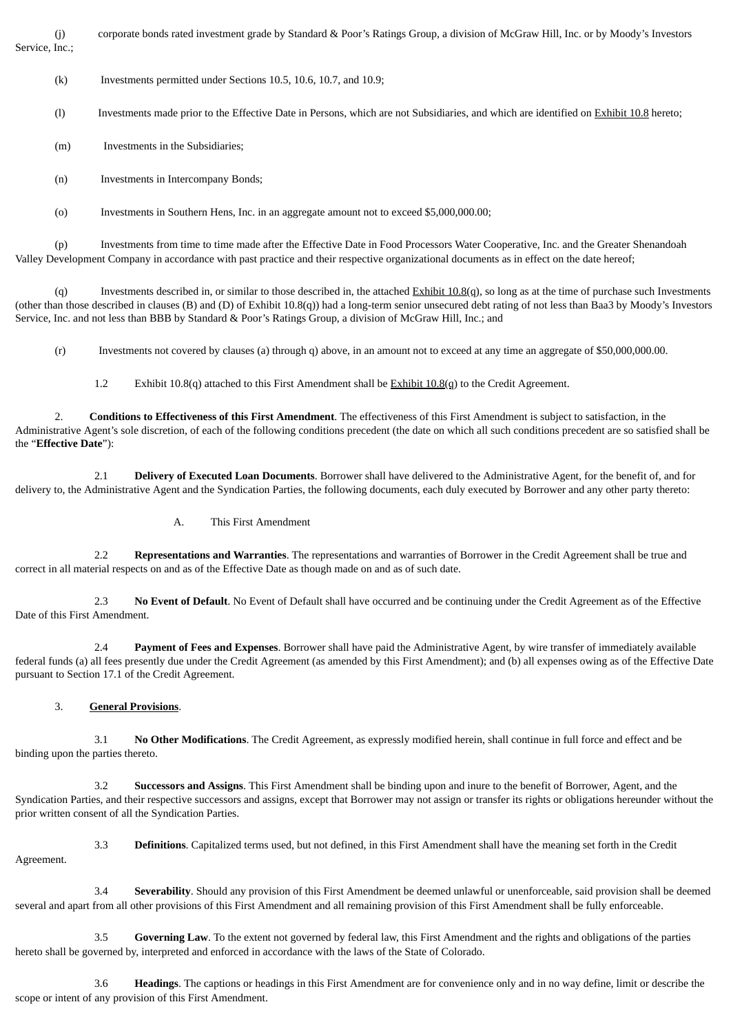(j) corporate bonds rated investment grade by Standard & Poor's Ratings Group, a division of McGraw Hill, Inc. or by Moody's Investors Service, Inc.;

(k) Investments permitted under Sections 10.5, 10.6, 10.7, and 10.9;

(l) Investments made prior to the Effective Date in Persons, which are not Subsidiaries, and which are identified on Exhibit 10.8 hereto;

(m) Investments in the Subsidiaries;

(n) Investments in Intercompany Bonds;

(o) Investments in Southern Hens, Inc. in an aggregate amount not to exceed $5,000,000.00;

(p) Investments from time to time made after the Effective Date in Food Processors Water Cooperative, Inc. and the Greater Shenandoah Valley Development Company in accordance with past practice and their respective organizational documents as in effect on the date hereof;

(q) Investments described in, or similar to those described in, the attached Exhibit 10.8(q), so long as at the time of purchase such Investments (other than those described in clauses (B) and (D) of Exhibit 10.8(q)) had a long-term senior unsecured debt rating of not less than Baa3 by Moody's Investors Service, Inc. and not less than BBB by Standard & Poor's Ratings Group, a division of McGraw Hill, Inc.; and

(r) Investments not covered by clauses (a) through q) above, in an amount not to exceed at any time an aggregate of $50,000,000.00.

1.2 Exhibit 10.8(q) attached to this First Amendment shall be Exhibit 10.8(q) to the Credit Agreement.

2. **Conditions to Effectiveness of this First Amendment**. The effectiveness of this First Amendment is subject to satisfaction, in the Administrative Agent's sole discretion, of each of the following conditions precedent (the date on which all such conditions precedent are so satisfied shall be the "**Effective Date**"):

2.1 **Delivery of Executed Loan Documents**. Borrower shall have delivered to the Administrative Agent, for the benefit of, and for delivery to, the Administrative Agent and the Syndication Parties, the following documents, each duly executed by Borrower and any other party thereto:

A. This First Amendment

2.2 **Representations and Warranties**. The representations and warranties of Borrower in the Credit Agreement shall be true and correct in all material respects on and as of the Effective Date as though made on and as of such date.

2.3 **No Event of Default**. No Event of Default shall have occurred and be continuing under the Credit Agreement as of the Effective Date of this First Amendment.

2.4 **Payment of Fees and Expenses**. Borrower shall have paid the Administrative Agent, by wire transfer of immediately available federal funds (a) all fees presently due under the Credit Agreement (as amended by this First Amendment); and (b) all expenses owing as of the Effective Date pursuant to Section 17.1 of the Credit Agreement.

3. **General Provisions**.

3.1 **No Other Modifications**. The Credit Agreement, as expressly modified herein, shall continue in full force and effect and be binding upon the parties thereto.

3.2 **Successors and Assigns**. This First Amendment shall be binding upon and inure to the benefit of Borrower, Agent, and the Syndication Parties, and their respective successors and assigns, except that Borrower may not assign or transfer its rights or obligations hereunder without the prior written consent of all the Syndication Parties.

3.3 **Definitions**. Capitalized terms used, but not defined, in this First Amendment shall have the meaning set forth in the Credit Agreement.

3.4 **Severability**. Should any provision of this First Amendment be deemed unlawful or unenforceable, said provision shall be deemed several and apart from all other provisions of this First Amendment and all remaining provision of this First Amendment shall be fully enforceable.

3.5 **Governing Law**. To the extent not governed by federal law, this First Amendment and the rights and obligations of the parties hereto shall be governed by, interpreted and enforced in accordance with the laws of the State of Colorado.

3.6 **Headings**. The captions or headings in this First Amendment are for convenience only and in no way define, limit or describe the scope or intent of any provision of this First Amendment.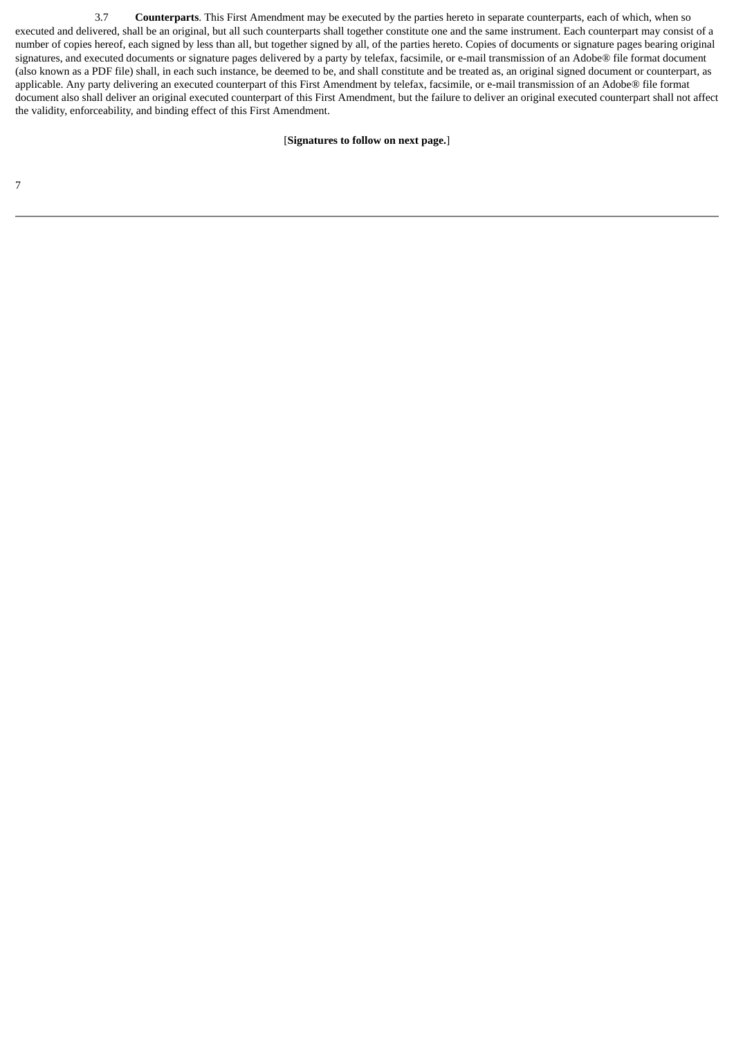3.7 **Counterparts**. This First Amendment may be executed by the parties hereto in separate counterparts, each of which, when so executed and delivered, shall be an original, but all such counterparts shall together constitute one and the same instrument. Each counterpart may consist of a number of copies hereof, each signed by less than all, but together signed by all, of the parties hereto. Copies of documents or signature pages bearing original signatures, and executed documents or signature pages delivered by a party by telefax, facsimile, or e-mail transmission of an Adobe® file format document (also known as a PDF file) shall, in each such instance, be deemed to be, and shall constitute and be treated as, an original signed document or counterpart, as applicable. Any party delivering an executed counterpart of this First Amendment by telefax, facsimile, or e-mail transmission of an Adobe® file format document also shall deliver an original executed counterpart of this First Amendment, but the failure to deliver an original executed counterpart shall not affect the validity, enforceability, and binding effect of this First Amendment.

[**Signatures to follow on next page.**]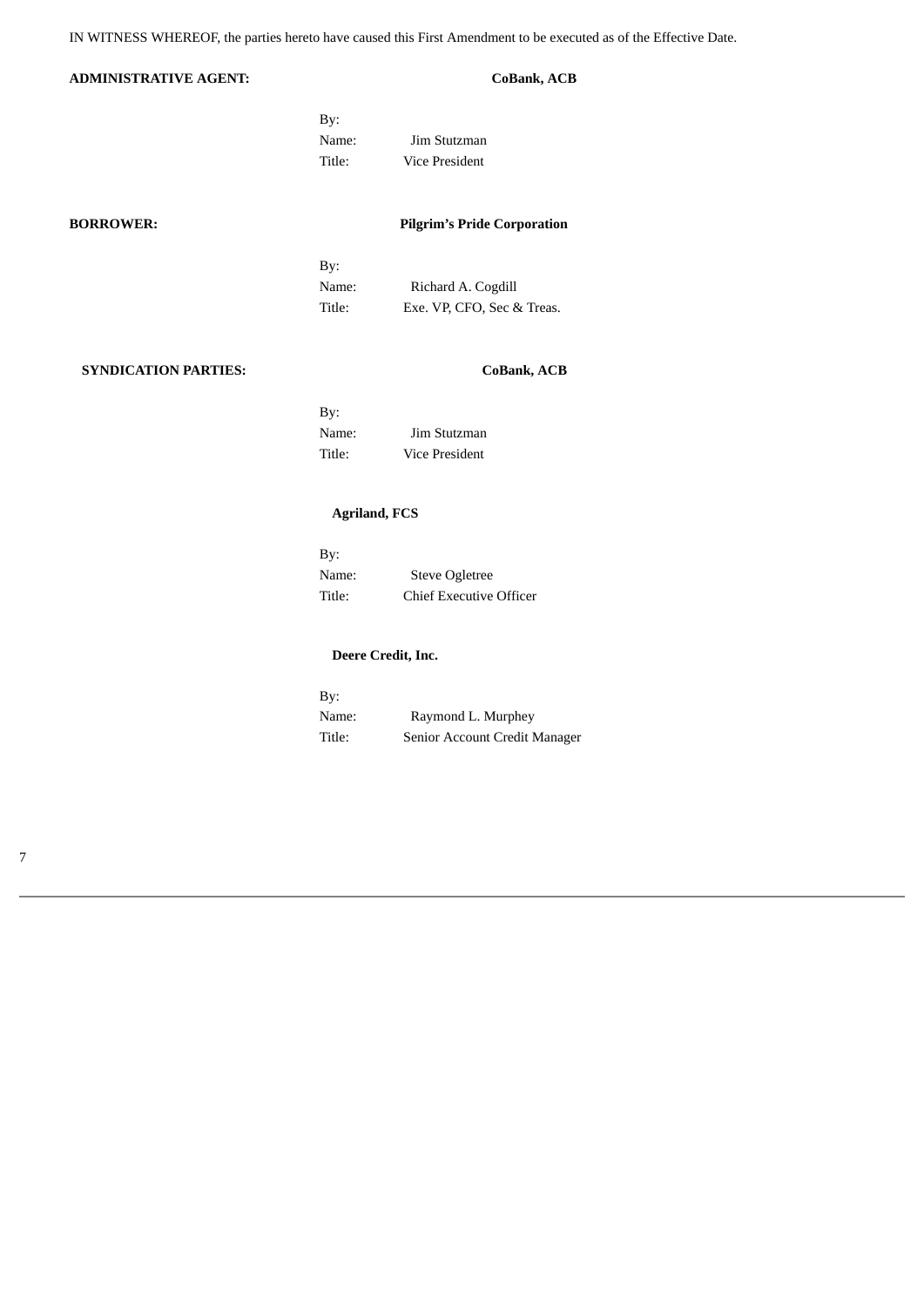IN WITNESS WHEREOF, the parties hereto have caused this First Amendment to be executed as of the Effective Date.

**ADMINISTRATIVE AGENT:** **CoBank, ACB**

By:
Name: Jim Stutzman
Title: Vice President

**BORROWER:** **Pilgrim's Pride Corporation**

By:
Name: Richard A. Cogdill
Title: Exe. VP, CFO, Sec & Treas.

**SYNDICATION PARTIES:** **CoBank, ACB**

By:
Name: Jim Stutzman
Title: Vice President

**Agriland, FCS**

By:
Name: Steve Ogletree
Title: Chief Executive Officer

**Deere Credit, Inc.**

By:
Name: Raymond L. Murphey
Title: Senior Account Credit Manager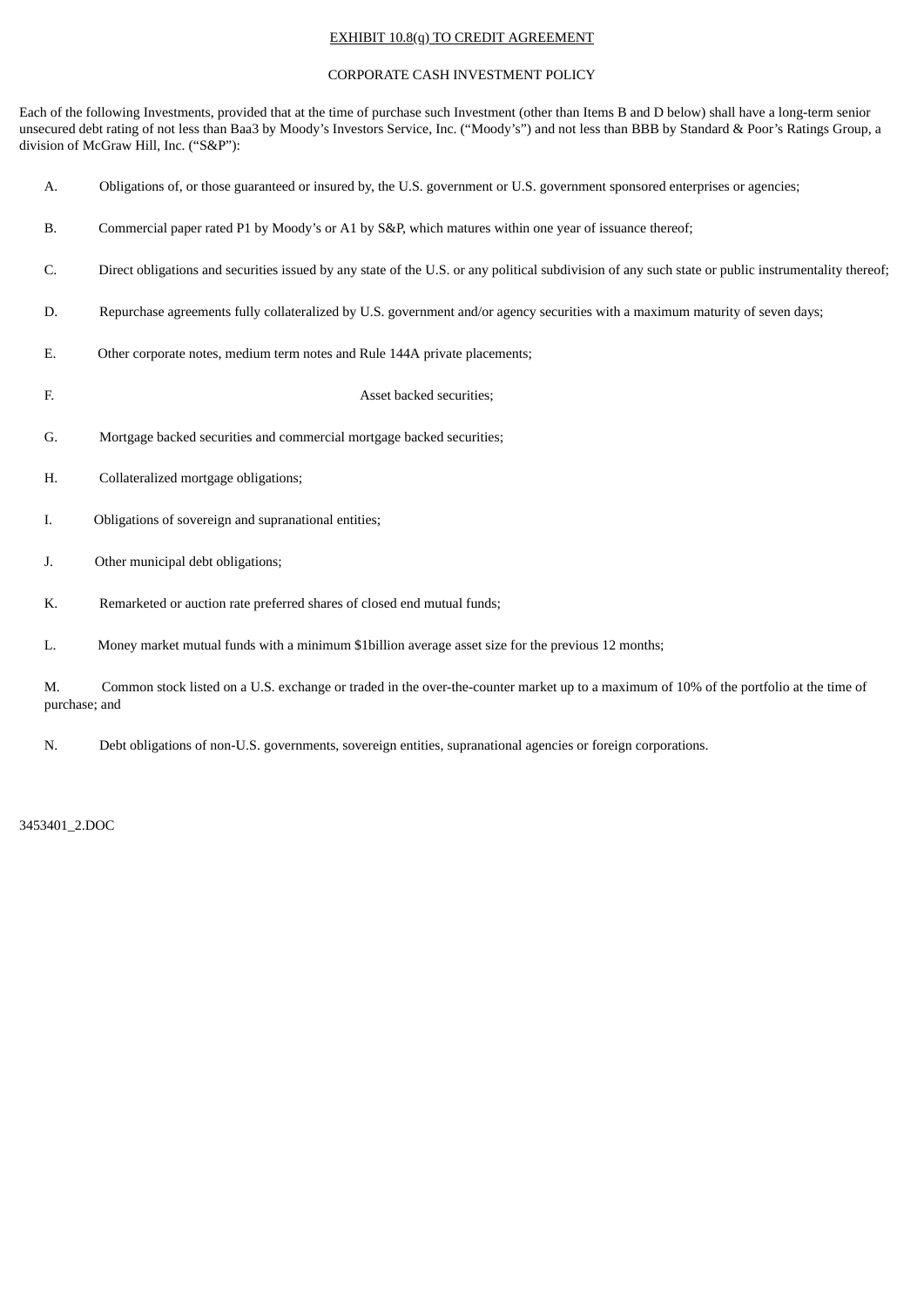EXHIBIT 10.8(q) TO CREDIT AGREEMENT

CORPORATE CASH INVESTMENT POLICY

Each of the following Investments, provided that at the time of purchase such Investment (other than Items B and D below) shall have a long-term senior unsecured debt rating of not less than Baa3 by Moody's Investors Service, Inc. ("Moody's") and not less than BBB by Standard & Poor's Ratings Group, a division of McGraw Hill, Inc. ("S&P"):

A. Obligations of, or those guaranteed or insured by, the U.S. government or U.S. government sponsored enterprises or agencies;

B. Commercial paper rated P1 by Moody's or A1 by S&P, which matures within one year of issuance thereof;

C. Direct obligations and securities issued by any state of the U.S. or any political subdivision of any such state or public instrumentality thereof;

D. Repurchase agreements fully collateralized by U.S. government and/or agency securities with a maximum maturity of seven days;

E. Other corporate notes, medium term notes and Rule 144A private placements;

F. Asset backed securities;

G. Mortgage backed securities and commercial mortgage backed securities;

H. Collateralized mortgage obligations;

I. Obligations of sovereign and supranational entities;

J. Other municipal debt obligations;

K. Remarketed or auction rate preferred shares of closed end mutual funds;

L. Money market mutual funds with a minimum $1billion average asset size for the previous 12 months;

M. Common stock listed on a U.S. exchange or traded in the over-the-counter market up to a maximum of 10% of the portfolio at the time of purchase; and

N. Debt obligations of non-U.S. governments, sovereign entities, supranational agencies or foreign corporations.

3453401_2.DOC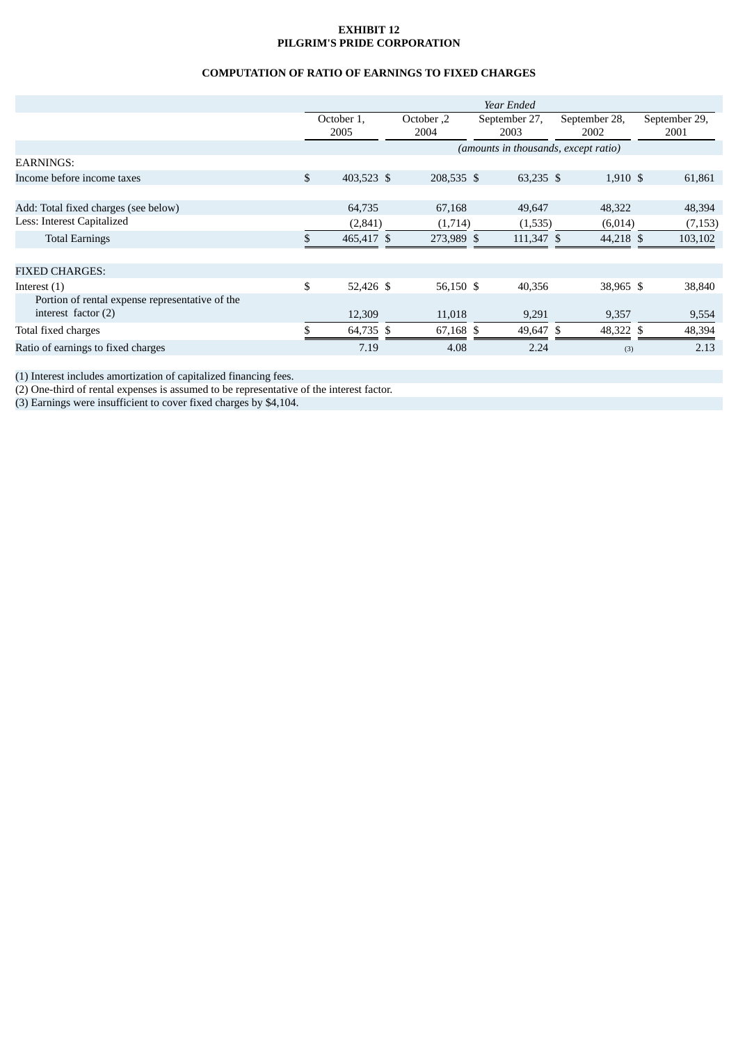**EXHIBIT 12**
**PILGRIM'S PRIDE CORPORATION**

**COMPUTATION OF RATIO OF EARNINGS TO FIXED CHARGES**

| | *Year Ended* | | | | |
|---|---|---|---|---|---|
| | October 1, 2005 | October ,2 2004 | September 27, 2003 | September 28, 2002 | September 29, 2001 |
| | *(amounts in thousands, except ratio)* | | | | |
| EARNINGS: | | | | | |
| Income before income taxes | $ 403,523 | $ 208,535 | $ 63,235 | $ 1,910 | $ 61,861 |
| Add: Total fixed charges (see below) | 64,735 | 67,168 | 49,647 | 48,322 | 48,394 |
| Less: Interest Capitalized | (2,841) | (1,714) | (1,535) | (6,014) | (7,153) |
| Total Earnings | $ 465,417 | $ 273,989 | $ 111,347 | $ 44,218 | $ 103,102 |
| FIXED CHARGES: | | | | | |
| Interest (1) | $ 52,426 | $ 56,150 | $ 40,356 | 38,965 | $ 38,840 |
| Portion of rental expense representative of the interest factor (2) | 12,309 | 11,018 | 9,291 | 9,357 | 9,554 |
| Total fixed charges | $ 64,735 | $ 67,168 | $ 49,647 | $ 48,322 | $ 48,394 |
| Ratio of earnings to fixed charges | 7.19 | 4.08 | 2.24 | (3) | 2.13 |

(1) Interest includes amortization of capitalized financing fees.
(2) One-third of rental expenses is assumed to be representative of the interest factor.
(3) Earnings were insufficient to cover fixed charges by $4,104.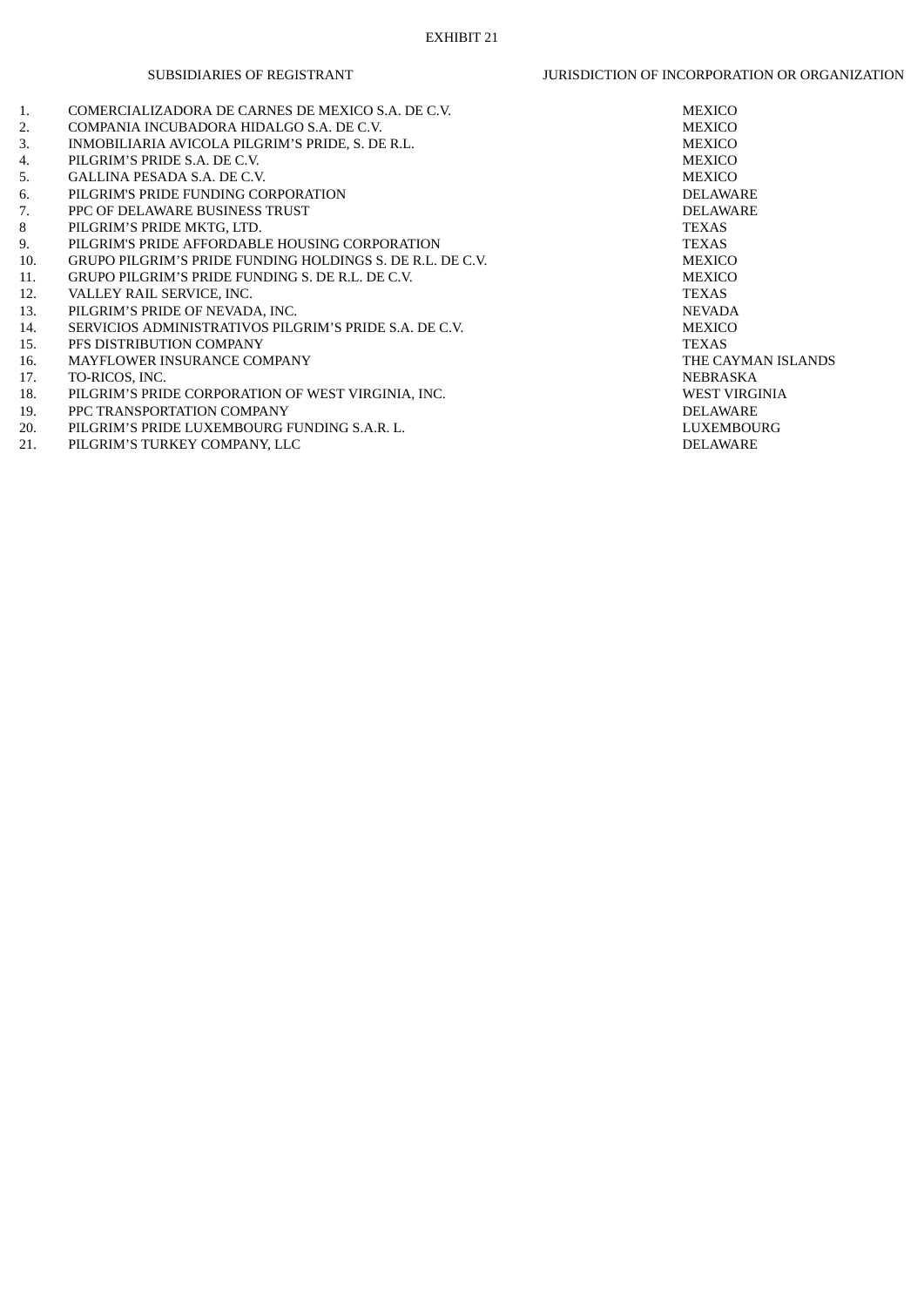EXHIBIT 21

| | SUBSIDIARIES OF REGISTRANT | JURISDICTION OF INCORPORATION OR ORGANIZATION |
|---|---|---|
| 1. | COMERCIALIZADORA DE CARNES DE MEXICO S.A. DE C.V. | MEXICO |
| 2. | COMPANIA INCUBADORA HIDALGO S.A. DE C.V. | MEXICO |
| 3. | INMOBILIARIA AVICOLA PILGRIM’S PRIDE, S. DE R.L. | MEXICO |
| 4. | PILGRIM’S PRIDE S.A. DE C.V. | MEXICO |
| 5. | GALLINA PESADA S.A. DE C.V. | MEXICO |
| 6. | PILGRIM'S PRIDE FUNDING CORPORATION | DELAWARE |
| 7. | PPC OF DELAWARE BUSINESS TRUST | DELAWARE |
| 8 | PILGRIM’S PRIDE MKTG, LTD. | TEXAS |
| 9. | PILGRIM'S PRIDE AFFORDABLE HOUSING CORPORATION | TEXAS |
| 10. | GRUPO PILGRIM’S PRIDE FUNDING HOLDINGS S. DE R.L. DE C.V. | MEXICO |
| 11. | GRUPO PILGRIM’S PRIDE FUNDING S. DE R.L. DE C.V. | MEXICO |
| 12. | VALLEY RAIL SERVICE, INC. | TEXAS |
| 13. | PILGRIM’S PRIDE OF NEVADA, INC. | NEVADA |
| 14. | SERVICIOS ADMINISTRATIVOS PILGRIM’S PRIDE S.A. DE C.V. | MEXICO |
| 15. | PFS DISTRIBUTION COMPANY | TEXAS |
| 16. | MAYFLOWER INSURANCE COMPANY | THE CAYMAN ISLANDS |
| 17. | TO-RICOS, INC. | NEBRASKA |
| 18. | PILGRIM’S PRIDE CORPORATION OF WEST VIRGINIA, INC. | WEST VIRGINIA |
| 19. | PPC TRANSPORTATION COMPANY | DELAWARE |
| 20. | PILGRIM’S PRIDE LUXEMBOURG FUNDING S.A.R. L. | LUXEMBOURG |
| 21. | PILGRIM’S TURKEY COMPANY, LLC | DELAWARE |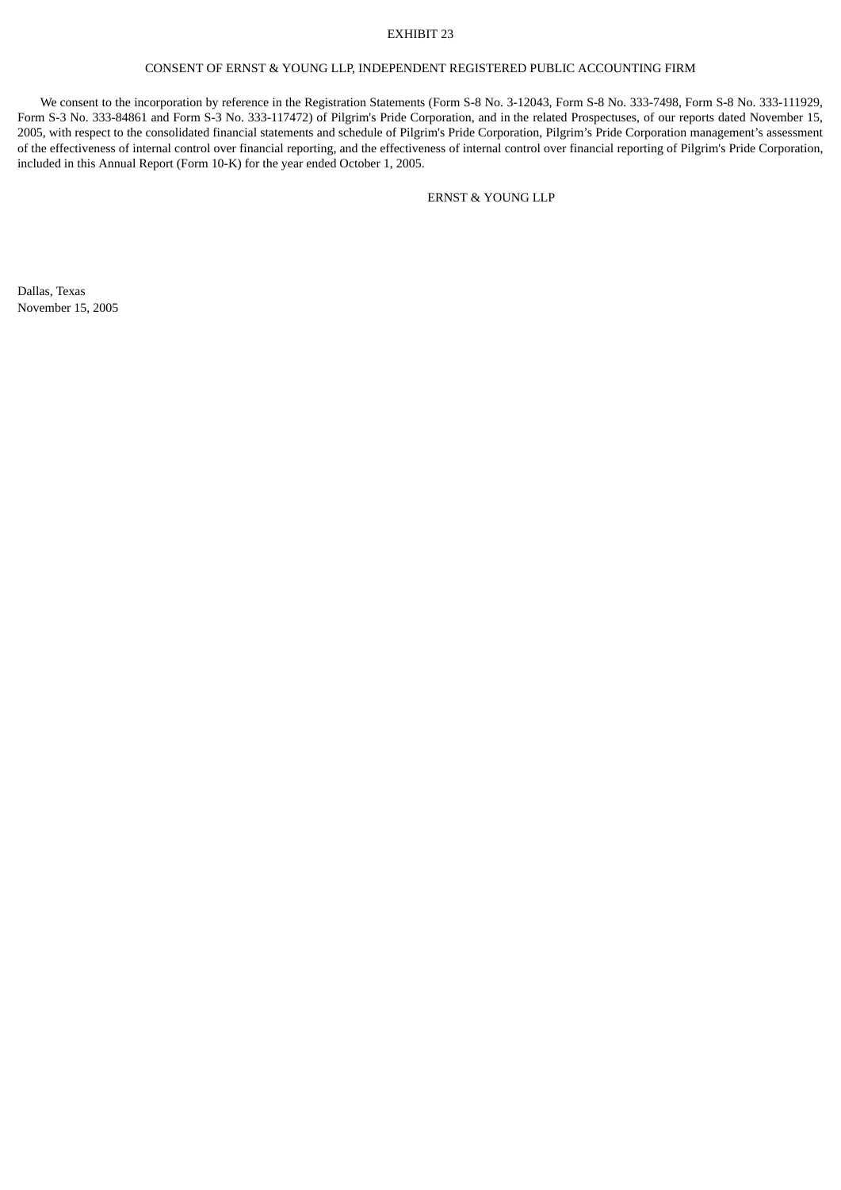EXHIBIT 23

CONSENT OF ERNST & YOUNG LLP, INDEPENDENT REGISTERED PUBLIC ACCOUNTING FIRM

We consent to the incorporation by reference in the Registration Statements (Form S-8 No. 3-12043, Form S-8 No. 333-7498, Form S-8 No. 333-111929, Form S-3 No. 333-84861 and Form S-3 No. 333-117472) of Pilgrim's Pride Corporation, and in the related Prospectuses, of our reports dated November 15, 2005, with respect to the consolidated financial statements and schedule of Pilgrim's Pride Corporation, Pilgrim's Pride Corporation management's assessment of the effectiveness of internal control over financial reporting, and the effectiveness of internal control over financial reporting of Pilgrim's Pride Corporation, included in this Annual Report (Form 10-K) for the year ended October 1, 2005.

ERNST & YOUNG LLP

Dallas, Texas
November 15, 2005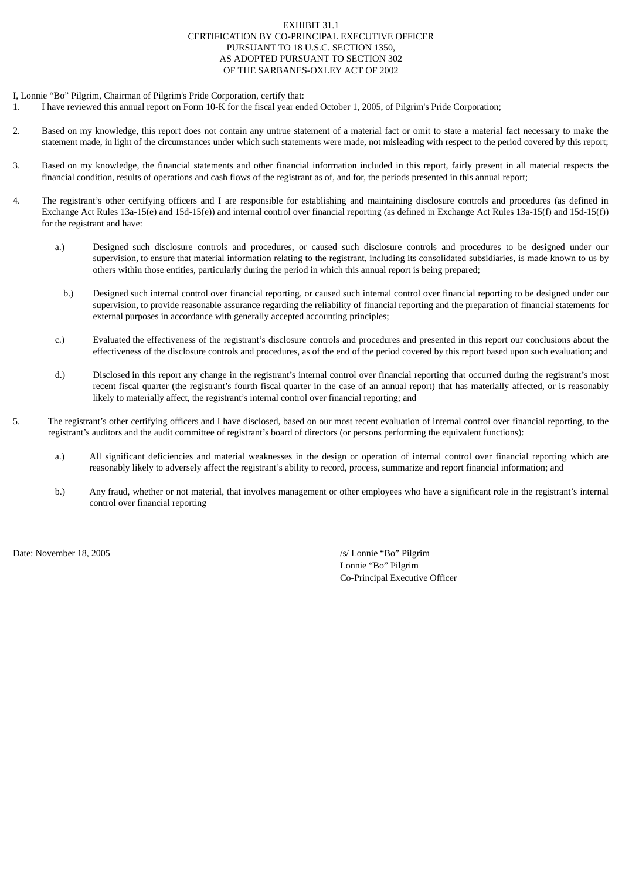EXHIBIT 31.1
CERTIFICATION BY CO-PRINCIPAL EXECUTIVE OFFICER
PURSUANT TO 18 U.S.C. SECTION 1350,
AS ADOPTED PURSUANT TO SECTION 302
OF THE SARBANES-OXLEY ACT OF 2002

I, Lonnie “Bo” Pilgrim, Chairman of Pilgrim's Pride Corporation, certify that:

1. I have reviewed this annual report on Form 10-K for the fiscal year ended October 1, 2005, of Pilgrim's Pride Corporation;

2. Based on my knowledge, this report does not contain any untrue statement of a material fact or omit to state a material fact necessary to make the statement made, in light of the circumstances under which such statements were made, not misleading with respect to the period covered by this report;

3. Based on my knowledge, the financial statements and other financial information included in this report, fairly present in all material respects the financial condition, results of operations and cash flows of the registrant as of, and for, the periods presented in this annual report;

4. The registrant’s other certifying officers and I are responsible for establishing and maintaining disclosure controls and procedures (as defined in Exchange Act Rules 13a-15(e) and 15d-15(e)) and internal control over financial reporting (as defined in Exchange Act Rules 13a-15(f) and 15d-15(f)) for the registrant and have:

   a.) Designed such disclosure controls and procedures, or caused such disclosure controls and procedures to be designed under our supervision, to ensure that material information relating to the registrant, including its consolidated subsidiaries, is made known to us by others within those entities, particularly during the period in which this annual report is being prepared;

   b.) Designed such internal control over financial reporting, or caused such internal control over financial reporting to be designed under our supervision, to provide reasonable assurance regarding the reliability of financial reporting and the preparation of financial statements for external purposes in accordance with generally accepted accounting principles;

   c.) Evaluated the effectiveness of the registrant’s disclosure controls and procedures and presented in this report our conclusions about the effectiveness of the disclosure controls and procedures, as of the end of the period covered by this report based upon such evaluation; and

   d.) Disclosed in this report any change in the registrant’s internal control over financial reporting that occurred during the registrant’s most recent fiscal quarter (the registrant’s fourth fiscal quarter in the case of an annual report) that has materially affected, or is reasonably likely to materially affect, the registrant’s internal control over financial reporting; and

5. The registrant’s other certifying officers and I have disclosed, based on our most recent evaluation of internal control over financial reporting, to the registrant’s auditors and the audit committee of registrant’s board of directors (or persons performing the equivalent functions):

   a.) All significant deficiencies and material weaknesses in the design or operation of internal control over financial reporting which are reasonably likely to adversely affect the registrant’s ability to record, process, summarize and report financial information; and

   b.) Any fraud, whether or not material, that involves management or other employees who have a significant role in the registrant’s internal control over financial reporting

Date: November 18, 2005

/s/ Lonnie “Bo” Pilgrim
Lonnie “Bo” Pilgrim
Co-Principal Executive Officer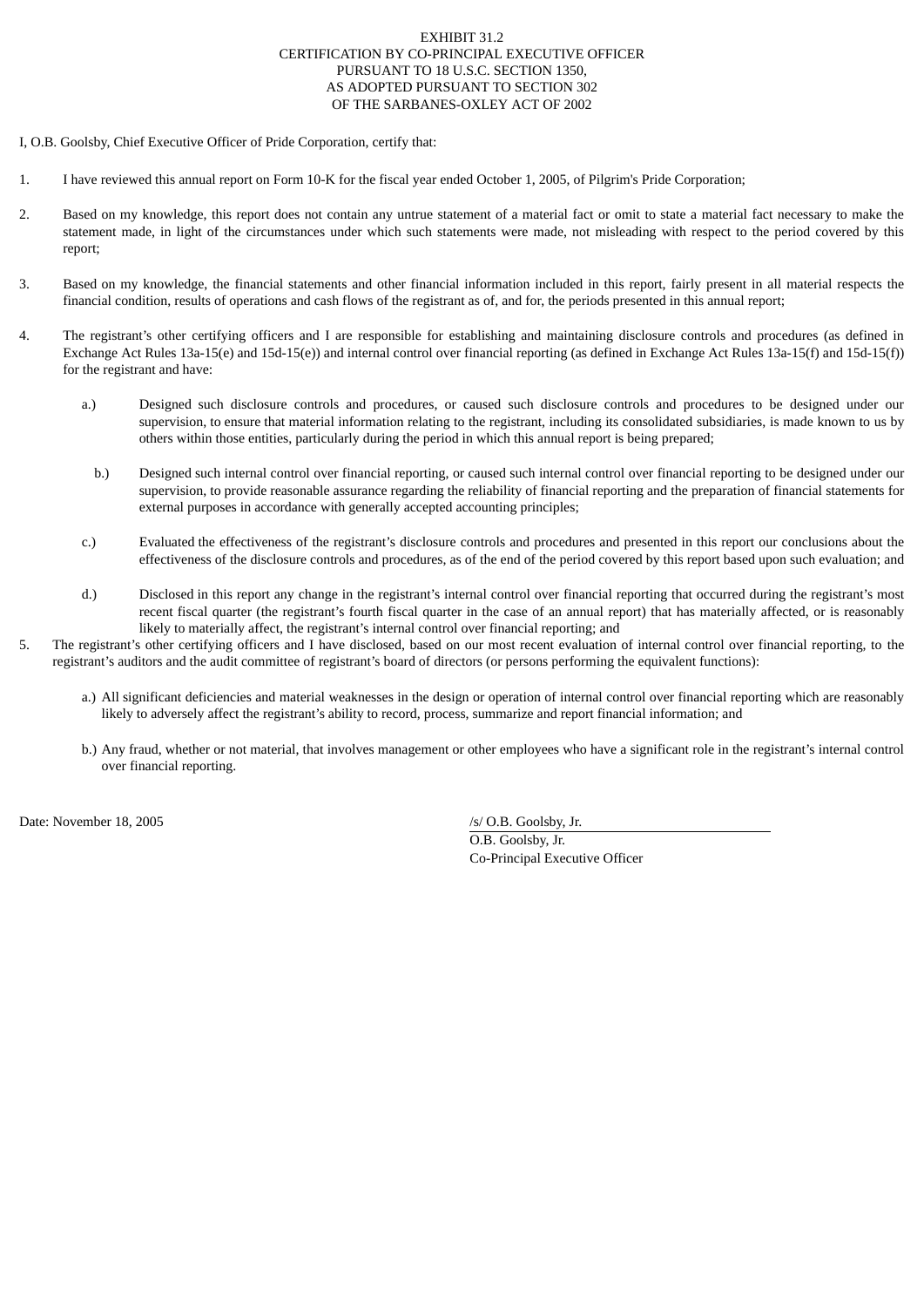EXHIBIT 31.2
CERTIFICATION BY CO-PRINCIPAL EXECUTIVE OFFICER
PURSUANT TO 18 U.S.C. SECTION 1350,
AS ADOPTED PURSUANT TO SECTION 302
OF THE SARBANES-OXLEY ACT OF 2002

I, O.B. Goolsby, Chief Executive Officer of Pride Corporation, certify that:

1. I have reviewed this annual report on Form 10-K for the fiscal year ended October 1, 2005, of Pilgrim's Pride Corporation;

2. Based on my knowledge, this report does not contain any untrue statement of a material fact or omit to state a material fact necessary to make the statement made, in light of the circumstances under which such statements were made, not misleading with respect to the period covered by this report;

3. Based on my knowledge, the financial statements and other financial information included in this report, fairly present in all material respects the financial condition, results of operations and cash flows of the registrant as of, and for, the periods presented in this annual report;

4. The registrant's other certifying officers and I are responsible for establishing and maintaining disclosure controls and procedures (as defined in Exchange Act Rules 13a-15(e) and 15d-15(e)) and internal control over financial reporting (as defined in Exchange Act Rules 13a-15(f) and 15d-15(f)) for the registrant and have:

   a.) Designed such disclosure controls and procedures, or caused such disclosure controls and procedures to be designed under our supervision, to ensure that material information relating to the registrant, including its consolidated subsidiaries, is made known to us by others within those entities, particularly during the period in which this annual report is being prepared;

   b.) Designed such internal control over financial reporting, or caused such internal control over financial reporting to be designed under our supervision, to provide reasonable assurance regarding the reliability of financial reporting and the preparation of financial statements for external purposes in accordance with generally accepted accounting principles;

   c.) Evaluated the effectiveness of the registrant's disclosure controls and procedures and presented in this report our conclusions about the effectiveness of the disclosure controls and procedures, as of the end of the period covered by this report based upon such evaluation; and

   d.) Disclosed in this report any change in the registrant's internal control over financial reporting that occurred during the registrant's most recent fiscal quarter (the registrant's fourth fiscal quarter in the case of an annual report) that has materially affected, or is reasonably likely to materially affect, the registrant's internal control over financial reporting; and

5. The registrant's other certifying officers and I have disclosed, based on our most recent evaluation of internal control over financial reporting, to the registrant's auditors and the audit committee of registrant's board of directors (or persons performing the equivalent functions):

   a.) All significant deficiencies and material weaknesses in the design or operation of internal control over financial reporting which are reasonably likely to adversely affect the registrant's ability to record, process, summarize and report financial information; and

   b.) Any fraud, whether or not material, that involves management or other employees who have a significant role in the registrant's internal control over financial reporting.

Date: November 18, 2005

/s/ O.B. Goolsby, Jr.
O.B. Goolsby, Jr.
Co-Principal Executive Officer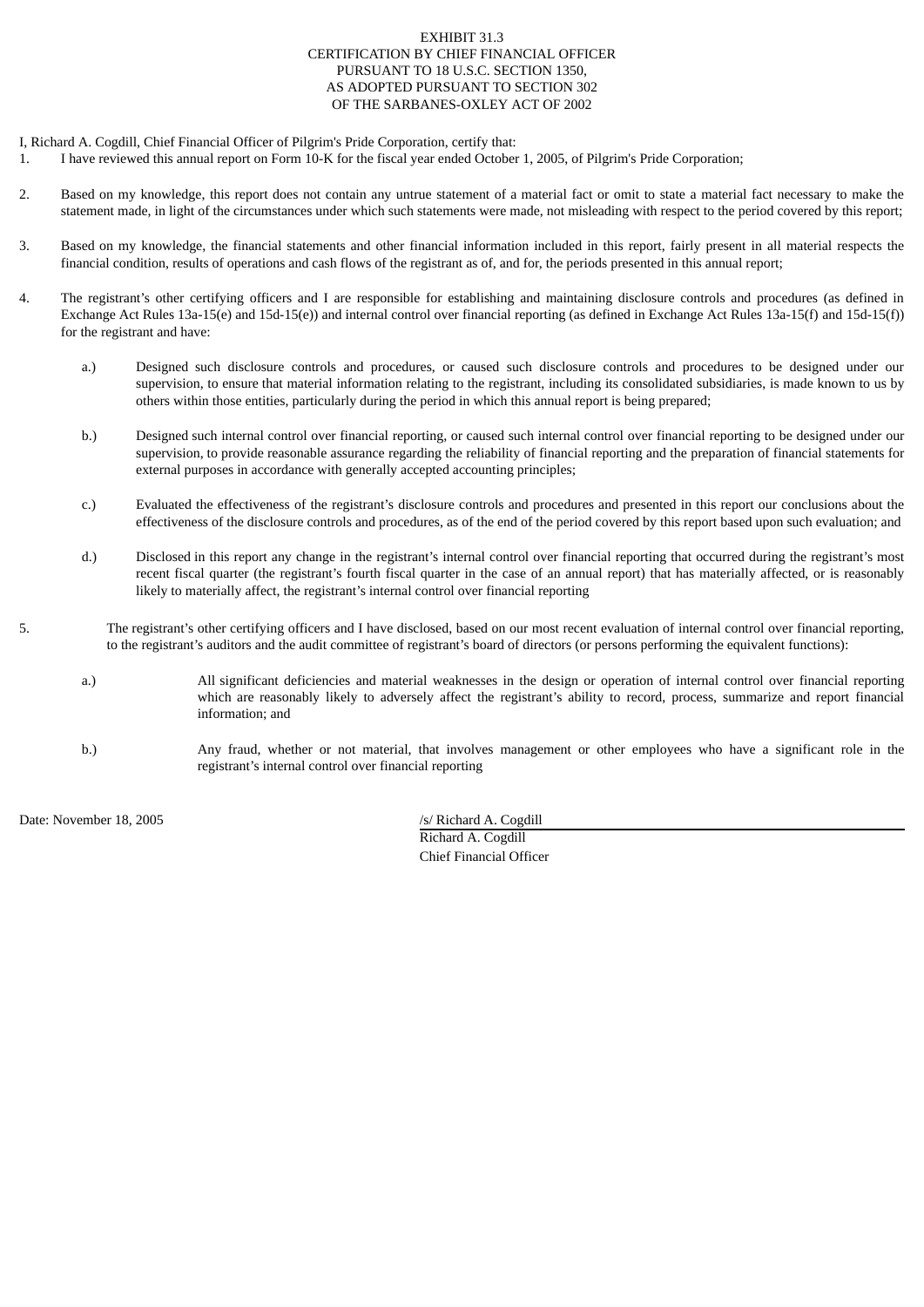EXHIBIT 31.3
CERTIFICATION BY CHIEF FINANCIAL OFFICER
PURSUANT TO 18 U.S.C. SECTION 1350,
AS ADOPTED PURSUANT TO SECTION 302
OF THE SARBANES-OXLEY ACT OF 2002

I, Richard A. Cogdill, Chief Financial Officer of Pilgrim's Pride Corporation, certify that:

1. I have reviewed this annual report on Form 10-K for the fiscal year ended October 1, 2005, of Pilgrim's Pride Corporation;

2. Based on my knowledge, this report does not contain any untrue statement of a material fact or omit to state a material fact necessary to make the statement made, in light of the circumstances under which such statements were made, not misleading with respect to the period covered by this report;

3. Based on my knowledge, the financial statements and other financial information included in this report, fairly present in all material respects the financial condition, results of operations and cash flows of the registrant as of, and for, the periods presented in this annual report;

4. The registrant's other certifying officers and I are responsible for establishing and maintaining disclosure controls and procedures (as defined in Exchange Act Rules 13a-15(e) and 15d-15(e)) and internal control over financial reporting (as defined in Exchange Act Rules 13a-15(f) and 15d-15(f)) for the registrant and have:

   a.) Designed such disclosure controls and procedures, or caused such disclosure controls and procedures to be designed under our supervision, to ensure that material information relating to the registrant, including its consolidated subsidiaries, is made known to us by others within those entities, particularly during the period in which this annual report is being prepared;

   b.) Designed such internal control over financial reporting, or caused such internal control over financial reporting to be designed under our supervision, to provide reasonable assurance regarding the reliability of financial reporting and the preparation of financial statements for external purposes in accordance with generally accepted accounting principles;

   c.) Evaluated the effectiveness of the registrant's disclosure controls and procedures and presented in this report our conclusions about the effectiveness of the disclosure controls and procedures, as of the end of the period covered by this report based upon such evaluation; and

   d.) Disclosed in this report any change in the registrant's internal control over financial reporting that occurred during the registrant's most recent fiscal quarter (the registrant's fourth fiscal quarter in the case of an annual report) that has materially affected, or is reasonably likely to materially affect, the registrant's internal control over financial reporting

5. The registrant's other certifying officers and I have disclosed, based on our most recent evaluation of internal control over financial reporting, to the registrant's auditors and the audit committee of registrant's board of directors (or persons performing the equivalent functions):

   a.) All significant deficiencies and material weaknesses in the design or operation of internal control over financial reporting which are reasonably likely to adversely affect the registrant's ability to record, process, summarize and report financial information; and

   b.) Any fraud, whether or not material, that involves management or other employees who have a significant role in the registrant's internal control over financial reporting

Date: November 18, 2005

/s/ Richard A. Cogdill
Richard A. Cogdill
Chief Financial Officer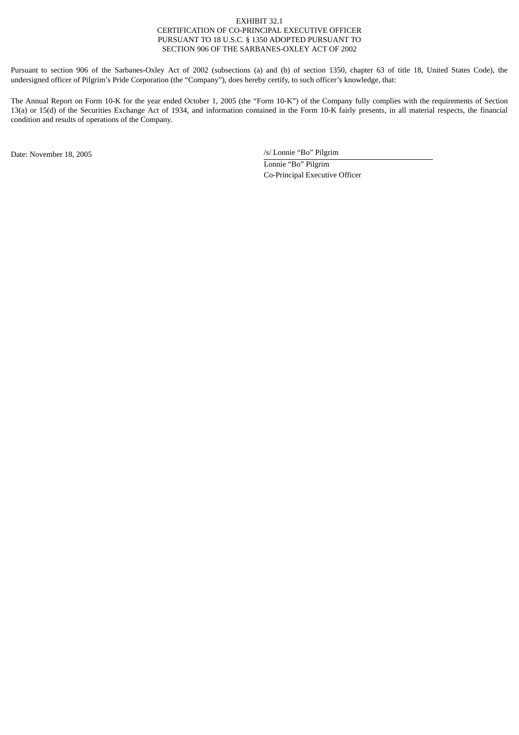EXHIBIT 32.1
CERTIFICATION OF CO-PRINCIPAL EXECUTIVE OFFICER
PURSUANT TO 18 U.S.C. § 1350 ADOPTED PURSUANT TO
SECTION 906 OF THE SARBANES-OXLEY ACT OF 2002

Pursuant to section 906 of the Sarbanes-Oxley Act of 2002 (subsections (a) and (b) of section 1350, chapter 63 of title 18, United States Code), the undersigned officer of Pilgrim's Pride Corporation (the "Company"), does hereby certify, to such officer's knowledge, that:

The Annual Report on Form 10-K for the year ended October 1, 2005 (the "Form 10-K") of the Company fully complies with the requirements of Section 13(a) or 15(d) of the Securities Exchange Act of 1934, and information contained in the Form 10-K fairly presents, in all material respects, the financial condition and results of operations of the Company.

Date: November 18, 2005

/s/ Lonnie "Bo" Pilgrim
Lonnie "Bo" Pilgrim
Co-Principal Executive Officer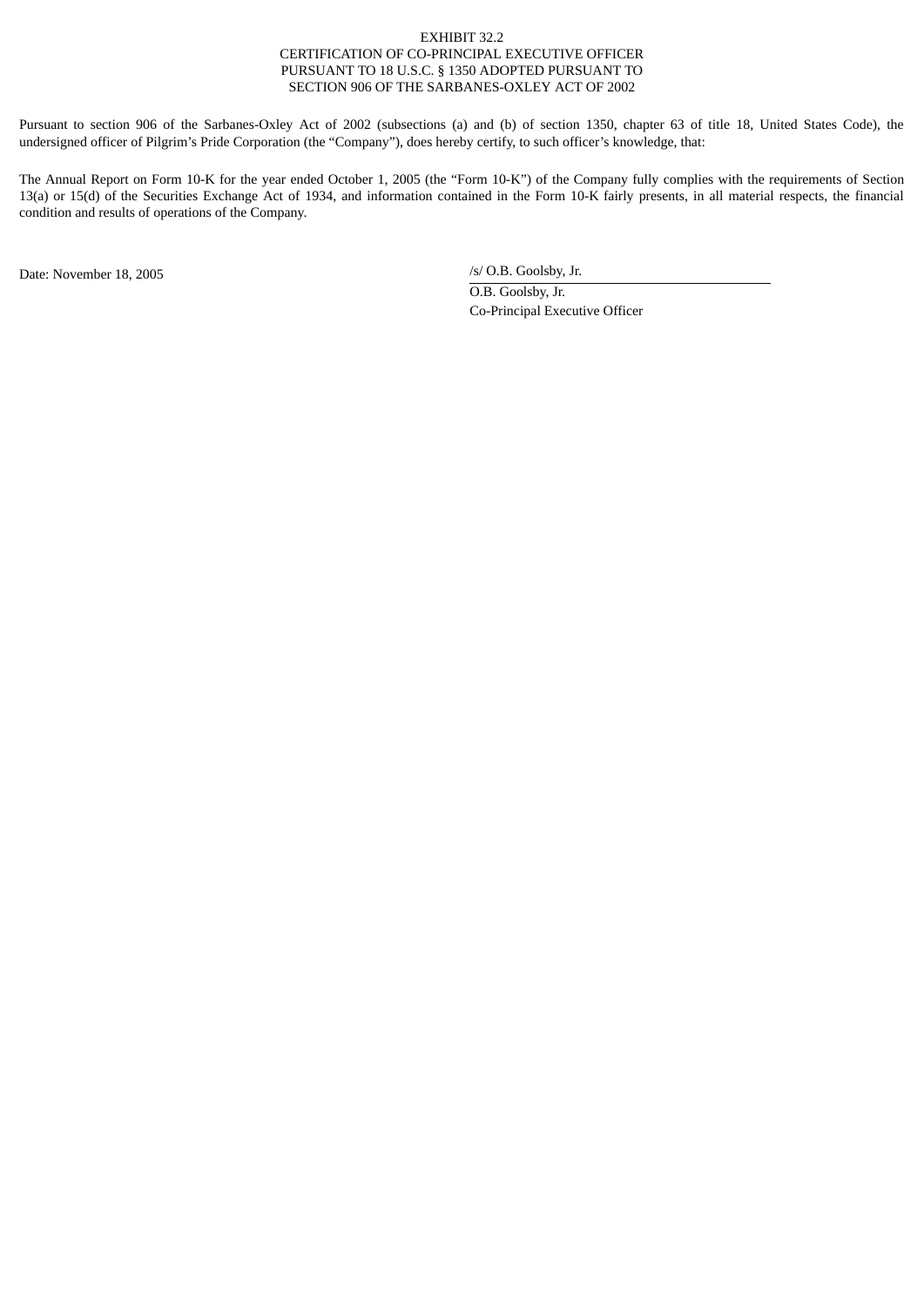EXHIBIT 32.2
CERTIFICATION OF CO-PRINCIPAL EXECUTIVE OFFICER
PURSUANT TO 18 U.S.C. § 1350 ADOPTED PURSUANT TO
SECTION 906 OF THE SARBANES-OXLEY ACT OF 2002

Pursuant to section 906 of the Sarbanes-Oxley Act of 2002 (subsections (a) and (b) of section 1350, chapter 63 of title 18, United States Code), the undersigned officer of Pilgrim's Pride Corporation (the "Company"), does hereby certify, to such officer's knowledge, that:

The Annual Report on Form 10-K for the year ended October 1, 2005 (the "Form 10-K") of the Company fully complies with the requirements of Section 13(a) or 15(d) of the Securities Exchange Act of 1934, and information contained in the Form 10-K fairly presents, in all material respects, the financial condition and results of operations of the Company.

Date: November 18, 2005

/s/ O.B. Goolsby, Jr.

O.B. Goolsby, Jr.
Co-Principal Executive Officer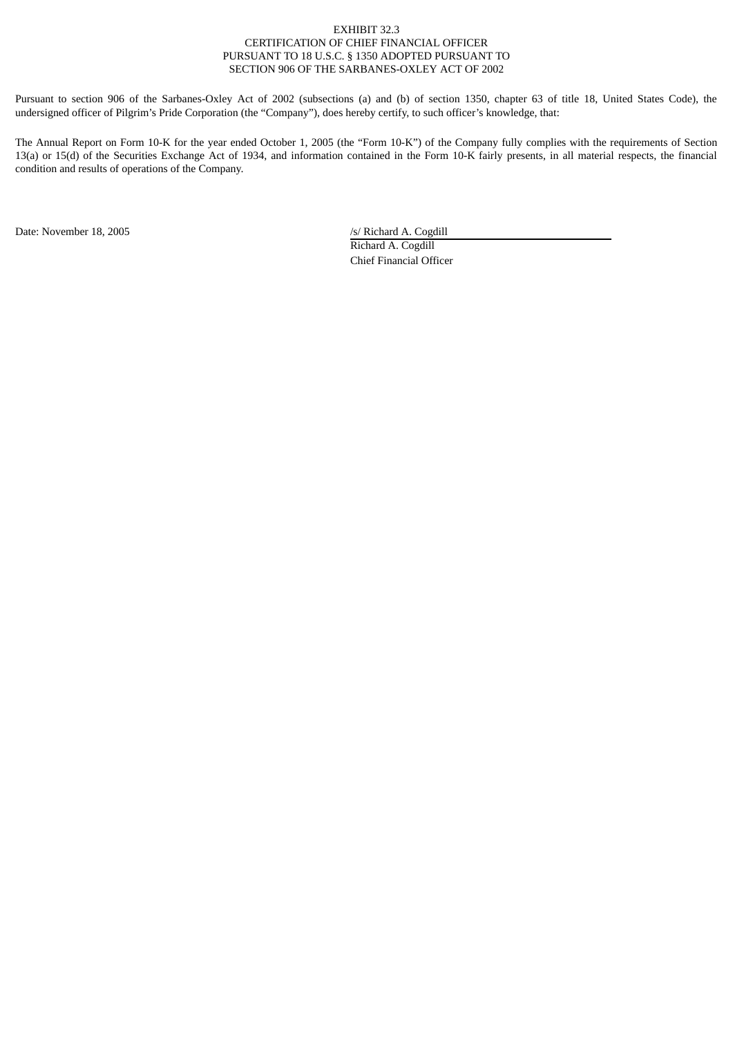EXHIBIT 32.3
CERTIFICATION OF CHIEF FINANCIAL OFFICER
PURSUANT TO 18 U.S.C. § 1350 ADOPTED PURSUANT TO
SECTION 906 OF THE SARBANES-OXLEY ACT OF 2002

Pursuant to section 906 of the Sarbanes-Oxley Act of 2002 (subsections (a) and (b) of section 1350, chapter 63 of title 18, United States Code), the undersigned officer of Pilgrim's Pride Corporation (the "Company"), does hereby certify, to such officer's knowledge, that:

The Annual Report on Form 10-K for the year ended October 1, 2005 (the "Form 10-K") of the Company fully complies with the requirements of Section 13(a) or 15(d) of the Securities Exchange Act of 1934, and information contained in the Form 10-K fairly presents, in all material respects, the financial condition and results of operations of the Company.

Date: November 18, 2005

/s/ Richard A. Cogdill
Richard A. Cogdill
Chief Financial Officer